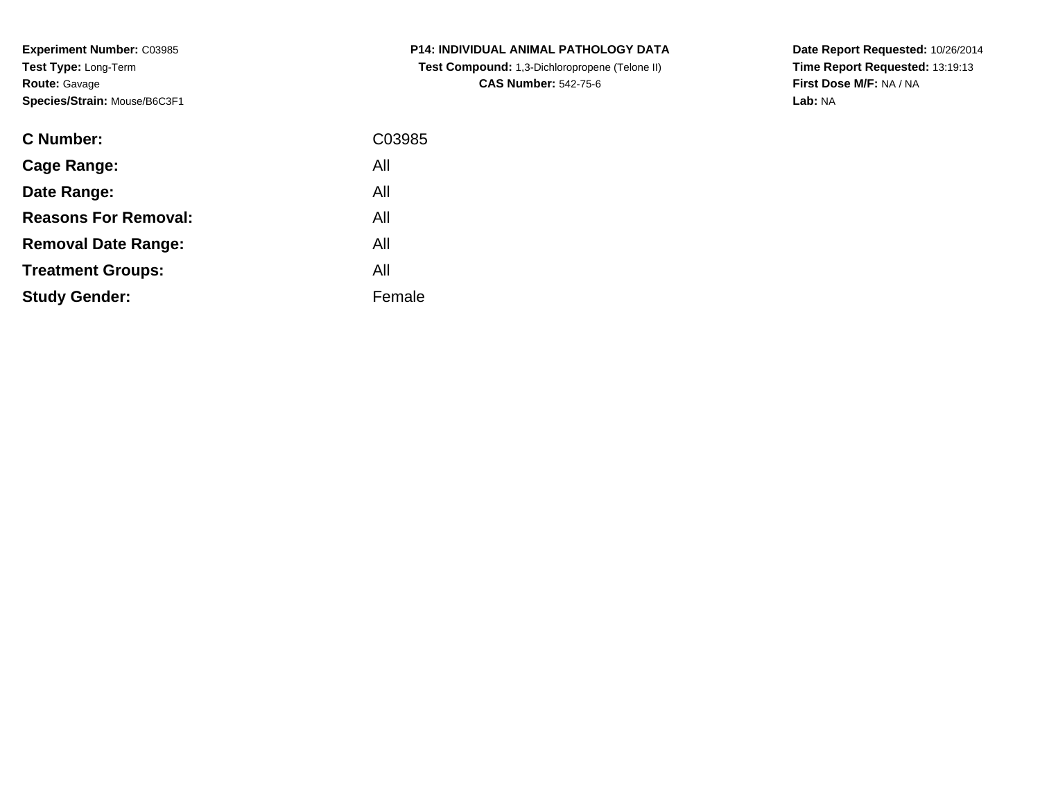**Experiment Number:** C03985
**Test Type:** Long-Term
**Route:** Gavage
**Species/Strain:** Mouse/B6C3F1

**P14: INDIVIDUAL ANIMAL PATHOLOGY DATA**
**Test Compound:** 1,3-Dichloropropene (Telone II)
**CAS Number:** 542-75-6

**Date Report Requested:** 10/26/2014
**Time Report Requested:** 13:19:13
**First Dose M/F:** NA / NA
**Lab:** NA

| | |
|---|---|
| **C Number:** | C03985 |
| **Cage Range:** | All |
| **Date Range:** | All |
| **Reasons For Removal:** | All |
| **Removal Date Range:** | All |
| **Treatment Groups:** | All |
| **Study Gender:** | Female |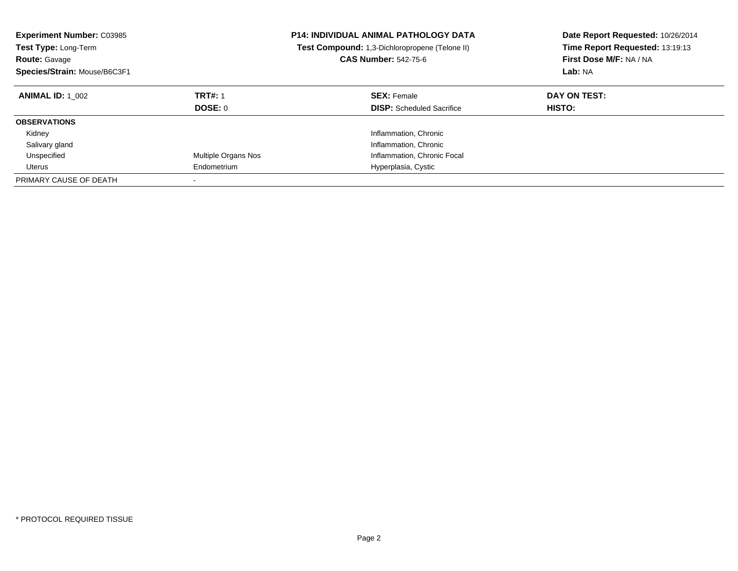**Experiment Number:** C03985
**Test Type:** Long-Term
**Route:** Gavage
**Species/Strain:** Mouse/B6C3F1

**P14: INDIVIDUAL ANIMAL PATHOLOGY DATA**
**Test Compound:** 1,3-Dichloropropene (Telone II)
**CAS Number:** 542-75-6

**Date Report Requested:** 10/26/2014
**Time Report Requested:** 13:19:13
**First Dose M/F:** NA / NA
**Lab:** NA

| **ANIMAL ID:** 1_002 | **TRT#:** 1 | **SEX:** Female | **DAY ON TEST:** |
|---|---|---|---|
| | **DOSE:** 0 | **DISP:** Scheduled Sacrifice | **HISTO:** |
| **OBSERVATIONS** | | | |
| Kidney | | Inflammation, Chronic | |
| Salivary gland | | Inflammation, Chronic | |
| Unspecified | Multiple Organs Nos | Inflammation, Chronic Focal | |
| Uterus | Endometrium | Hyperplasia, Cystic | |
| PRIMARY CAUSE OF DEATH | - | | |

* PROTOCOL REQUIRED TISSUE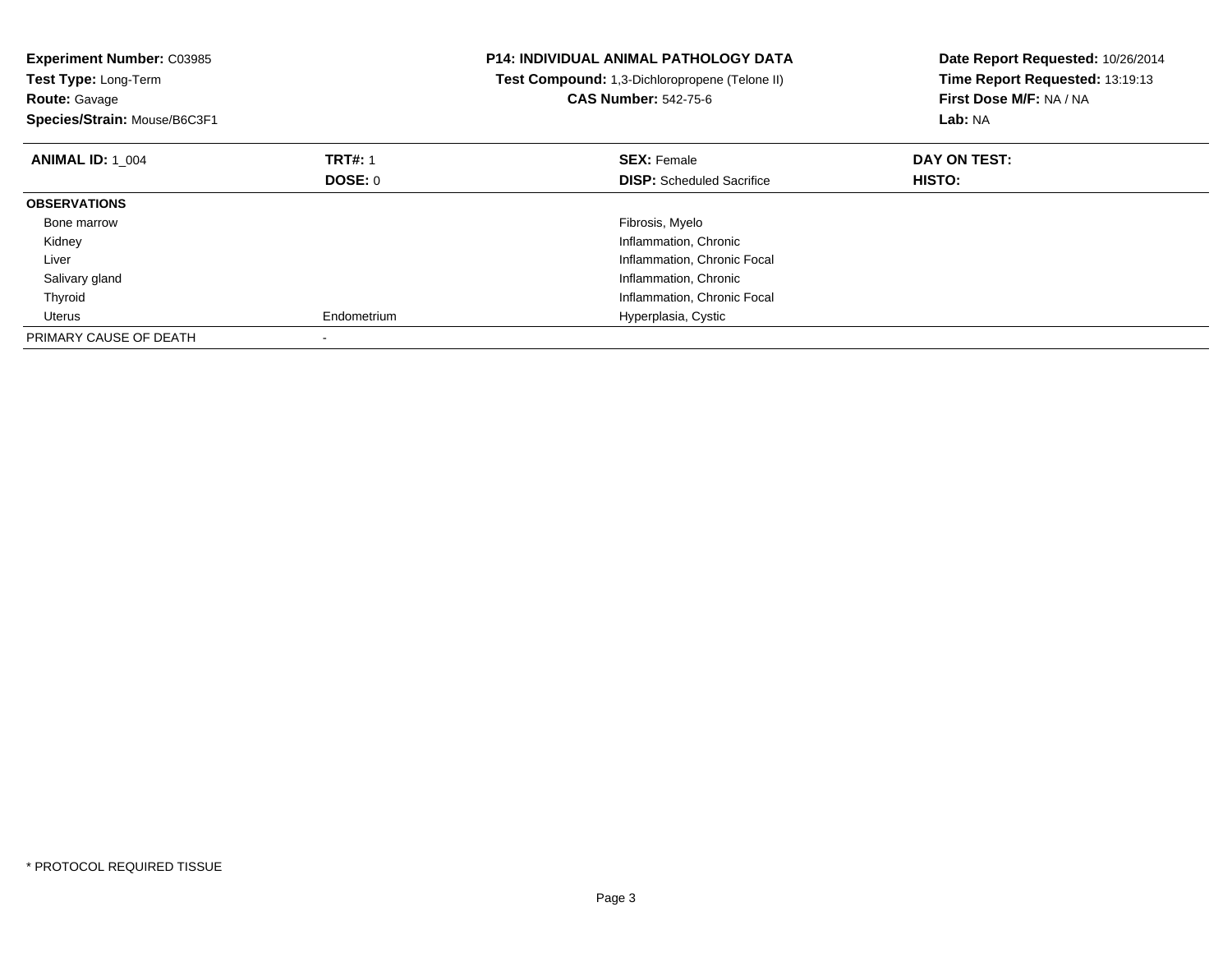**Experiment Number:** C03985
**Test Type:** Long-Term
**Route:** Gavage
**Species/Strain:** Mouse/B6C3F1

**P14: INDIVIDUAL ANIMAL PATHOLOGY DATA**
**Test Compound:** 1,3-Dichloropropene (Telone II)
**CAS Number:** 542-75-6

**Date Report Requested:** 10/26/2014
**Time Report Requested:** 13:19:13
**First Dose M/F:** NA / NA
**Lab:** NA

| **ANIMAL ID:** 1_004 | **TRT#:** 1 | **SEX:** Female | **DAY ON TEST:** |
|---|---|---|---|
| | **DOSE:** 0 | **DISP:** Scheduled Sacrifice | **HISTO:** |
| **OBSERVATIONS** | | | |
| Bone marrow | | Fibrosis, Myelo | |
| Kidney | | Inflammation, Chronic | |
| Liver | | Inflammation, Chronic Focal | |
| Salivary gland | | Inflammation, Chronic | |
| Thyroid | | Inflammation, Chronic Focal | |
| Uterus | Endometrium | Hyperplasia, Cystic | |
| PRIMARY CAUSE OF DEATH | - | | |

* PROTOCOL REQUIRED TISSUE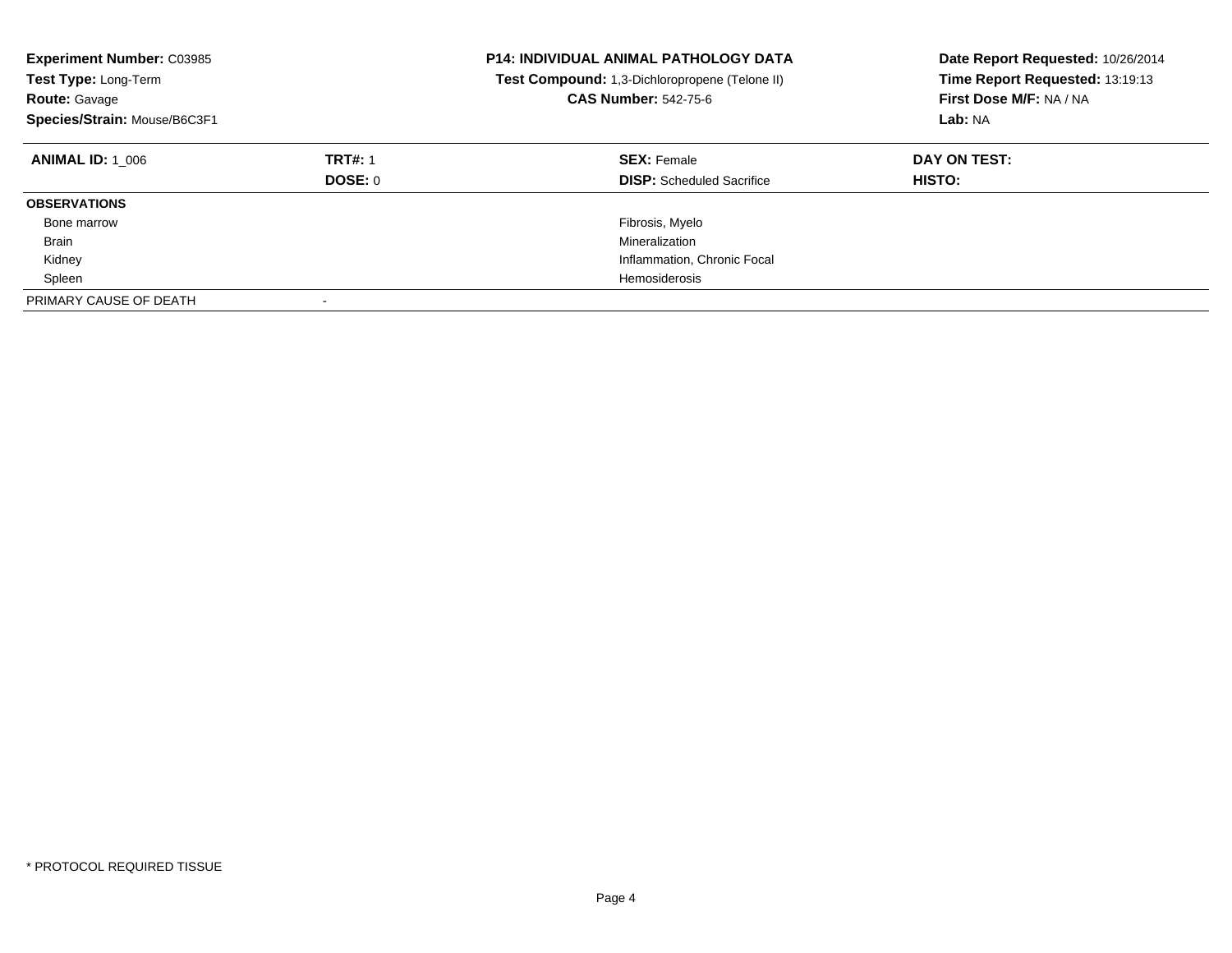**Experiment Number:** C03985
**Test Type:** Long-Term
**Route:** Gavage
**Species/Strain:** Mouse/B6C3F1

**P14: INDIVIDUAL ANIMAL PATHOLOGY DATA**
**Test Compound:** 1,3-Dichloropropene (Telone II)
**CAS Number:** 542-75-6

**Date Report Requested:** 10/26/2014
**Time Report Requested:** 13:19:13
**First Dose M/F:** NA / NA
**Lab:** NA

| **ANIMAL ID:** 1_006 | **TRT#:** 1 | **SEX:** Female | **DAY ON TEST:** |
|---|---|---|---|
| | **DOSE:** 0 | **DISP:** Scheduled Sacrifice | **HISTO:** |
| **OBSERVATIONS** | | | |
| Bone marrow | | Fibrosis, Myelo | |
| Brain | | Mineralization | |
| Kidney | | Inflammation, Chronic Focal | |
| Spleen | | Hemosiderosis | |
| PRIMARY CAUSE OF DEATH | - | | |

* PROTOCOL REQUIRED TISSUE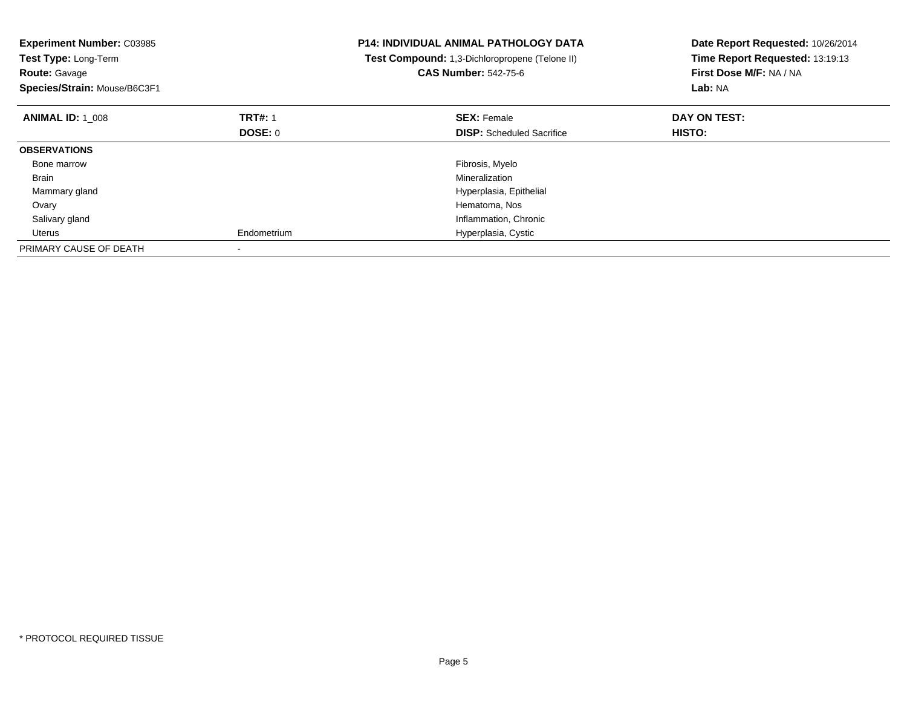**Experiment Number:** C03985
**Test Type:** Long-Term
**Route:** Gavage
**Species/Strain:** Mouse/B6C3F1

**P14: INDIVIDUAL ANIMAL PATHOLOGY DATA**
**Test Compound:** 1,3-Dichloropropene (Telone II)
**CAS Number:** 542-75-6

**Date Report Requested:** 10/26/2014
**Time Report Requested:** 13:19:13
**First Dose M/F:** NA / NA
**Lab:** NA

| **ANIMAL ID:** 1_008 | **TRT#:** 1 | **SEX:** Female | **DAY ON TEST:** |
|---|---|---|---|
| | **DOSE:** 0 | **DISP:** Scheduled Sacrifice | **HISTO:** |
| **OBSERVATIONS** | | | |
| Bone marrow | | Fibrosis, Myelo | |
| Brain | | Mineralization | |
| Mammary gland | | Hyperplasia, Epithelial | |
| Ovary | | Hematoma, Nos | |
| Salivary gland | | Inflammation, Chronic | |
| Uterus | Endometrium | Hyperplasia, Cystic | |
| PRIMARY CAUSE OF DEATH | - | | |

* PROTOCOL REQUIRED TISSUE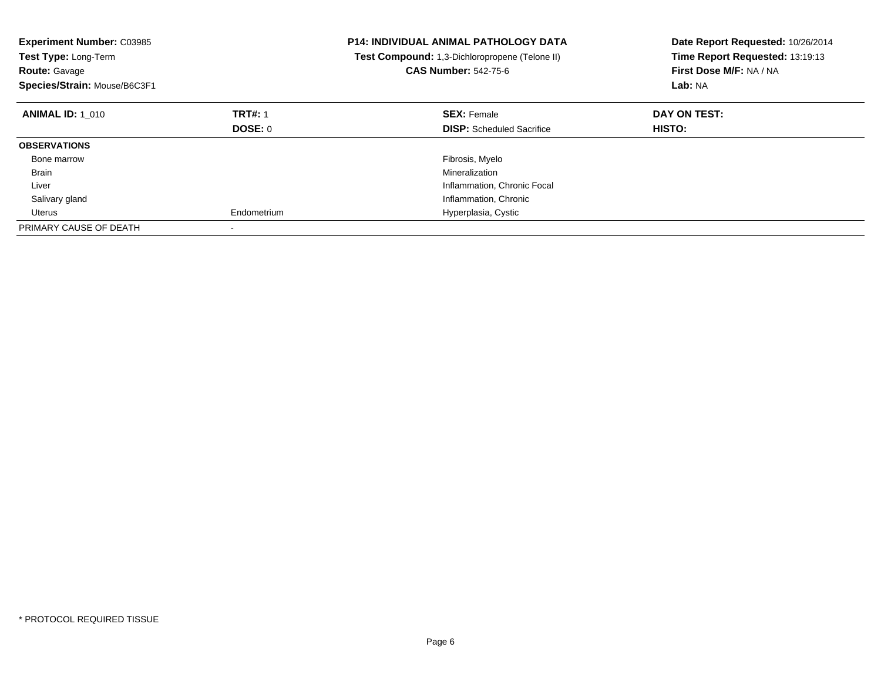**Experiment Number:** C03985
**Test Type:** Long-Term
**Route:** Gavage
**Species/Strain:** Mouse/B6C3F1

**P14: INDIVIDUAL ANIMAL PATHOLOGY DATA**
**Test Compound:** 1,3-Dichloropropene (Telone II)
**CAS Number:** 542-75-6

**Date Report Requested:** 10/26/2014
**Time Report Requested:** 13:19:13
**First Dose M/F:** NA / NA
**Lab:** NA

| **ANIMAL ID:** 1_010 | **TRT#:** 1 | **SEX:** Female | **DAY ON TEST:** |
|---|---|---|---|
| | **DOSE:** 0 | **DISP:** Scheduled Sacrifice | **HISTO:** |
| **OBSERVATIONS** | | | |
| Bone marrow | | Fibrosis, Myelo | |
| Brain | | Mineralization | |
| Liver | | Inflammation, Chronic Focal | |
| Salivary gland | | Inflammation, Chronic | |
| Uterus | Endometrium | Hyperplasia, Cystic | |
| PRIMARY CAUSE OF DEATH | - | | |

* PROTOCOL REQUIRED TISSUE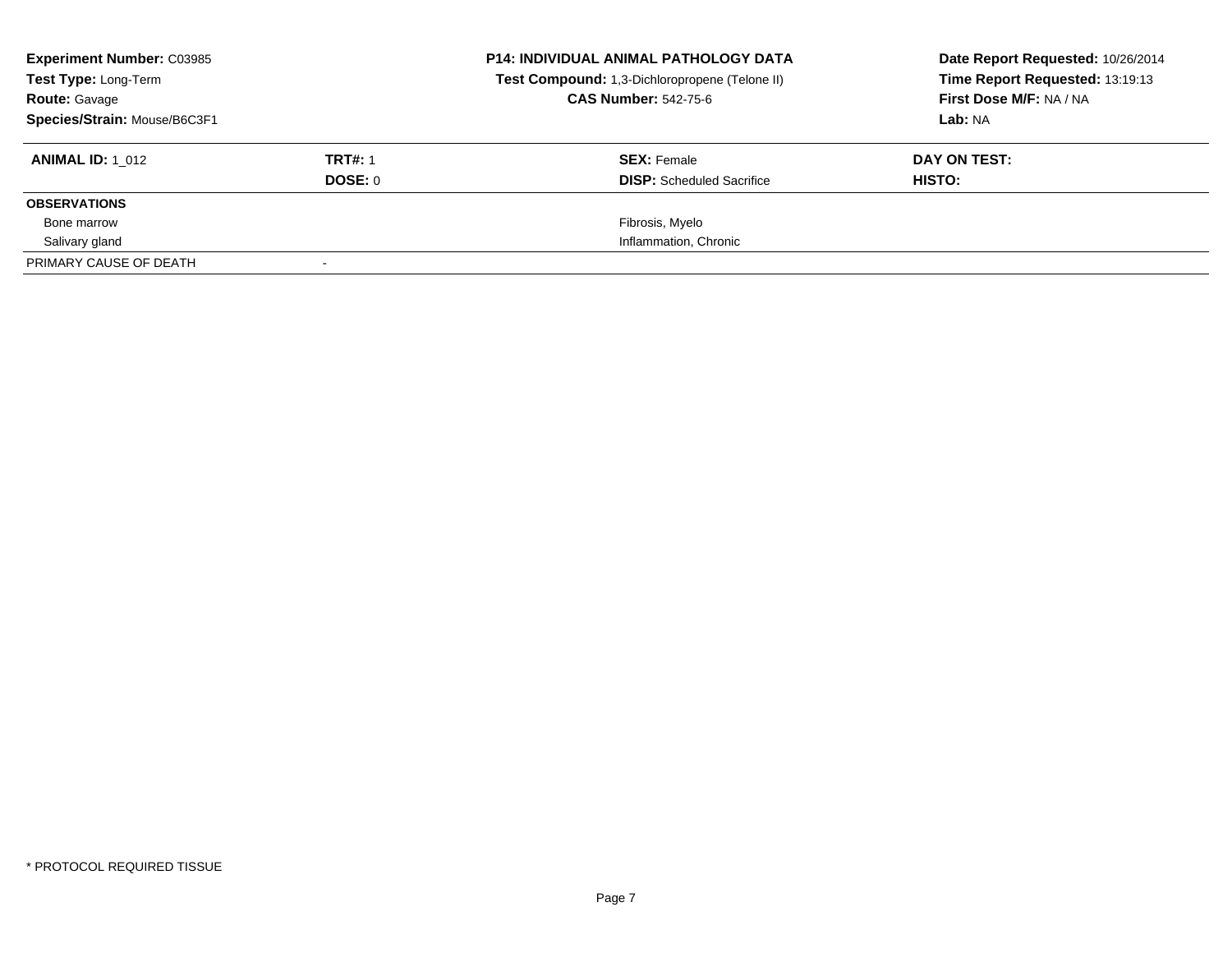**Experiment Number:** C03985
**Test Type:** Long-Term
**Route:** Gavage
**Species/Strain:** Mouse/B6C3F1

**P14: INDIVIDUAL ANIMAL PATHOLOGY DATA**
**Test Compound:** 1,3-Dichloropropene (Telone II)
**CAS Number:** 542-75-6

**Date Report Requested:** 10/26/2014
**Time Report Requested:** 13:19:13
**First Dose M/F:** NA / NA
**Lab:** NA

| **ANIMAL ID:** 1_012 | **TRT#:** 1 | **SEX:** Female | **DAY ON TEST:** |
|---|---|---|---|
| | **DOSE:** 0 | **DISP:** Scheduled Sacrifice | **HISTO:** |
| **OBSERVATIONS** | | | |
| Bone marrow | | Fibrosis, Myelo | |
| Salivary gland | | Inflammation, Chronic | |
| PRIMARY CAUSE OF DEATH | - | | |

* PROTOCOL REQUIRED TISSUE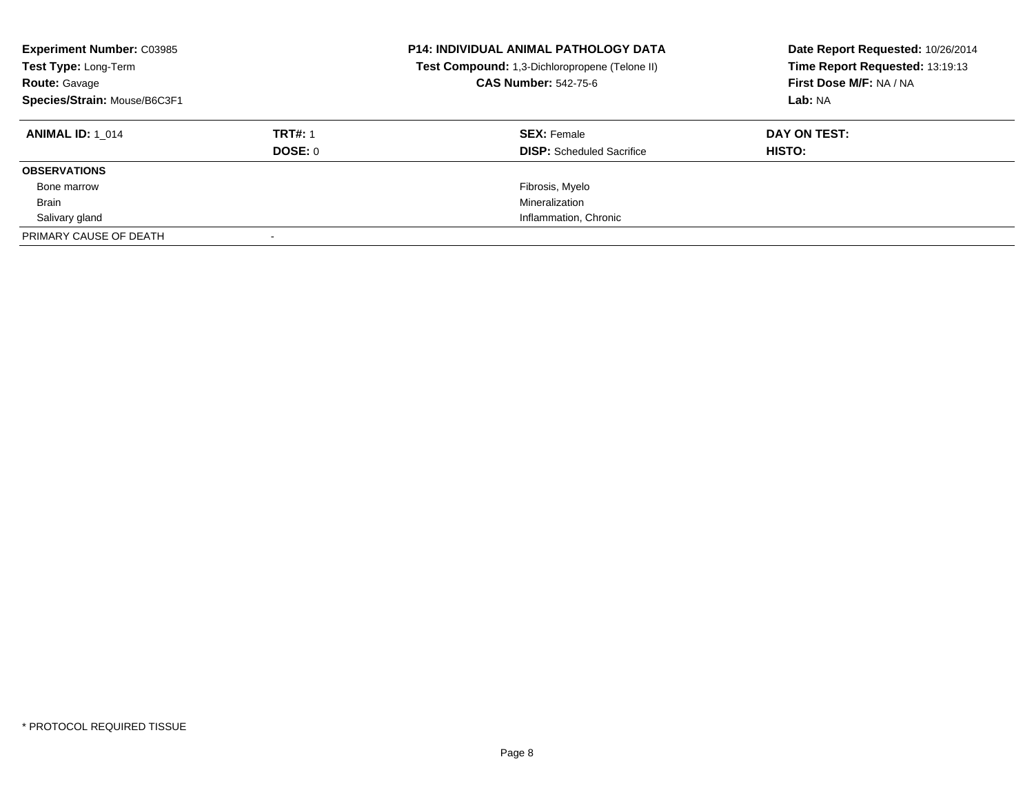**Experiment Number:** C03985
**Test Type:** Long-Term
**Route:** Gavage
**Species/Strain:** Mouse/B6C3F1

**P14: INDIVIDUAL ANIMAL PATHOLOGY DATA**
**Test Compound:** 1,3-Dichloropropene (Telone II)
**CAS Number:** 542-75-6

**Date Report Requested:** 10/26/2014
**Time Report Requested:** 13:19:13
**First Dose M/F:** NA / NA
**Lab:** NA

| **ANIMAL ID:** 1_014 | **TRT#:** 1 | **SEX:** Female | **DAY ON TEST:** |
|---|---|---|---|
| | **DOSE:** 0 | **DISP:** Scheduled Sacrifice | **HISTO:** |
| **OBSERVATIONS** | | | |
| Bone marrow | | Fibrosis, Myelo | |
| Brain | | Mineralization | |
| Salivary gland | | Inflammation, Chronic | |
| PRIMARY CAUSE OF DEATH | - | | |

* PROTOCOL REQUIRED TISSUE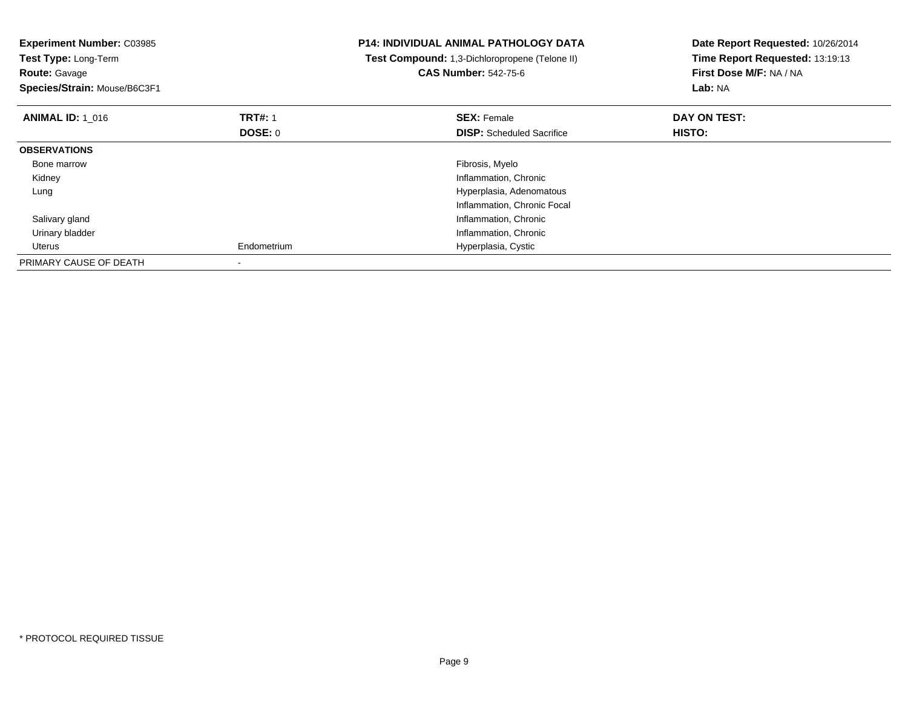**Experiment Number:** C03985
**Test Type:** Long-Term
**Route:** Gavage
**Species/Strain:** Mouse/B6C3F1

**P14: INDIVIDUAL ANIMAL PATHOLOGY DATA**
**Test Compound:** 1,3-Dichloropropene (Telone II)
**CAS Number:** 542-75-6

**Date Report Requested:** 10/26/2014
**Time Report Requested:** 13:19:13
**First Dose M/F:** NA / NA
**Lab:** NA

| **ANIMAL ID:** 1_016 | **TRT#:** 1 | **SEX:** Female | **DAY ON TEST:** |
|---|---|---|---|
| | **DOSE:** 0 | **DISP:** Scheduled Sacrifice | **HISTO:** |
| **OBSERVATIONS** | | | |
| Bone marrow | | Fibrosis, Myelo | |
| Kidney | | Inflammation, Chronic | |
| Lung | | Hyperplasia, Adenomatous | |
| | | Inflammation, Chronic Focal | |
| Salivary gland | | Inflammation, Chronic | |
| Urinary bladder | | Inflammation, Chronic | |
| Uterus | Endometrium | Hyperplasia, Cystic | |
| PRIMARY CAUSE OF DEATH | - | | |

* PROTOCOL REQUIRED TISSUE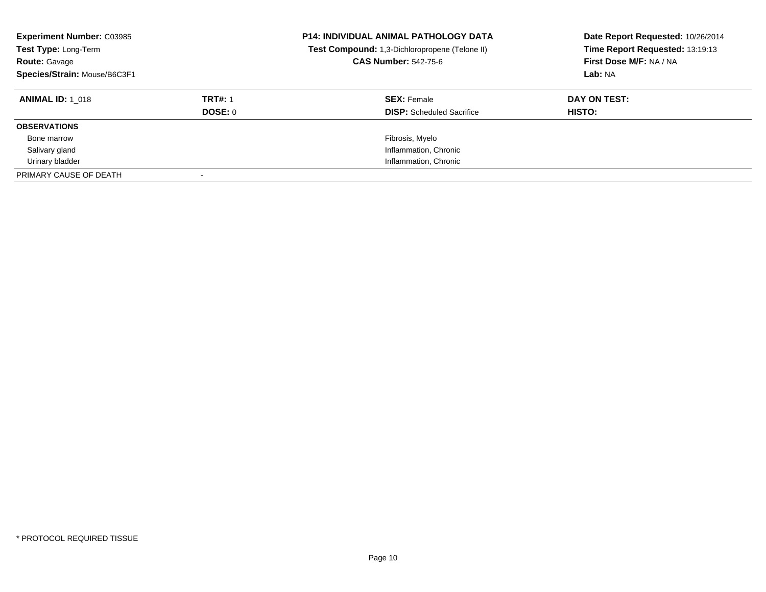**Experiment Number:** C03985
**Test Type:** Long-Term
**Route:** Gavage
**Species/Strain:** Mouse/B6C3F1

**P14: INDIVIDUAL ANIMAL PATHOLOGY DATA**
**Test Compound:** 1,3-Dichloropropene (Telone II)
**CAS Number:** 542-75-6

**Date Report Requested:** 10/26/2014
**Time Report Requested:** 13:19:13
**First Dose M/F:** NA / NA
**Lab:** NA

| **ANIMAL ID:** 1_018 | **TRT#:** 1 | **SEX:** Female | **DAY ON TEST:** |
|---|---|---|---|
| | **DOSE:** 0 | **DISP:** Scheduled Sacrifice | **HISTO:** |
| **OBSERVATIONS** | | | |
| Bone marrow | | Fibrosis, Myelo | |
| Salivary gland | | Inflammation, Chronic | |
| Urinary bladder | | Inflammation, Chronic | |
| PRIMARY CAUSE OF DEATH | - | | |

* PROTOCOL REQUIRED TISSUE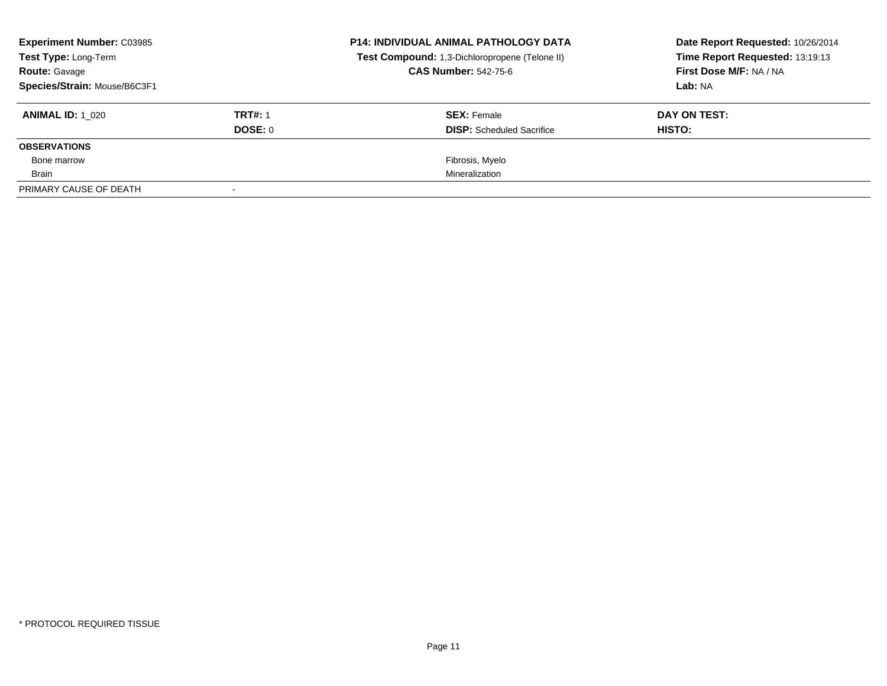**Experiment Number:** C03985
**Test Type:** Long-Term
**Route:** Gavage
**Species/Strain:** Mouse/B6C3F1

**P14: INDIVIDUAL ANIMAL PATHOLOGY DATA**
**Test Compound:** 1,3-Dichloropropene (Telone II)
**CAS Number:** 542-75-6

**Date Report Requested:** 10/26/2014
**Time Report Requested:** 13:19:13
**First Dose M/F:** NA / NA
**Lab:** NA

| **ANIMAL ID:** 1_020 | **TRT#:** 1 | **SEX:** Female | **DAY ON TEST:** |
|---|---|---|---|
| | **DOSE:** 0 | **DISP:** Scheduled Sacrifice | **HISTO:** |
| **OBSERVATIONS** | | | |
| Bone marrow | | Fibrosis, Myelo | |
| Brain | | Mineralization | |
| PRIMARY CAUSE OF DEATH | - | | |

* PROTOCOL REQUIRED TISSUE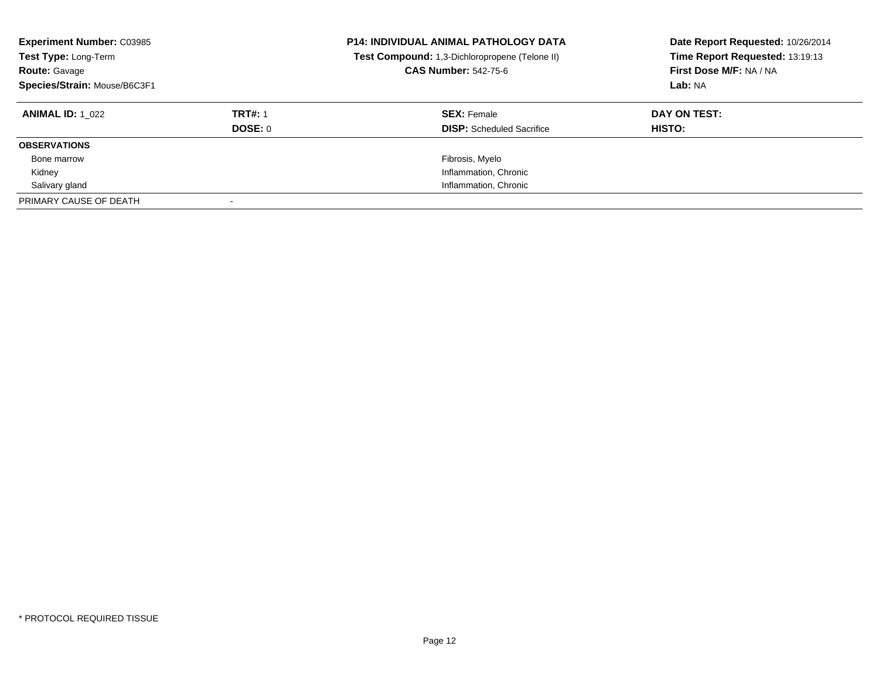**Experiment Number:** C03985
**Test Type:** Long-Term
**Route:** Gavage
**Species/Strain:** Mouse/B6C3F1

**P14: INDIVIDUAL ANIMAL PATHOLOGY DATA**
**Test Compound:** 1,3-Dichloropropene (Telone II)
**CAS Number:** 542-75-6

**Date Report Requested:** 10/26/2014
**Time Report Requested:** 13:19:13
**First Dose M/F:** NA / NA
**Lab:** NA

| **ANIMAL ID:** 1_022 | **TRT#:** 1 | **SEX:** Female | **DAY ON TEST:** |
|---|---|---|---|
| | **DOSE:** 0 | **DISP:** Scheduled Sacrifice | **HISTO:** |
| **OBSERVATIONS** | | | |
| Bone marrow | | Fibrosis, Myelo | |
| Kidney | | Inflammation, Chronic | |
| Salivary gland | | Inflammation, Chronic | |
| PRIMARY CAUSE OF DEATH | - | | |

* PROTOCOL REQUIRED TISSUE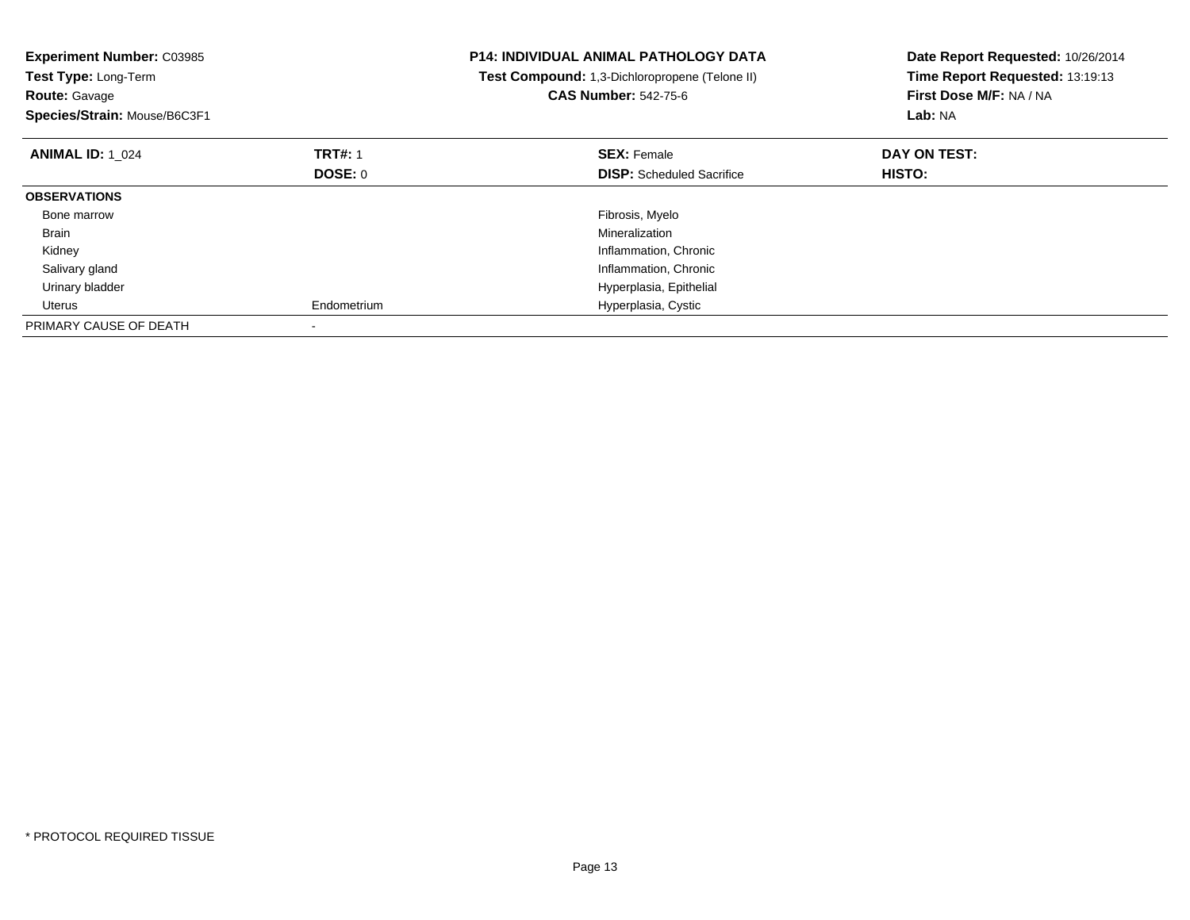**Experiment Number:** C03985
**Test Type:** Long-Term
**Route:** Gavage
**Species/Strain:** Mouse/B6C3F1

**P14: INDIVIDUAL ANIMAL PATHOLOGY DATA**
**Test Compound:** 1,3-Dichloropropene (Telone II)
**CAS Number:** 542-75-6

**Date Report Requested:** 10/26/2014
**Time Report Requested:** 13:19:13
**First Dose M/F:** NA / NA
**Lab:** NA

| **ANIMAL ID:** 1_024 | **TRT#:** 1 | **SEX:** Female | **DAY ON TEST:** |
|---|---|---|---|
| | **DOSE:** 0 | **DISP:** Scheduled Sacrifice | **HISTO:** |
| **OBSERVATIONS** | | | |
| Bone marrow | | Fibrosis, Myelo | |
| Brain | | Mineralization | |
| Kidney | | Inflammation, Chronic | |
| Salivary gland | | Inflammation, Chronic | |
| Urinary bladder | | Hyperplasia, Epithelial | |
| Uterus | Endometrium | Hyperplasia, Cystic | |
| PRIMARY CAUSE OF DEATH | - | | |

* PROTOCOL REQUIRED TISSUE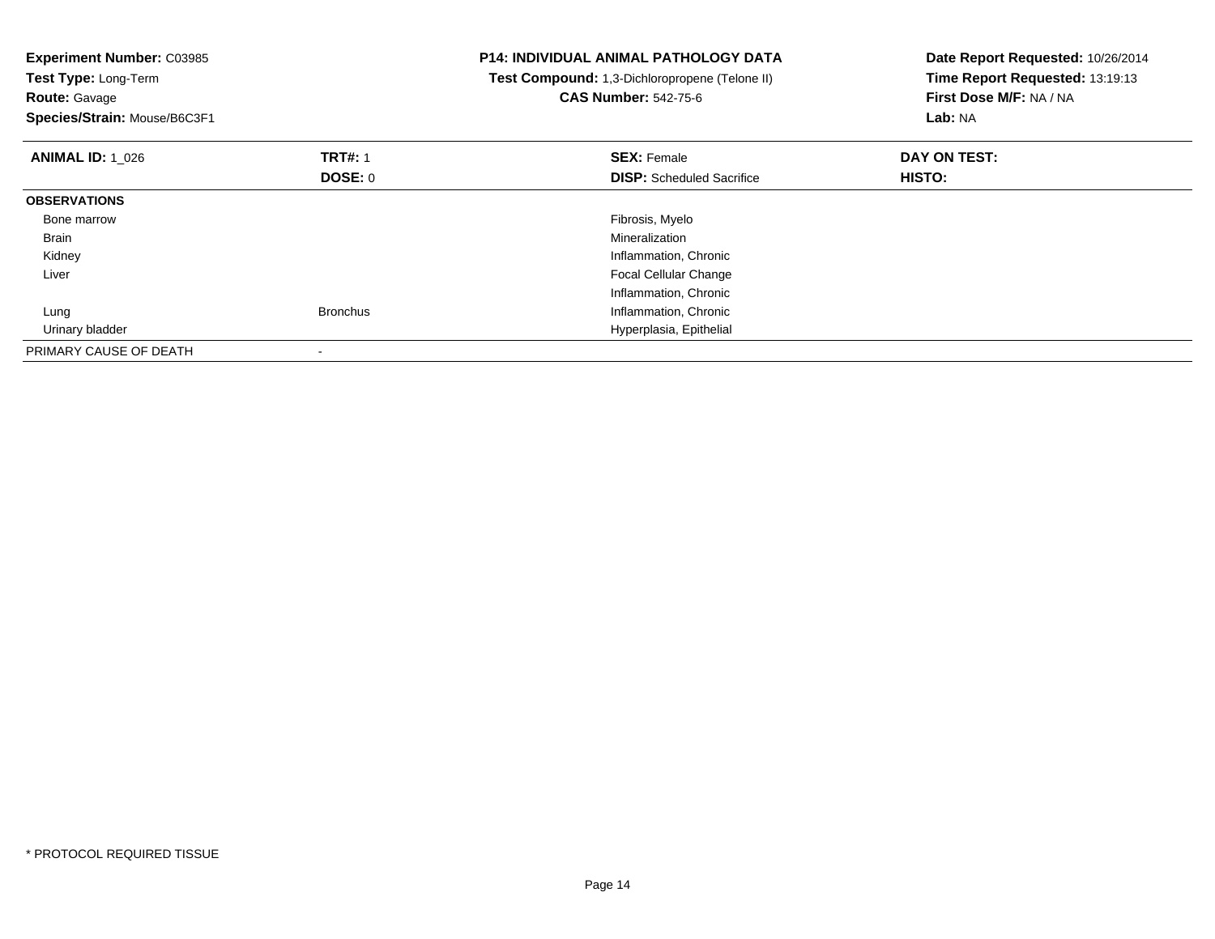**Experiment Number:** C03985
**Test Type:** Long-Term
**Route:** Gavage
**Species/Strain:** Mouse/B6C3F1

**P14: INDIVIDUAL ANIMAL PATHOLOGY DATA**
**Test Compound:** 1,3-Dichloropropene (Telone II)
**CAS Number:** 542-75-6

**Date Report Requested:** 10/26/2014
**Time Report Requested:** 13:19:13
**First Dose M/F:** NA / NA
**Lab:** NA

| **ANIMAL ID:** 1_026 | **TRT#:** 1<br>**DOSE:** 0 | **SEX:** Female<br>**DISP:** Scheduled Sacrifice | **DAY ON TEST:**<br>**HISTO:** |
|---|---|---|---|
| **OBSERVATIONS** | | | |
| Bone marrow | | Fibrosis, Myelo | |
| Brain | | Mineralization | |
| Kidney | | Inflammation, Chronic | |
| Liver | | Focal Cellular Change | |
| | | Inflammation, Chronic | |
| Lung | Bronchus | Inflammation, Chronic | |
| Urinary bladder | | Hyperplasia, Epithelial | |
| PRIMARY CAUSE OF DEATH | - | | |

* PROTOCOL REQUIRED TISSUE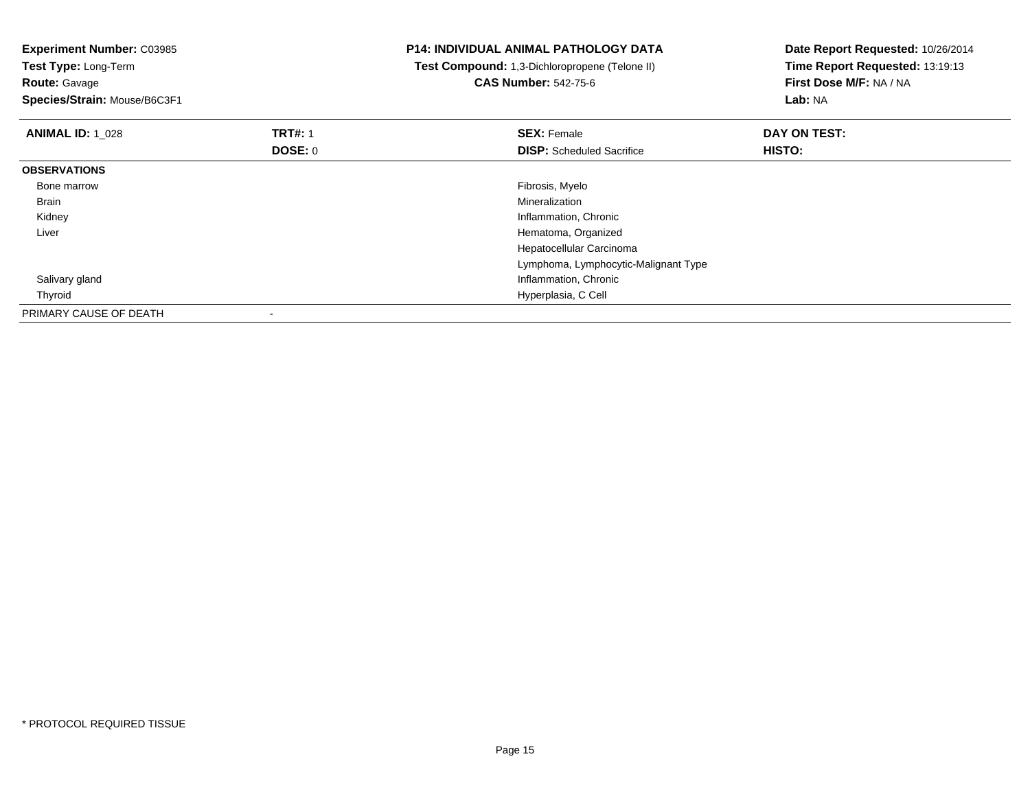**Experiment Number:** C03985
**Test Type:** Long-Term
**Route:** Gavage
**Species/Strain:** Mouse/B6C3F1

**P14: INDIVIDUAL ANIMAL PATHOLOGY DATA**
**Test Compound:** 1,3-Dichloropropene (Telone II)
**CAS Number:** 542-75-6

**Date Report Requested:** 10/26/2014
**Time Report Requested:** 13:19:13
**First Dose M/F:** NA / NA
**Lab:** NA

| **ANIMAL ID:** 1_028 | **TRT#:** 1 | **SEX:** Female | **DAY ON TEST:** |
|---|---|---|---|
| | **DOSE:** 0 | **DISP:** Scheduled Sacrifice | **HISTO:** |
| **OBSERVATIONS** | | | |
| Bone marrow | | Fibrosis, Myelo | |
| Brain | | Mineralization | |
| Kidney | | Inflammation, Chronic | |
| Liver | | Hematoma, Organized | |
| | | Hepatocellular Carcinoma | |
| | | Lymphoma, Lymphocytic-Malignant Type | |
| Salivary gland | | Inflammation, Chronic | |
| Thyroid | | Hyperplasia, C Cell | |
| PRIMARY CAUSE OF DEATH | - | | |

* PROTOCOL REQUIRED TISSUE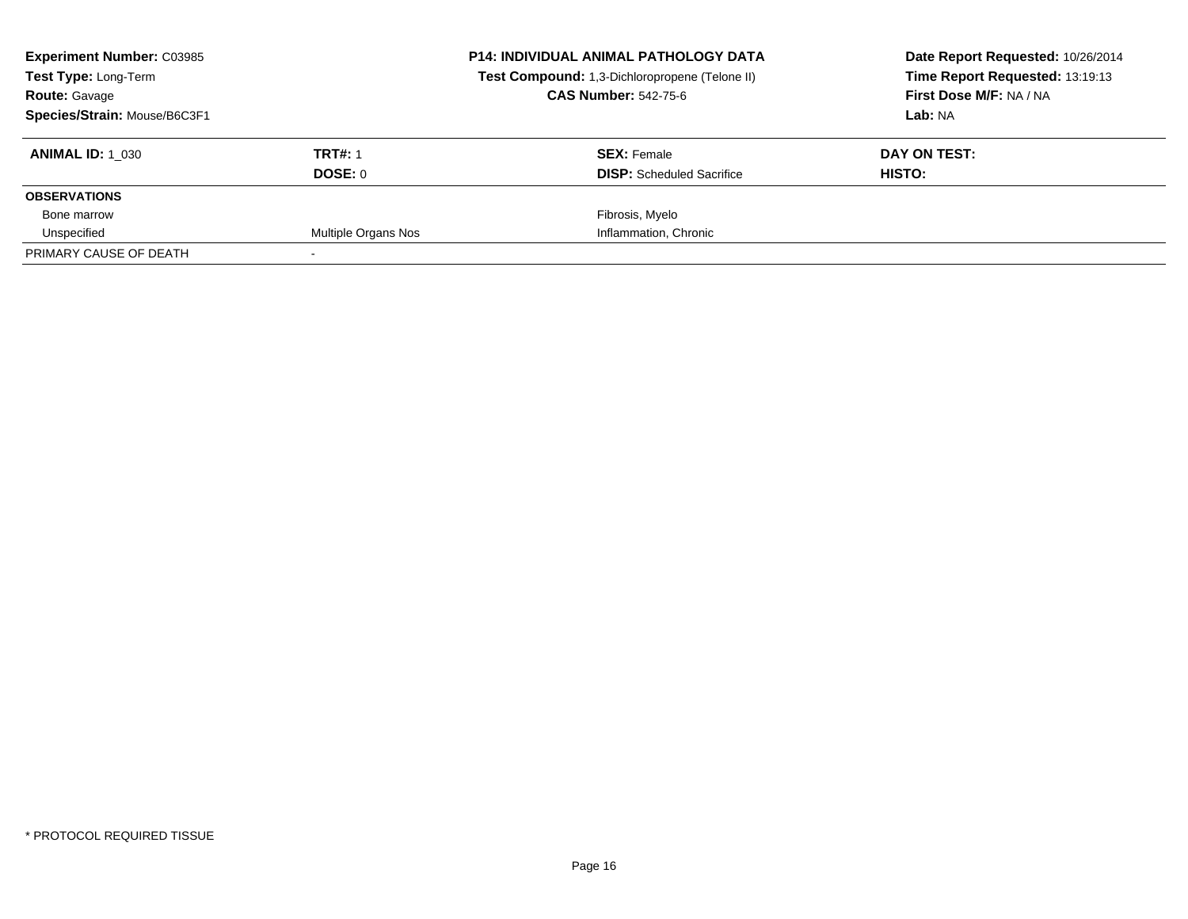**Experiment Number:** C03985
**Test Type:** Long-Term
**Route:** Gavage
**Species/Strain:** Mouse/B6C3F1

**P14: INDIVIDUAL ANIMAL PATHOLOGY DATA**
**Test Compound:** 1,3-Dichloropropene (Telone II)
**CAS Number:** 542-75-6

**Date Report Requested:** 10/26/2014
**Time Report Requested:** 13:19:13
**First Dose M/F:** NA / NA
**Lab:** NA

| **ANIMAL ID:** 1_030 | **TRT#:** 1 | **SEX:** Female | **DAY ON TEST:** |
|---|---|---|---|
| | **DOSE:** 0 | **DISP:** Scheduled Sacrifice | **HISTO:** |
| **OBSERVATIONS** | | | |
| Bone marrow | | Fibrosis, Myelo | |
| Unspecified | Multiple Organs Nos | Inflammation, Chronic | |
| PRIMARY CAUSE OF DEATH | - | | |

* PROTOCOL REQUIRED TISSUE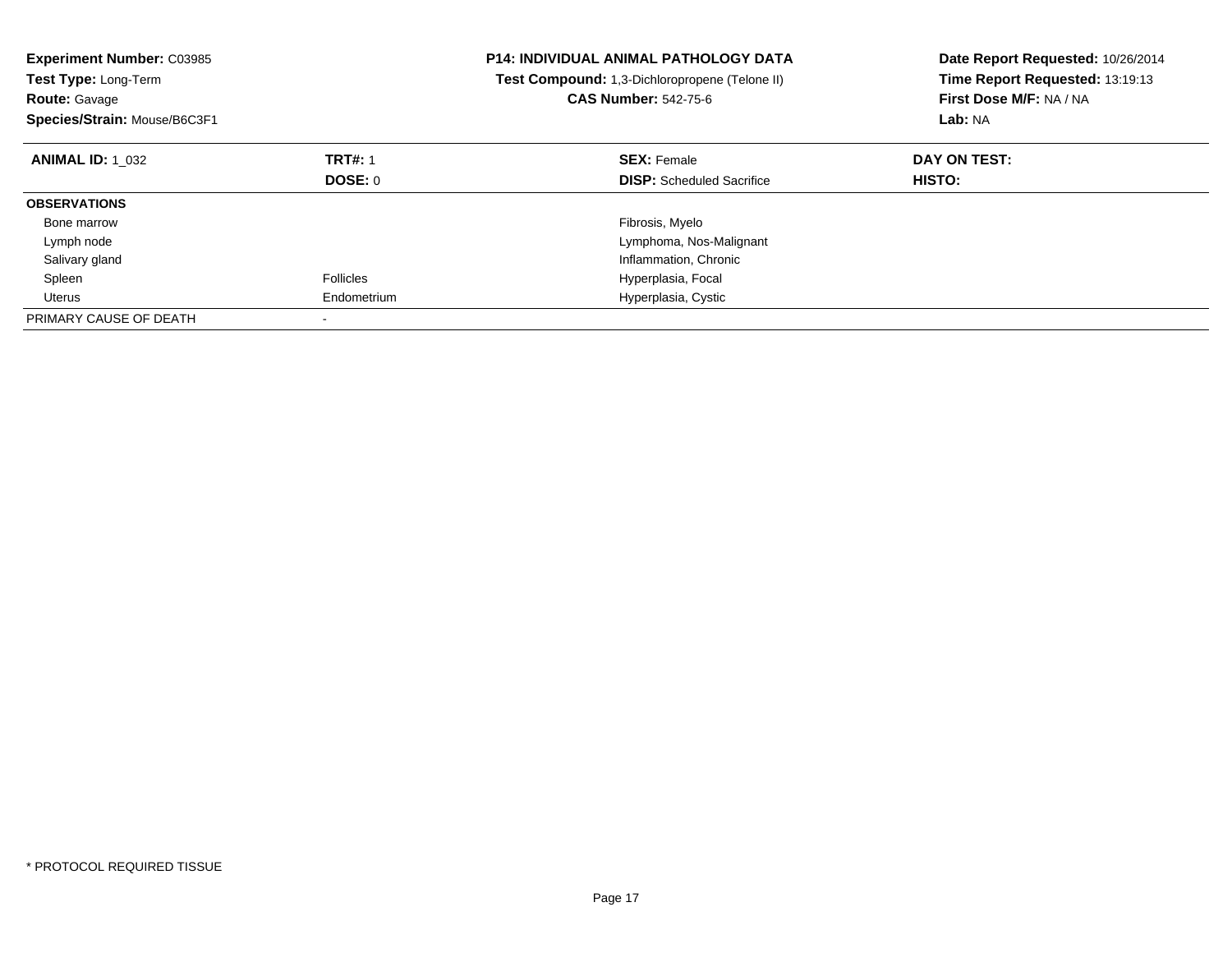**Experiment Number:** C03985
**Test Type:** Long-Term
**Route:** Gavage
**Species/Strain:** Mouse/B6C3F1

**P14: INDIVIDUAL ANIMAL PATHOLOGY DATA**
**Test Compound:** 1,3-Dichloropropene (Telone II)
**CAS Number:** 542-75-6

**Date Report Requested:** 10/26/2014
**Time Report Requested:** 13:19:13
**First Dose M/F:** NA / NA
**Lab:** NA

| **ANIMAL ID:** 1_032 | **TRT#:** 1 | **SEX:** Female | **DAY ON TEST:** |
|---|---|---|---|
| | **DOSE:** 0 | **DISP:** Scheduled Sacrifice | **HISTO:** |
| **OBSERVATIONS** | | | |
| Bone marrow | | Fibrosis, Myelo | |
| Lymph node | | Lymphoma, Nos-Malignant | |
| Salivary gland | | Inflammation, Chronic | |
| Spleen | Follicles | Hyperplasia, Focal | |
| Uterus | Endometrium | Hyperplasia, Cystic | |
| PRIMARY CAUSE OF DEATH | - | | |

* PROTOCOL REQUIRED TISSUE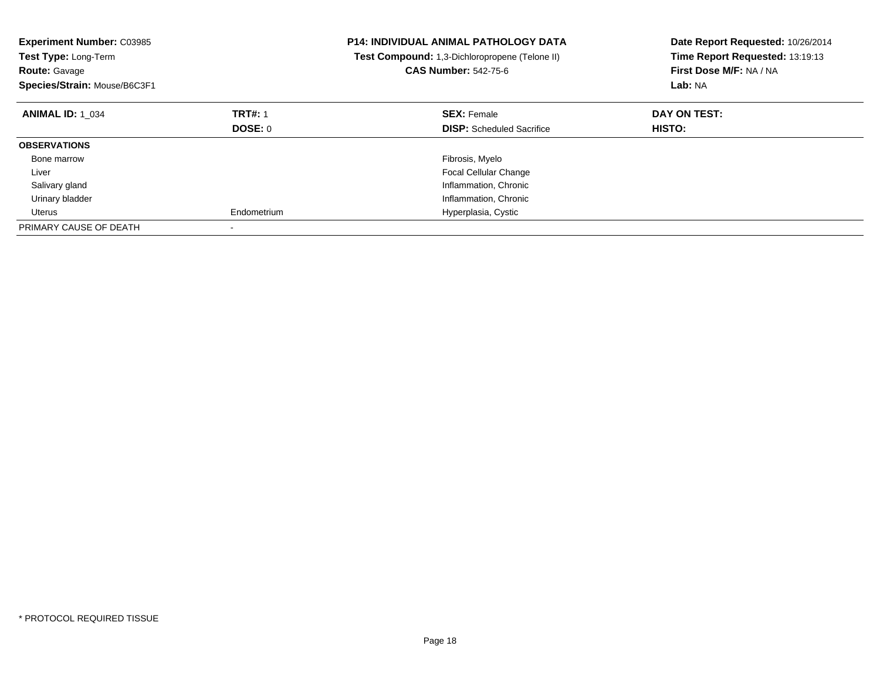**Experiment Number:** C03985
**Test Type:** Long-Term
**Route:** Gavage
**Species/Strain:** Mouse/B6C3F1

**P14: INDIVIDUAL ANIMAL PATHOLOGY DATA**
**Test Compound:** 1,3-Dichloropropene (Telone II)
**CAS Number:** 542-75-6

**Date Report Requested:** 10/26/2014
**Time Report Requested:** 13:19:13
**First Dose M/F:** NA / NA
**Lab:** NA

| **ANIMAL ID:** 1_034 | **TRT#:** 1 | **SEX:** Female | **DAY ON TEST:** |
|---|---|---|---|
| | **DOSE:** 0 | **DISP:** Scheduled Sacrifice | **HISTO:** |
| **OBSERVATIONS** | | | |
| Bone marrow | | Fibrosis, Myelo | |
| Liver | | Focal Cellular Change | |
| Salivary gland | | Inflammation, Chronic | |
| Urinary bladder | | Inflammation, Chronic | |
| Uterus | Endometrium | Hyperplasia, Cystic | |
| PRIMARY CAUSE OF DEATH | - | | |

* PROTOCOL REQUIRED TISSUE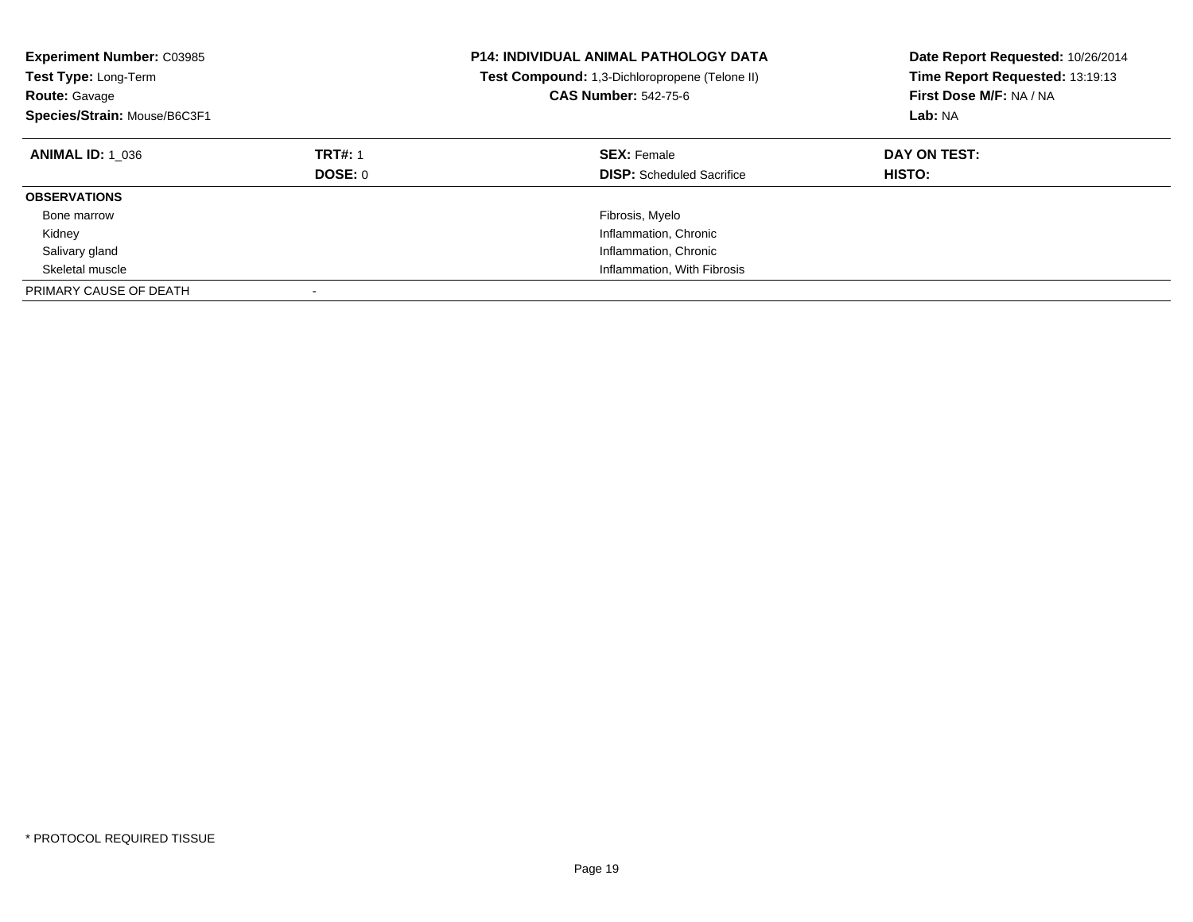**Experiment Number:** C03985
**Test Type:** Long-Term
**Route:** Gavage
**Species/Strain:** Mouse/B6C3F1

**P14: INDIVIDUAL ANIMAL PATHOLOGY DATA**
**Test Compound:** 1,3-Dichloropropene (Telone II)
**CAS Number:** 542-75-6

**Date Report Requested:** 10/26/2014
**Time Report Requested:** 13:19:13
**First Dose M/F:** NA / NA
**Lab:** NA

| **ANIMAL ID:** 1_036 | **TRT#:** 1 | **SEX:** Female | **DAY ON TEST:** |
|---|---|---|---|
| | **DOSE:** 0 | **DISP:** Scheduled Sacrifice | **HISTO:** |
| **OBSERVATIONS** | | | |
| Bone marrow | | Fibrosis, Myelo | |
| Kidney | | Inflammation, Chronic | |
| Salivary gland | | Inflammation, Chronic | |
| Skeletal muscle | | Inflammation, With Fibrosis | |
| PRIMARY CAUSE OF DEATH | - | | |

* PROTOCOL REQUIRED TISSUE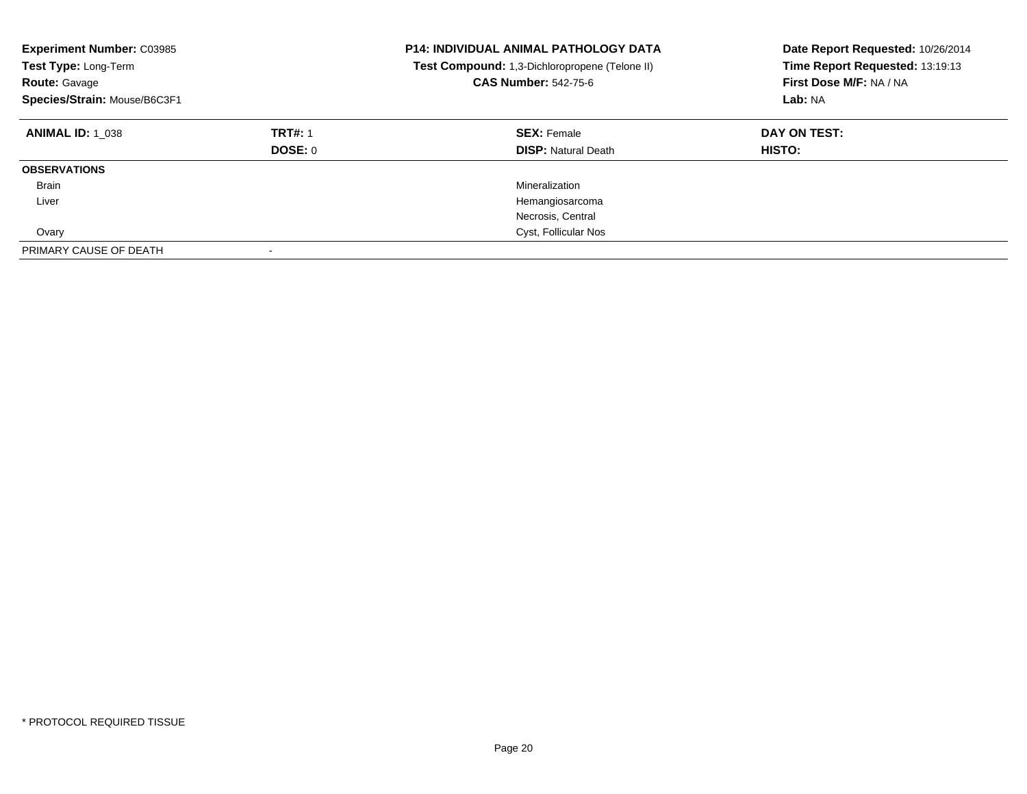**Experiment Number:** C03985
**Test Type:** Long-Term
**Route:** Gavage
**Species/Strain:** Mouse/B6C3F1

**P14: INDIVIDUAL ANIMAL PATHOLOGY DATA**
**Test Compound:** 1,3-Dichloropropene (Telone II)
**CAS Number:** 542-75-6

**Date Report Requested:** 10/26/2014
**Time Report Requested:** 13:19:13
**First Dose M/F:** NA / NA
**Lab:** NA

| **ANIMAL ID:** 1_038 | **TRT#:** 1 | **SEX:** Female | **DAY ON TEST:** |
|---|---|---|---|
| | **DOSE:** 0 | **DISP:** Natural Death | **HISTO:** |
| **OBSERVATIONS** | | | |
| Brain | | Mineralization | |
| Liver | | Hemangiosarcoma | |
| | | Necrosis, Central | |
| Ovary | | Cyst, Follicular Nos | |
| PRIMARY CAUSE OF DEATH | - | | |

* PROTOCOL REQUIRED TISSUE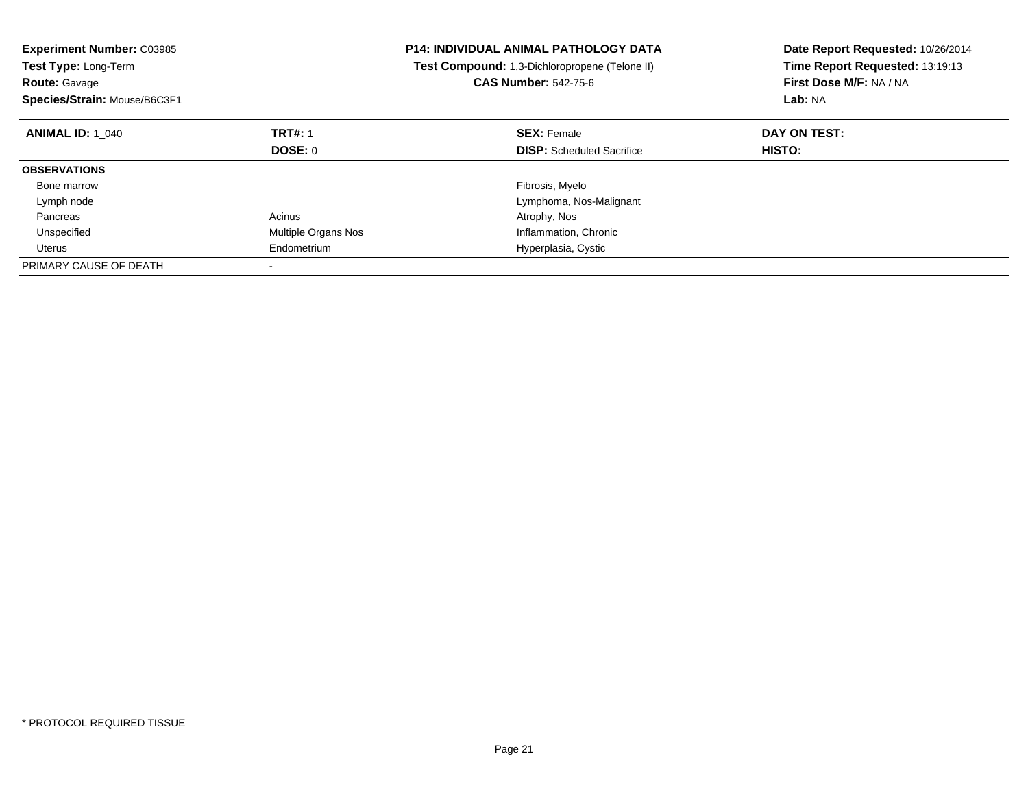**Experiment Number:** C03985
**Test Type:** Long-Term
**Route:** Gavage
**Species/Strain:** Mouse/B6C3F1

**P14: INDIVIDUAL ANIMAL PATHOLOGY DATA**
**Test Compound:** 1,3-Dichloropropene (Telone II)
**CAS Number:** 542-75-6

**Date Report Requested:** 10/26/2014
**Time Report Requested:** 13:19:13
**First Dose M/F:** NA / NA
**Lab:** NA

| **ANIMAL ID:** 1_040 | **TRT#:** 1 | **SEX:** Female | **DAY ON TEST:** |
|---|---|---|---|
| | **DOSE:** 0 | **DISP:** Scheduled Sacrifice | **HISTO:** |
| **OBSERVATIONS** | | | |
| Bone marrow | | Fibrosis, Myelo | |
| Lymph node | | Lymphoma, Nos-Malignant | |
| Pancreas | Acinus | Atrophy, Nos | |
| Unspecified | Multiple Organs Nos | Inflammation, Chronic | |
| Uterus | Endometrium | Hyperplasia, Cystic | |
| PRIMARY CAUSE OF DEATH | - | | |

* PROTOCOL REQUIRED TISSUE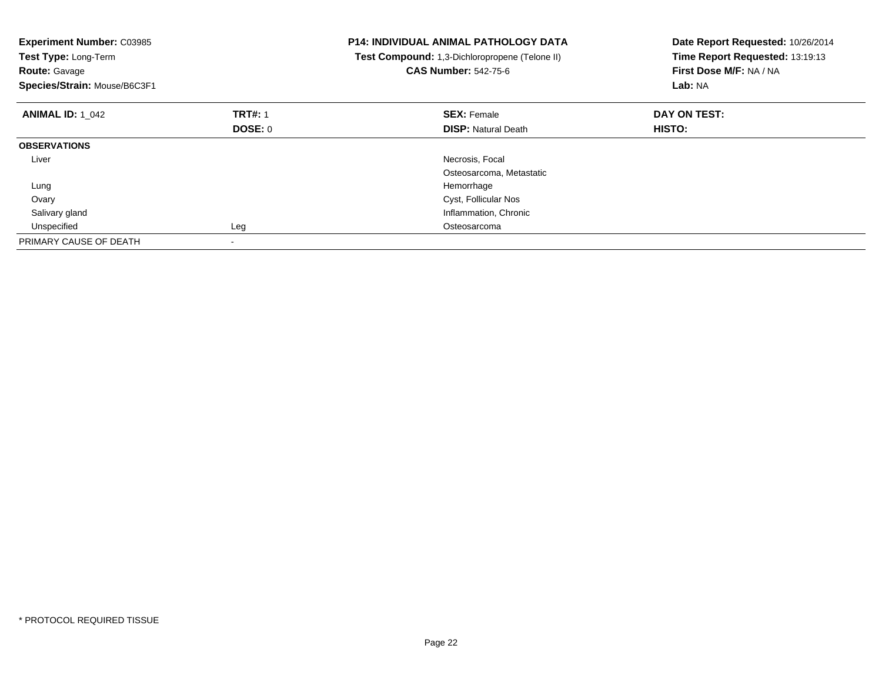**Experiment Number:** C03985
**Test Type:** Long-Term
**Route:** Gavage
**Species/Strain:** Mouse/B6C3F1

**P14: INDIVIDUAL ANIMAL PATHOLOGY DATA**
**Test Compound:** 1,3-Dichloropropene (Telone II)
**CAS Number:** 542-75-6

**Date Report Requested:** 10/26/2014
**Time Report Requested:** 13:19:13
**First Dose M/F:** NA / NA
**Lab:** NA

| **ANIMAL ID:** 1_042 | **TRT#:** 1 | **SEX:** Female | **DAY ON TEST:** |
|---|---|---|---|
| | **DOSE:** 0 | **DISP:** Natural Death | **HISTO:** |
| **OBSERVATIONS** | | | |
| Liver | | Necrosis, Focal | |
| | | Osteosarcoma, Metastatic | |
| Lung | | Hemorrhage | |
| Ovary | | Cyst, Follicular Nos | |
| Salivary gland | | Inflammation, Chronic | |
| Unspecified | Leg | Osteosarcoma | |
| PRIMARY CAUSE OF DEATH | - | | |

* PROTOCOL REQUIRED TISSUE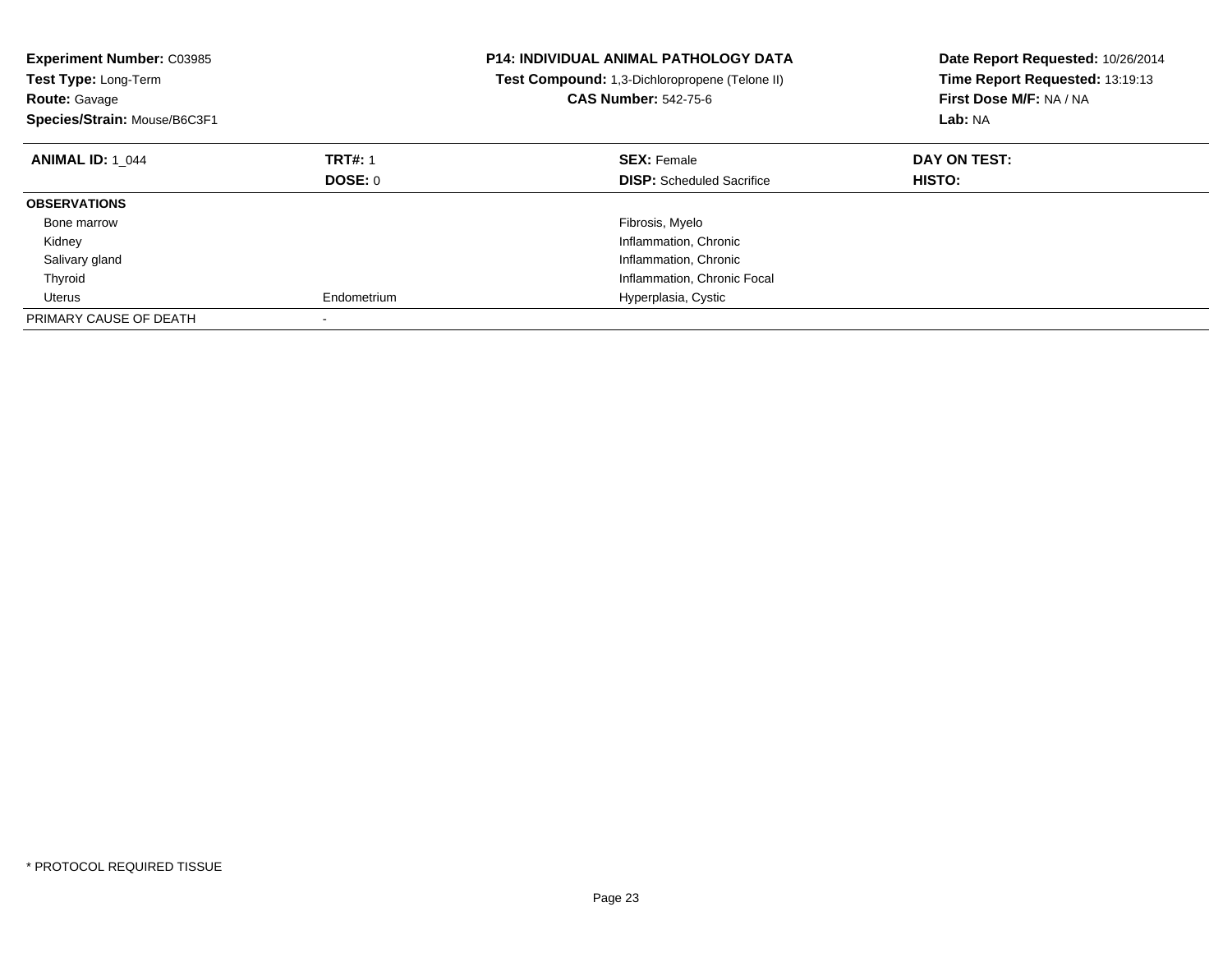**Experiment Number:** C03985
**Test Type:** Long-Term
**Route:** Gavage
**Species/Strain:** Mouse/B6C3F1

**P14: INDIVIDUAL ANIMAL PATHOLOGY DATA**
**Test Compound:** 1,3-Dichloropropene (Telone II)
**CAS Number:** 542-75-6

**Date Report Requested:** 10/26/2014
**Time Report Requested:** 13:19:13
**First Dose M/F:** NA / NA
**Lab:** NA

| **ANIMAL ID:** 1_044 | **TRT#:** 1 | **SEX:** Female | **DAY ON TEST:** |
|---|---|---|---|
| | **DOSE:** 0 | **DISP:** Scheduled Sacrifice | **HISTO:** |
| **OBSERVATIONS** | | | |
| Bone marrow | | Fibrosis, Myelo | |
| Kidney | | Inflammation, Chronic | |
| Salivary gland | | Inflammation, Chronic | |
| Thyroid | | Inflammation, Chronic Focal | |
| Uterus | Endometrium | Hyperplasia, Cystic | |
| PRIMARY CAUSE OF DEATH | - | | |

* PROTOCOL REQUIRED TISSUE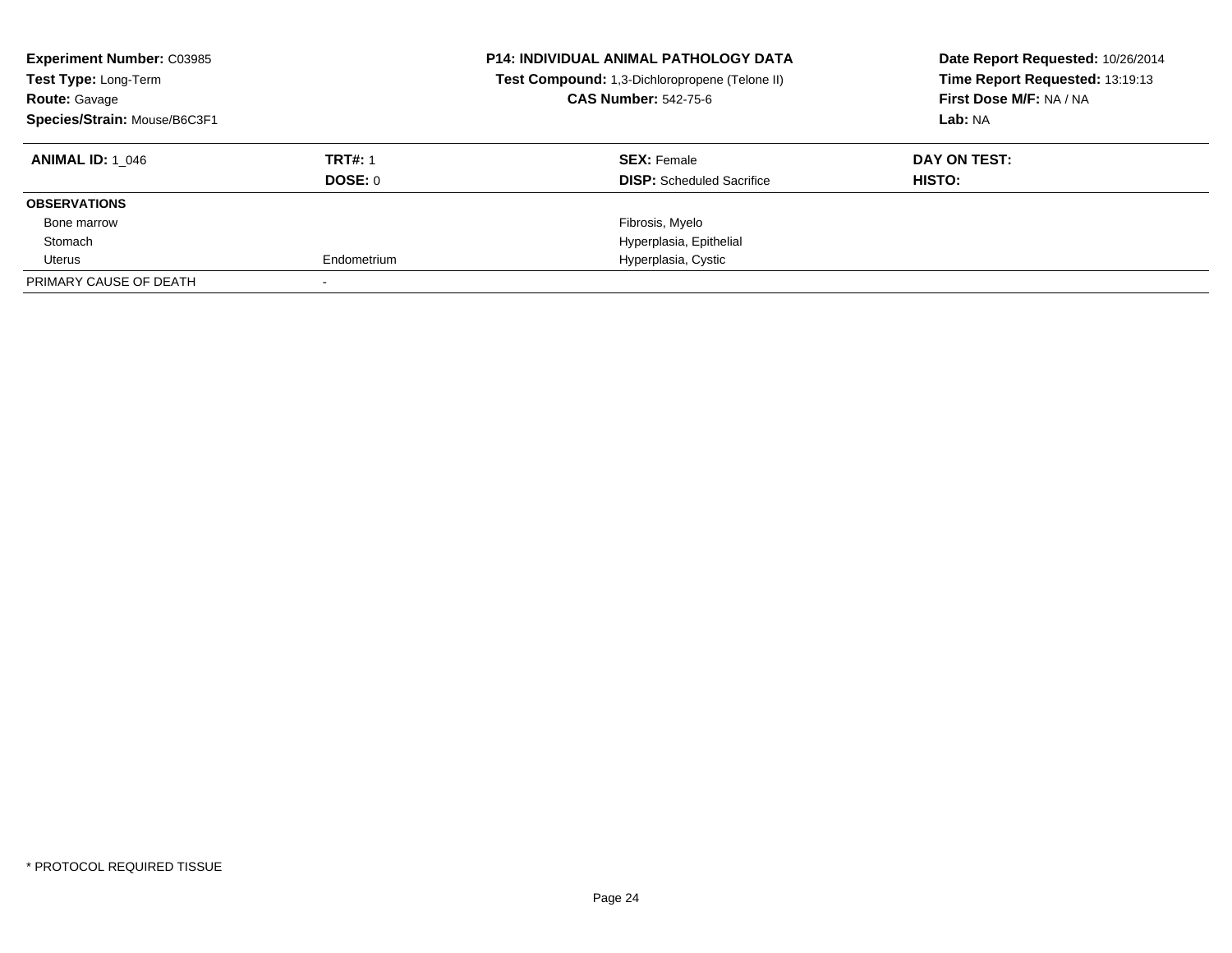**Experiment Number:** C03985
**Test Type:** Long-Term
**Route:** Gavage
**Species/Strain:** Mouse/B6C3F1

**P14: INDIVIDUAL ANIMAL PATHOLOGY DATA**
**Test Compound:** 1,3-Dichloropropene (Telone II)
**CAS Number:** 542-75-6

**Date Report Requested:** 10/26/2014
**Time Report Requested:** 13:19:13
**First Dose M/F:** NA / NA
**Lab:** NA

| **ANIMAL ID:** 1_046 | **TRT#:** 1 | **SEX:** Female | **DAY ON TEST:** |
|---|---|---|---|
| | **DOSE:** 0 | **DISP:** Scheduled Sacrifice | **HISTO:** |
| **OBSERVATIONS** | | | |
| Bone marrow | | Fibrosis, Myelo | |
| Stomach | | Hyperplasia, Epithelial | |
| Uterus | Endometrium | Hyperplasia, Cystic | |
| PRIMARY CAUSE OF DEATH | - | | |

* PROTOCOL REQUIRED TISSUE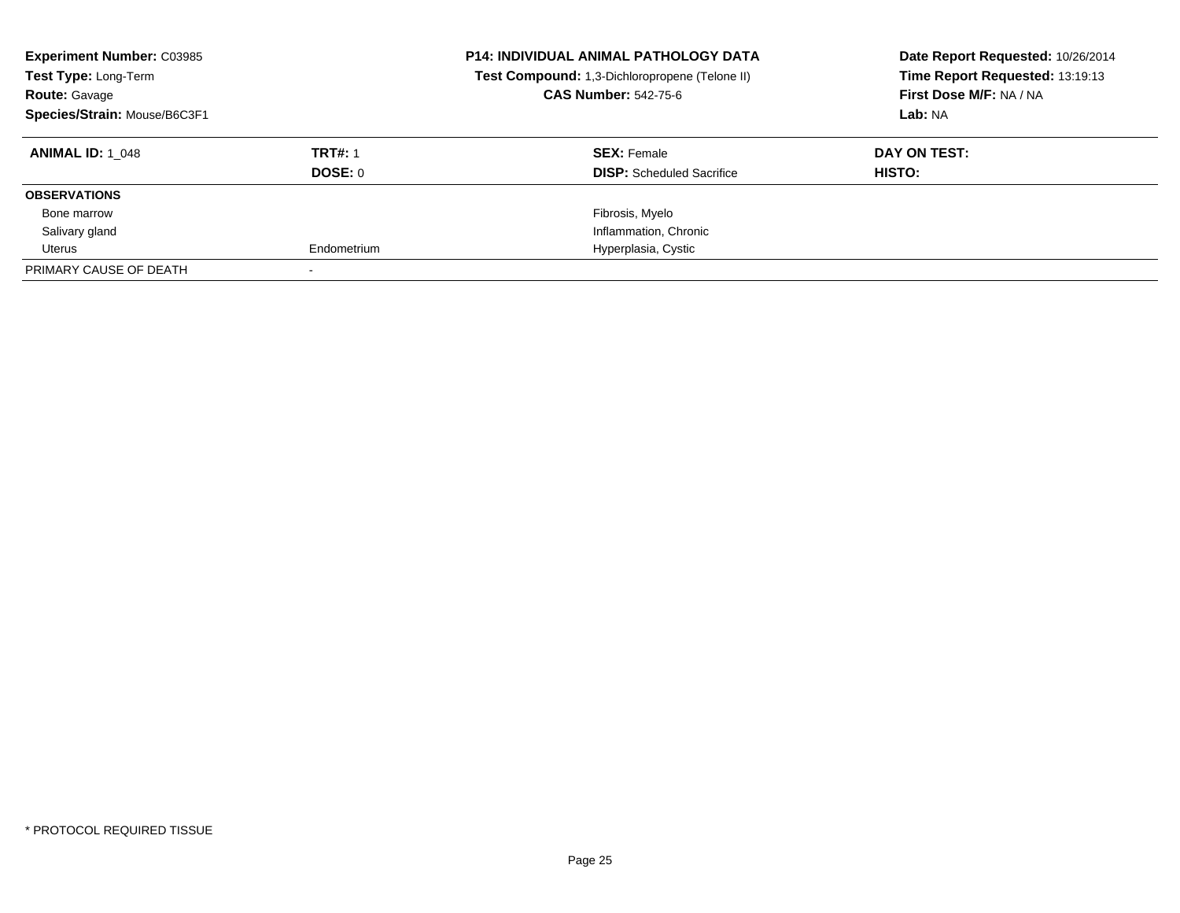| **Experiment Number:** C03985 | **P14: INDIVIDUAL ANIMAL PATHOLOGY DATA** | **Date Report Requested:** 10/26/2014 |
|---|---|---|
| **Test Type:** Long-Term | **Test Compound:** 1,3-Dichloropropene (Telone II) | **Time Report Requested:** 13:19:13 |
| **Route:** Gavage | **CAS Number:** 542-75-6 | **First Dose M/F:** NA / NA |
| **Species/Strain:** Mouse/B6C3F1 | | **Lab:** NA |

| **ANIMAL ID:** 1_048 | **TRT#:** 1 | **SEX:** Female | **DAY ON TEST:** |
|---|---|---|---|
| | **DOSE:** 0 | **DISP:** Scheduled Sacrifice | **HISTO:** |
| **OBSERVATIONS** | | | |
| Bone marrow | | Fibrosis, Myelo | |
| Salivary gland | | Inflammation, Chronic | |
| Uterus | Endometrium | Hyperplasia, Cystic | |
| PRIMARY CAUSE OF DEATH | - | | |

* PROTOCOL REQUIRED TISSUE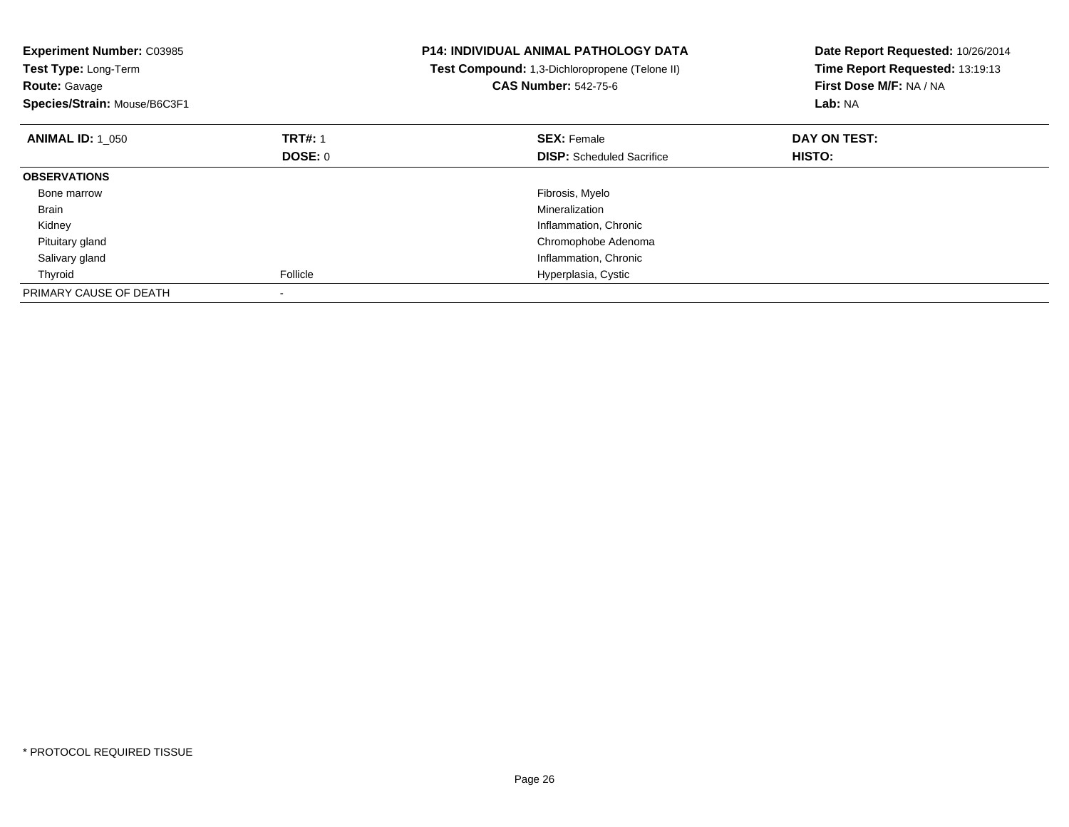**Experiment Number:** C03985
**Test Type:** Long-Term
**Route:** Gavage
**Species/Strain:** Mouse/B6C3F1

**P14: INDIVIDUAL ANIMAL PATHOLOGY DATA**
**Test Compound:** 1,3-Dichloropropene (Telone II)
**CAS Number:** 542-75-6

**Date Report Requested:** 10/26/2014
**Time Report Requested:** 13:19:13
**First Dose M/F:** NA / NA
**Lab:** NA

| **ANIMAL ID:** 1_050 | **TRT#:** 1 | **SEX:** Female | **DAY ON TEST:** |
|---|---|---|---|
| | **DOSE:** 0 | **DISP:** Scheduled Sacrifice | **HISTO:** |
| **OBSERVATIONS** | | | |
| Bone marrow | | Fibrosis, Myelo | |
| Brain | | Mineralization | |
| Kidney | | Inflammation, Chronic | |
| Pituitary gland | | Chromophobe Adenoma | |
| Salivary gland | | Inflammation, Chronic | |
| Thyroid | Follicle | Hyperplasia, Cystic | |
| PRIMARY CAUSE OF DEATH | - | | |

* PROTOCOL REQUIRED TISSUE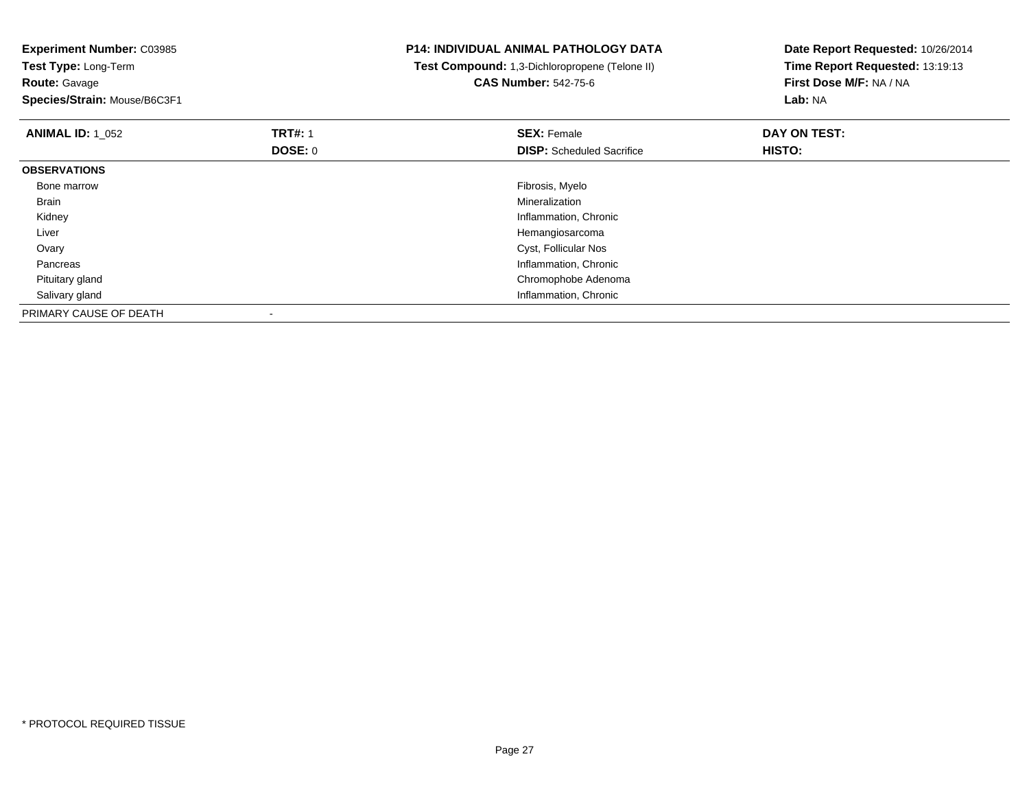**Experiment Number:** C03985
**Test Type:** Long-Term
**Route:** Gavage
**Species/Strain:** Mouse/B6C3F1

**P14: INDIVIDUAL ANIMAL PATHOLOGY DATA**
**Test Compound:** 1,3-Dichloropropene (Telone II)
**CAS Number:** 542-75-6

**Date Report Requested:** 10/26/2014
**Time Report Requested:** 13:19:13
**First Dose M/F:** NA / NA
**Lab:** NA

| **ANIMAL ID:** 1_052 | **TRT#:** 1 | **SEX:** Female | **DAY ON TEST:** |
|---|---|---|---|
| | **DOSE:** 0 | **DISP:** Scheduled Sacrifice | **HISTO:** |
| **OBSERVATIONS** | | | |
| Bone marrow | | Fibrosis, Myelo | |
| Brain | | Mineralization | |
| Kidney | | Inflammation, Chronic | |
| Liver | | Hemangiosarcoma | |
| Ovary | | Cyst, Follicular Nos | |
| Pancreas | | Inflammation, Chronic | |
| Pituitary gland | | Chromophobe Adenoma | |
| Salivary gland | | Inflammation, Chronic | |
| PRIMARY CAUSE OF DEATH | - | | |

* PROTOCOL REQUIRED TISSUE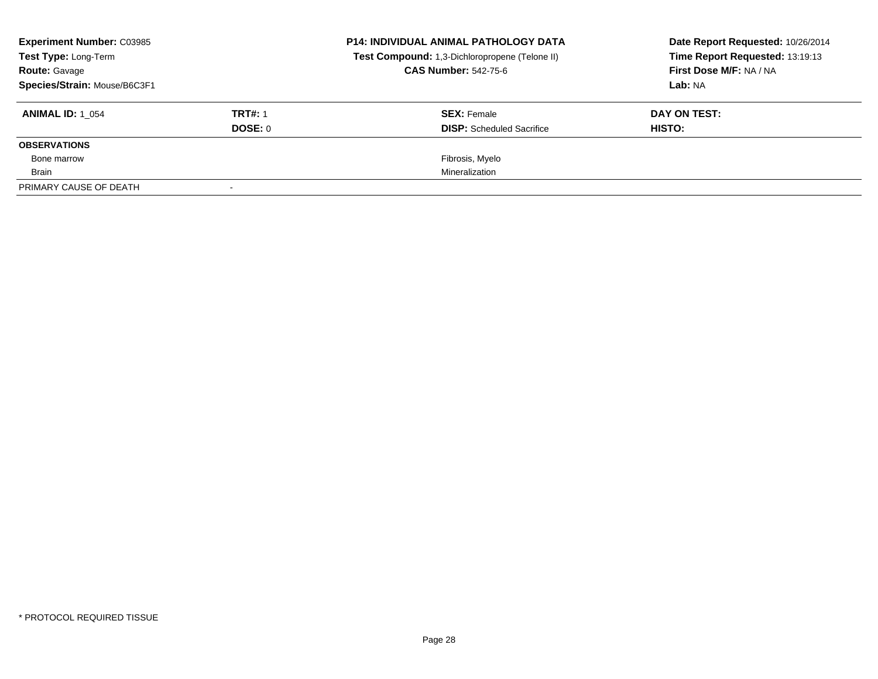**Experiment Number:** C03985
**Test Type:** Long-Term
**Route:** Gavage
**Species/Strain:** Mouse/B6C3F1

**P14: INDIVIDUAL ANIMAL PATHOLOGY DATA**
**Test Compound:** 1,3-Dichloropropene (Telone II)
**CAS Number:** 542-75-6

**Date Report Requested:** 10/26/2014
**Time Report Requested:** 13:19:13
**First Dose M/F:** NA / NA
**Lab:** NA

| **ANIMAL ID:** 1_054 | **TRT#:** 1 | **SEX:** Female | **DAY ON TEST:** |
|---|---|---|---|
| | **DOSE:** 0 | **DISP:** Scheduled Sacrifice | **HISTO:** |
| **OBSERVATIONS** | | | |
| Bone marrow | | Fibrosis, Myelo | |
| Brain | | Mineralization | |
| PRIMARY CAUSE OF DEATH | - | | |

\* PROTOCOL REQUIRED TISSUE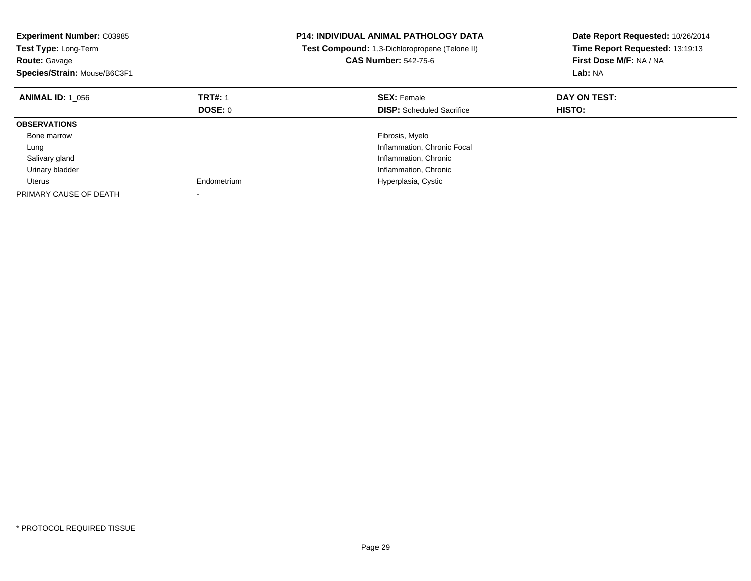**Experiment Number:** C03985
**Test Type:** Long-Term
**Route:** Gavage
**Species/Strain:** Mouse/B6C3F1

**P14: INDIVIDUAL ANIMAL PATHOLOGY DATA**
**Test Compound:** 1,3-Dichloropropene (Telone II)
**CAS Number:** 542-75-6

**Date Report Requested:** 10/26/2014
**Time Report Requested:** 13:19:13
**First Dose M/F:** NA / NA
**Lab:** NA

| **ANIMAL ID:** 1_056 | **TRT#:** 1 | **SEX:** Female | **DAY ON TEST:** |
|---|---|---|---|
| | **DOSE:** 0 | **DISP:** Scheduled Sacrifice | **HISTO:** |
| **OBSERVATIONS** | | | |
| Bone marrow | | Fibrosis, Myelo | |
| Lung | | Inflammation, Chronic Focal | |
| Salivary gland | | Inflammation, Chronic | |
| Urinary bladder | | Inflammation, Chronic | |
| Uterus | Endometrium | Hyperplasia, Cystic | |
| PRIMARY CAUSE OF DEATH | - | | |

* PROTOCOL REQUIRED TISSUE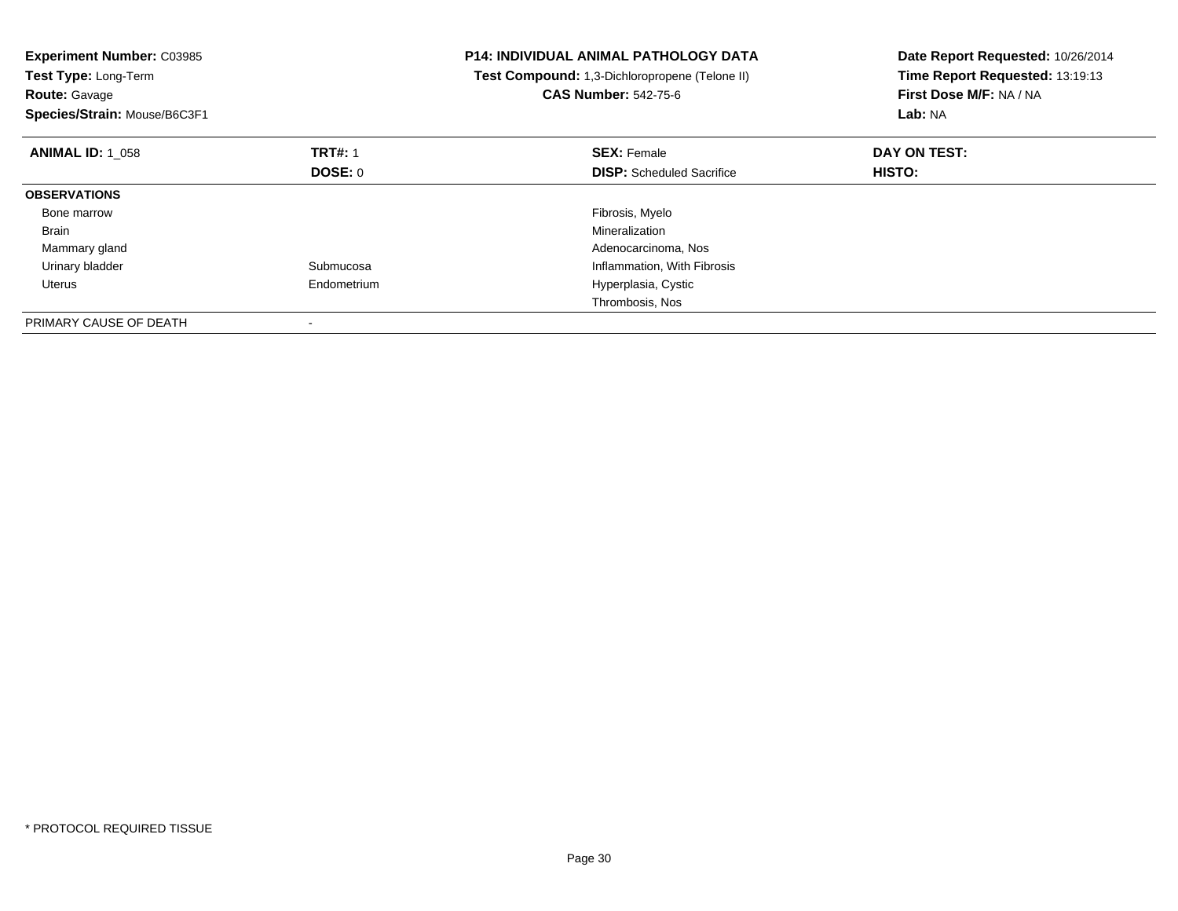**Experiment Number:** C03985
**Test Type:** Long-Term
**Route:** Gavage
**Species/Strain:** Mouse/B6C3F1

**P14: INDIVIDUAL ANIMAL PATHOLOGY DATA**
**Test Compound:** 1,3-Dichloropropene (Telone II)
**CAS Number:** 542-75-6

**Date Report Requested:** 10/26/2014
**Time Report Requested:** 13:19:13
**First Dose M/F:** NA / NA
**Lab:** NA

| **ANIMAL ID:** 1_058 | **TRT#:** 1 | **SEX:** Female | **DAY ON TEST:** |
|---|---|---|---|
| | **DOSE:** 0 | **DISP:** Scheduled Sacrifice | **HISTO:** |
| **OBSERVATIONS** | | | |
| Bone marrow | | Fibrosis, Myelo | |
| Brain | | Mineralization | |
| Mammary gland | | Adenocarcinoma, Nos | |
| Urinary bladder | Submucosa | Inflammation, With Fibrosis | |
| Uterus | Endometrium | Hyperplasia, Cystic | |
| | | Thrombosis, Nos | |
| PRIMARY CAUSE OF DEATH | - | | |

* PROTOCOL REQUIRED TISSUE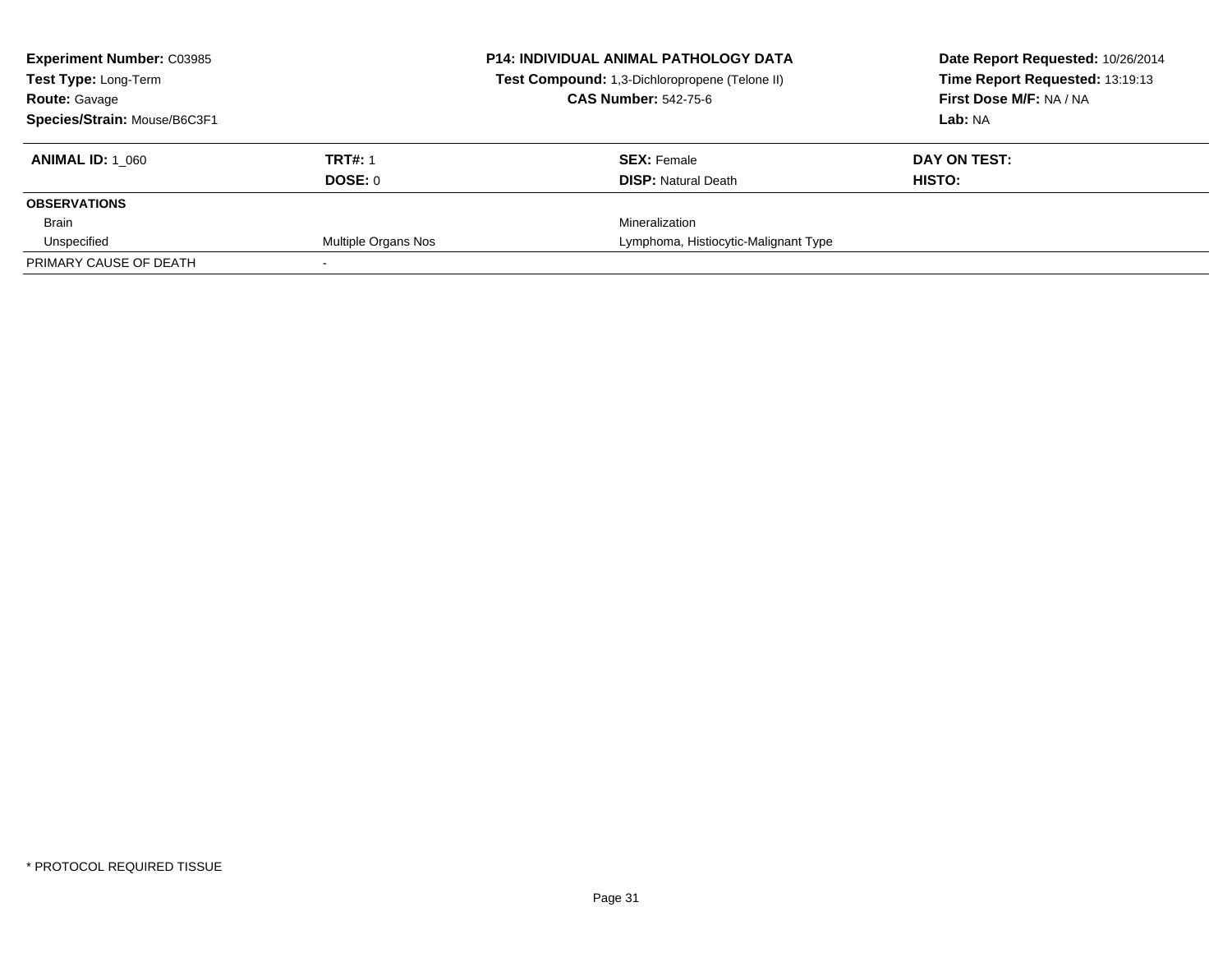**Experiment Number:** C03985
**Test Type:** Long-Term
**Route:** Gavage
**Species/Strain:** Mouse/B6C3F1

**P14: INDIVIDUAL ANIMAL PATHOLOGY DATA**
**Test Compound:** 1,3-Dichloropropene (Telone II)
**CAS Number:** 542-75-6

**Date Report Requested:** 10/26/2014
**Time Report Requested:** 13:19:13
**First Dose M/F:** NA / NA
**Lab:** NA

| **ANIMAL ID:** 1_060 | **TRT#:** 1 | **SEX:** Female | **DAY ON TEST:** |
|---|---|---|---|
| | **DOSE:** 0 | **DISP:** Natural Death | **HISTO:** |
| **OBSERVATIONS** | | | |
| Brain | | Mineralization | |
| Unspecified | Multiple Organs Nos | Lymphoma, Histiocytic-Malignant Type | |
| PRIMARY CAUSE OF DEATH | - | | |

* PROTOCOL REQUIRED TISSUE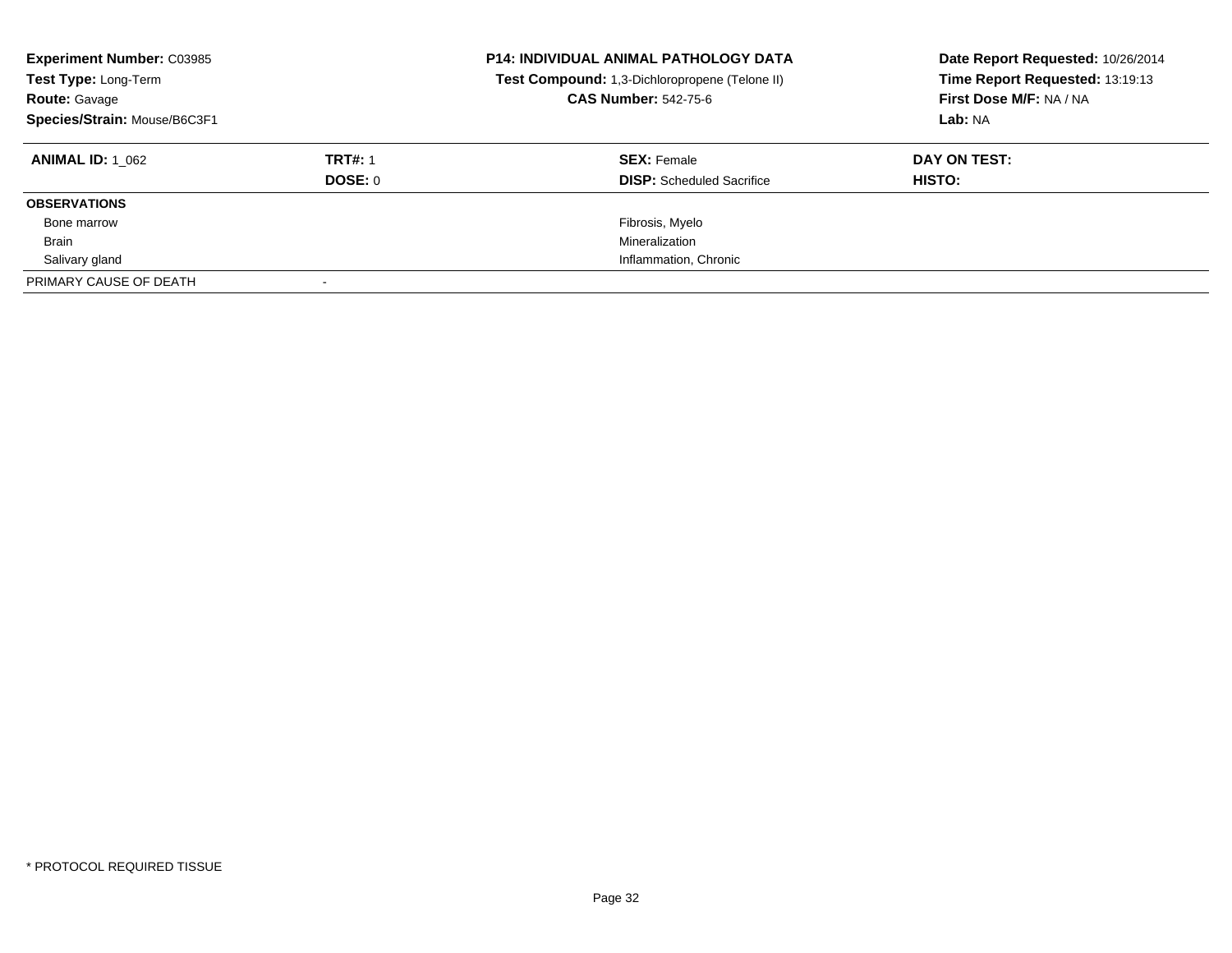| **Experiment Number:** C03985 | **P14: INDIVIDUAL ANIMAL PATHOLOGY DATA** | **Date Report Requested:** 10/26/2014 |
|---|---|---|
| **Test Type:** Long-Term | **Test Compound:** 1,3-Dichloropropene (Telone II) | **Time Report Requested:** 13:19:13 |
| **Route:** Gavage | **CAS Number:** 542-75-6 | **First Dose M/F:** NA / NA |
| **Species/Strain:** Mouse/B6C3F1 | | **Lab:** NA |

| **ANIMAL ID:** 1_062 | **TRT#:** 1 | **SEX:** Female | **DAY ON TEST:** |
|---|---|---|---|
| | **DOSE:** 0 | **DISP:** Scheduled Sacrifice | **HISTO:** |
| **OBSERVATIONS** | | | |
| Bone marrow | | Fibrosis, Myelo | |
| Brain | | Mineralization | |
| Salivary gland | | Inflammation, Chronic | |
| PRIMARY CAUSE OF DEATH | - | | |

\* PROTOCOL REQUIRED TISSUE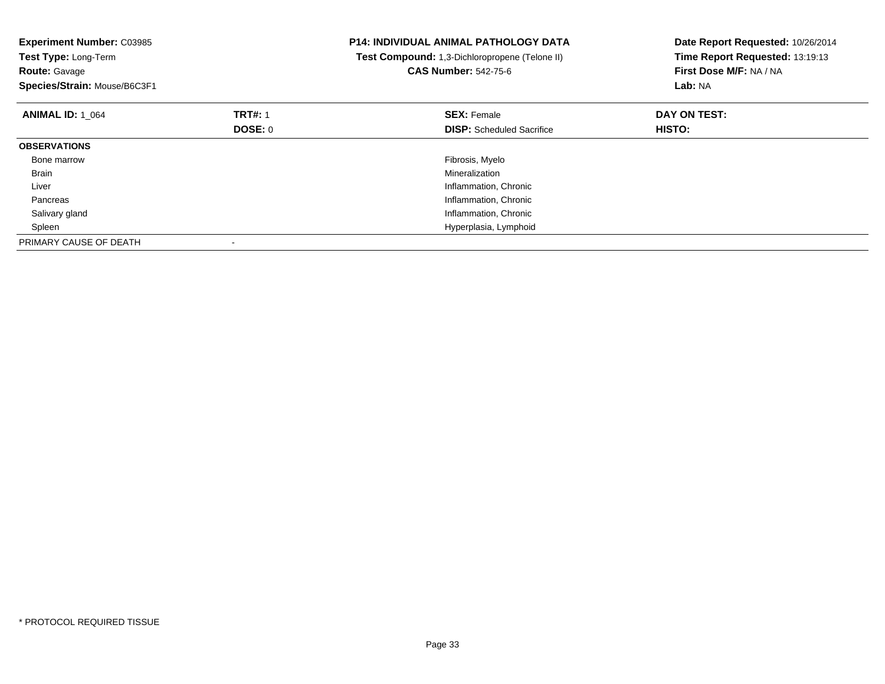**Experiment Number:** C03985
**Test Type:** Long-Term
**Route:** Gavage
**Species/Strain:** Mouse/B6C3F1

**P14: INDIVIDUAL ANIMAL PATHOLOGY DATA**
**Test Compound:** 1,3-Dichloropropene (Telone II)
**CAS Number:** 542-75-6

**Date Report Requested:** 10/26/2014
**Time Report Requested:** 13:19:13
**First Dose M/F:** NA / NA
**Lab:** NA

| **ANIMAL ID:** 1_064 | **TRT#:** 1 | **SEX:** Female | **DAY ON TEST:** |
|---|---|---|---|
| | **DOSE:** 0 | **DISP:** Scheduled Sacrifice | **HISTO:** |
| **OBSERVATIONS** | | | |
| Bone marrow | | Fibrosis, Myelo | |
| Brain | | Mineralization | |
| Liver | | Inflammation, Chronic | |
| Pancreas | | Inflammation, Chronic | |
| Salivary gland | | Inflammation, Chronic | |
| Spleen | | Hyperplasia, Lymphoid | |
| PRIMARY CAUSE OF DEATH | - | | |

* PROTOCOL REQUIRED TISSUE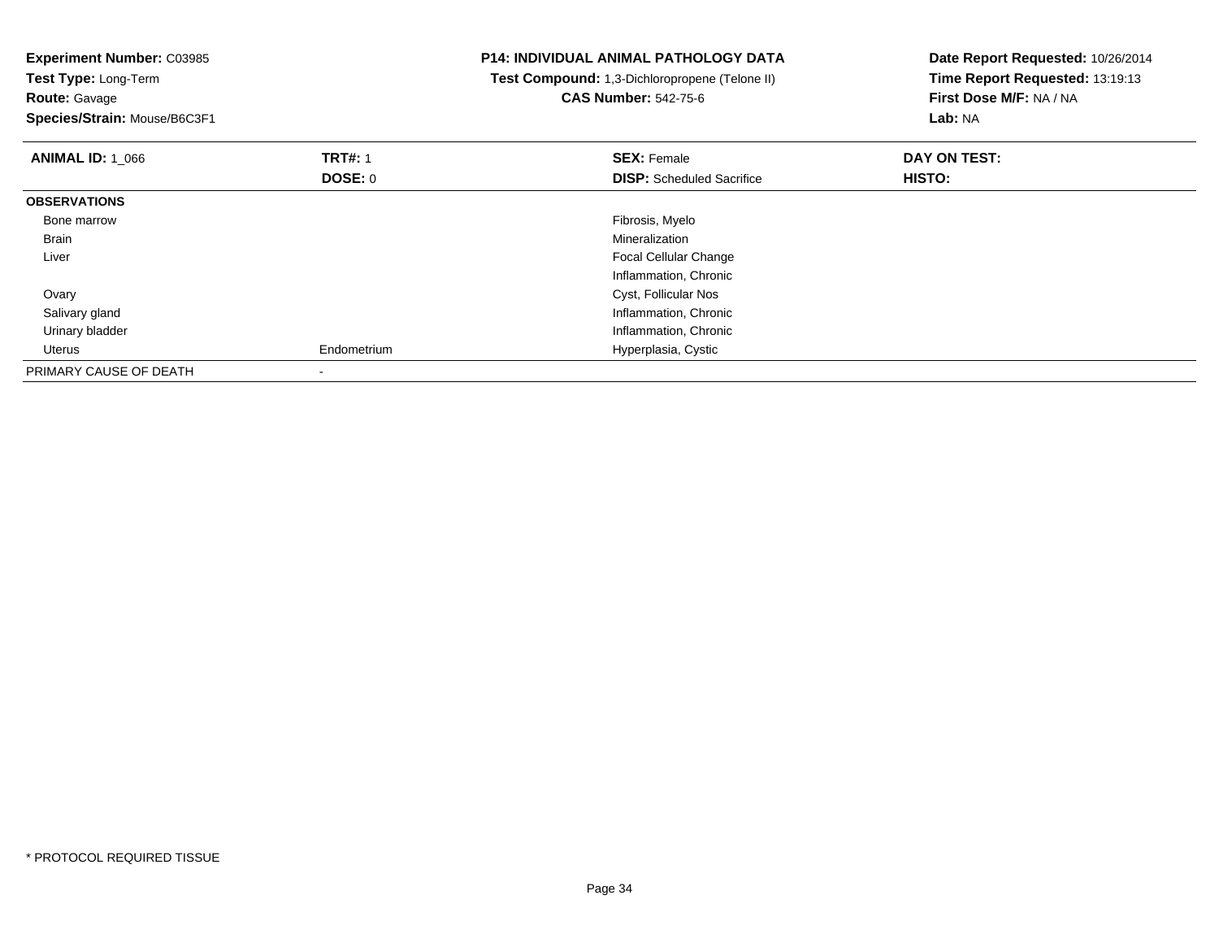**Experiment Number:** C03985
**Test Type:** Long-Term
**Route:** Gavage
**Species/Strain:** Mouse/B6C3F1

**P14: INDIVIDUAL ANIMAL PATHOLOGY DATA**
**Test Compound:** 1,3-Dichloropropene (Telone II)
**CAS Number:** 542-75-6

**Date Report Requested:** 10/26/2014
**Time Report Requested:** 13:19:13
**First Dose M/F:** NA / NA
**Lab:** NA

| **ANIMAL ID:** 1_066 | **TRT#:** 1 | **SEX:** Female | **DAY ON TEST:** |
|---|---|---|---|
| | **DOSE:** 0 | **DISP:** Scheduled Sacrifice | **HISTO:** |
| **OBSERVATIONS** | | | |
| Bone marrow | | Fibrosis, Myelo | |
| Brain | | Mineralization | |
| Liver | | Focal Cellular Change | |
| | | Inflammation, Chronic | |
| Ovary | | Cyst, Follicular Nos | |
| Salivary gland | | Inflammation, Chronic | |
| Urinary bladder | | Inflammation, Chronic | |
| Uterus | Endometrium | Hyperplasia, Cystic | |
| PRIMARY CAUSE OF DEATH | - | | |

* PROTOCOL REQUIRED TISSUE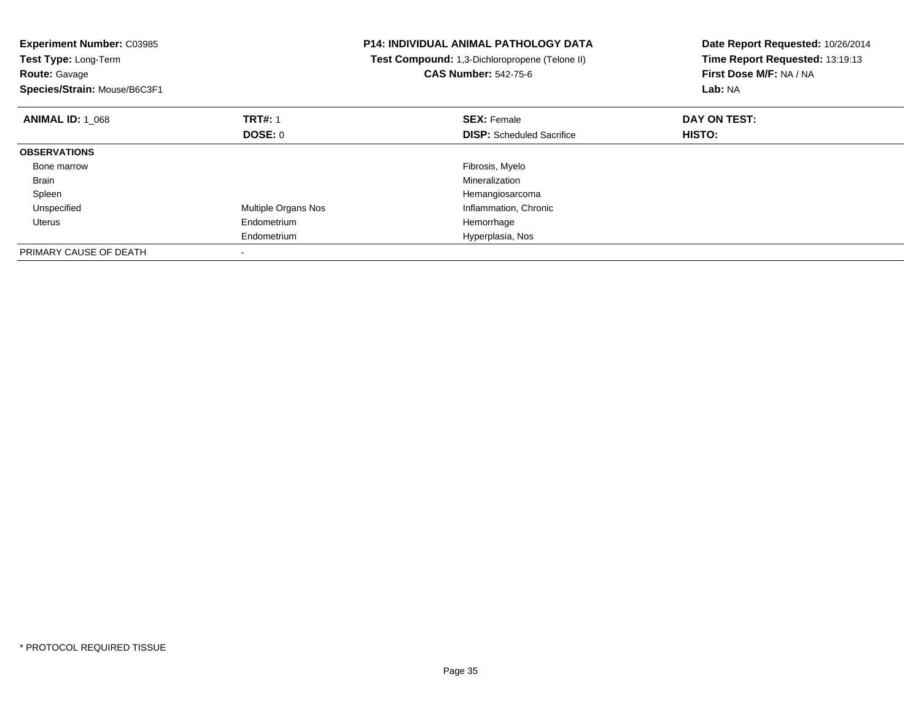**Experiment Number:** C03985
**Test Type:** Long-Term
**Route:** Gavage
**Species/Strain:** Mouse/B6C3F1

**P14: INDIVIDUAL ANIMAL PATHOLOGY DATA**
**Test Compound:** 1,3-Dichloropropene (Telone II)
**CAS Number:** 542-75-6

**Date Report Requested:** 10/26/2014
**Time Report Requested:** 13:19:13
**First Dose M/F:** NA / NA
**Lab:** NA

| **ANIMAL ID:** 1_068 | **TRT#:** 1 | **SEX:** Female | **DAY ON TEST:** |
|---|---|---|---|
| | **DOSE:** 0 | **DISP:** Scheduled Sacrifice | **HISTO:** |
| **OBSERVATIONS** | | | |
| Bone marrow | | Fibrosis, Myelo | |
| Brain | | Mineralization | |
| Spleen | | Hemangiosarcoma | |
| Unspecified | Multiple Organs Nos | Inflammation, Chronic | |
| Uterus | Endometrium | Hemorrhage | |
| | Endometrium | Hyperplasia, Nos | |
| PRIMARY CAUSE OF DEATH | - | | |

* PROTOCOL REQUIRED TISSUE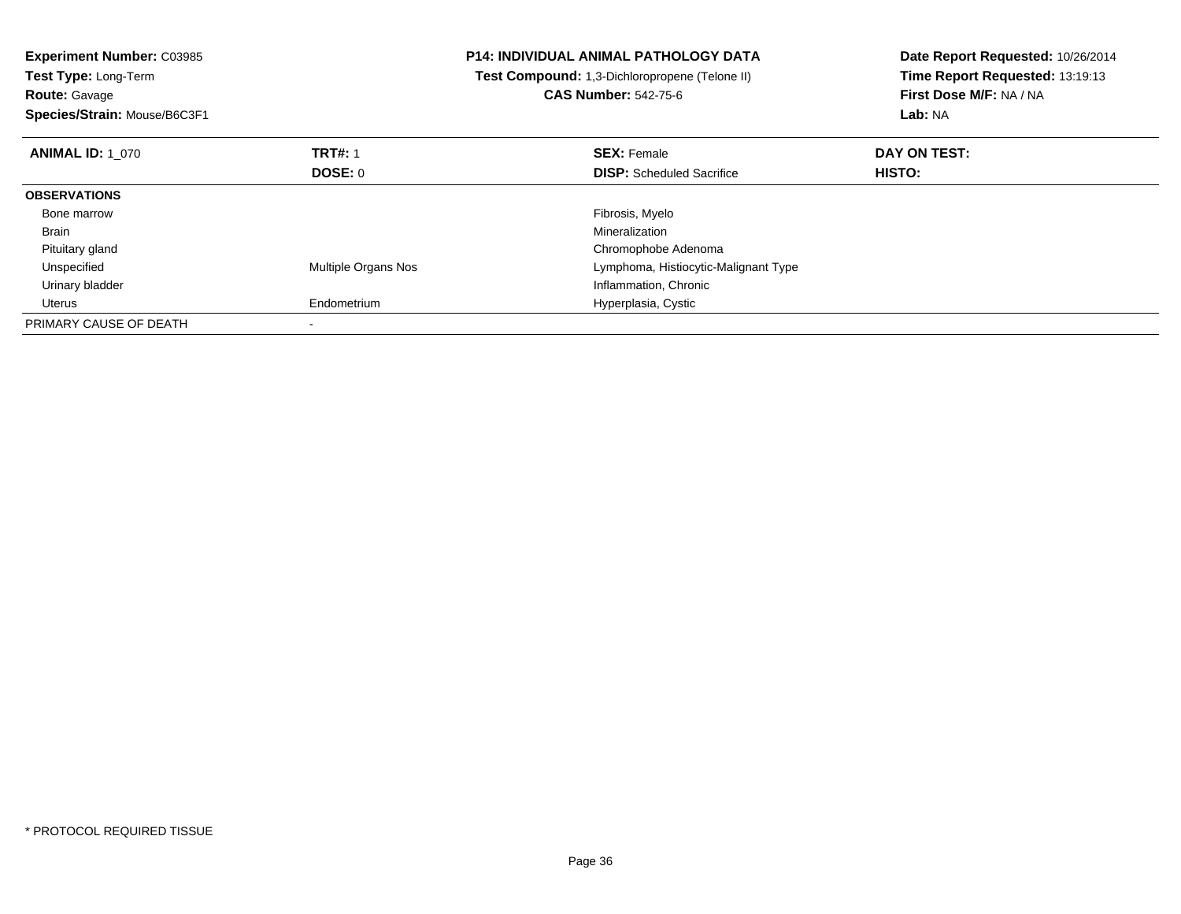**Experiment Number:** C03985
**Test Type:** Long-Term
**Route:** Gavage
**Species/Strain:** Mouse/B6C3F1

**P14: INDIVIDUAL ANIMAL PATHOLOGY DATA**
**Test Compound:** 1,3-Dichloropropene (Telone II)
**CAS Number:** 542-75-6

**Date Report Requested:** 10/26/2014
**Time Report Requested:** 13:19:13
**First Dose M/F:** NA / NA
**Lab:** NA

| **ANIMAL ID:** 1_070 | **TRT#:** 1 | **SEX:** Female | **DAY ON TEST:** |
|---|---|---|---|
| | **DOSE:** 0 | **DISP:** Scheduled Sacrifice | **HISTO:** |
| **OBSERVATIONS** | | | |
| Bone marrow | | Fibrosis, Myelo | |
| Brain | | Mineralization | |
| Pituitary gland | | Chromophobe Adenoma | |
| Unspecified | Multiple Organs Nos | Lymphoma, Histiocytic-Malignant Type | |
| Urinary bladder | | Inflammation, Chronic | |
| Uterus | Endometrium | Hyperplasia, Cystic | |
| PRIMARY CAUSE OF DEATH | - | | |

* PROTOCOL REQUIRED TISSUE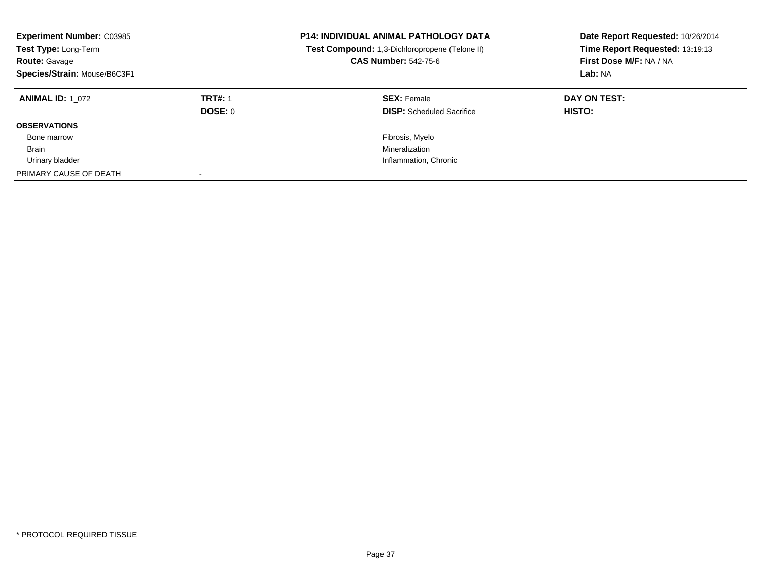**Experiment Number:** C03985
**Test Type:** Long-Term
**Route:** Gavage
**Species/Strain:** Mouse/B6C3F1

**P14: INDIVIDUAL ANIMAL PATHOLOGY DATA**
**Test Compound:** 1,3-Dichloropropene (Telone II)
**CAS Number:** 542-75-6

**Date Report Requested:** 10/26/2014
**Time Report Requested:** 13:19:13
**First Dose M/F:** NA / NA
**Lab:** NA

| **ANIMAL ID:** 1_072 | **TRT#:** 1 | **SEX:** Female | **DAY ON TEST:** |
|---|---|---|---|
| | **DOSE:** 0 | **DISP:** Scheduled Sacrifice | **HISTO:** |
| **OBSERVATIONS** | | | |
| Bone marrow | | Fibrosis, Myelo | |
| Brain | | Mineralization | |
| Urinary bladder | | Inflammation, Chronic | |
| PRIMARY CAUSE OF DEATH | - | | |

* PROTOCOL REQUIRED TISSUE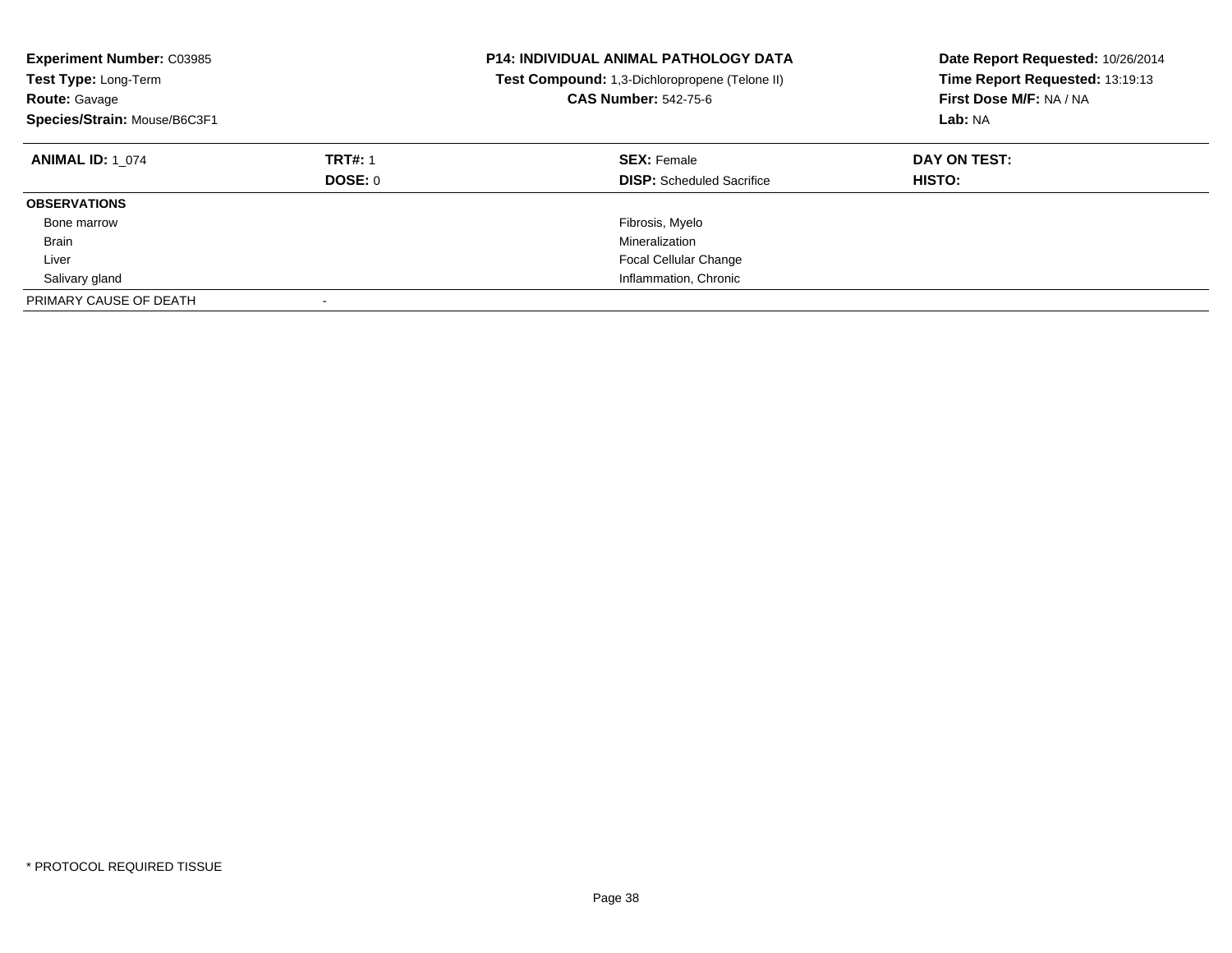**Experiment Number:** C03985
**Test Type:** Long-Term
**Route:** Gavage
**Species/Strain:** Mouse/B6C3F1

**P14: INDIVIDUAL ANIMAL PATHOLOGY DATA**
**Test Compound:** 1,3-Dichloropropene (Telone II)
**CAS Number:** 542-75-6

**Date Report Requested:** 10/26/2014
**Time Report Requested:** 13:19:13
**First Dose M/F:** NA / NA
**Lab:** NA

| **ANIMAL ID:** 1_074 | **TRT#:** 1 | **SEX:** Female | **DAY ON TEST:** |
|---|---|---|---|
| | **DOSE:** 0 | **DISP:** Scheduled Sacrifice | **HISTO:** |
| **OBSERVATIONS** | | | |
| Bone marrow | | Fibrosis, Myelo | |
| Brain | | Mineralization | |
| Liver | | Focal Cellular Change | |
| Salivary gland | | Inflammation, Chronic | |
| PRIMARY CAUSE OF DEATH | - | | |

* PROTOCOL REQUIRED TISSUE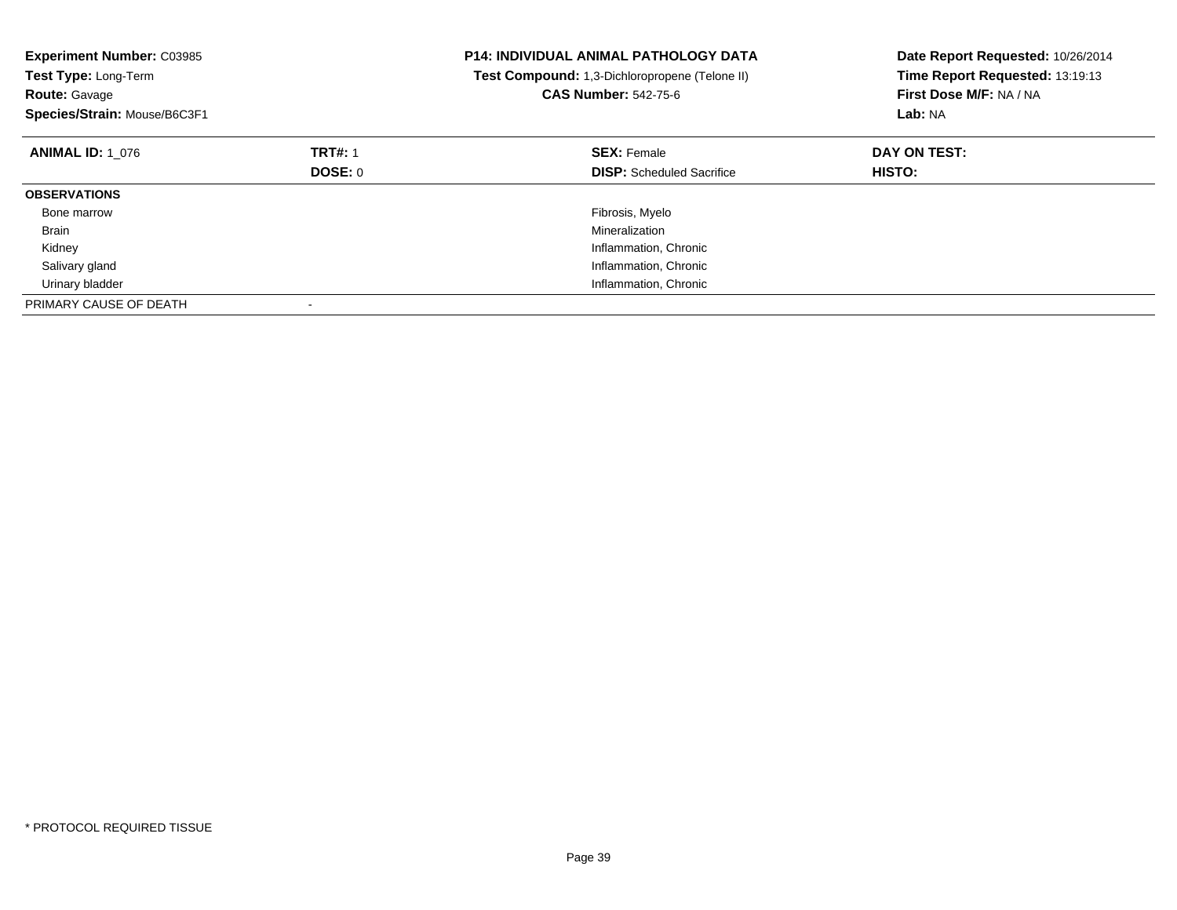**Experiment Number:** C03985
**Test Type:** Long-Term
**Route:** Gavage
**Species/Strain:** Mouse/B6C3F1

**P14: INDIVIDUAL ANIMAL PATHOLOGY DATA**
**Test Compound:** 1,3-Dichloropropene (Telone II)
**CAS Number:** 542-75-6

**Date Report Requested:** 10/26/2014
**Time Report Requested:** 13:19:13
**First Dose M/F:** NA / NA
**Lab:** NA

| **ANIMAL ID:** 1_076 | **TRT#:** 1 | **SEX:** Female | **DAY ON TEST:** |
|---|---|---|---|
| | **DOSE:** 0 | **DISP:** Scheduled Sacrifice | **HISTO:** |
| **OBSERVATIONS** | | | |
| Bone marrow | | Fibrosis, Myelo | |
| Brain | | Mineralization | |
| Kidney | | Inflammation, Chronic | |
| Salivary gland | | Inflammation, Chronic | |
| Urinary bladder | | Inflammation, Chronic | |
| PRIMARY CAUSE OF DEATH | - | | |

* PROTOCOL REQUIRED TISSUE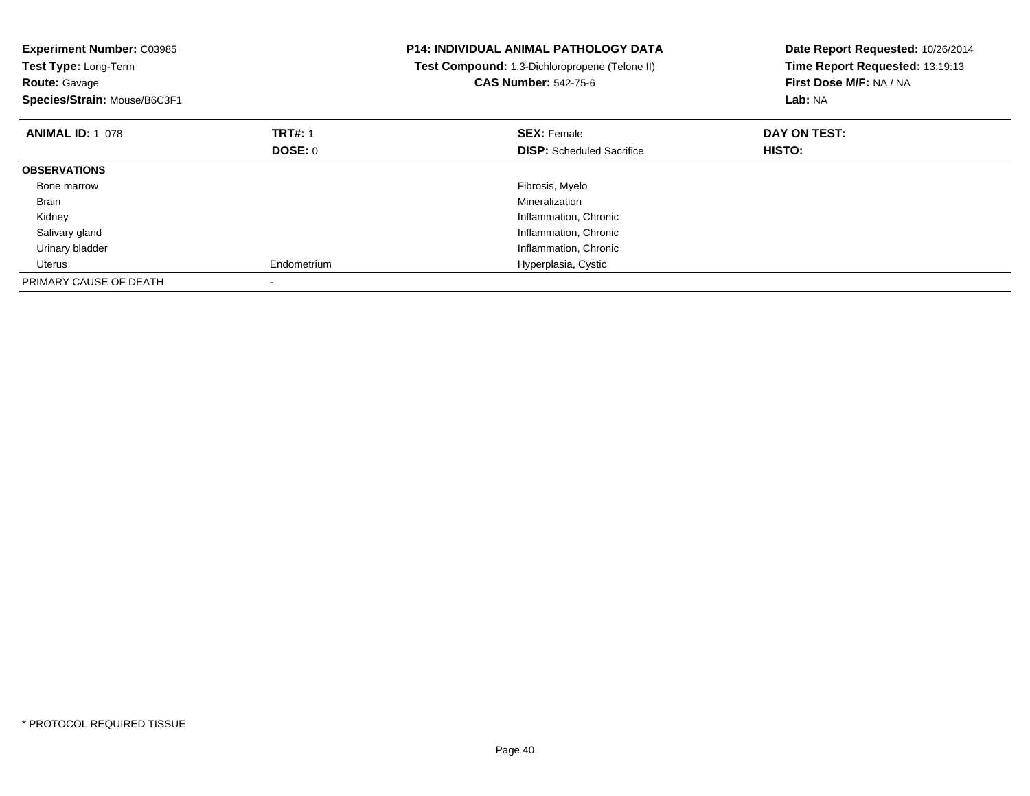**Experiment Number:** C03985
**Test Type:** Long-Term
**Route:** Gavage
**Species/Strain:** Mouse/B6C3F1

**P14: INDIVIDUAL ANIMAL PATHOLOGY DATA**
**Test Compound:** 1,3-Dichloropropene (Telone II)
**CAS Number:** 542-75-6

**Date Report Requested:** 10/26/2014
**Time Report Requested:** 13:19:13
**First Dose M/F:** NA / NA
**Lab:** NA

| **ANIMAL ID:** 1_078 | **TRT#:** 1 | **SEX:** Female | **DAY ON TEST:** |
|---|---|---|---|
| | **DOSE:** 0 | **DISP:** Scheduled Sacrifice | **HISTO:** |
| **OBSERVATIONS** | | | |
| Bone marrow | | Fibrosis, Myelo | |
| Brain | | Mineralization | |
| Kidney | | Inflammation, Chronic | |
| Salivary gland | | Inflammation, Chronic | |
| Urinary bladder | | Inflammation, Chronic | |
| Uterus | Endometrium | Hyperplasia, Cystic | |
| PRIMARY CAUSE OF DEATH | - | | |

* PROTOCOL REQUIRED TISSUE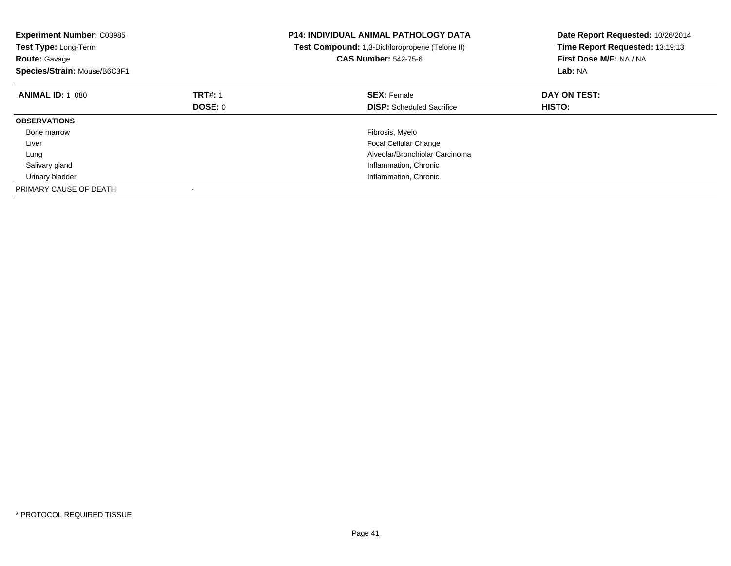**Experiment Number:** C03985
**Test Type:** Long-Term
**Route:** Gavage
**Species/Strain:** Mouse/B6C3F1

**P14: INDIVIDUAL ANIMAL PATHOLOGY DATA**
**Test Compound:** 1,3-Dichloropropene (Telone II)
**CAS Number:** 542-75-6

**Date Report Requested:** 10/26/2014
**Time Report Requested:** 13:19:13
**First Dose M/F:** NA / NA
**Lab:** NA

| **ANIMAL ID:** 1_080 | **TRT#:** 1 | **SEX:** Female | **DAY ON TEST:** |
|---|---|---|---|
| | **DOSE:** 0 | **DISP:** Scheduled Sacrifice | **HISTO:** |
| **OBSERVATIONS** | | | |
| Bone marrow | | Fibrosis, Myelo | |
| Liver | | Focal Cellular Change | |
| Lung | | Alveolar/Bronchiolar Carcinoma | |
| Salivary gland | | Inflammation, Chronic | |
| Urinary bladder | | Inflammation, Chronic | |
| PRIMARY CAUSE OF DEATH | - | | |

* PROTOCOL REQUIRED TISSUE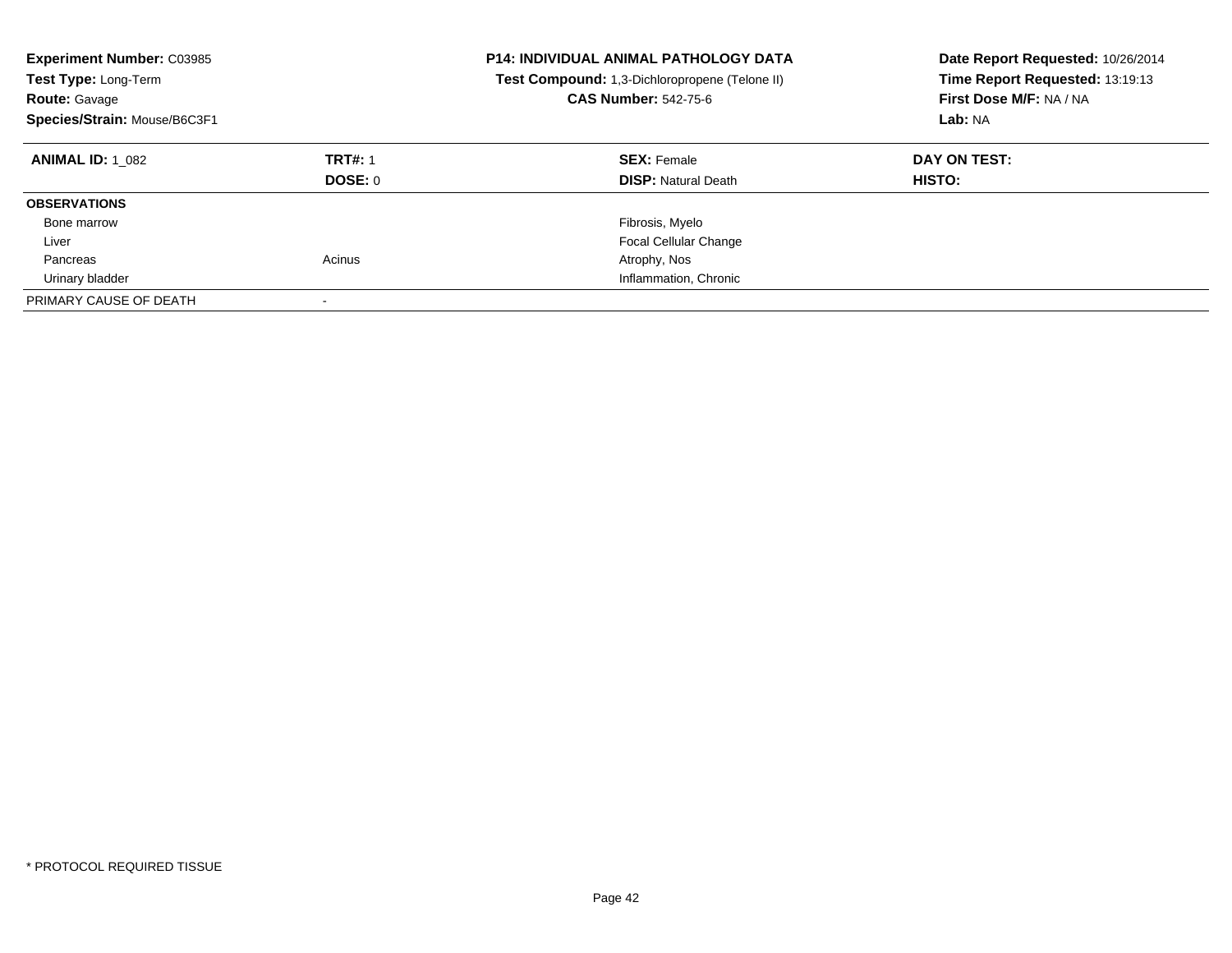**Experiment Number:** C03985
**Test Type:** Long-Term
**Route:** Gavage
**Species/Strain:** Mouse/B6C3F1

**P14: INDIVIDUAL ANIMAL PATHOLOGY DATA**
**Test Compound:** 1,3-Dichloropropene (Telone II)
**CAS Number:** 542-75-6

**Date Report Requested:** 10/26/2014
**Time Report Requested:** 13:19:13
**First Dose M/F:** NA / NA
**Lab:** NA

| **ANIMAL ID:** 1_082 | **TRT#:** 1 | **SEX:** Female | **DAY ON TEST:** |
|---|---|---|---|
| | **DOSE:** 0 | **DISP:** Natural Death | **HISTO:** |
| **OBSERVATIONS** | | | |
| Bone marrow | | Fibrosis, Myelo | |
| Liver | | Focal Cellular Change | |
| Pancreas | Acinus | Atrophy, Nos | |
| Urinary bladder | | Inflammation, Chronic | |
| PRIMARY CAUSE OF DEATH | - | | |

* PROTOCOL REQUIRED TISSUE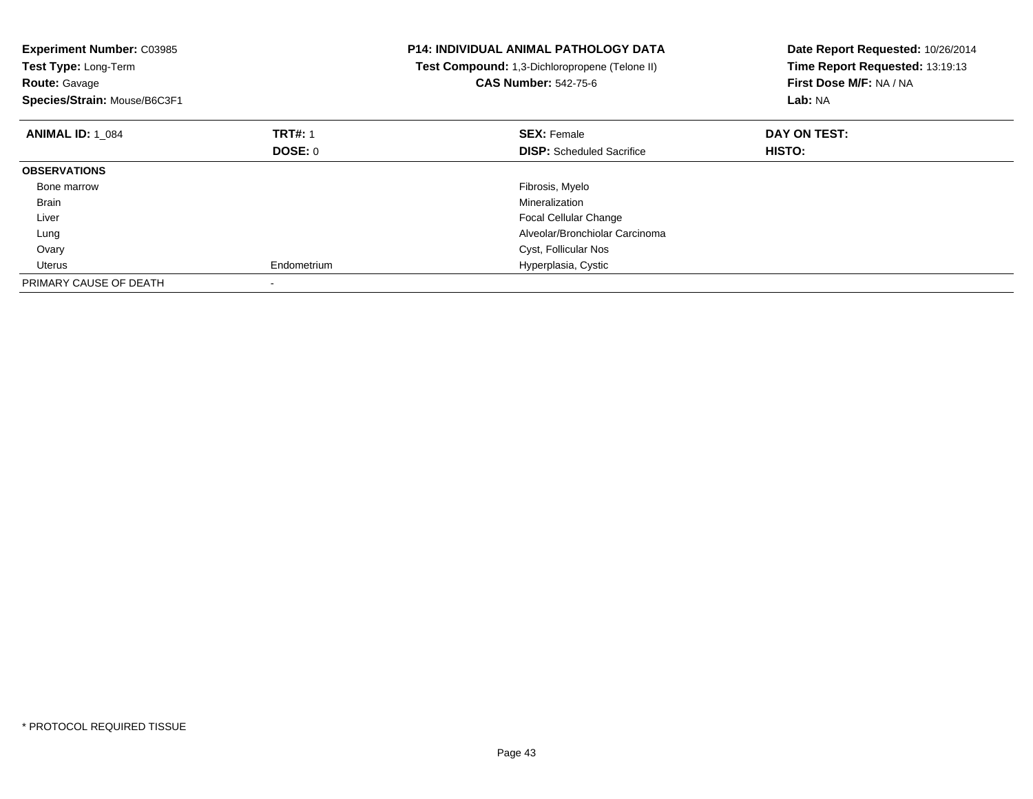**Experiment Number:** C03985
**Test Type:** Long-Term
**Route:** Gavage
**Species/Strain:** Mouse/B6C3F1

**P14: INDIVIDUAL ANIMAL PATHOLOGY DATA**
**Test Compound:** 1,3-Dichloropropene (Telone II)
**CAS Number:** 542-75-6

**Date Report Requested:** 10/26/2014
**Time Report Requested:** 13:19:13
**First Dose M/F:** NA / NA
**Lab:** NA

| **ANIMAL ID:** 1_084 | **TRT#:** 1 | **SEX:** Female | **DAY ON TEST:** |
|---|---|---|---|
| | **DOSE:** 0 | **DISP:** Scheduled Sacrifice | **HISTO:** |
| **OBSERVATIONS** | | | |
| Bone marrow | | Fibrosis, Myelo | |
| Brain | | Mineralization | |
| Liver | | Focal Cellular Change | |
| Lung | | Alveolar/Bronchiolar Carcinoma | |
| Ovary | | Cyst, Follicular Nos | |
| Uterus | Endometrium | Hyperplasia, Cystic | |
| PRIMARY CAUSE OF DEATH | - | | |

* PROTOCOL REQUIRED TISSUE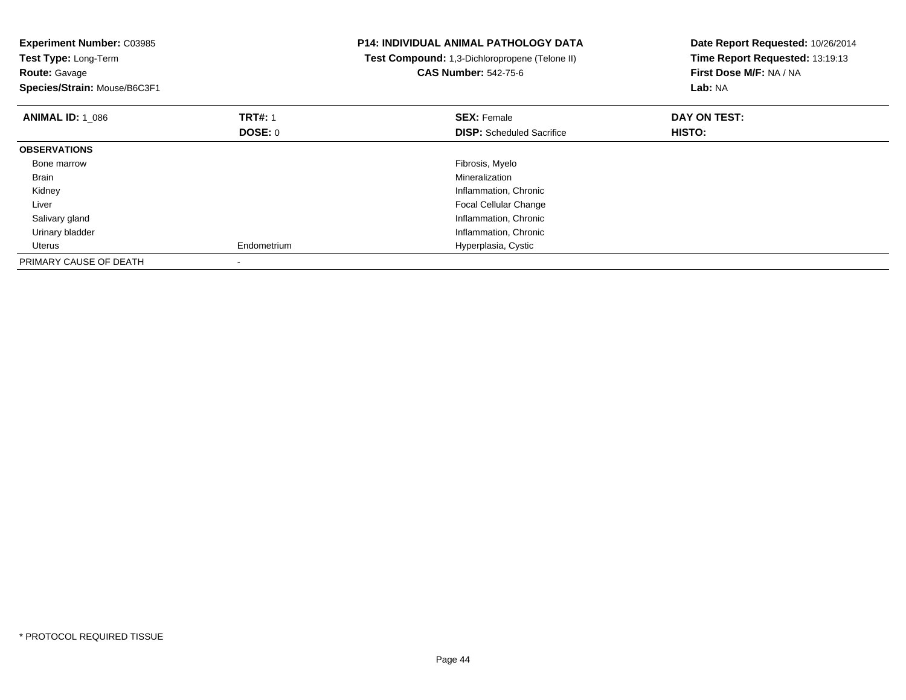**Experiment Number:** C03985
**Test Type:** Long-Term
**Route:** Gavage
**Species/Strain:** Mouse/B6C3F1

**P14: INDIVIDUAL ANIMAL PATHOLOGY DATA**
**Test Compound:** 1,3-Dichloropropene (Telone II)
**CAS Number:** 542-75-6

**Date Report Requested:** 10/26/2014
**Time Report Requested:** 13:19:13
**First Dose M/F:** NA / NA
**Lab:** NA

| **ANIMAL ID:** 1_086 | **TRT#:** 1 | **SEX:** Female | **DAY ON TEST:** |
|---|---|---|---|
| | **DOSE:** 0 | **DISP:** Scheduled Sacrifice | **HISTO:** |
| **OBSERVATIONS** | | | |
| Bone marrow | | Fibrosis, Myelo | |
| Brain | | Mineralization | |
| Kidney | | Inflammation, Chronic | |
| Liver | | Focal Cellular Change | |
| Salivary gland | | Inflammation, Chronic | |
| Urinary bladder | | Inflammation, Chronic | |
| Uterus | Endometrium | Hyperplasia, Cystic | |
| PRIMARY CAUSE OF DEATH | - | | |

* PROTOCOL REQUIRED TISSUE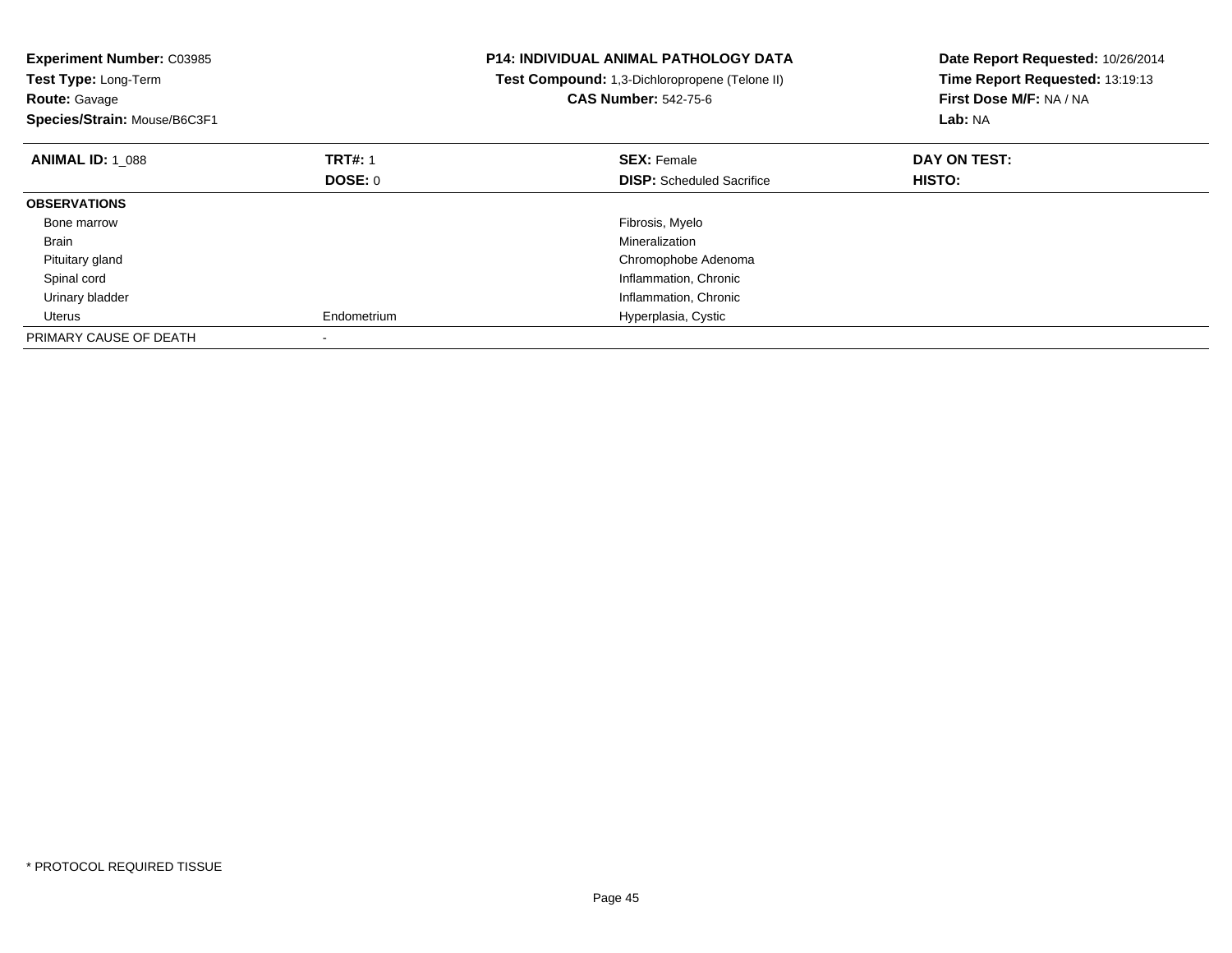**Experiment Number:** C03985
**Test Type:** Long-Term
**Route:** Gavage
**Species/Strain:** Mouse/B6C3F1

**P14: INDIVIDUAL ANIMAL PATHOLOGY DATA**
**Test Compound:** 1,3-Dichloropropene (Telone II)
**CAS Number:** 542-75-6

**Date Report Requested:** 10/26/2014
**Time Report Requested:** 13:19:13
**First Dose M/F:** NA / NA
**Lab:** NA

| **ANIMAL ID:** 1_088 | **TRT#:** 1 | **SEX:** Female | **DAY ON TEST:** |
|---|---|---|---|
| | **DOSE:** 0 | **DISP:** Scheduled Sacrifice | **HISTO:** |
| **OBSERVATIONS** | | | |
| Bone marrow | | Fibrosis, Myelo | |
| Brain | | Mineralization | |
| Pituitary gland | | Chromophobe Adenoma | |
| Spinal cord | | Inflammation, Chronic | |
| Urinary bladder | | Inflammation, Chronic | |
| Uterus | Endometrium | Hyperplasia, Cystic | |
| PRIMARY CAUSE OF DEATH | - | | |

* PROTOCOL REQUIRED TISSUE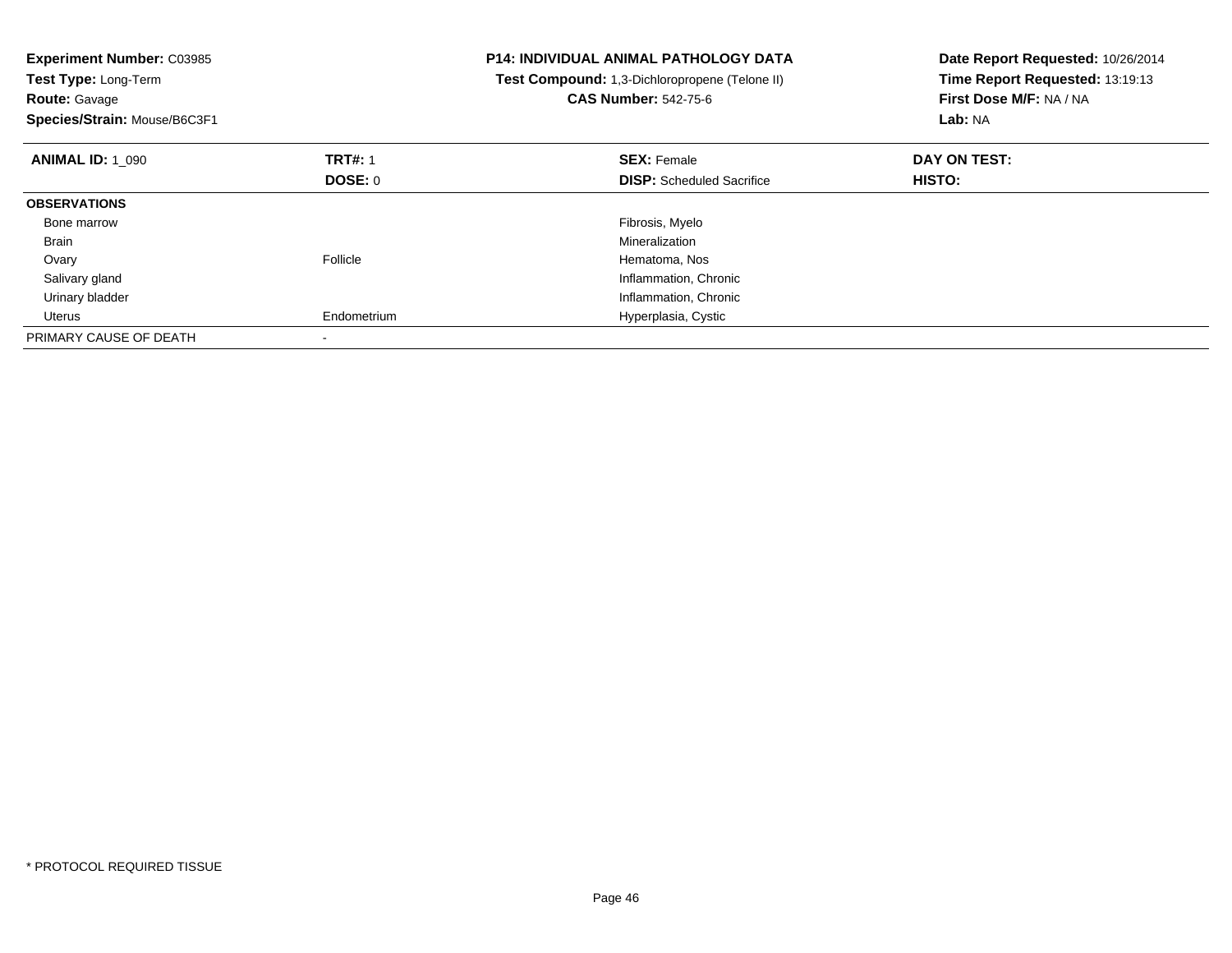**Experiment Number:** C03985
**Test Type:** Long-Term
**Route:** Gavage
**Species/Strain:** Mouse/B6C3F1

**P14: INDIVIDUAL ANIMAL PATHOLOGY DATA**
**Test Compound:** 1,3-Dichloropropene (Telone II)
**CAS Number:** 542-75-6

**Date Report Requested:** 10/26/2014
**Time Report Requested:** 13:19:13
**First Dose M/F:** NA / NA
**Lab:** NA

| **ANIMAL ID:** 1_090 | **TRT#:** 1 | **SEX:** Female | **DAY ON TEST:** |
|---|---|---|---|
| | **DOSE:** 0 | **DISP:** Scheduled Sacrifice | **HISTO:** |
| **OBSERVATIONS** | | | |
| Bone marrow | | Fibrosis, Myelo | |
| Brain | | Mineralization | |
| Ovary | Follicle | Hematoma, Nos | |
| Salivary gland | | Inflammation, Chronic | |
| Urinary bladder | | Inflammation, Chronic | |
| Uterus | Endometrium | Hyperplasia, Cystic | |
| PRIMARY CAUSE OF DEATH | - | | |

* PROTOCOL REQUIRED TISSUE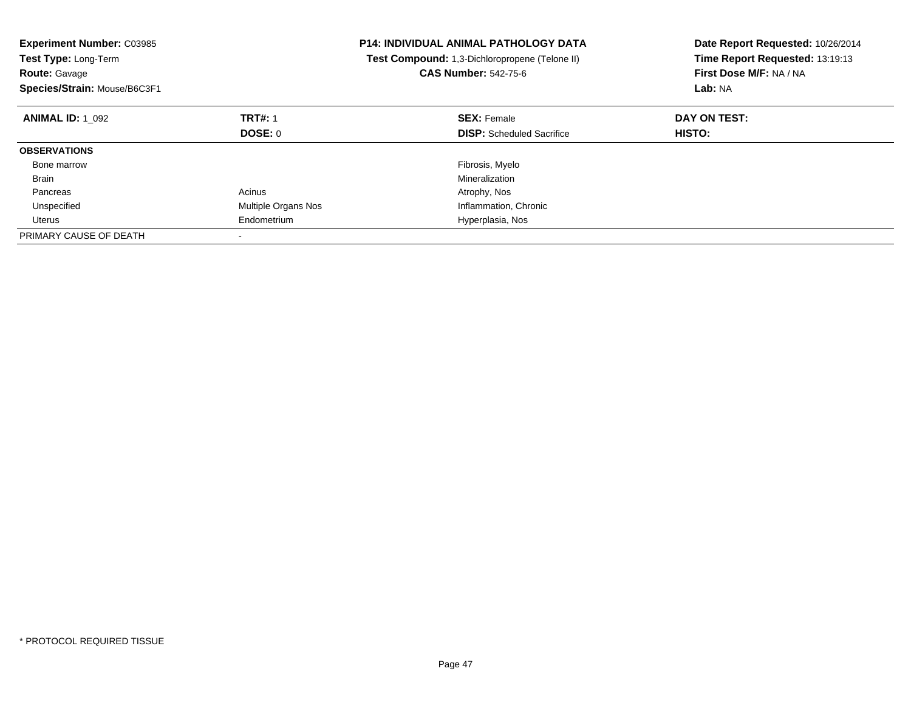**Experiment Number:** C03985
**Test Type:** Long-Term
**Route:** Gavage
**Species/Strain:** Mouse/B6C3F1

**P14: INDIVIDUAL ANIMAL PATHOLOGY DATA**
**Test Compound:** 1,3-Dichloropropene (Telone II)
**CAS Number:** 542-75-6

**Date Report Requested:** 10/26/2014
**Time Report Requested:** 13:19:13
**First Dose M/F:** NA / NA
**Lab:** NA

| **ANIMAL ID:** 1_092 | **TRT#:** 1 | **SEX:** Female | **DAY ON TEST:** |
|---|---|---|---|
| | **DOSE:** 0 | **DISP:** Scheduled Sacrifice | **HISTO:** |
| **OBSERVATIONS** | | | |
| Bone marrow | | Fibrosis, Myelo | |
| Brain | | Mineralization | |
| Pancreas | Acinus | Atrophy, Nos | |
| Unspecified | Multiple Organs Nos | Inflammation, Chronic | |
| Uterus | Endometrium | Hyperplasia, Nos | |
| PRIMARY CAUSE OF DEATH | - | | |

* PROTOCOL REQUIRED TISSUE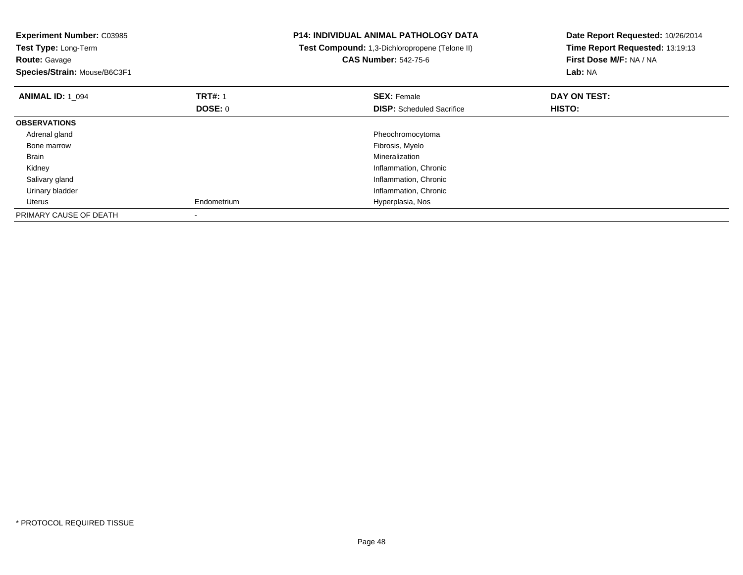**Experiment Number:** C03985
**Test Type:** Long-Term
**Route:** Gavage
**Species/Strain:** Mouse/B6C3F1

**P14: INDIVIDUAL ANIMAL PATHOLOGY DATA**
**Test Compound:** 1,3-Dichloropropene (Telone II)
**CAS Number:** 542-75-6

**Date Report Requested:** 10/26/2014
**Time Report Requested:** 13:19:13
**First Dose M/F:** NA / NA
**Lab:** NA

| **ANIMAL ID:** 1_094 | **TRT#:** 1 | **SEX:** Female | **DAY ON TEST:** |
|---|---|---|---|
| | **DOSE:** 0 | **DISP:** Scheduled Sacrifice | **HISTO:** |
| **OBSERVATIONS** | | | |
| Adrenal gland | | Pheochromocytoma | |
| Bone marrow | | Fibrosis, Myelo | |
| Brain | | Mineralization | |
| Kidney | | Inflammation, Chronic | |
| Salivary gland | | Inflammation, Chronic | |
| Urinary bladder | | Inflammation, Chronic | |
| Uterus | Endometrium | Hyperplasia, Nos | |
| PRIMARY CAUSE OF DEATH | - | | |

* PROTOCOL REQUIRED TISSUE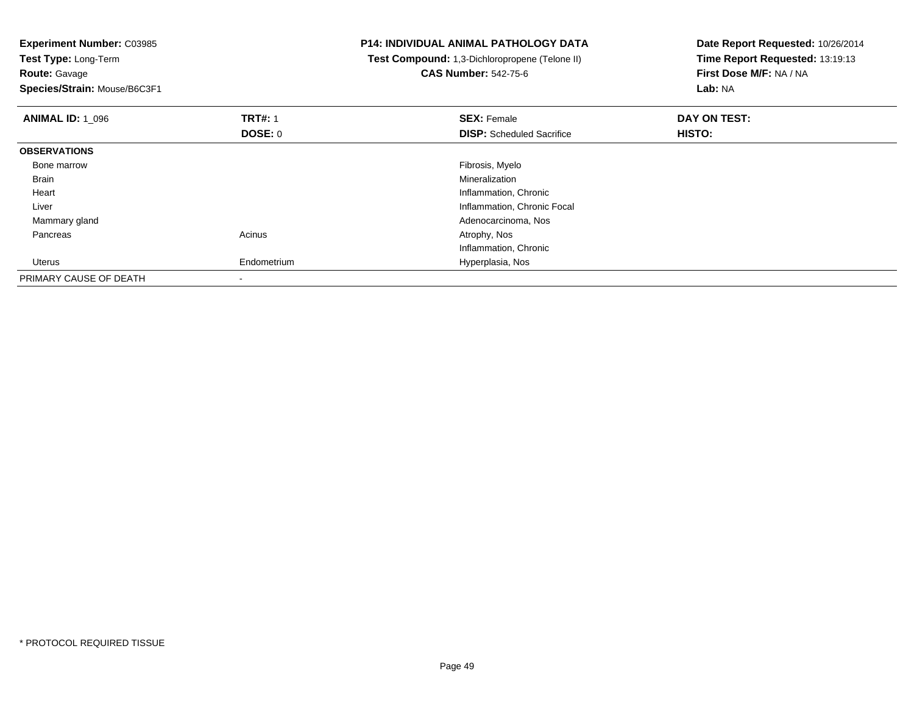**Experiment Number:** C03985
**Test Type:** Long-Term
**Route:** Gavage
**Species/Strain:** Mouse/B6C3F1

**P14: INDIVIDUAL ANIMAL PATHOLOGY DATA**
**Test Compound:** 1,3-Dichloropropene (Telone II)
**CAS Number:** 542-75-6

**Date Report Requested:** 10/26/2014
**Time Report Requested:** 13:19:13
**First Dose M/F:** NA / NA
**Lab:** NA

| **ANIMAL ID:** 1_096 | **TRT#:** 1 | **SEX:** Female | **DAY ON TEST:** |
|---|---|---|---|
| | **DOSE:** 0 | **DISP:** Scheduled Sacrifice | **HISTO:** |
| **OBSERVATIONS** | | | |
| Bone marrow | | Fibrosis, Myelo | |
| Brain | | Mineralization | |
| Heart | | Inflammation, Chronic | |
| Liver | | Inflammation, Chronic Focal | |
| Mammary gland | | Adenocarcinoma, Nos | |
| Pancreas | Acinus | Atrophy, Nos | |
| | | Inflammation, Chronic | |
| Uterus | Endometrium | Hyperplasia, Nos | |
| PRIMARY CAUSE OF DEATH | - | | |

* PROTOCOL REQUIRED TISSUE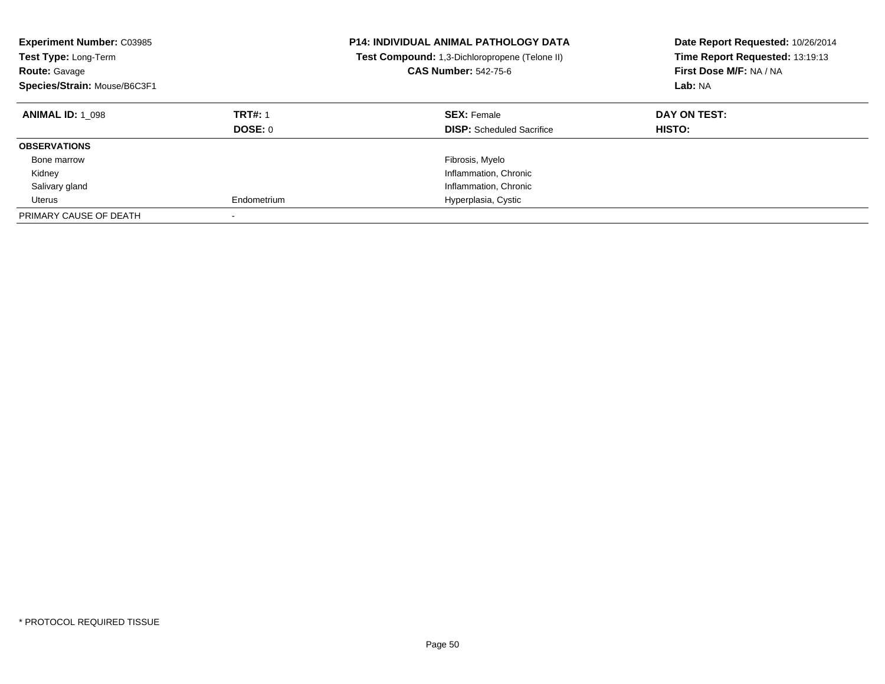**Experiment Number:** C03985
**Test Type:** Long-Term
**Route:** Gavage
**Species/Strain:** Mouse/B6C3F1

**P14: INDIVIDUAL ANIMAL PATHOLOGY DATA**
**Test Compound:** 1,3-Dichloropropene (Telone II)
**CAS Number:** 542-75-6

**Date Report Requested:** 10/26/2014
**Time Report Requested:** 13:19:13
**First Dose M/F:** NA / NA
**Lab:** NA

| **ANIMAL ID:** 1_098 | **TRT#:** 1 | **SEX:** Female | **DAY ON TEST:** |
|---|---|---|---|
| | **DOSE:** 0 | **DISP:** Scheduled Sacrifice | **HISTO:** |
| **OBSERVATIONS** | | | |
| Bone marrow | | Fibrosis, Myelo | |
| Kidney | | Inflammation, Chronic | |
| Salivary gland | | Inflammation, Chronic | |
| Uterus | Endometrium | Hyperplasia, Cystic | |
| PRIMARY CAUSE OF DEATH | - | | |

* PROTOCOL REQUIRED TISSUE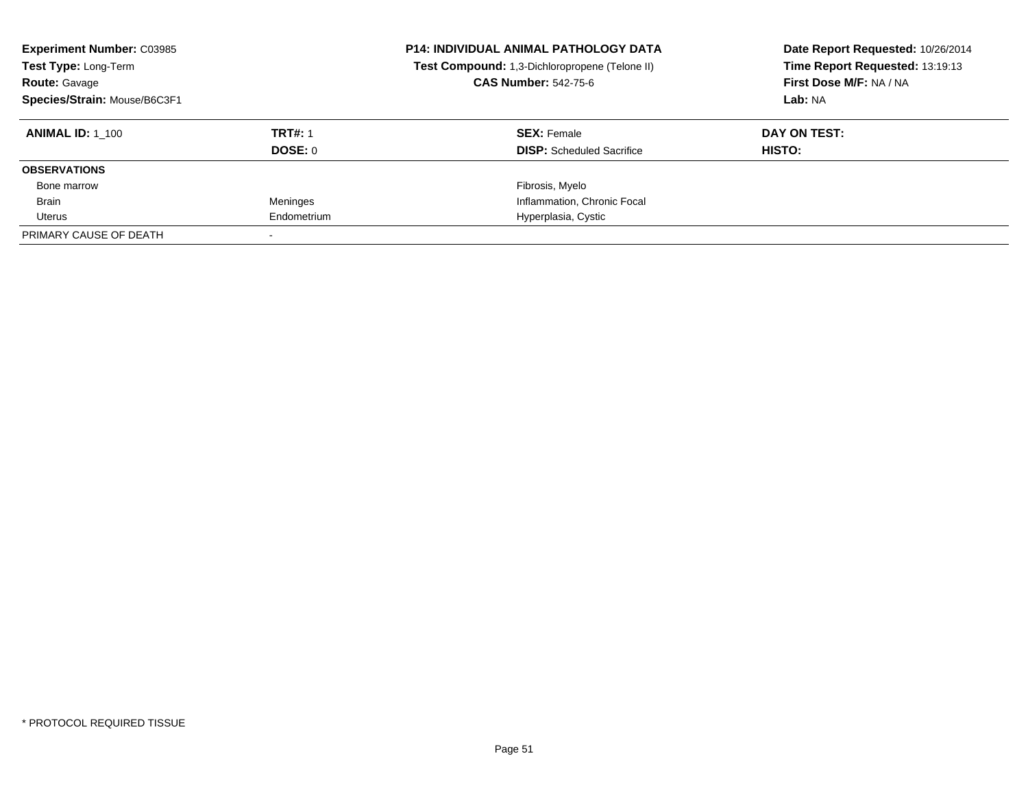**Experiment Number:** C03985
**Test Type:** Long-Term
**Route:** Gavage
**Species/Strain:** Mouse/B6C3F1

**P14: INDIVIDUAL ANIMAL PATHOLOGY DATA**
**Test Compound:** 1,3-Dichloropropene (Telone II)
**CAS Number:** 542-75-6

**Date Report Requested:** 10/26/2014
**Time Report Requested:** 13:19:13
**First Dose M/F:** NA / NA
**Lab:** NA

| **ANIMAL ID:** 1_100 | **TRT#:** 1 | **SEX:** Female | **DAY ON TEST:** |
|---|---|---|---|
| | **DOSE:** 0 | **DISP:** Scheduled Sacrifice | **HISTO:** |
| **OBSERVATIONS** | | | |
| Bone marrow | | Fibrosis, Myelo | |
| Brain | Meninges | Inflammation, Chronic Focal | |
| Uterus | Endometrium | Hyperplasia, Cystic | |
| PRIMARY CAUSE OF DEATH | - | | |

* PROTOCOL REQUIRED TISSUE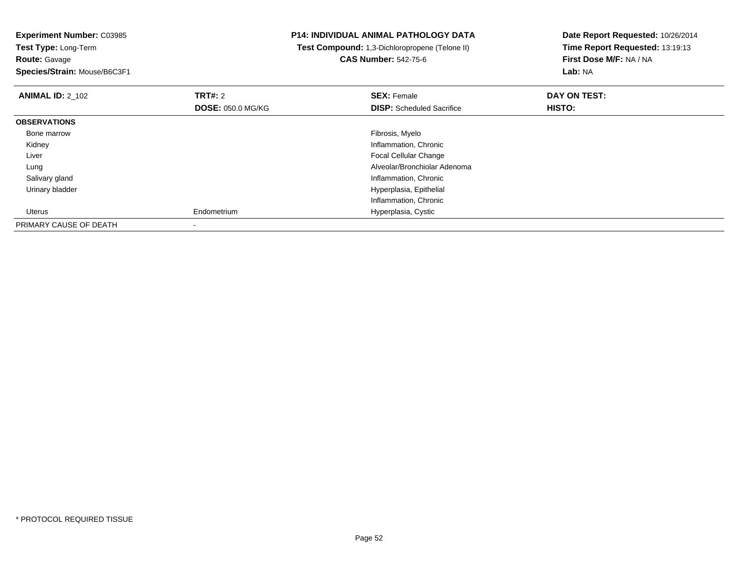**Experiment Number:** C03985
**Test Type:** Long-Term
**Route:** Gavage
**Species/Strain:** Mouse/B6C3F1

**P14: INDIVIDUAL ANIMAL PATHOLOGY DATA**
**Test Compound:** 1,3-Dichloropropene (Telone II)
**CAS Number:** 542-75-6

**Date Report Requested:** 10/26/2014
**Time Report Requested:** 13:19:13
**First Dose M/F:** NA / NA
**Lab:** NA

| **ANIMAL ID:** 2_102 | **TRT#:** 2 | **SEX:** Female | **DAY ON TEST:** |
|---|---|---|---|
| | **DOSE:** 050.0 MG/KG | **DISP:** Scheduled Sacrifice | **HISTO:** |
| **OBSERVATIONS** | | | |
| Bone marrow | | Fibrosis, Myelo | |
| Kidney | | Inflammation, Chronic | |
| Liver | | Focal Cellular Change | |
| Lung | | Alveolar/Bronchiolar Adenoma | |
| Salivary gland | | Inflammation, Chronic | |
| Urinary bladder | | Hyperplasia, Epithelial | |
| | | Inflammation, Chronic | |
| Uterus | Endometrium | Hyperplasia, Cystic | |
| PRIMARY CAUSE OF DEATH | - | | |

* PROTOCOL REQUIRED TISSUE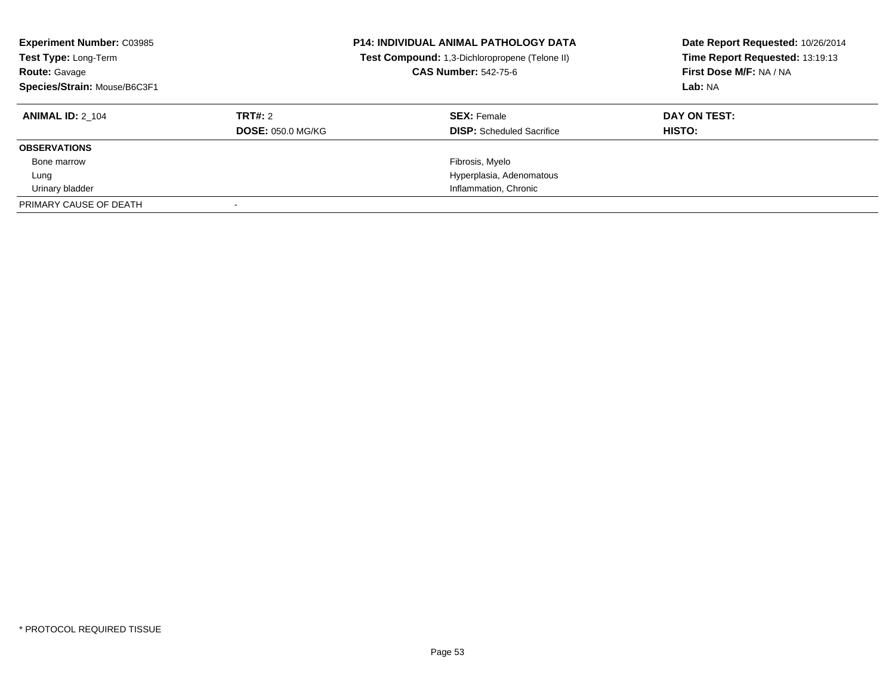**Experiment Number:** C03985
**Test Type:** Long-Term
**Route:** Gavage
**Species/Strain:** Mouse/B6C3F1

**P14: INDIVIDUAL ANIMAL PATHOLOGY DATA**
**Test Compound:** 1,3-Dichloropropene (Telone II)
**CAS Number:** 542-75-6

**Date Report Requested:** 10/26/2014
**Time Report Requested:** 13:19:13
**First Dose M/F:** NA / NA
**Lab:** NA

| **ANIMAL ID:** 2_104 | **TRT#:** 2 | **SEX:** Female | **DAY ON TEST:** |
|---|---|---|---|
| | **DOSE:** 050.0 MG/KG | **DISP:** Scheduled Sacrifice | **HISTO:** |
| **OBSERVATIONS** | | | |
| Bone marrow | | Fibrosis, Myelo | |
| Lung | | Hyperplasia, Adenomatous | |
| Urinary bladder | | Inflammation, Chronic | |
| PRIMARY CAUSE OF DEATH | - | | |

* PROTOCOL REQUIRED TISSUE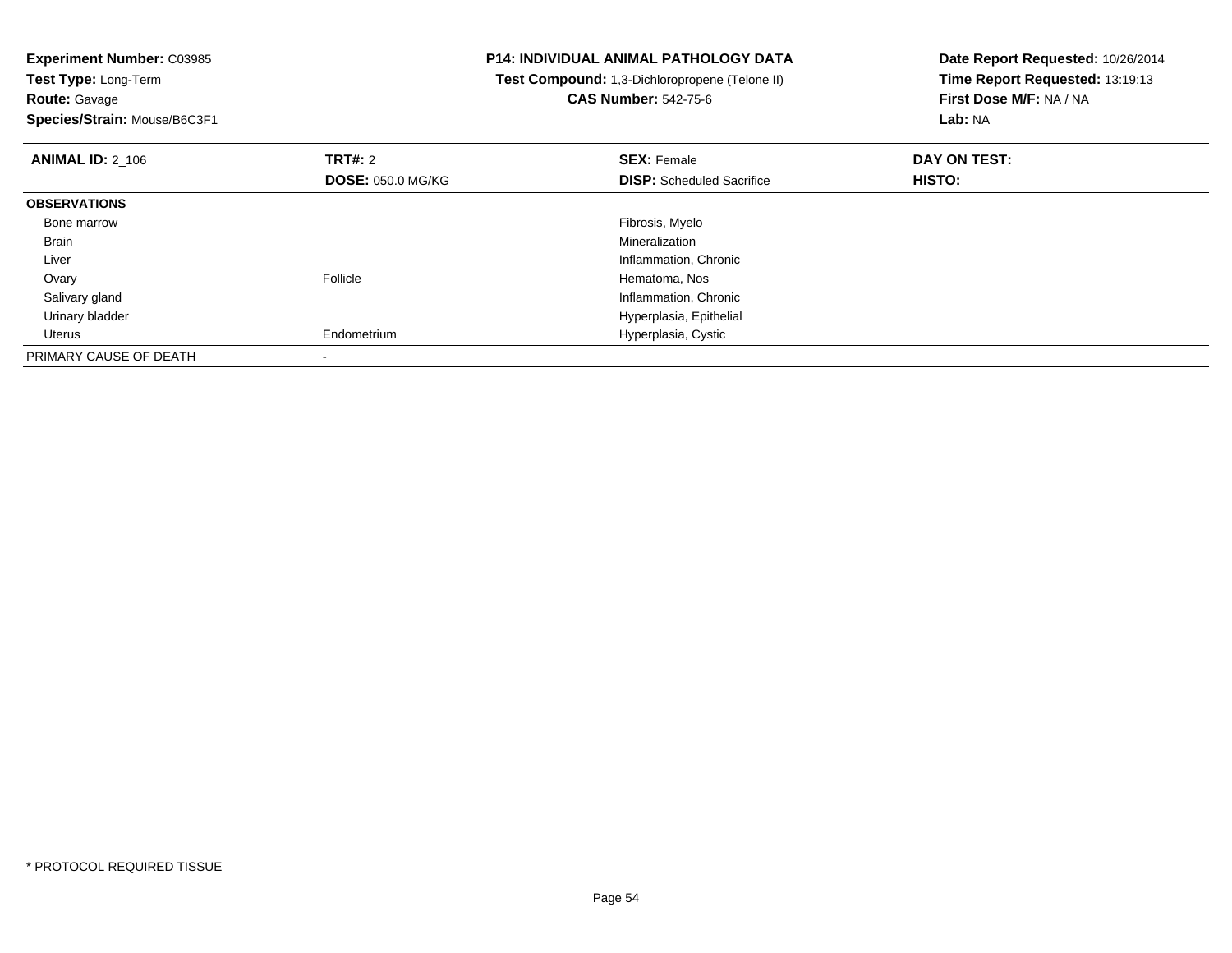**Experiment Number:** C03985
**Test Type:** Long-Term
**Route:** Gavage
**Species/Strain:** Mouse/B6C3F1

**P14: INDIVIDUAL ANIMAL PATHOLOGY DATA**
**Test Compound:** 1,3-Dichloropropene (Telone II)
**CAS Number:** 542-75-6

**Date Report Requested:** 10/26/2014
**Time Report Requested:** 13:19:13
**First Dose M/F:** NA / NA
**Lab:** NA

| **ANIMAL ID:** 2_106 | **TRT#:** 2 | **SEX:** Female | **DAY ON TEST:** |
|---|---|---|---|
| | **DOSE:** 050.0 MG/KG | **DISP:** Scheduled Sacrifice | **HISTO:** |
| **OBSERVATIONS** | | | |
| Bone marrow | | Fibrosis, Myelo | |
| Brain | | Mineralization | |
| Liver | | Inflammation, Chronic | |
| Ovary | Follicle | Hematoma, Nos | |
| Salivary gland | | Inflammation, Chronic | |
| Urinary bladder | | Hyperplasia, Epithelial | |
| Uterus | Endometrium | Hyperplasia, Cystic | |
| PRIMARY CAUSE OF DEATH | - | | |

* PROTOCOL REQUIRED TISSUE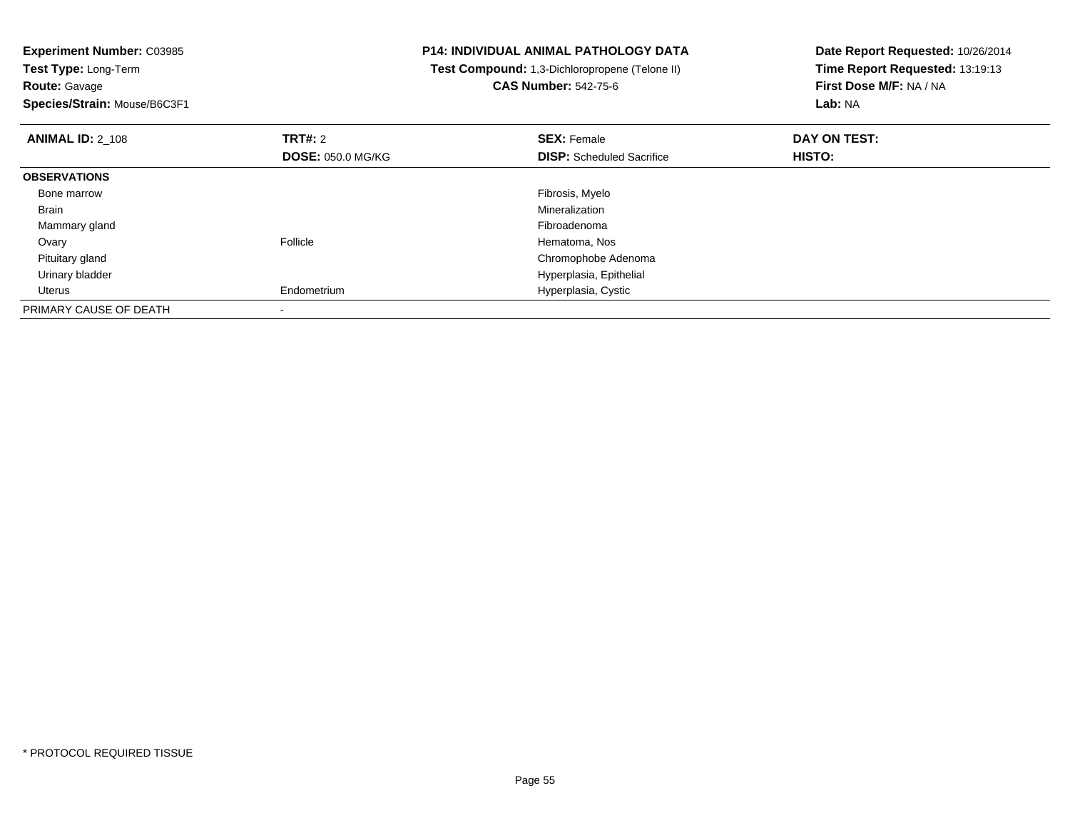**Experiment Number:** C03985
**Test Type:** Long-Term
**Route:** Gavage
**Species/Strain:** Mouse/B6C3F1

**P14: INDIVIDUAL ANIMAL PATHOLOGY DATA**
**Test Compound:** 1,3-Dichloropropene (Telone II)
**CAS Number:** 542-75-6

**Date Report Requested:** 10/26/2014
**Time Report Requested:** 13:19:13
**First Dose M/F:** NA / NA
**Lab:** NA

| **ANIMAL ID:** 2_108 | **TRT#:** 2 | **SEX:** Female | **DAY ON TEST:** |
|---|---|---|---|
| | **DOSE:** 050.0 MG/KG | **DISP:** Scheduled Sacrifice | **HISTO:** |
| **OBSERVATIONS** | | | |
| Bone marrow | | Fibrosis, Myelo | |
| Brain | | Mineralization | |
| Mammary gland | | Fibroadenoma | |
| Ovary | Follicle | Hematoma, Nos | |
| Pituitary gland | | Chromophobe Adenoma | |
| Urinary bladder | | Hyperplasia, Epithelial | |
| Uterus | Endometrium | Hyperplasia, Cystic | |
| PRIMARY CAUSE OF DEATH | - | | |

* PROTOCOL REQUIRED TISSUE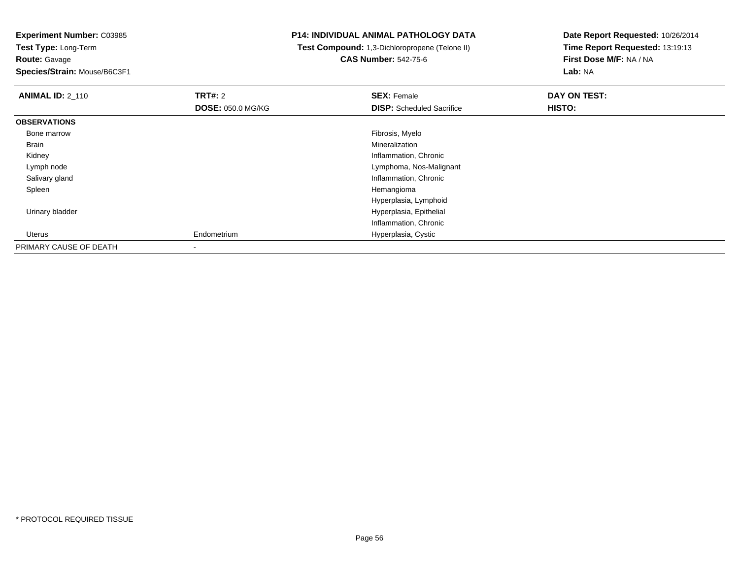**Experiment Number:** C03985
**Test Type:** Long-Term
**Route:** Gavage
**Species/Strain:** Mouse/B6C3F1

**P14: INDIVIDUAL ANIMAL PATHOLOGY DATA**
**Test Compound:** 1,3-Dichloropropene (Telone II)
**CAS Number:** 542-75-6

**Date Report Requested:** 10/26/2014
**Time Report Requested:** 13:19:13
**First Dose M/F:** NA / NA
**Lab:** NA

| ANIMAL ID: 2_110 | TRT#: 2 | SEX: Female | DAY ON TEST: |
|---|---|---|---|
| | DOSE: 050.0 MG/KG | DISP: Scheduled Sacrifice | HISTO: |
| **OBSERVATIONS** | | | |
| Bone marrow | | Fibrosis, Myelo | |
| Brain | | Mineralization | |
| Kidney | | Inflammation, Chronic | |
| Lymph node | | Lymphoma, Nos-Malignant | |
| Salivary gland | | Inflammation, Chronic | |
| Spleen | | Hemangioma | |
| | | Hyperplasia, Lymphoid | |
| Urinary bladder | | Hyperplasia, Epithelial | |
| | | Inflammation, Chronic | |
| Uterus | Endometrium | Hyperplasia, Cystic | |
| PRIMARY CAUSE OF DEATH | - | | |

* PROTOCOL REQUIRED TISSUE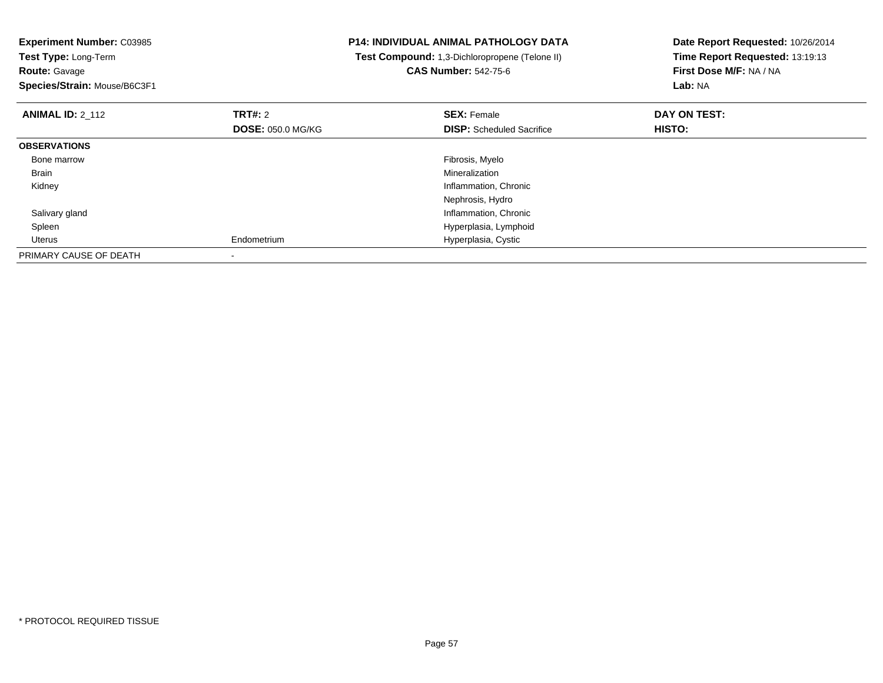**Experiment Number:** C03985
**Test Type:** Long-Term
**Route:** Gavage
**Species/Strain:** Mouse/B6C3F1

**P14: INDIVIDUAL ANIMAL PATHOLOGY DATA**
**Test Compound:** 1,3-Dichloropropene (Telone II)
**CAS Number:** 542-75-6

**Date Report Requested:** 10/26/2014
**Time Report Requested:** 13:19:13
**First Dose M/F:** NA / NA
**Lab:** NA

| **ANIMAL ID:** 2_112 | **TRT#:** 2 | **SEX:** Female | **DAY ON TEST:** |
|---|---|---|---|
| | **DOSE:** 050.0 MG/KG | **DISP:** Scheduled Sacrifice | **HISTO:** |
| **OBSERVATIONS** | | | |
| Bone marrow | | Fibrosis, Myelo | |
| Brain | | Mineralization | |
| Kidney | | Inflammation, Chronic | |
| | | Nephrosis, Hydro | |
| Salivary gland | | Inflammation, Chronic | |
| Spleen | | Hyperplasia, Lymphoid | |
| Uterus | Endometrium | Hyperplasia, Cystic | |
| PRIMARY CAUSE OF DEATH | - | | |

* PROTOCOL REQUIRED TISSUE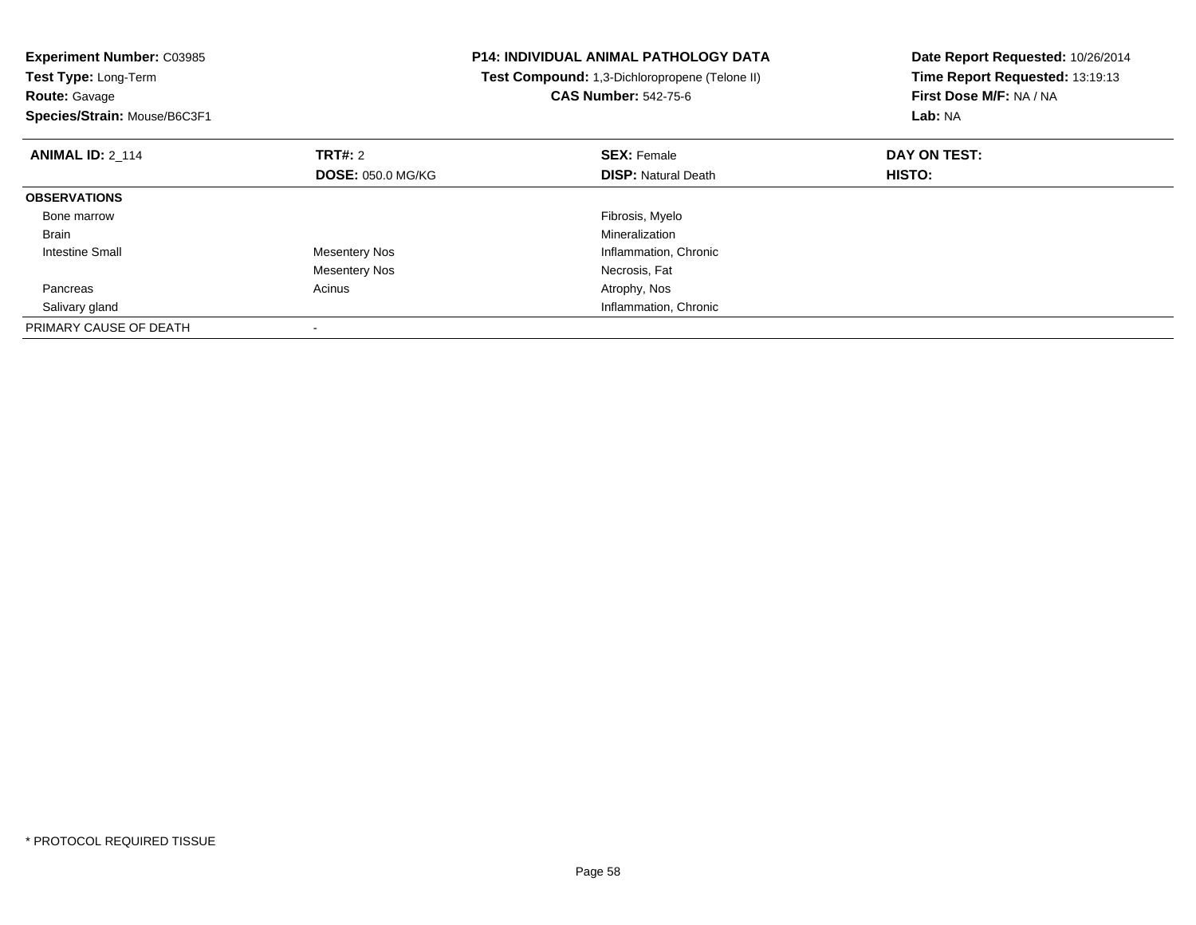**Experiment Number:** C03985
**Test Type:** Long-Term
**Route:** Gavage
**Species/Strain:** Mouse/B6C3F1

**P14: INDIVIDUAL ANIMAL PATHOLOGY DATA**
**Test Compound:** 1,3-Dichloropropene (Telone II)
**CAS Number:** 542-75-6

**Date Report Requested:** 10/26/2014
**Time Report Requested:** 13:19:13
**First Dose M/F:** NA / NA
**Lab:** NA

| **ANIMAL ID:** 2_114 | **TRT#:** 2 | **SEX:** Female | **DAY ON TEST:** |
|---|---|---|---|
| | **DOSE:** 050.0 MG/KG | **DISP:** Natural Death | **HISTO:** |
| **OBSERVATIONS** | | | |
| Bone marrow | | Fibrosis, Myelo | |
| Brain | | Mineralization | |
| Intestine Small | Mesentery Nos | Inflammation, Chronic | |
| | Mesentery Nos | Necrosis, Fat | |
| Pancreas | Acinus | Atrophy, Nos | |
| Salivary gland | | Inflammation, Chronic | |
| PRIMARY CAUSE OF DEATH | - | | |

* PROTOCOL REQUIRED TISSUE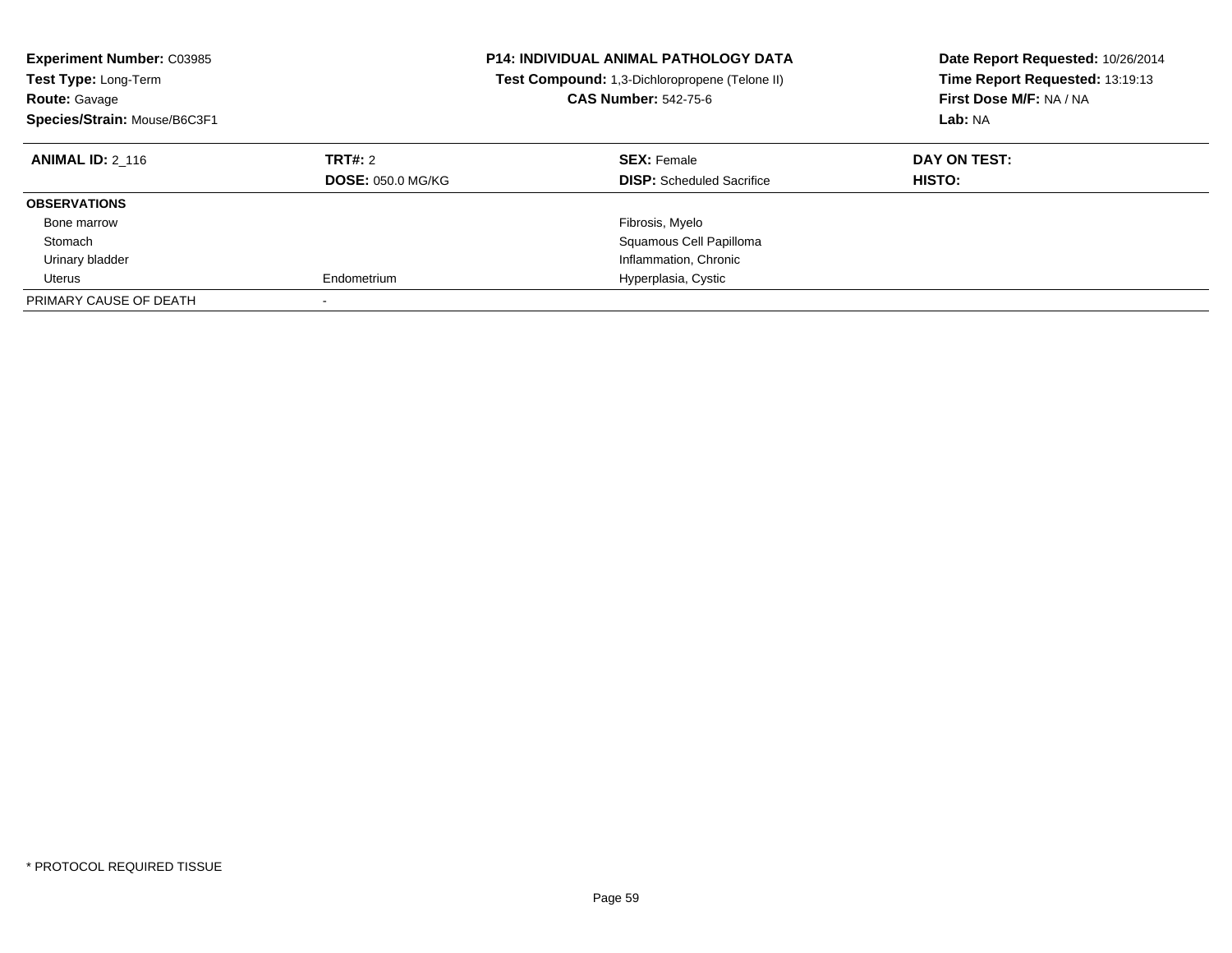**Experiment Number:** C03985
**Test Type:** Long-Term
**Route:** Gavage
**Species/Strain:** Mouse/B6C3F1

**P14: INDIVIDUAL ANIMAL PATHOLOGY DATA**
**Test Compound:** 1,3-Dichloropropene (Telone II)
**CAS Number:** 542-75-6

**Date Report Requested:** 10/26/2014
**Time Report Requested:** 13:19:13
**First Dose M/F:** NA / NA
**Lab:** NA

| **ANIMAL ID:** 2_116 | **TRT#:** 2 | **SEX:** Female | **DAY ON TEST:** |
|---|---|---|---|
| | **DOSE:** 050.0 MG/KG | **DISP:** Scheduled Sacrifice | **HISTO:** |
| **OBSERVATIONS** | | | |
| Bone marrow | | Fibrosis, Myelo | |
| Stomach | | Squamous Cell Papilloma | |
| Urinary bladder | | Inflammation, Chronic | |
| Uterus | Endometrium | Hyperplasia, Cystic | |
| PRIMARY CAUSE OF DEATH | - | | |

* PROTOCOL REQUIRED TISSUE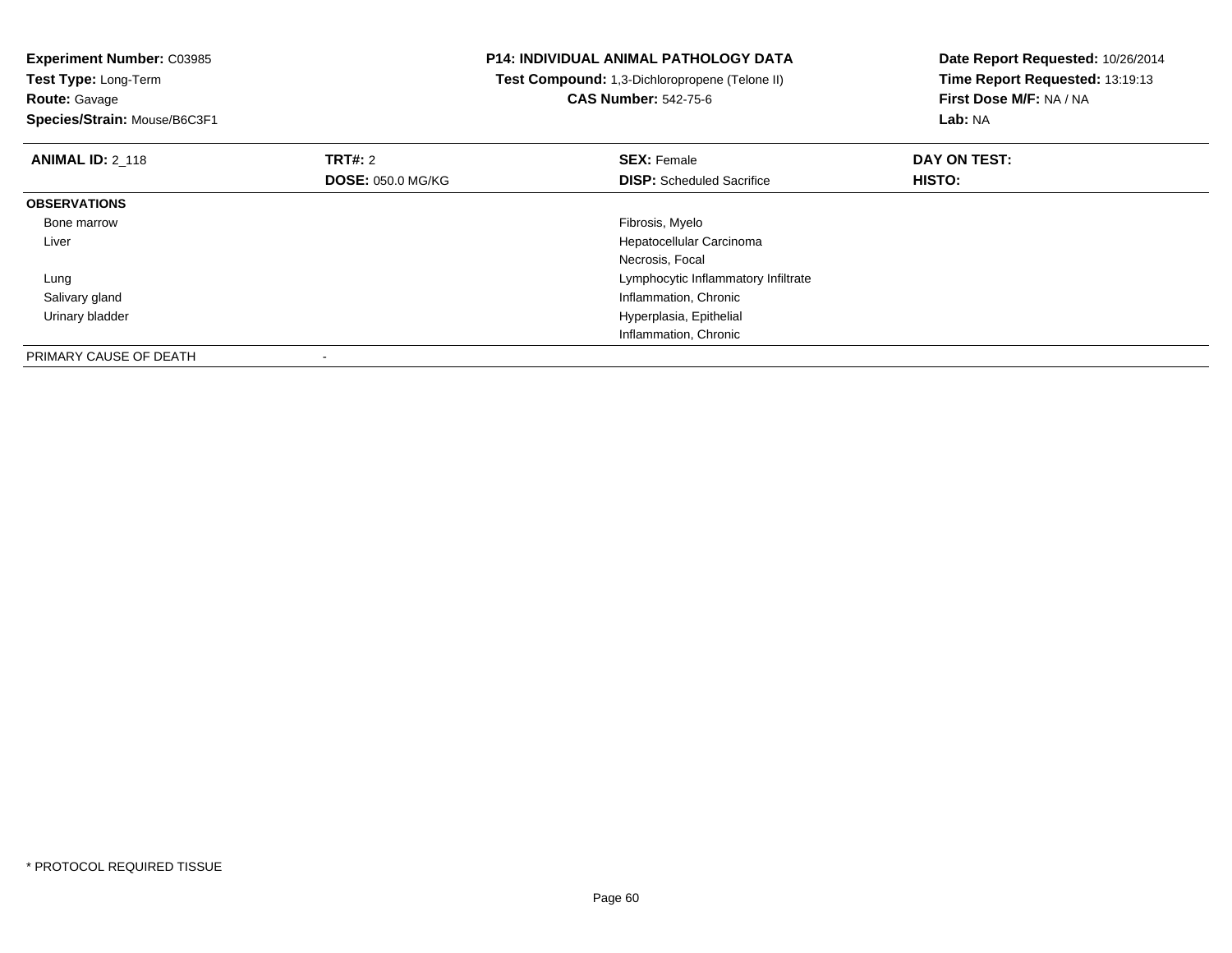**Experiment Number:** C03985
**Test Type:** Long-Term
**Route:** Gavage
**Species/Strain:** Mouse/B6C3F1

**P14: INDIVIDUAL ANIMAL PATHOLOGY DATA**
**Test Compound:** 1,3-Dichloropropene (Telone II)
**CAS Number:** 542-75-6

**Date Report Requested:** 10/26/2014
**Time Report Requested:** 13:19:13
**First Dose M/F:** NA / NA
**Lab:** NA

| **ANIMAL ID:** 2_118 | **TRT#:** 2 | **SEX:** Female | **DAY ON TEST:** |
|---|---|---|---|
| | **DOSE:** 050.0 MG/KG | **DISP:** Scheduled Sacrifice | **HISTO:** |
| **OBSERVATIONS** | | | |
| Bone marrow | | Fibrosis, Myelo | |
| Liver | | Hepatocellular Carcinoma | |
| | | Necrosis, Focal | |
| Lung | | Lymphocytic Inflammatory Infiltrate | |
| Salivary gland | | Inflammation, Chronic | |
| Urinary bladder | | Hyperplasia, Epithelial | |
| | | Inflammation, Chronic | |
| PRIMARY CAUSE OF DEATH | - | | |

* PROTOCOL REQUIRED TISSUE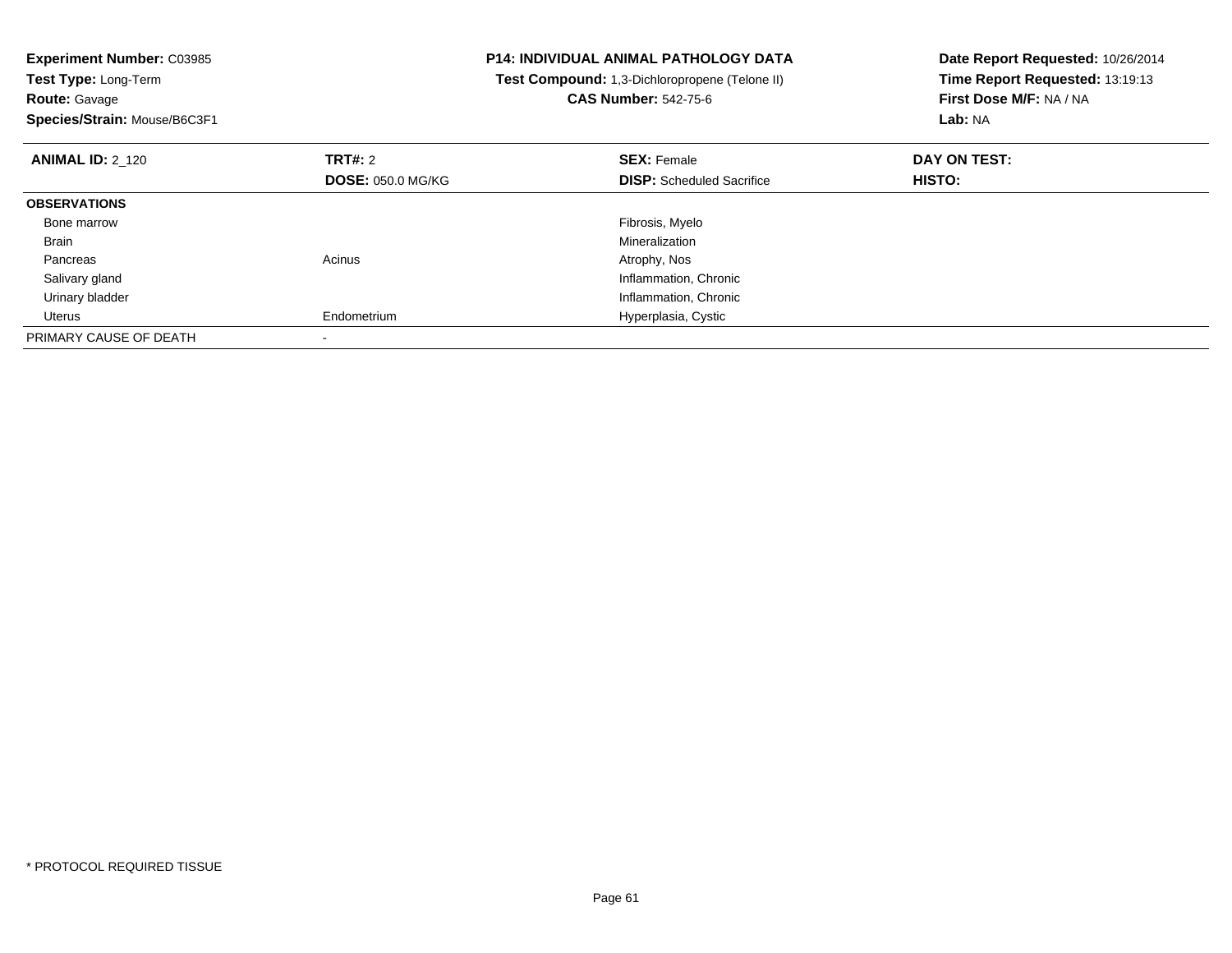**Experiment Number:** C03985
**Test Type:** Long-Term
**Route:** Gavage
**Species/Strain:** Mouse/B6C3F1

**P14: INDIVIDUAL ANIMAL PATHOLOGY DATA**
**Test Compound:** 1,3-Dichloropropene (Telone II)
**CAS Number:** 542-75-6

**Date Report Requested:** 10/26/2014
**Time Report Requested:** 13:19:13
**First Dose M/F:** NA / NA
**Lab:** NA

| **ANIMAL ID:** 2_120 | **TRT#:** 2 | **SEX:** Female | **DAY ON TEST:** |
|---|---|---|---|
| | **DOSE:** 050.0 MG/KG | **DISP:** Scheduled Sacrifice | **HISTO:** |
| **OBSERVATIONS** | | | |
| Bone marrow | | Fibrosis, Myelo | |
| Brain | | Mineralization | |
| Pancreas | Acinus | Atrophy, Nos | |
| Salivary gland | | Inflammation, Chronic | |
| Urinary bladder | | Inflammation, Chronic | |
| Uterus | Endometrium | Hyperplasia, Cystic | |
| PRIMARY CAUSE OF DEATH | - | | |

\* PROTOCOL REQUIRED TISSUE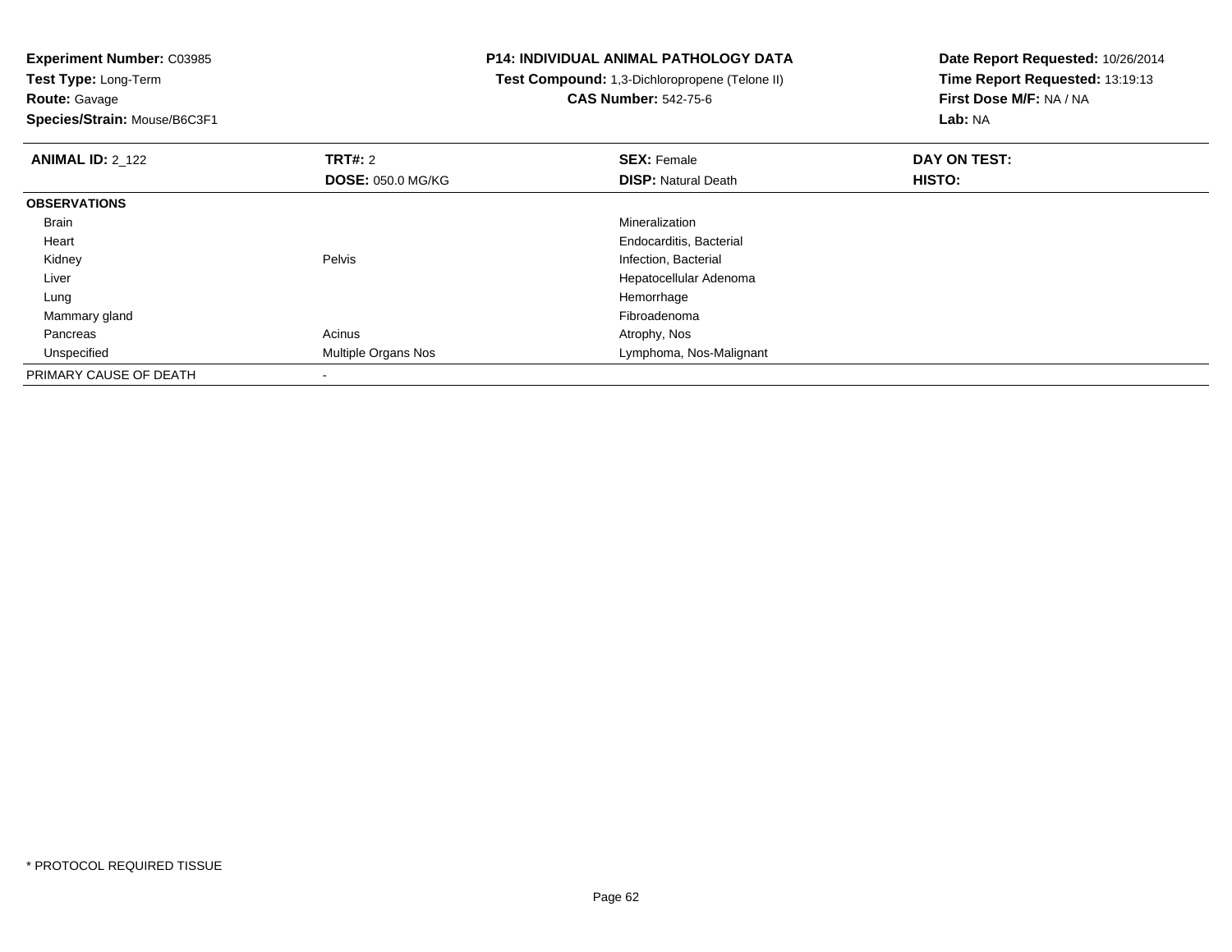**Experiment Number:** C03985
**Test Type:** Long-Term
**Route:** Gavage
**Species/Strain:** Mouse/B6C3F1

**P14: INDIVIDUAL ANIMAL PATHOLOGY DATA**
**Test Compound:** 1,3-Dichloropropene (Telone II)
**CAS Number:** 542-75-6

**Date Report Requested:** 10/26/2014
**Time Report Requested:** 13:19:13
**First Dose M/F:** NA / NA
**Lab:** NA

| **ANIMAL ID:** 2_122 | **TRT#:** 2 | **SEX:** Female | **DAY ON TEST:** |
|---|---|---|---|
| | **DOSE:** 050.0 MG/KG | **DISP:** Natural Death | **HISTO:** |
| **OBSERVATIONS** | | | |
| Brain | | Mineralization | |
| Heart | | Endocarditis, Bacterial | |
| Kidney | Pelvis | Infection, Bacterial | |
| Liver | | Hepatocellular Adenoma | |
| Lung | | Hemorrhage | |
| Mammary gland | | Fibroadenoma | |
| Pancreas | Acinus | Atrophy, Nos | |
| Unspecified | Multiple Organs Nos | Lymphoma, Nos-Malignant | |
| PRIMARY CAUSE OF DEATH | - | | |

* PROTOCOL REQUIRED TISSUE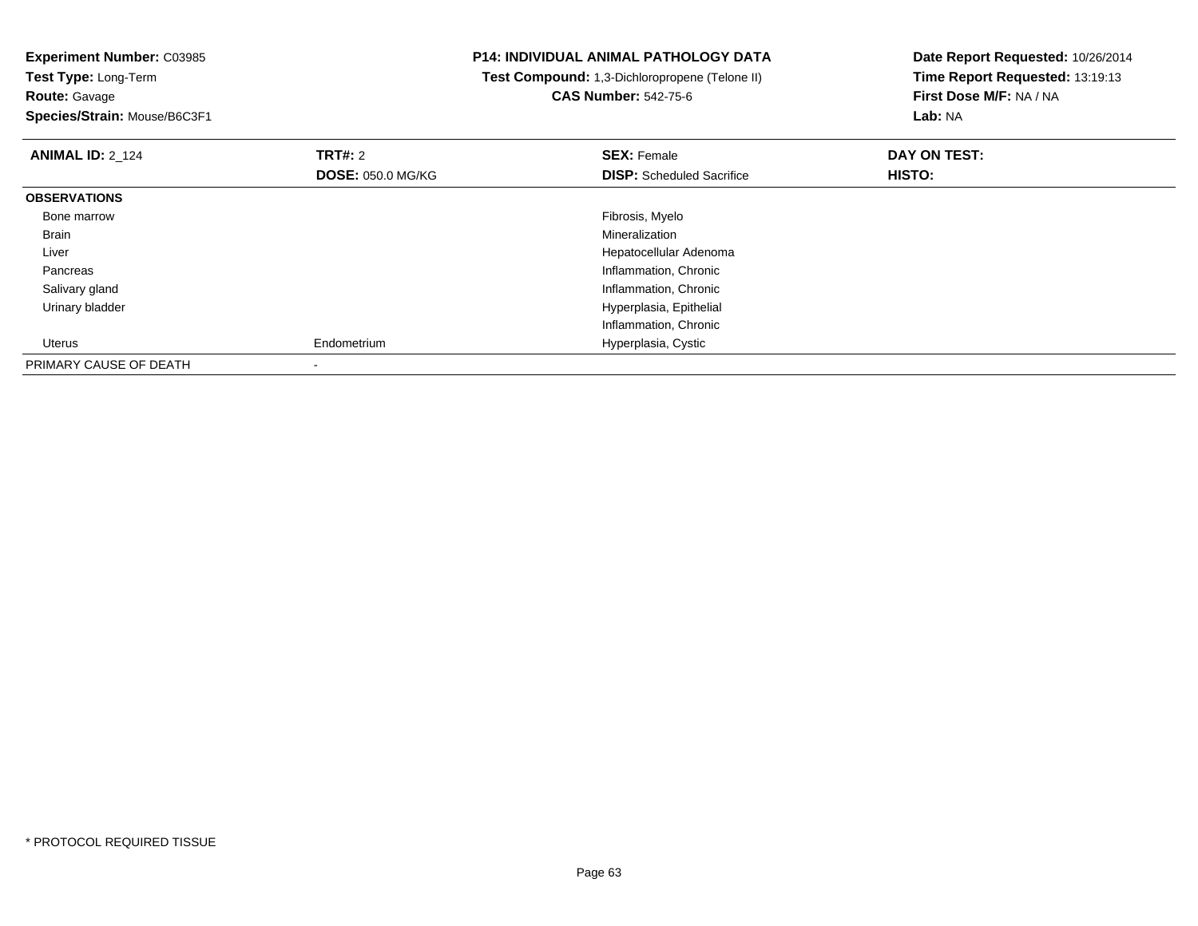**Experiment Number:** C03985
**Test Type:** Long-Term
**Route:** Gavage
**Species/Strain:** Mouse/B6C3F1

**P14: INDIVIDUAL ANIMAL PATHOLOGY DATA**
**Test Compound:** 1,3-Dichloropropene (Telone II)
**CAS Number:** 542-75-6

**Date Report Requested:** 10/26/2014
**Time Report Requested:** 13:19:13
**First Dose M/F:** NA / NA
**Lab:** NA

| **ANIMAL ID:** 2_124 | **TRT#:** 2 | **SEX:** Female | **DAY ON TEST:** |
|---|---|---|---|
| | **DOSE:** 050.0 MG/KG | **DISP:** Scheduled Sacrifice | **HISTO:** |
| **OBSERVATIONS** | | | |
| Bone marrow | | Fibrosis, Myelo | |
| Brain | | Mineralization | |
| Liver | | Hepatocellular Adenoma | |
| Pancreas | | Inflammation, Chronic | |
| Salivary gland | | Inflammation, Chronic | |
| Urinary bladder | | Hyperplasia, Epithelial | |
| | | Inflammation, Chronic | |
| Uterus | Endometrium | Hyperplasia, Cystic | |
| PRIMARY CAUSE OF DEATH | - | | |

* PROTOCOL REQUIRED TISSUE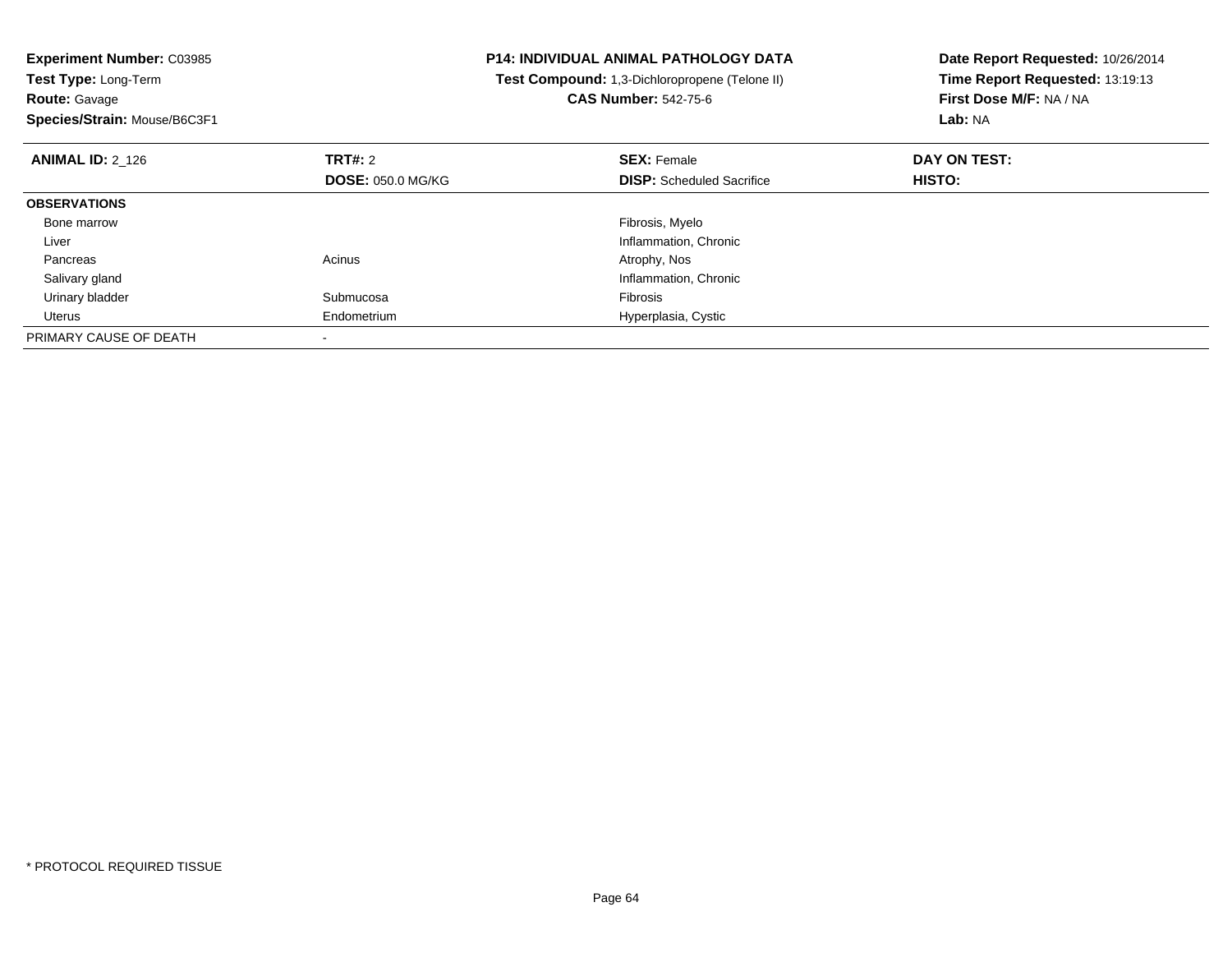**Experiment Number:** C03985
**Test Type:** Long-Term
**Route:** Gavage
**Species/Strain:** Mouse/B6C3F1

**P14: INDIVIDUAL ANIMAL PATHOLOGY DATA**
**Test Compound:** 1,3-Dichloropropene (Telone II)
**CAS Number:** 542-75-6

**Date Report Requested:** 10/26/2014
**Time Report Requested:** 13:19:13
**First Dose M/F:** NA / NA
**Lab:** NA

| **ANIMAL ID:** 2_126 | **TRT#:** 2 | **SEX:** Female | **DAY ON TEST:** |
|---|---|---|---|
| | **DOSE:** 050.0 MG/KG | **DISP:** Scheduled Sacrifice | **HISTO:** |
| **OBSERVATIONS** | | | |
| Bone marrow | | Fibrosis, Myelo | |
| Liver | | Inflammation, Chronic | |
| Pancreas | Acinus | Atrophy, Nos | |
| Salivary gland | | Inflammation, Chronic | |
| Urinary bladder | Submucosa | Fibrosis | |
| Uterus | Endometrium | Hyperplasia, Cystic | |
| PRIMARY CAUSE OF DEATH | - | | |

* PROTOCOL REQUIRED TISSUE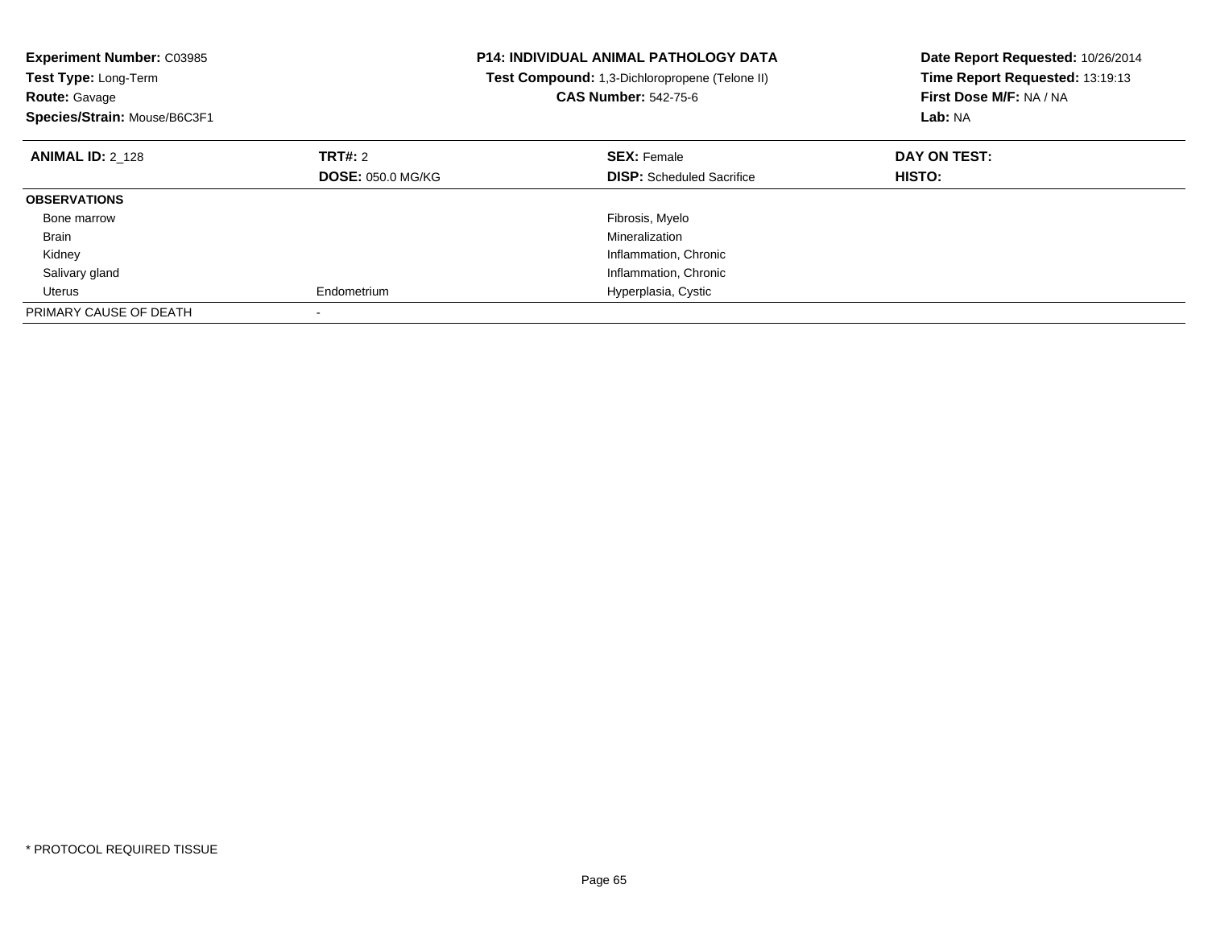**Experiment Number:** C03985
**Test Type:** Long-Term
**Route:** Gavage
**Species/Strain:** Mouse/B6C3F1

**P14: INDIVIDUAL ANIMAL PATHOLOGY DATA**
**Test Compound:** 1,3-Dichloropropene (Telone II)
**CAS Number:** 542-75-6

**Date Report Requested:** 10/26/2014
**Time Report Requested:** 13:19:13
**First Dose M/F:** NA / NA
**Lab:** NA

| **ANIMAL ID:** 2_128 | **TRT#:** 2 | **SEX:** Female | **DAY ON TEST:** |
|---|---|---|---|
| | **DOSE:** 050.0 MG/KG | **DISP:** Scheduled Sacrifice | **HISTO:** |
| **OBSERVATIONS** | | | |
| Bone marrow | | Fibrosis, Myelo | |
| Brain | | Mineralization | |
| Kidney | | Inflammation, Chronic | |
| Salivary gland | | Inflammation, Chronic | |
| Uterus | Endometrium | Hyperplasia, Cystic | |
| PRIMARY CAUSE OF DEATH | - | | |

* PROTOCOL REQUIRED TISSUE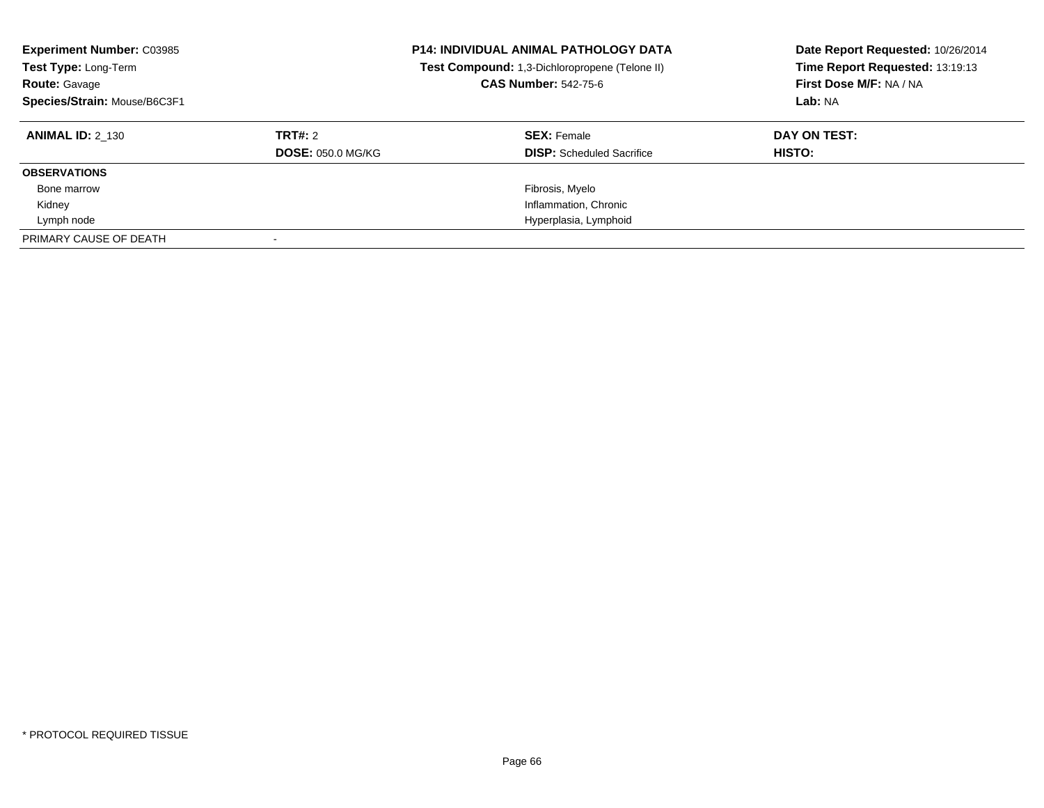**Experiment Number:** C03985
**Test Type:** Long-Term
**Route:** Gavage
**Species/Strain:** Mouse/B6C3F1

**P14: INDIVIDUAL ANIMAL PATHOLOGY DATA**
**Test Compound:** 1,3-Dichloropropene (Telone II)
**CAS Number:** 542-75-6

**Date Report Requested:** 10/26/2014
**Time Report Requested:** 13:19:13
**First Dose M/F:** NA / NA
**Lab:** NA

| **ANIMAL ID:** 2_130 | **TRT#:** 2 | **SEX:** Female | **DAY ON TEST:** |
|---|---|---|---|
| | **DOSE:** 050.0 MG/KG | **DISP:** Scheduled Sacrifice | **HISTO:** |
| **OBSERVATIONS** | | | |
| Bone marrow | | Fibrosis, Myelo | |
| Kidney | | Inflammation, Chronic | |
| Lymph node | | Hyperplasia, Lymphoid | |
| PRIMARY CAUSE OF DEATH | - | | |

\* PROTOCOL REQUIRED TISSUE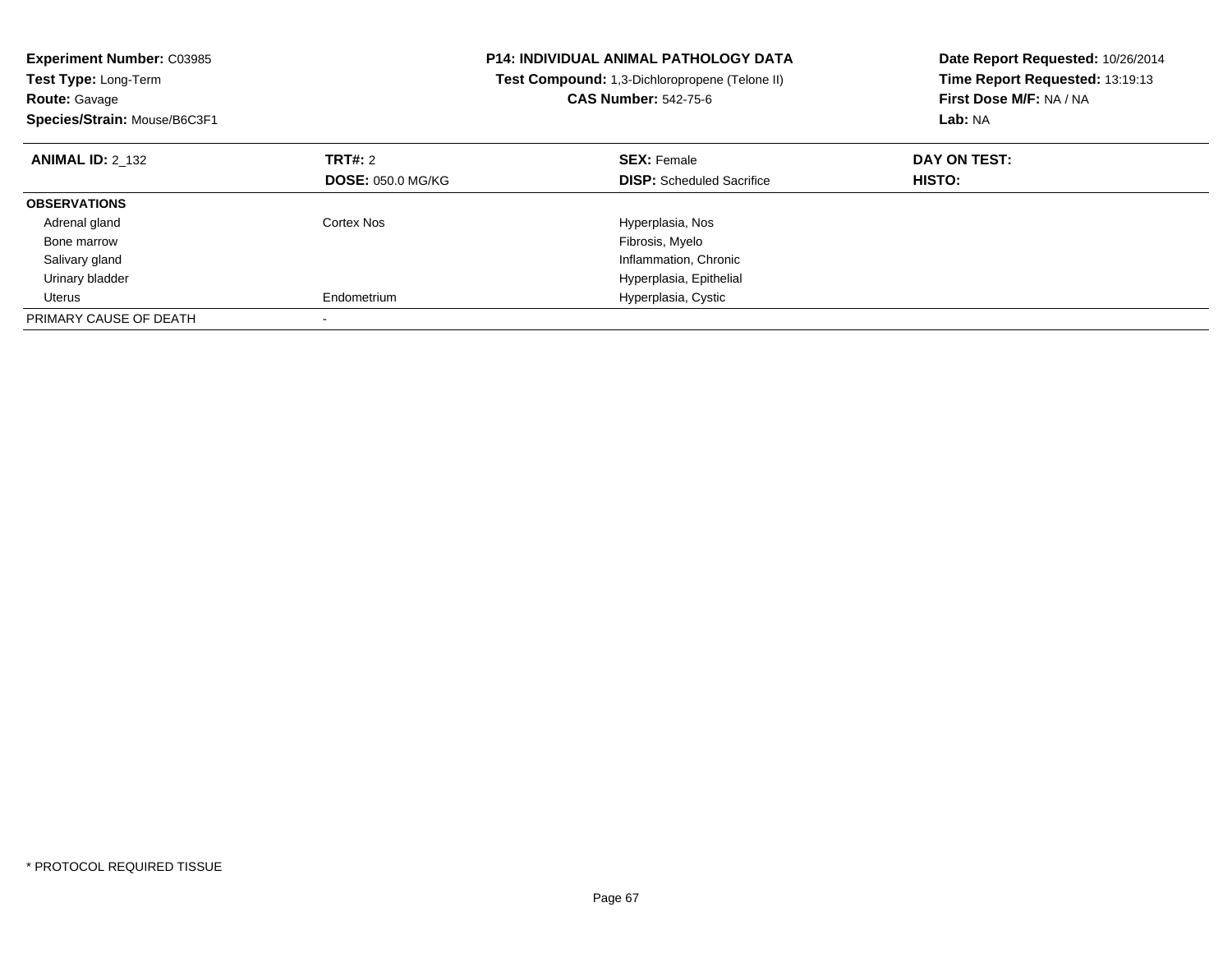**Experiment Number:** C03985
**Test Type:** Long-Term
**Route:** Gavage
**Species/Strain:** Mouse/B6C3F1

**P14: INDIVIDUAL ANIMAL PATHOLOGY DATA**
**Test Compound:** 1,3-Dichloropropene (Telone II)
**CAS Number:** 542-75-6

**Date Report Requested:** 10/26/2014
**Time Report Requested:** 13:19:13
**First Dose M/F:** NA / NA
**Lab:** NA

| **ANIMAL ID:** 2_132 | **TRT#:** 2 | **SEX:** Female | **DAY ON TEST:** |
|---|---|---|---|
| | **DOSE:** 050.0 MG/KG | **DISP:** Scheduled Sacrifice | **HISTO:** |
| **OBSERVATIONS** | | | |
| Adrenal gland | Cortex Nos | Hyperplasia, Nos | |
| Bone marrow | | Fibrosis, Myelo | |
| Salivary gland | | Inflammation, Chronic | |
| Urinary bladder | | Hyperplasia, Epithelial | |
| Uterus | Endometrium | Hyperplasia, Cystic | |
| PRIMARY CAUSE OF DEATH | - | | |

* PROTOCOL REQUIRED TISSUE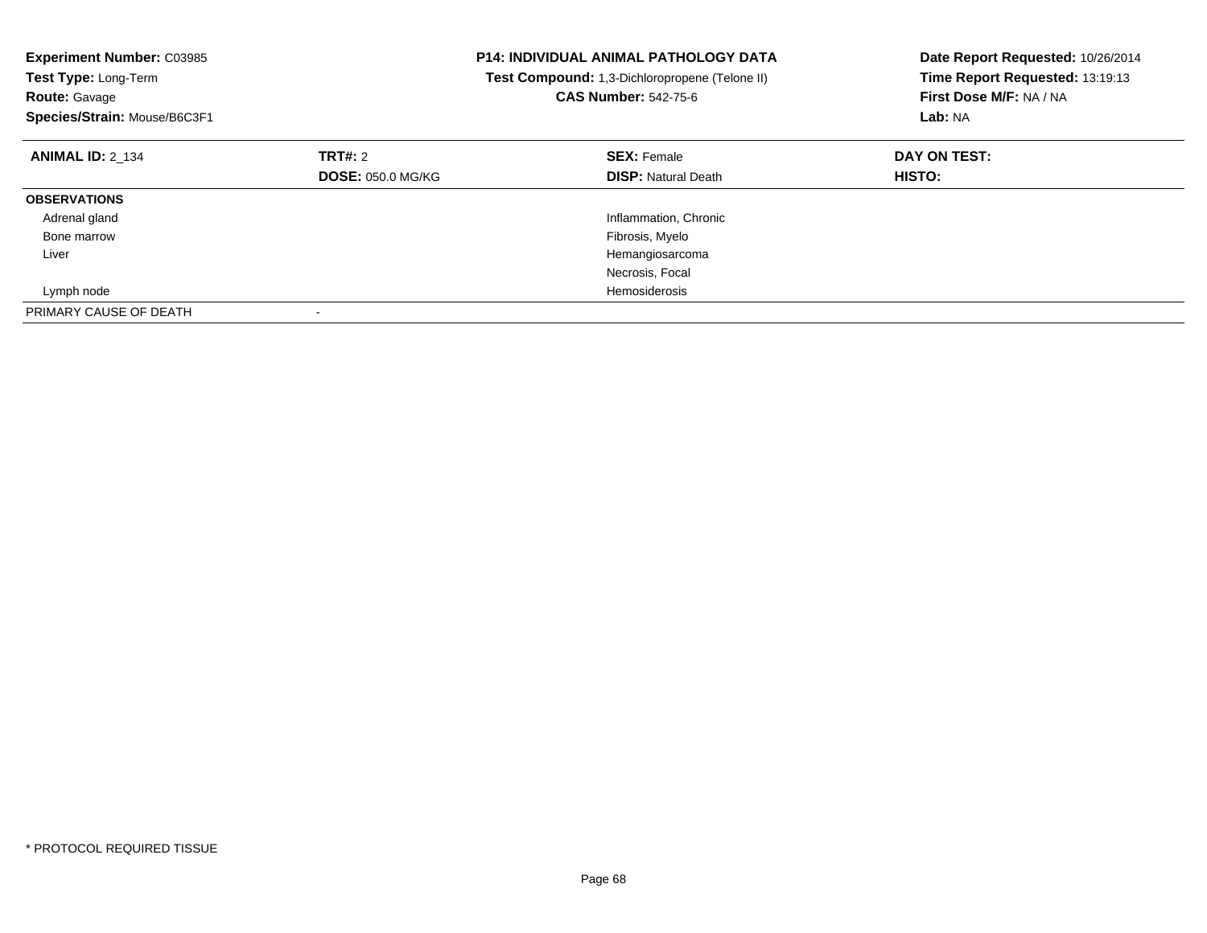**Experiment Number:** C03985
**Test Type:** Long-Term
**Route:** Gavage
**Species/Strain:** Mouse/B6C3F1

**P14: INDIVIDUAL ANIMAL PATHOLOGY DATA**
**Test Compound:** 1,3-Dichloropropene (Telone II)
**CAS Number:** 542-75-6

**Date Report Requested:** 10/26/2014
**Time Report Requested:** 13:19:13
**First Dose M/F:** NA / NA
**Lab:** NA

| **ANIMAL ID:** 2_134 | **TRT#:** 2 | **SEX:** Female | **DAY ON TEST:** |
|---|---|---|---|
| | **DOSE:** 050.0 MG/KG | **DISP:** Natural Death | **HISTO:** |
| **OBSERVATIONS** | | | |
| Adrenal gland | | Inflammation, Chronic | |
| Bone marrow | | Fibrosis, Myelo | |
| Liver | | Hemangiosarcoma | |
| | | Necrosis, Focal | |
| Lymph node | | Hemosiderosis | |
| PRIMARY CAUSE OF DEATH | - | | |

* PROTOCOL REQUIRED TISSUE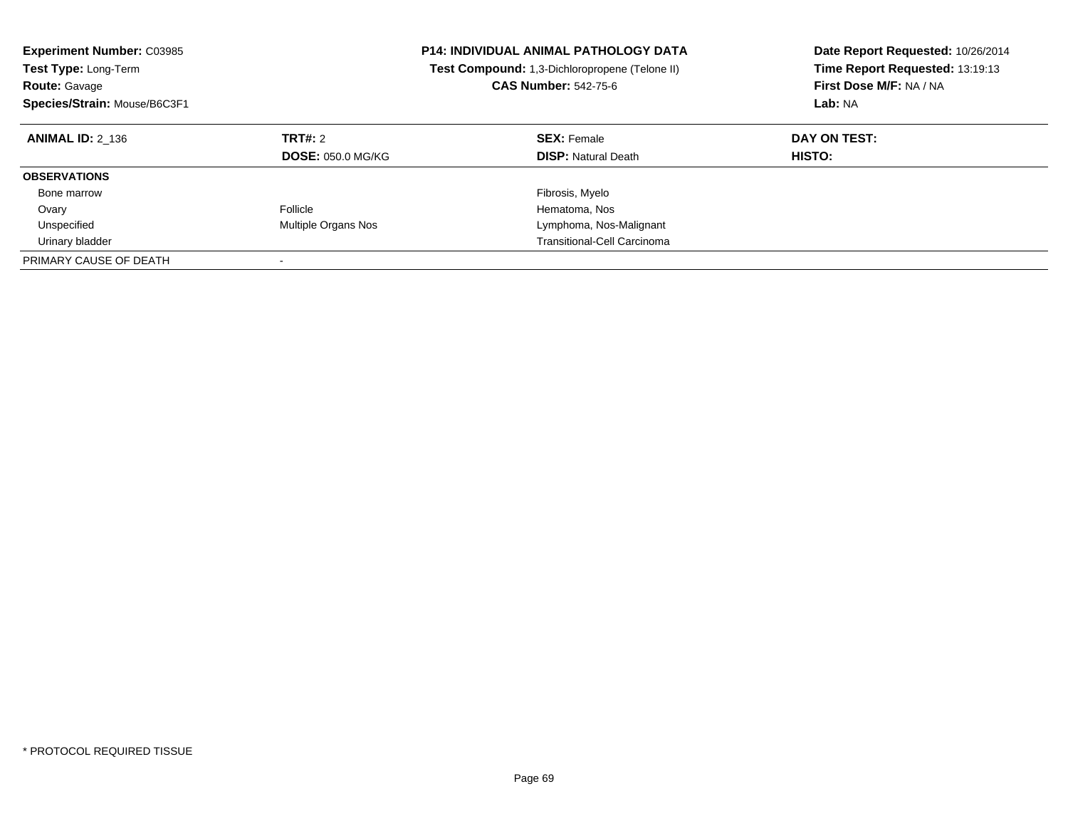**Experiment Number:** C03985
**Test Type:** Long-Term
**Route:** Gavage
**Species/Strain:** Mouse/B6C3F1

**P14: INDIVIDUAL ANIMAL PATHOLOGY DATA**
**Test Compound:** 1,3-Dichloropropene (Telone II)
**CAS Number:** 542-75-6

**Date Report Requested:** 10/26/2014
**Time Report Requested:** 13:19:13
**First Dose M/F:** NA / NA
**Lab:** NA

| **ANIMAL ID:** 2_136 | **TRT#:** 2 | **SEX:** Female | **DAY ON TEST:** |
|---|---|---|---|
| | **DOSE:** 050.0 MG/KG | **DISP:** Natural Death | **HISTO:** |
| **OBSERVATIONS** | | | |
| Bone marrow | | Fibrosis, Myelo | |
| Ovary | Follicle | Hematoma, Nos | |
| Unspecified | Multiple Organs Nos | Lymphoma, Nos-Malignant | |
| Urinary bladder | | Transitional-Cell Carcinoma | |
| PRIMARY CAUSE OF DEATH | - | | |

* PROTOCOL REQUIRED TISSUE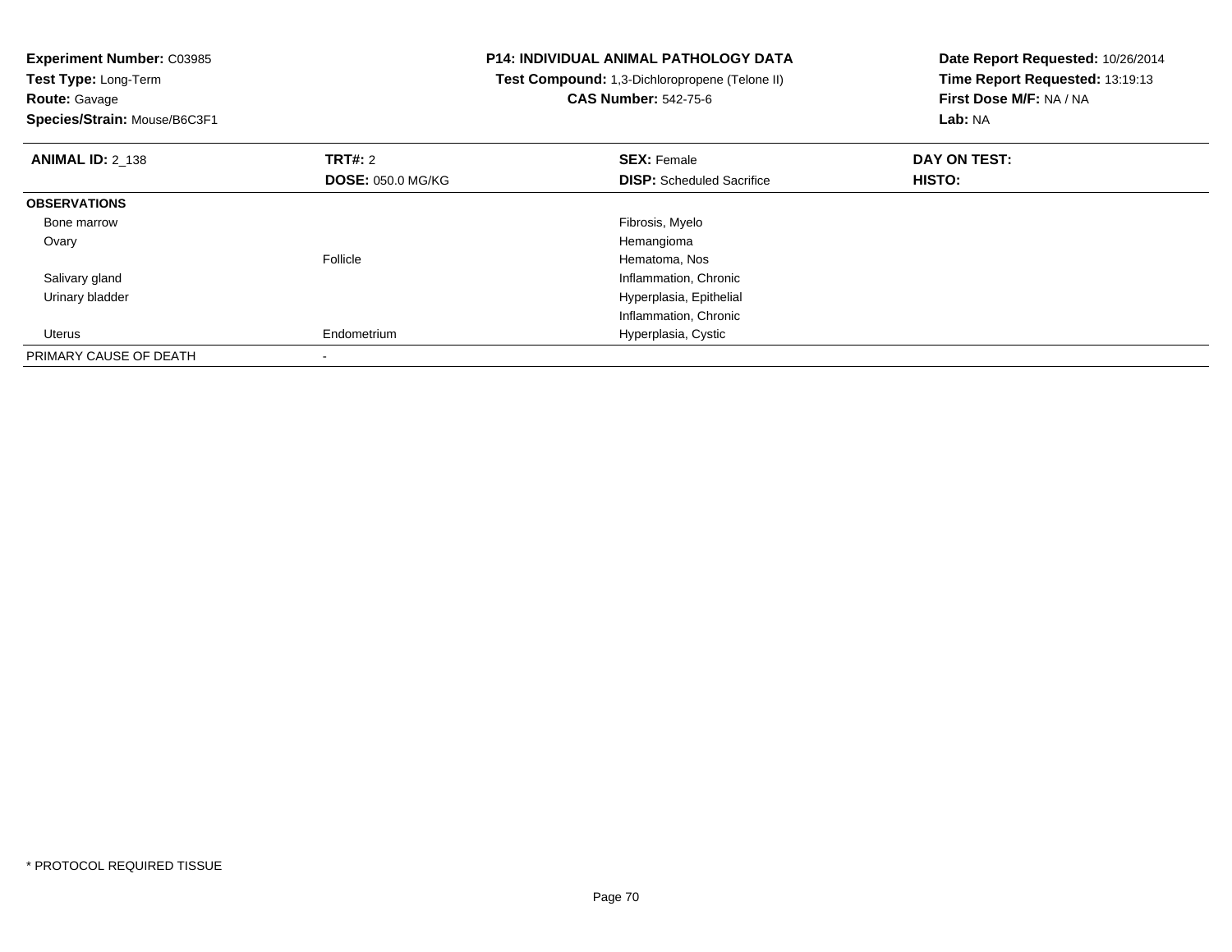**Experiment Number:** C03985
**Test Type:** Long-Term
**Route:** Gavage
**Species/Strain:** Mouse/B6C3F1

**P14: INDIVIDUAL ANIMAL PATHOLOGY DATA**
**Test Compound:** 1,3-Dichloropropene (Telone II)
**CAS Number:** 542-75-6

**Date Report Requested:** 10/26/2014
**Time Report Requested:** 13:19:13
**First Dose M/F:** NA / NA
**Lab:** NA

| **ANIMAL ID:** 2_138 | **TRT#:** 2 | **SEX:** Female | **DAY ON TEST:** |
|---|---|---|---|
| | **DOSE:** 050.0 MG/KG | **DISP:** Scheduled Sacrifice | **HISTO:** |
| **OBSERVATIONS** | | | |
| Bone marrow | | Fibrosis, Myelo | |
| Ovary | | Hemangioma | |
| | Follicle | Hematoma, Nos | |
| Salivary gland | | Inflammation, Chronic | |
| Urinary bladder | | Hyperplasia, Epithelial | |
| | | Inflammation, Chronic | |
| Uterus | Endometrium | Hyperplasia, Cystic | |
| PRIMARY CAUSE OF DEATH | - | | |

* PROTOCOL REQUIRED TISSUE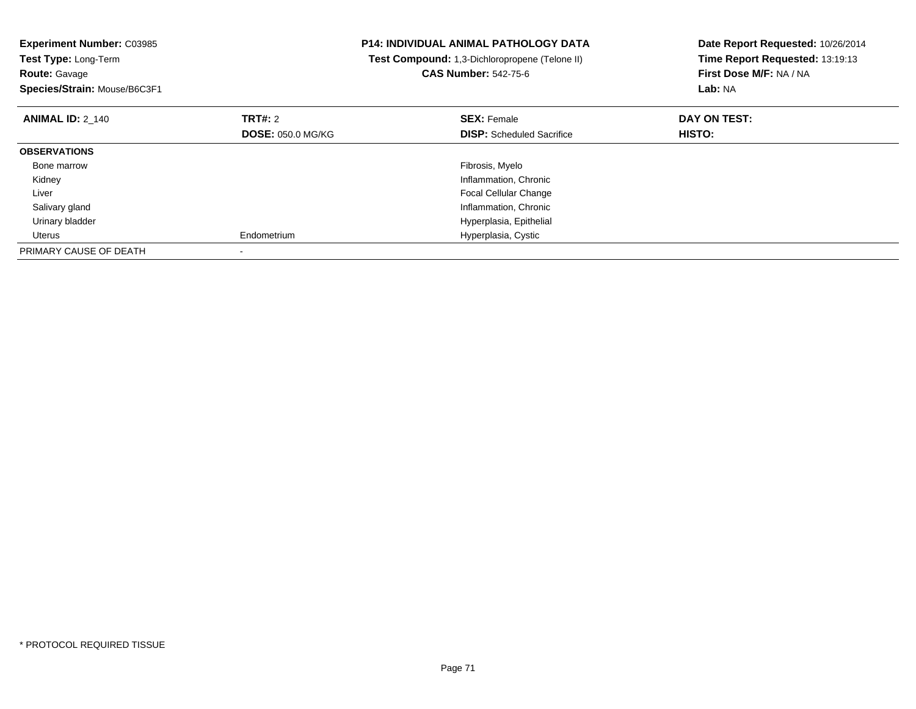**Experiment Number:** C03985
**Test Type:** Long-Term
**Route:** Gavage
**Species/Strain:** Mouse/B6C3F1

**P14: INDIVIDUAL ANIMAL PATHOLOGY DATA**
**Test Compound:** 1,3-Dichloropropene (Telone II)
**CAS Number:** 542-75-6

**Date Report Requested:** 10/26/2014
**Time Report Requested:** 13:19:13
**First Dose M/F:** NA / NA
**Lab:** NA

| **ANIMAL ID:** 2_140 | **TRT#:** 2 | **SEX:** Female | **DAY ON TEST:** |
|---|---|---|---|
| | **DOSE:** 050.0 MG/KG | **DISP:** Scheduled Sacrifice | **HISTO:** |
| **OBSERVATIONS** | | | |
| Bone marrow | | Fibrosis, Myelo | |
| Kidney | | Inflammation, Chronic | |
| Liver | | Focal Cellular Change | |
| Salivary gland | | Inflammation, Chronic | |
| Urinary bladder | | Hyperplasia, Epithelial | |
| Uterus | Endometrium | Hyperplasia, Cystic | |
| PRIMARY CAUSE OF DEATH | - | | |

* PROTOCOL REQUIRED TISSUE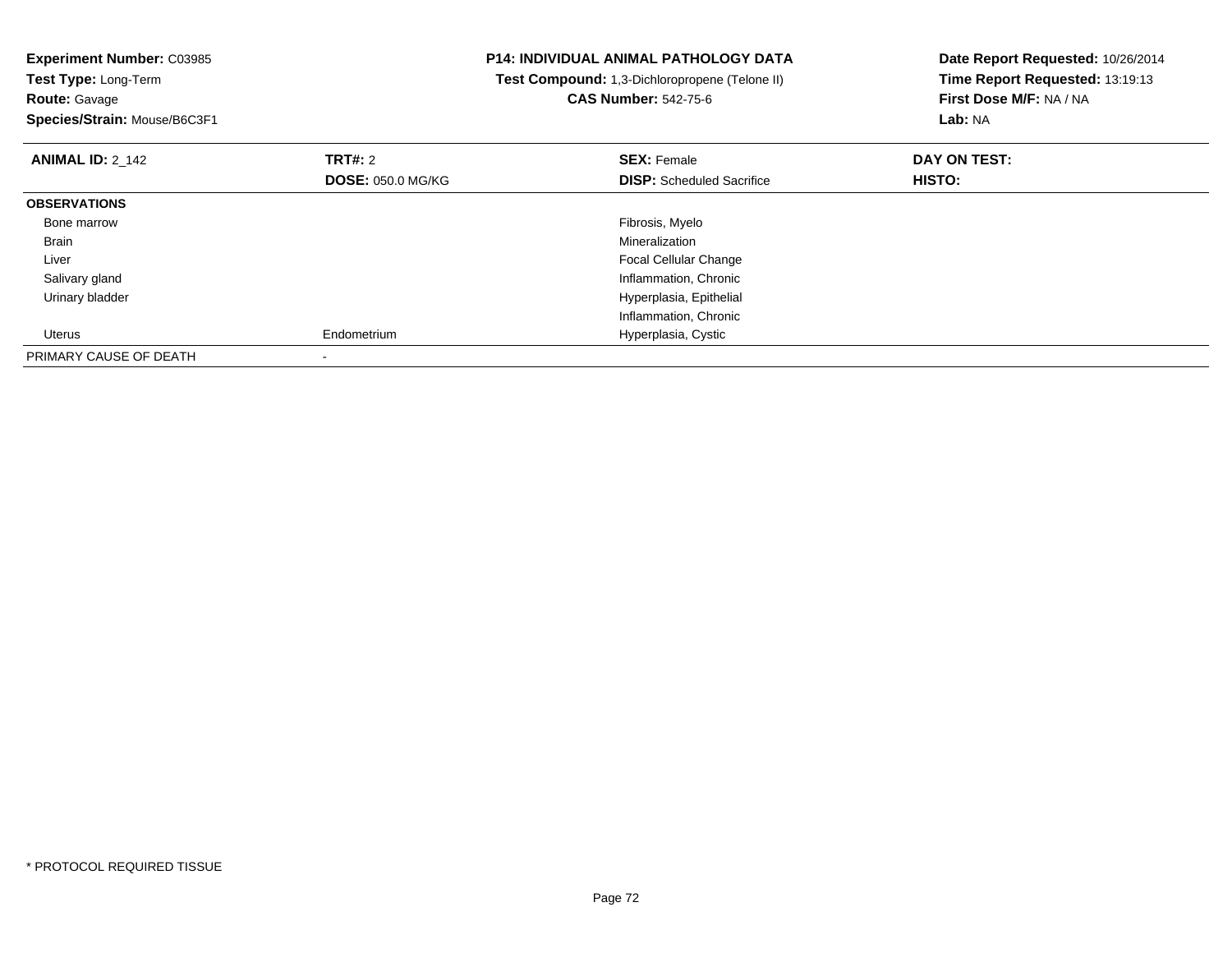**Experiment Number:** C03985
**Test Type:** Long-Term
**Route:** Gavage
**Species/Strain:** Mouse/B6C3F1

**P14: INDIVIDUAL ANIMAL PATHOLOGY DATA**
**Test Compound:** 1,3-Dichloropropene (Telone II)
**CAS Number:** 542-75-6

**Date Report Requested:** 10/26/2014
**Time Report Requested:** 13:19:13
**First Dose M/F:** NA / NA
**Lab:** NA

| **ANIMAL ID:** 2_142 | **TRT#:** 2 | **SEX:** Female | **DAY ON TEST:** |
|---|---|---|---|
| | **DOSE:** 050.0 MG/KG | **DISP:** Scheduled Sacrifice | **HISTO:** |
| **OBSERVATIONS** | | | |
| Bone marrow | | Fibrosis, Myelo | |
| Brain | | Mineralization | |
| Liver | | Focal Cellular Change | |
| Salivary gland | | Inflammation, Chronic | |
| Urinary bladder | | Hyperplasia, Epithelial | |
| | | Inflammation, Chronic | |
| Uterus | Endometrium | Hyperplasia, Cystic | |
| PRIMARY CAUSE OF DEATH | - | | |

\* PROTOCOL REQUIRED TISSUE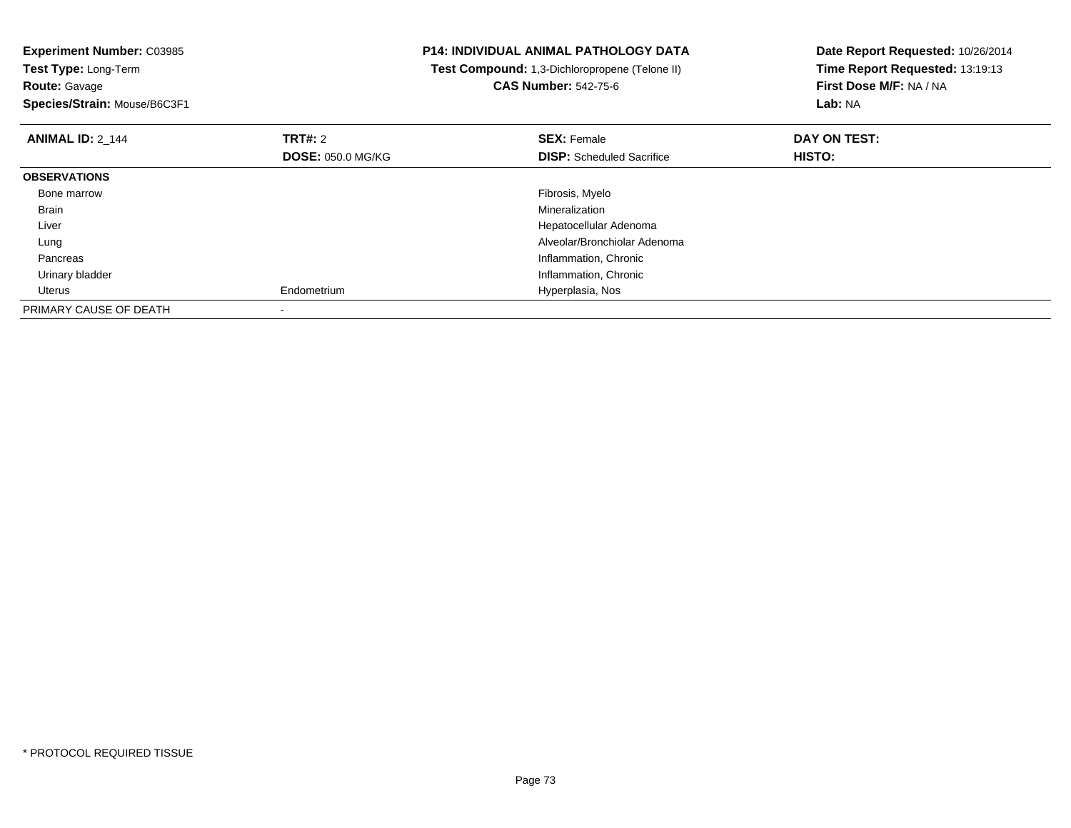**Experiment Number:** C03985
**Test Type:** Long-Term
**Route:** Gavage
**Species/Strain:** Mouse/B6C3F1

**P14: INDIVIDUAL ANIMAL PATHOLOGY DATA**
**Test Compound:** 1,3-Dichloropropene (Telone II)
**CAS Number:** 542-75-6

**Date Report Requested:** 10/26/2014
**Time Report Requested:** 13:19:13
**First Dose M/F:** NA / NA
**Lab:** NA

| **ANIMAL ID:** 2_144 | **TRT#:** 2 | **SEX:** Female | **DAY ON TEST:** |
|---|---|---|---|
| | **DOSE:** 050.0 MG/KG | **DISP:** Scheduled Sacrifice | **HISTO:** |
| **OBSERVATIONS** | | | |
| Bone marrow | | Fibrosis, Myelo | |
| Brain | | Mineralization | |
| Liver | | Hepatocellular Adenoma | |
| Lung | | Alveolar/Bronchiolar Adenoma | |
| Pancreas | | Inflammation, Chronic | |
| Urinary bladder | | Inflammation, Chronic | |
| Uterus | Endometrium | Hyperplasia, Nos | |
| PRIMARY CAUSE OF DEATH | - | | |

* PROTOCOL REQUIRED TISSUE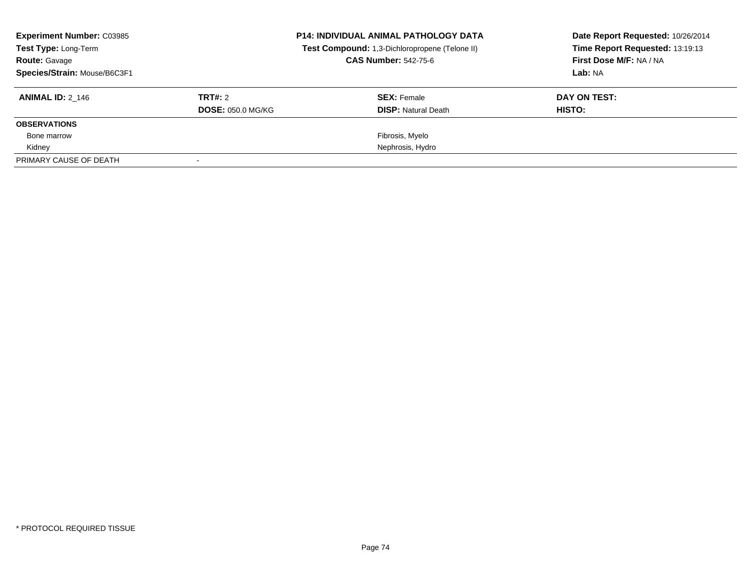| **Experiment Number:** C03985 | **P14: INDIVIDUAL ANIMAL PATHOLOGY DATA** | **Date Report Requested:** 10/26/2014 |
|---|---|---|
| **Test Type:** Long-Term | **Test Compound:** 1,3-Dichloropropene (Telone II) | **Time Report Requested:** 13:19:13 |
| **Route:** Gavage | **CAS Number:** 542-75-6 | **First Dose M/F:** NA / NA |
| **Species/Strain:** Mouse/B6C3F1 | | **Lab:** NA |

| **ANIMAL ID:** 2_146 | **TRT#:** 2 | **SEX:** Female | **DAY ON TEST:** |
|---|---|---|---|
| | **DOSE:** 050.0 MG/KG | **DISP:** Natural Death | **HISTO:** |
| **OBSERVATIONS** | | | |
| Bone marrow | | Fibrosis, Myelo | |
| Kidney | | Nephrosis, Hydro | |
| PRIMARY CAUSE OF DEATH | - | | |

* PROTOCOL REQUIRED TISSUE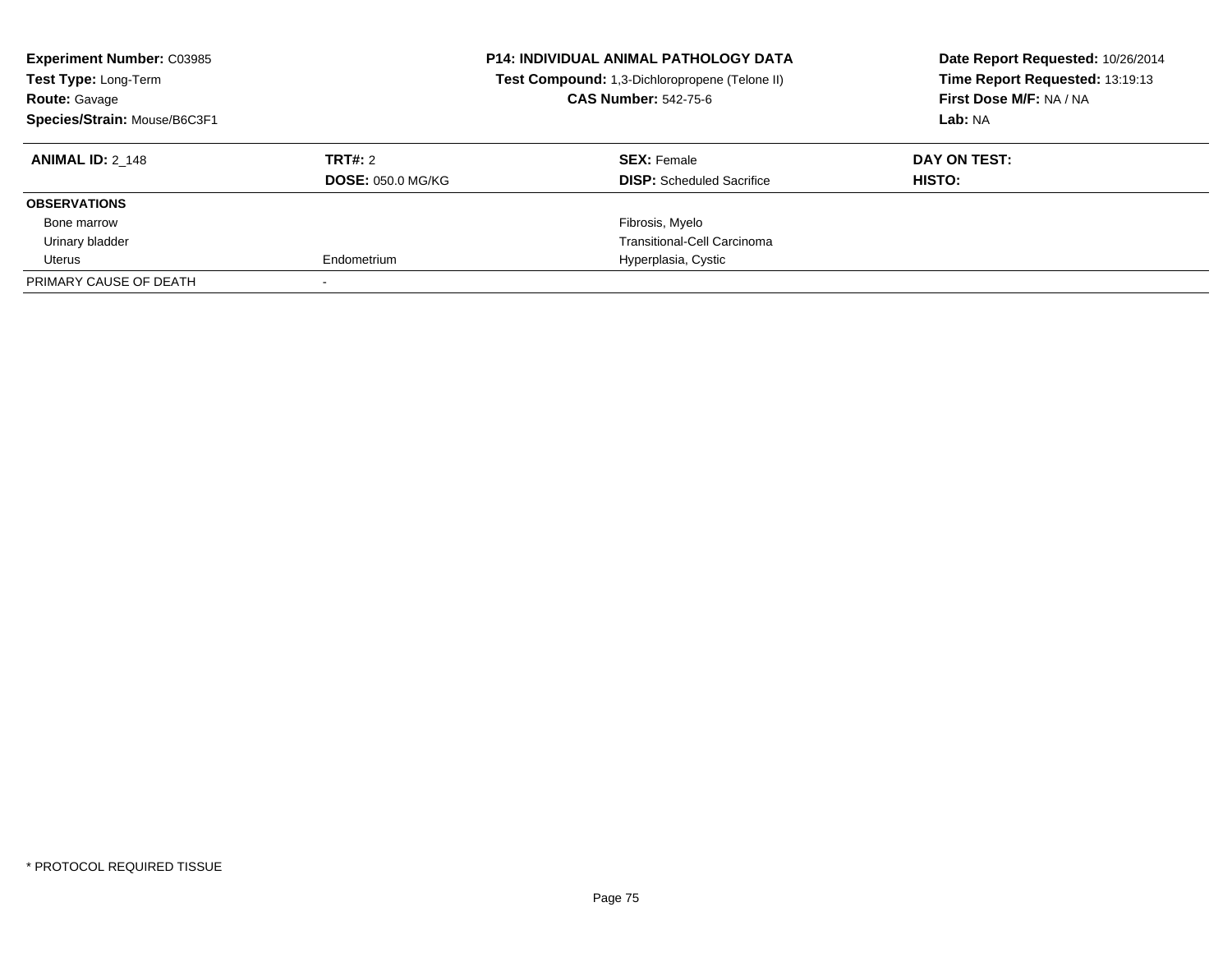**Experiment Number:** C03985
**Test Type:** Long-Term
**Route:** Gavage
**Species/Strain:** Mouse/B6C3F1

**P14: INDIVIDUAL ANIMAL PATHOLOGY DATA**
**Test Compound:** 1,3-Dichloropropene (Telone II)
**CAS Number:** 542-75-6

**Date Report Requested:** 10/26/2014
**Time Report Requested:** 13:19:13
**First Dose M/F:** NA / NA
**Lab:** NA

| **ANIMAL ID:** 2_148 | **TRT#:** 2 | **SEX:** Female | **DAY ON TEST:** |
|---|---|---|---|
| | **DOSE:** 050.0 MG/KG | **DISP:** Scheduled Sacrifice | **HISTO:** |
| **OBSERVATIONS** | | | |
| Bone marrow | | Fibrosis, Myelo | |
| Urinary bladder | | Transitional-Cell Carcinoma | |
| Uterus | Endometrium | Hyperplasia, Cystic | |
| PRIMARY CAUSE OF DEATH | - | | |

* PROTOCOL REQUIRED TISSUE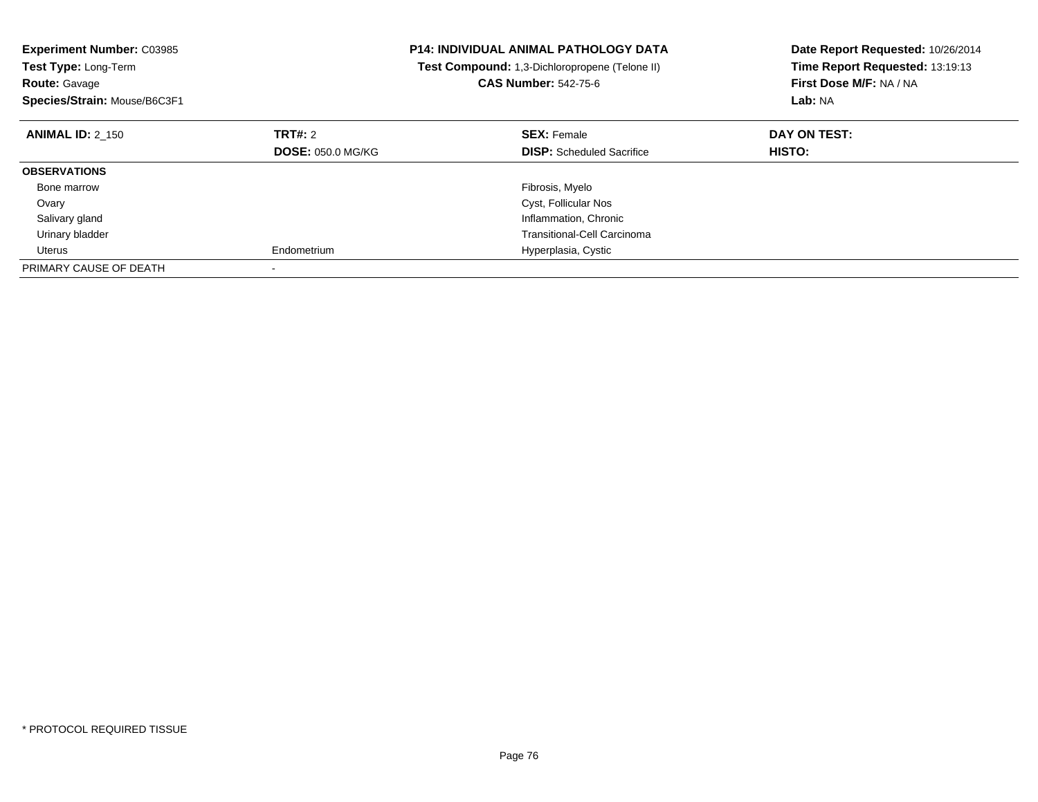**Experiment Number:** C03985
**Test Type:** Long-Term
**Route:** Gavage
**Species/Strain:** Mouse/B6C3F1

**P14: INDIVIDUAL ANIMAL PATHOLOGY DATA**
**Test Compound:** 1,3-Dichloropropene (Telone II)
**CAS Number:** 542-75-6

**Date Report Requested:** 10/26/2014
**Time Report Requested:** 13:19:13
**First Dose M/F:** NA / NA
**Lab:** NA

| **ANIMAL ID:** 2_150 | **TRT#:** 2 | **SEX:** Female | **DAY ON TEST:** |
|---|---|---|---|
| | **DOSE:** 050.0 MG/KG | **DISP:** Scheduled Sacrifice | **HISTO:** |
| **OBSERVATIONS** | | | |
| Bone marrow | | Fibrosis, Myelo | |
| Ovary | | Cyst, Follicular Nos | |
| Salivary gland | | Inflammation, Chronic | |
| Urinary bladder | | Transitional-Cell Carcinoma | |
| Uterus | Endometrium | Hyperplasia, Cystic | |
| PRIMARY CAUSE OF DEATH | - | | |

* PROTOCOL REQUIRED TISSUE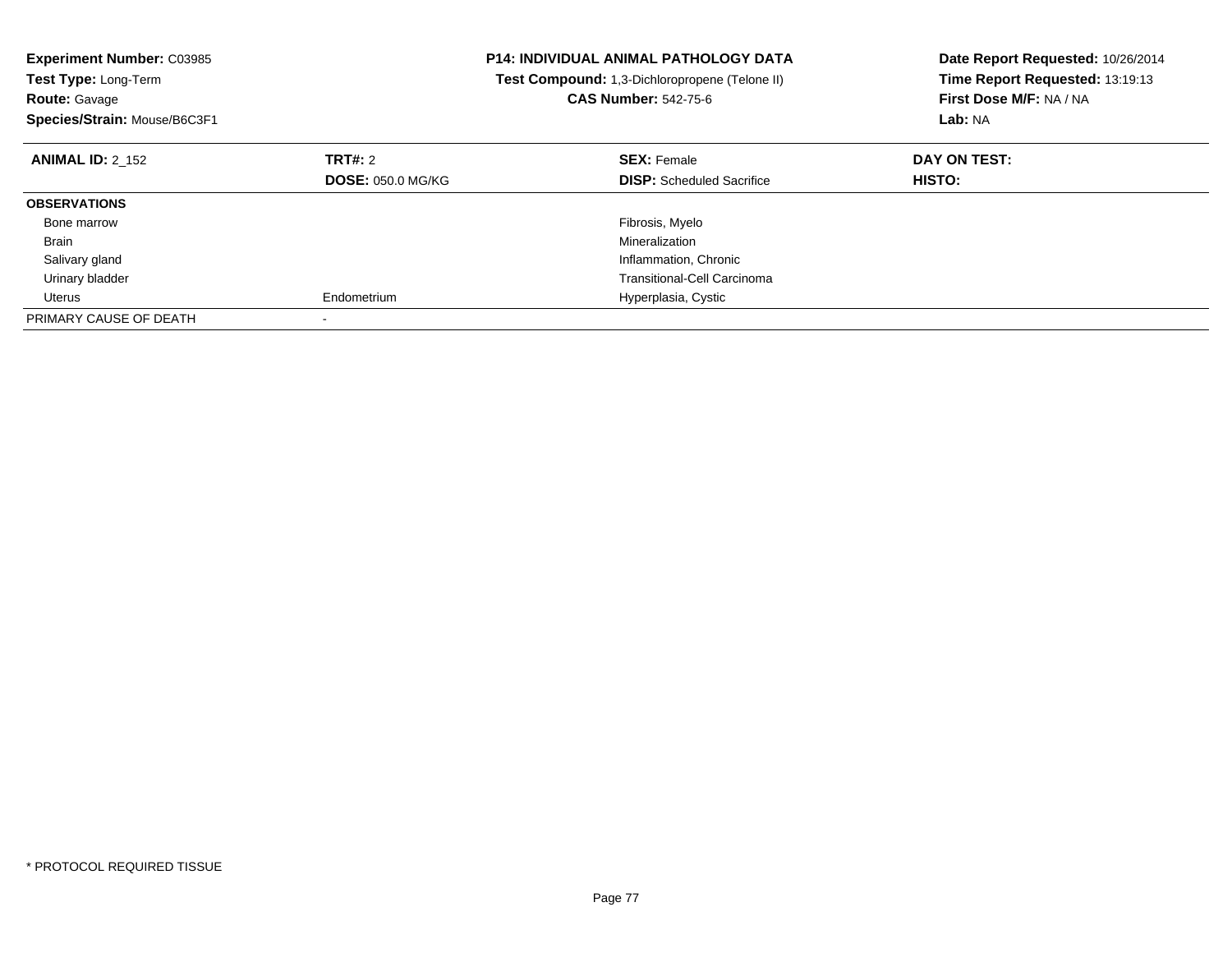**Experiment Number:** C03985
**Test Type:** Long-Term
**Route:** Gavage
**Species/Strain:** Mouse/B6C3F1

**P14: INDIVIDUAL ANIMAL PATHOLOGY DATA**
**Test Compound:** 1,3-Dichloropropene (Telone II)
**CAS Number:** 542-75-6

**Date Report Requested:** 10/26/2014
**Time Report Requested:** 13:19:13
**First Dose M/F:** NA / NA
**Lab:** NA

| **ANIMAL ID:** 2_152 | **TRT#:** 2 | **SEX:** Female | **DAY ON TEST:** |
|---|---|---|---|
| | **DOSE:** 050.0 MG/KG | **DISP:** Scheduled Sacrifice | **HISTO:** |
| **OBSERVATIONS** | | | |
| Bone marrow | | Fibrosis, Myelo | |
| Brain | | Mineralization | |
| Salivary gland | | Inflammation, Chronic | |
| Urinary bladder | | Transitional-Cell Carcinoma | |
| Uterus | Endometrium | Hyperplasia, Cystic | |
| PRIMARY CAUSE OF DEATH | - | | |

\* PROTOCOL REQUIRED TISSUE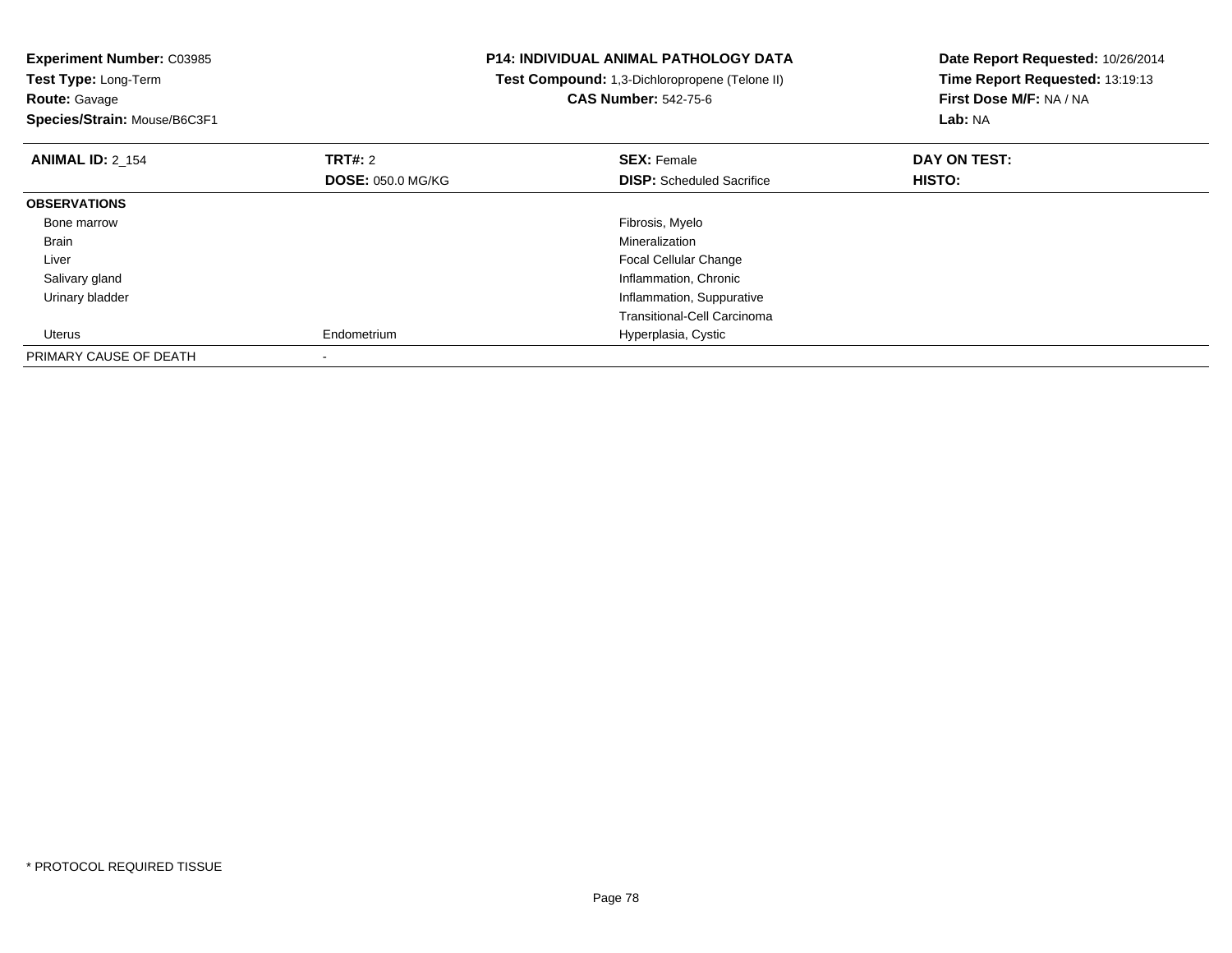**Experiment Number:** C03985
**Test Type:** Long-Term
**Route:** Gavage
**Species/Strain:** Mouse/B6C3F1

**P14: INDIVIDUAL ANIMAL PATHOLOGY DATA**
**Test Compound:** 1,3-Dichloropropene (Telone II)
**CAS Number:** 542-75-6

**Date Report Requested:** 10/26/2014
**Time Report Requested:** 13:19:13
**First Dose M/F:** NA / NA
**Lab:** NA

| **ANIMAL ID:** 2_154 | **TRT#:** 2 | **SEX:** Female | **DAY ON TEST:** |
|---|---|---|---|
| | **DOSE:** 050.0 MG/KG | **DISP:** Scheduled Sacrifice | **HISTO:** |
| **OBSERVATIONS** | | | |
| Bone marrow | | Fibrosis, Myelo | |
| Brain | | Mineralization | |
| Liver | | Focal Cellular Change | |
| Salivary gland | | Inflammation, Chronic | |
| Urinary bladder | | Inflammation, Suppurative | |
| | | Transitional-Cell Carcinoma | |
| Uterus | Endometrium | Hyperplasia, Cystic | |
| PRIMARY CAUSE OF DEATH | - | | |

* PROTOCOL REQUIRED TISSUE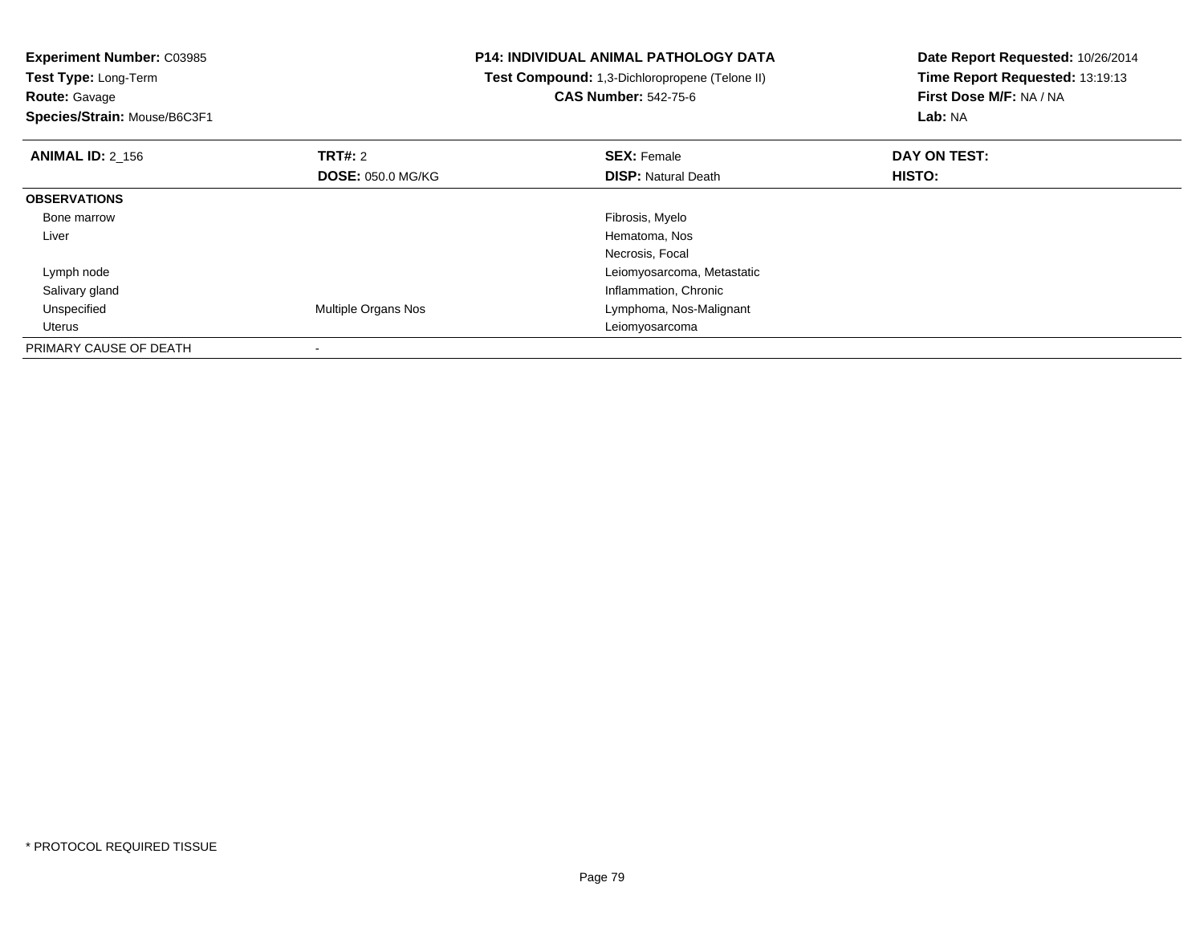**Experiment Number:** C03985
**Test Type:** Long-Term
**Route:** Gavage
**Species/Strain:** Mouse/B6C3F1

**P14: INDIVIDUAL ANIMAL PATHOLOGY DATA**
**Test Compound:** 1,3-Dichloropropene (Telone II)
**CAS Number:** 542-75-6

**Date Report Requested:** 10/26/2014
**Time Report Requested:** 13:19:13
**First Dose M/F:** NA / NA
**Lab:** NA

| **ANIMAL ID:** 2_156 | **TRT#:** 2 | **SEX:** Female | **DAY ON TEST:** |
|---|---|---|---|
| | **DOSE:** 050.0 MG/KG | **DISP:** Natural Death | **HISTO:** |
| **OBSERVATIONS** | | | |
| Bone marrow | | Fibrosis, Myelo | |
| Liver | | Hematoma, Nos | |
| | | Necrosis, Focal | |
| Lymph node | | Leiomyosarcoma, Metastatic | |
| Salivary gland | | Inflammation, Chronic | |
| Unspecified | Multiple Organs Nos | Lymphoma, Nos-Malignant | |
| Uterus | | Leiomyosarcoma | |
| PRIMARY CAUSE OF DEATH | - | | |

* PROTOCOL REQUIRED TISSUE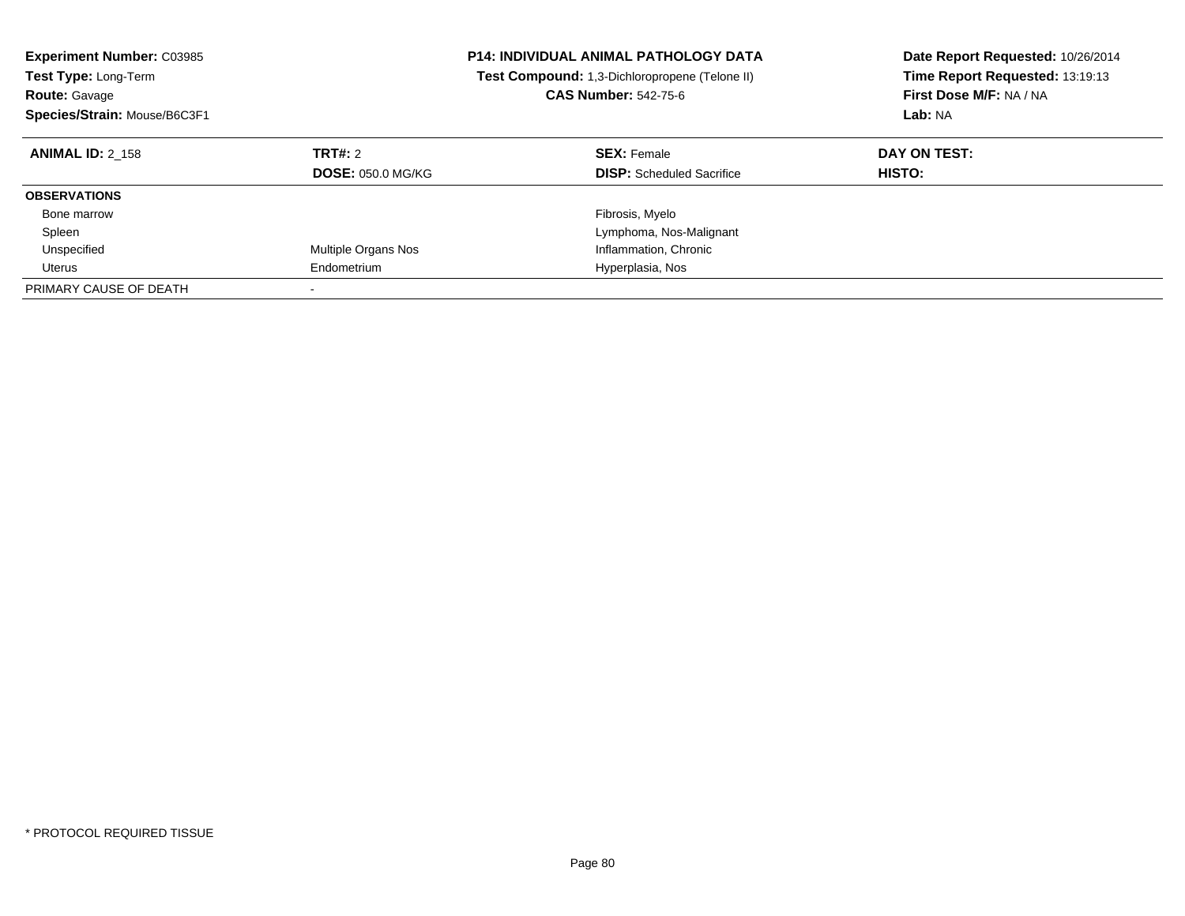**Experiment Number:** C03985
**Test Type:** Long-Term
**Route:** Gavage
**Species/Strain:** Mouse/B6C3F1

**P14: INDIVIDUAL ANIMAL PATHOLOGY DATA**
**Test Compound:** 1,3-Dichloropropene (Telone II)
**CAS Number:** 542-75-6

**Date Report Requested:** 10/26/2014
**Time Report Requested:** 13:19:13
**First Dose M/F:** NA / NA
**Lab:** NA

| **ANIMAL ID:** 2_158 | **TRT#:** 2 | **SEX:** Female | **DAY ON TEST:** |
|---|---|---|---|
| | **DOSE:** 050.0 MG/KG | **DISP:** Scheduled Sacrifice | **HISTO:** |
| **OBSERVATIONS** | | | |
| Bone marrow | | Fibrosis, Myelo | |
| Spleen | | Lymphoma, Nos-Malignant | |
| Unspecified | Multiple Organs Nos | Inflammation, Chronic | |
| Uterus | Endometrium | Hyperplasia, Nos | |
| PRIMARY CAUSE OF DEATH | - | | |

\* PROTOCOL REQUIRED TISSUE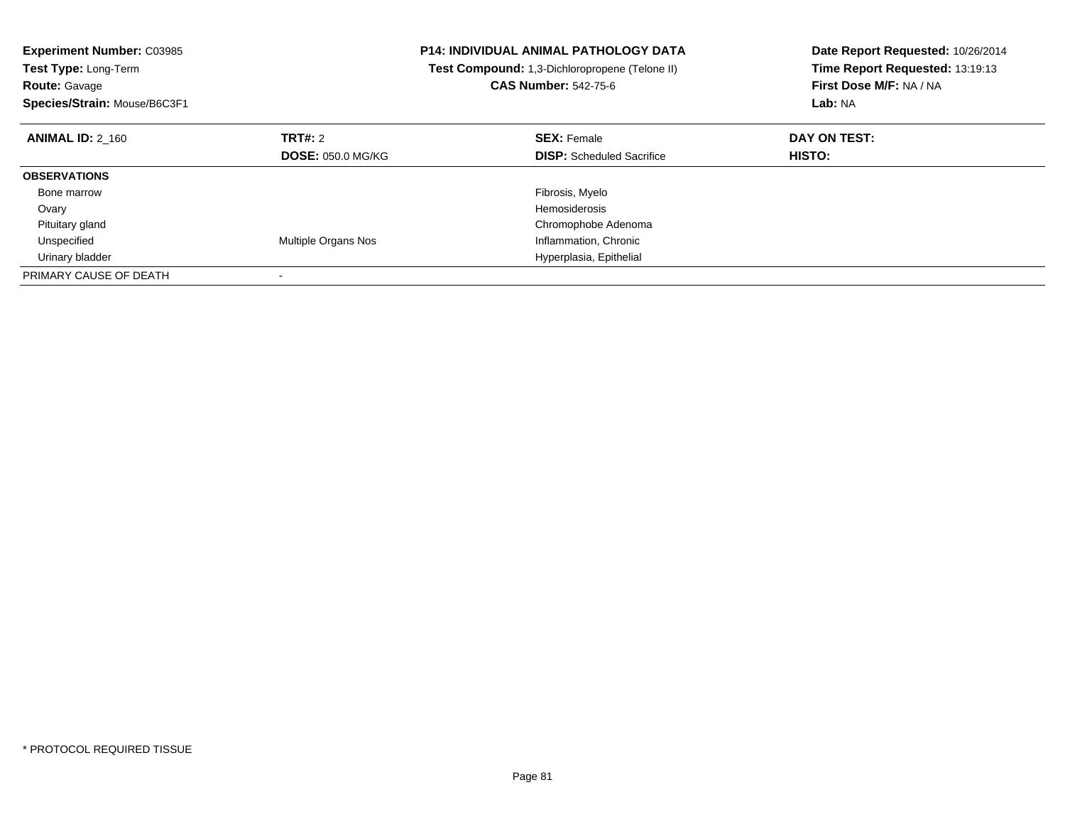**Experiment Number:** C03985
**Test Type:** Long-Term
**Route:** Gavage
**Species/Strain:** Mouse/B6C3F1

**P14: INDIVIDUAL ANIMAL PATHOLOGY DATA**
**Test Compound:** 1,3-Dichloropropene (Telone II)
**CAS Number:** 542-75-6

**Date Report Requested:** 10/26/2014
**Time Report Requested:** 13:19:13
**First Dose M/F:** NA / NA
**Lab:** NA

| **ANIMAL ID:** 2_160 | **TRT#:** 2 | **SEX:** Female | **DAY ON TEST:** |
|---|---|---|---|
| | **DOSE:** 050.0 MG/KG | **DISP:** Scheduled Sacrifice | **HISTO:** |
| **OBSERVATIONS** | | | |
| Bone marrow | | Fibrosis, Myelo | |
| Ovary | | Hemosiderosis | |
| Pituitary gland | | Chromophobe Adenoma | |
| Unspecified | Multiple Organs Nos | Inflammation, Chronic | |
| Urinary bladder | | Hyperplasia, Epithelial | |
| PRIMARY CAUSE OF DEATH | - | | |

* PROTOCOL REQUIRED TISSUE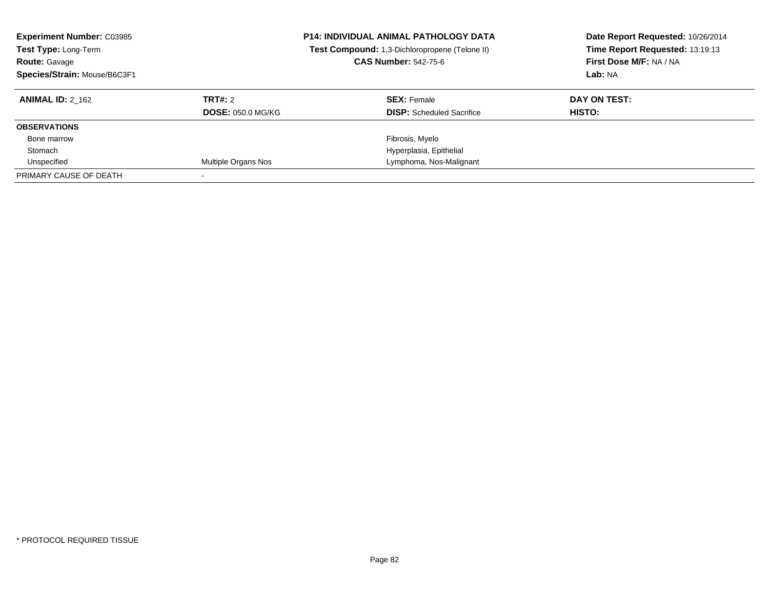**Experiment Number:** C03985
**Test Type:** Long-Term
**Route:** Gavage
**Species/Strain:** Mouse/B6C3F1

**P14: INDIVIDUAL ANIMAL PATHOLOGY DATA**
**Test Compound:** 1,3-Dichloropropene (Telone II)
**CAS Number:** 542-75-6

**Date Report Requested:** 10/26/2014
**Time Report Requested:** 13:19:13
**First Dose M/F:** NA / NA
**Lab:** NA

| **ANIMAL ID:** 2_162 | **TRT#:** 2 | **SEX:** Female | **DAY ON TEST:** |
|---|---|---|---|
| | **DOSE:** 050.0 MG/KG | **DISP:** Scheduled Sacrifice | **HISTO:** |
| **OBSERVATIONS** | | | |
| Bone marrow | | Fibrosis, Myelo | |
| Stomach | | Hyperplasia, Epithelial | |
| Unspecified | Multiple Organs Nos | Lymphoma, Nos-Malignant | |
| PRIMARY CAUSE OF DEATH | - | | |

* PROTOCOL REQUIRED TISSUE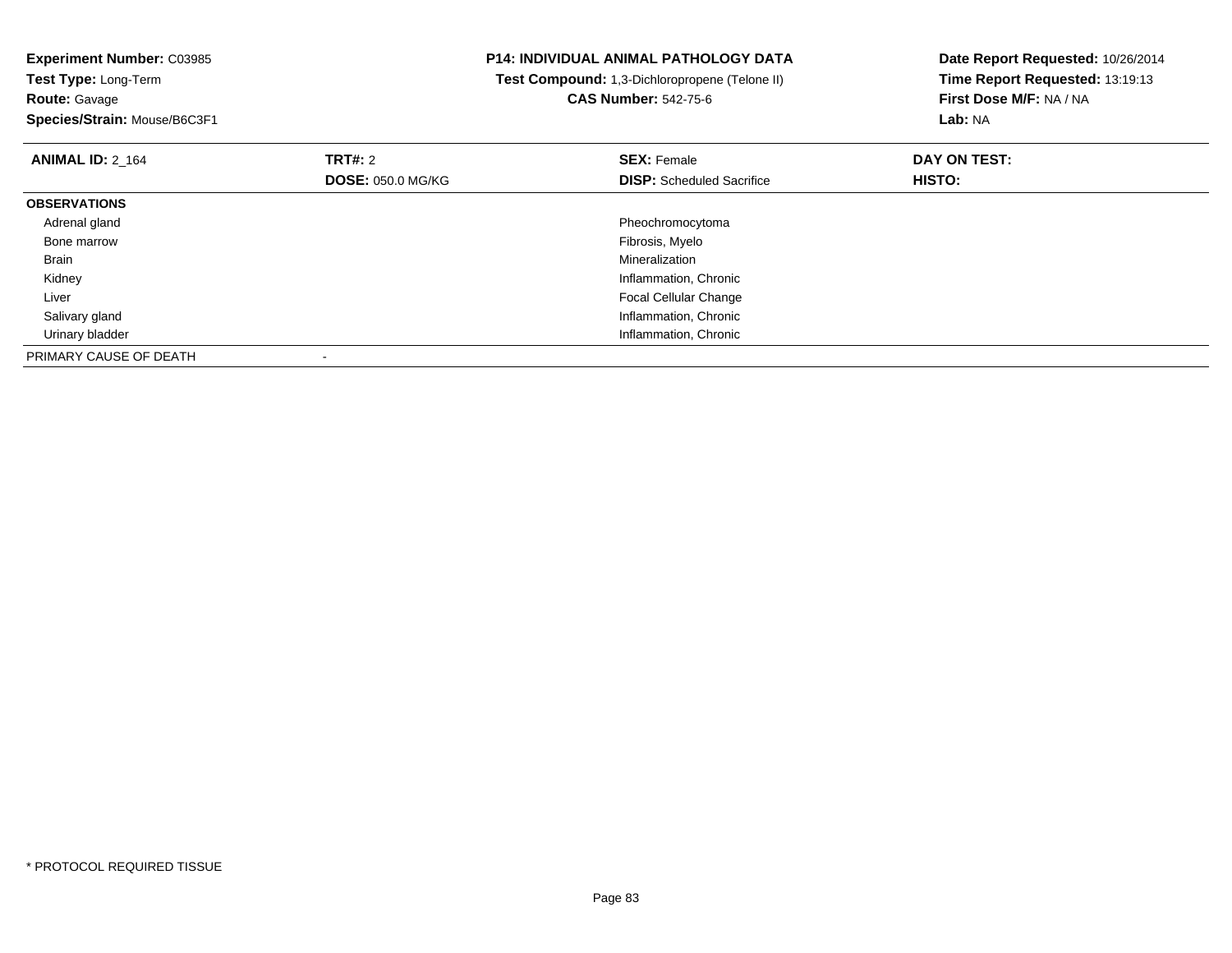**Experiment Number:** C03985
**Test Type:** Long-Term
**Route:** Gavage
**Species/Strain:** Mouse/B6C3F1

**P14: INDIVIDUAL ANIMAL PATHOLOGY DATA**
**Test Compound:** 1,3-Dichloropropene (Telone II)
**CAS Number:** 542-75-6

**Date Report Requested:** 10/26/2014
**Time Report Requested:** 13:19:13
**First Dose M/F:** NA / NA
**Lab:** NA

| **ANIMAL ID:** 2_164 | **TRT#:** 2 | **SEX:** Female | **DAY ON TEST:** |
|---|---|---|---|
| | **DOSE:** 050.0 MG/KG | **DISP:** Scheduled Sacrifice | **HISTO:** |
| **OBSERVATIONS** | | | |
| Adrenal gland | | Pheochromocytoma | |
| Bone marrow | | Fibrosis, Myelo | |
| Brain | | Mineralization | |
| Kidney | | Inflammation, Chronic | |
| Liver | | Focal Cellular Change | |
| Salivary gland | | Inflammation, Chronic | |
| Urinary bladder | | Inflammation, Chronic | |
| PRIMARY CAUSE OF DEATH | - | | |

* PROTOCOL REQUIRED TISSUE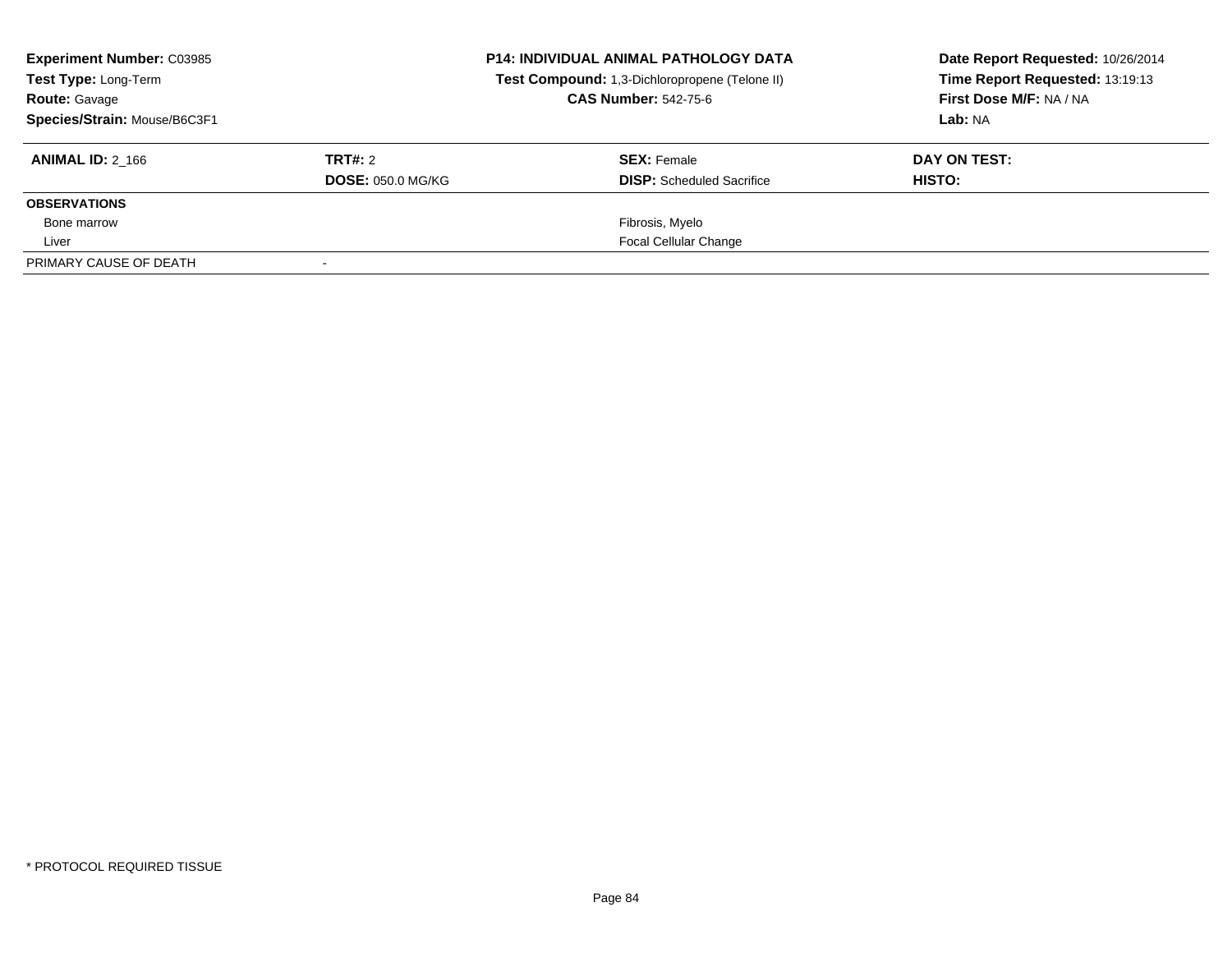**Experiment Number:** C03985
**Test Type:** Long-Term
**Route:** Gavage
**Species/Strain:** Mouse/B6C3F1

**P14: INDIVIDUAL ANIMAL PATHOLOGY DATA**
**Test Compound:** 1,3-Dichloropropene (Telone II)
**CAS Number:** 542-75-6

**Date Report Requested:** 10/26/2014
**Time Report Requested:** 13:19:13
**First Dose M/F:** NA / NA
**Lab:** NA

| **ANIMAL ID:** 2_166 | **TRT#:** 2 | **SEX:** Female | **DAY ON TEST:** |
|---|---|---|---|
| | **DOSE:** 050.0 MG/KG | **DISP:** Scheduled Sacrifice | **HISTO:** |
| **OBSERVATIONS** | | | |
| Bone marrow | | Fibrosis, Myelo | |
| Liver | | Focal Cellular Change | |
| PRIMARY CAUSE OF DEATH | - | | |

\* PROTOCOL REQUIRED TISSUE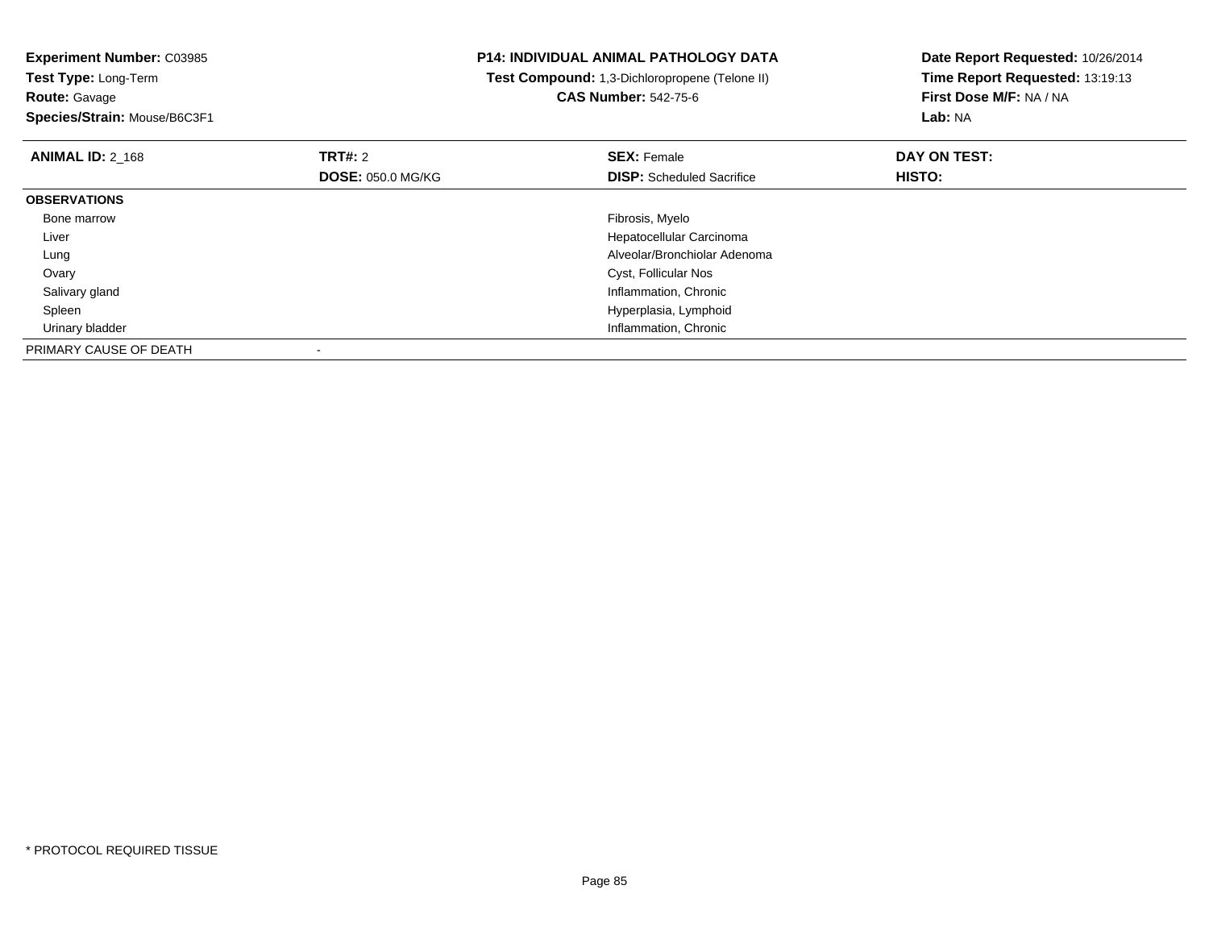**Experiment Number:** C03985
**Test Type:** Long-Term
**Route:** Gavage
**Species/Strain:** Mouse/B6C3F1

**P14: INDIVIDUAL ANIMAL PATHOLOGY DATA**
**Test Compound:** 1,3-Dichloropropene (Telone II)
**CAS Number:** 542-75-6

**Date Report Requested:** 10/26/2014
**Time Report Requested:** 13:19:13
**First Dose M/F:** NA / NA
**Lab:** NA

| **ANIMAL ID:** 2_168 | **TRT#:** 2 | **SEX:** Female | **DAY ON TEST:** |
|---|---|---|---|
| | **DOSE:** 050.0 MG/KG | **DISP:** Scheduled Sacrifice | **HISTO:** |
| **OBSERVATIONS** | | | |
| Bone marrow | | Fibrosis, Myelo | |
| Liver | | Hepatocellular Carcinoma | |
| Lung | | Alveolar/Bronchiolar Adenoma | |
| Ovary | | Cyst, Follicular Nos | |
| Salivary gland | | Inflammation, Chronic | |
| Spleen | | Hyperplasia, Lymphoid | |
| Urinary bladder | | Inflammation, Chronic | |
| PRIMARY CAUSE OF DEATH | - | | |

* PROTOCOL REQUIRED TISSUE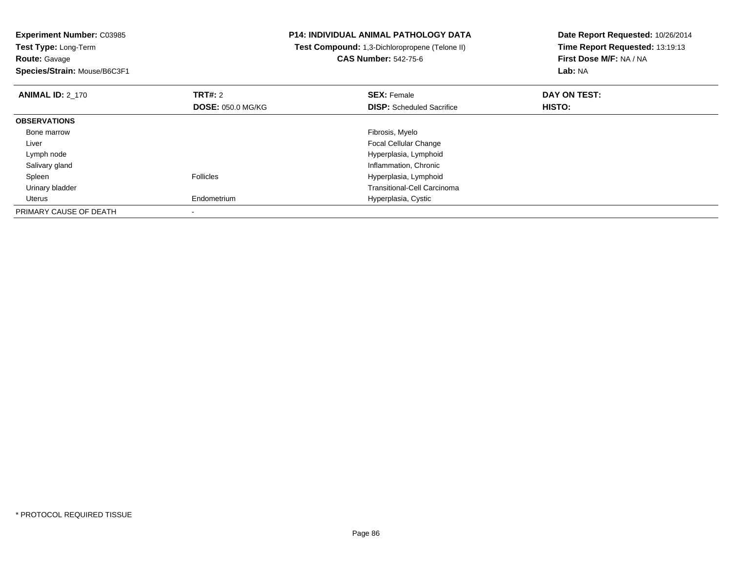**Experiment Number:** C03985
**Test Type:** Long-Term
**Route:** Gavage
**Species/Strain:** Mouse/B6C3F1

**P14: INDIVIDUAL ANIMAL PATHOLOGY DATA**
**Test Compound:** 1,3-Dichloropropene (Telone II)
**CAS Number:** 542-75-6

**Date Report Requested:** 10/26/2014
**Time Report Requested:** 13:19:13
**First Dose M/F:** NA / NA
**Lab:** NA

| **ANIMAL ID:** 2_170 | **TRT#:** 2 | **SEX:** Female | **DAY ON TEST:** |
|---|---|---|---|
| | **DOSE:** 050.0 MG/KG | **DISP:** Scheduled Sacrifice | **HISTO:** |
| **OBSERVATIONS** | | | |
| Bone marrow | | Fibrosis, Myelo | |
| Liver | | Focal Cellular Change | |
| Lymph node | | Hyperplasia, Lymphoid | |
| Salivary gland | | Inflammation, Chronic | |
| Spleen | Follicles | Hyperplasia, Lymphoid | |
| Urinary bladder | | Transitional-Cell Carcinoma | |
| Uterus | Endometrium | Hyperplasia, Cystic | |
| PRIMARY CAUSE OF DEATH | - | | |

* PROTOCOL REQUIRED TISSUE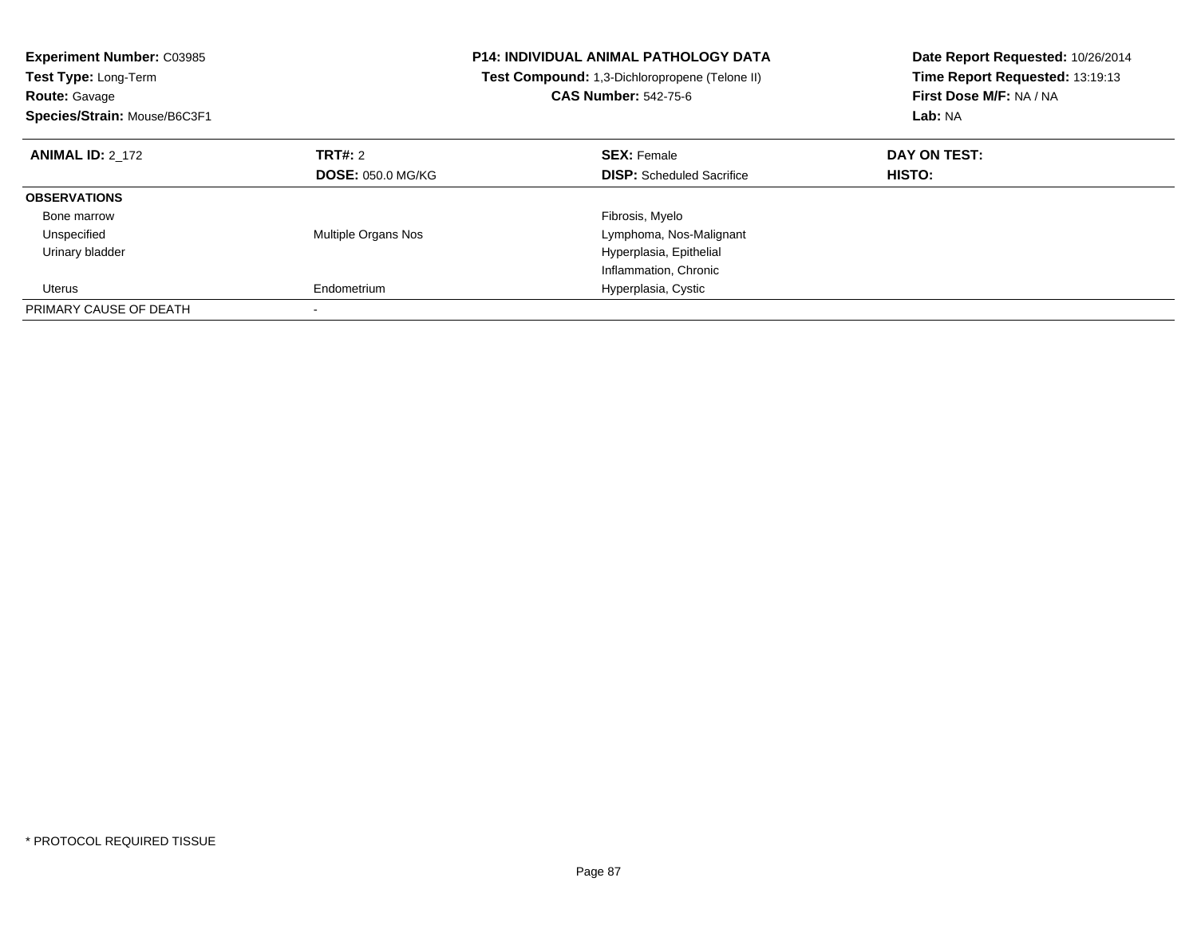**Experiment Number:** C03985
**Test Type:** Long-Term
**Route:** Gavage
**Species/Strain:** Mouse/B6C3F1

**P14: INDIVIDUAL ANIMAL PATHOLOGY DATA**
**Test Compound:** 1,3-Dichloropropene (Telone II)
**CAS Number:** 542-75-6

**Date Report Requested:** 10/26/2014
**Time Report Requested:** 13:19:13
**First Dose M/F:** NA / NA
**Lab:** NA

| **ANIMAL ID:** 2_172 | **TRT#:** 2 | **SEX:** Female | **DAY ON TEST:** |
|---|---|---|---|
| | **DOSE:** 050.0 MG/KG | **DISP:** Scheduled Sacrifice | **HISTO:** |
| **OBSERVATIONS** | | | |
| Bone marrow | | Fibrosis, Myelo | |
| Unspecified | Multiple Organs Nos | Lymphoma, Nos-Malignant | |
| Urinary bladder | | Hyperplasia, Epithelial | |
| | | Inflammation, Chronic | |
| Uterus | Endometrium | Hyperplasia, Cystic | |
| PRIMARY CAUSE OF DEATH | - | | |

* PROTOCOL REQUIRED TISSUE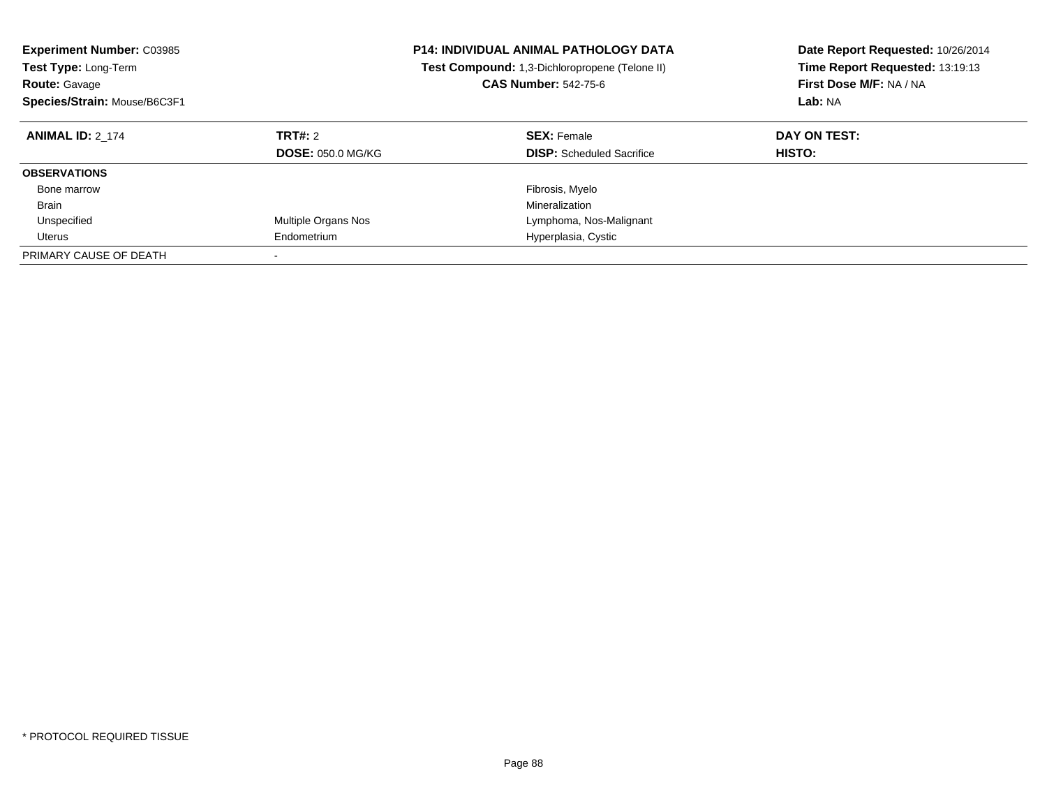**Experiment Number:** C03985
**Test Type:** Long-Term
**Route:** Gavage
**Species/Strain:** Mouse/B6C3F1

**P14: INDIVIDUAL ANIMAL PATHOLOGY DATA**
**Test Compound:** 1,3-Dichloropropene (Telone II)
**CAS Number:** 542-75-6

**Date Report Requested:** 10/26/2014
**Time Report Requested:** 13:19:13
**First Dose M/F:** NA / NA
**Lab:** NA

| **ANIMAL ID:** 2_174 | **TRT#:** 2 | **SEX:** Female | **DAY ON TEST:** |
|---|---|---|---|
| | **DOSE:** 050.0 MG/KG | **DISP:** Scheduled Sacrifice | **HISTO:** |
| **OBSERVATIONS** | | | |
| Bone marrow | | Fibrosis, Myelo | |
| Brain | | Mineralization | |
| Unspecified | Multiple Organs Nos | Lymphoma, Nos-Malignant | |
| Uterus | Endometrium | Hyperplasia, Cystic | |
| PRIMARY CAUSE OF DEATH | - | | |

* PROTOCOL REQUIRED TISSUE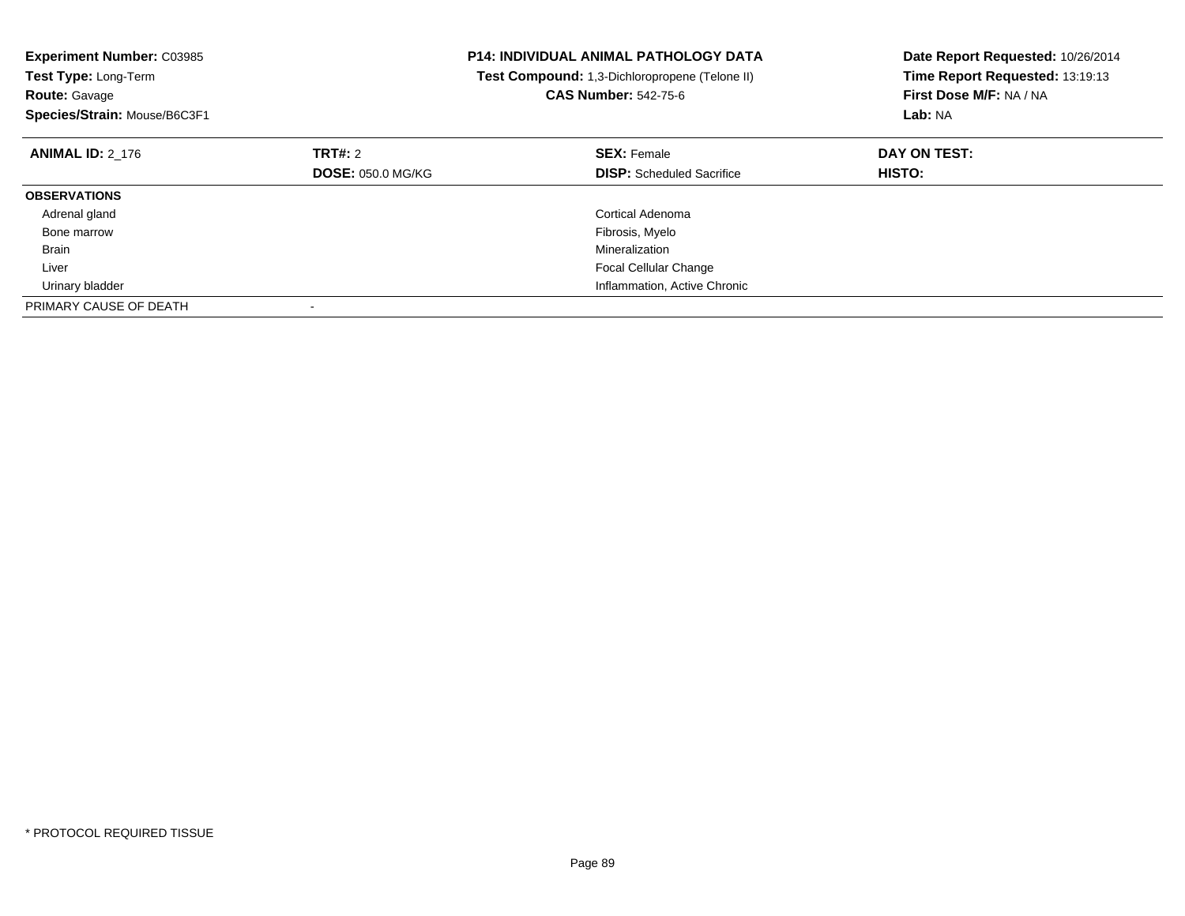**Experiment Number:** C03985
**Test Type:** Long-Term
**Route:** Gavage
**Species/Strain:** Mouse/B6C3F1

**P14: INDIVIDUAL ANIMAL PATHOLOGY DATA**
**Test Compound:** 1,3-Dichloropropene (Telone II)
**CAS Number:** 542-75-6

**Date Report Requested:** 10/26/2014
**Time Report Requested:** 13:19:13
**First Dose M/F:** NA / NA
**Lab:** NA

| **ANIMAL ID:** 2_176 | **TRT#:** 2 | **SEX:** Female | **DAY ON TEST:** |
|---|---|---|---|
| | **DOSE:** 050.0 MG/KG | **DISP:** Scheduled Sacrifice | **HISTO:** |
| **OBSERVATIONS** | | | |
| Adrenal gland | | Cortical Adenoma | |
| Bone marrow | | Fibrosis, Myelo | |
| Brain | | Mineralization | |
| Liver | | Focal Cellular Change | |
| Urinary bladder | | Inflammation, Active Chronic | |
| PRIMARY CAUSE OF DEATH | - | | |

* PROTOCOL REQUIRED TISSUE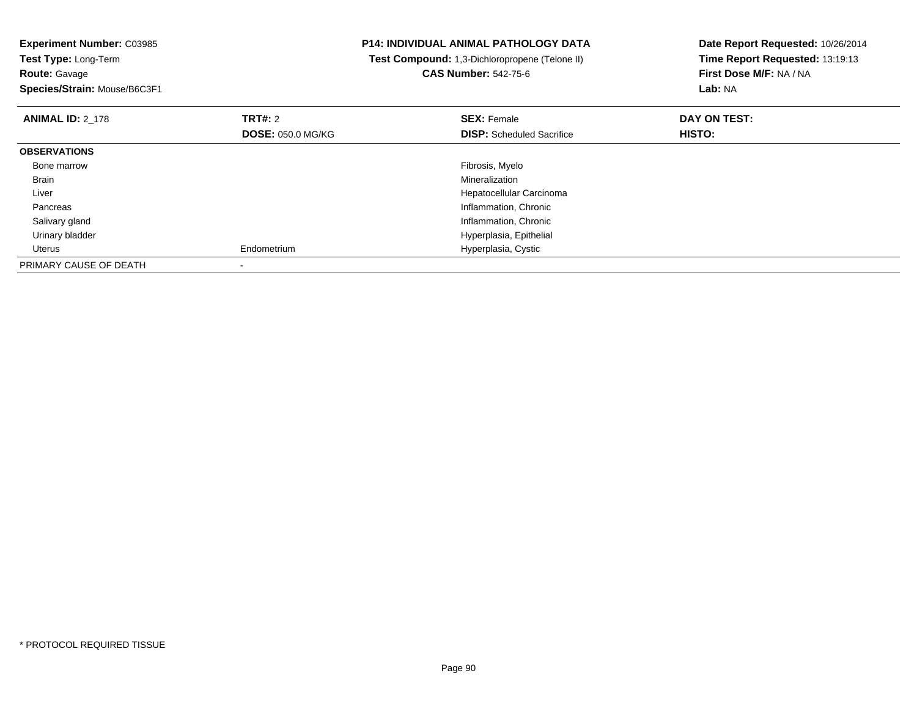**Experiment Number:** C03985
**Test Type:** Long-Term
**Route:** Gavage
**Species/Strain:** Mouse/B6C3F1

**P14: INDIVIDUAL ANIMAL PATHOLOGY DATA**
**Test Compound:** 1,3-Dichloropropene (Telone II)
**CAS Number:** 542-75-6

**Date Report Requested:** 10/26/2014
**Time Report Requested:** 13:19:13
**First Dose M/F:** NA / NA
**Lab:** NA

| **ANIMAL ID:** 2_178 | **TRT#:** 2 | **SEX:** Female | **DAY ON TEST:** |
|---|---|---|---|
| | **DOSE:** 050.0 MG/KG | **DISP:** Scheduled Sacrifice | **HISTO:** |
| **OBSERVATIONS** | | | |
| Bone marrow | | Fibrosis, Myelo | |
| Brain | | Mineralization | |
| Liver | | Hepatocellular Carcinoma | |
| Pancreas | | Inflammation, Chronic | |
| Salivary gland | | Inflammation, Chronic | |
| Urinary bladder | | Hyperplasia, Epithelial | |
| Uterus | Endometrium | Hyperplasia, Cystic | |
| PRIMARY CAUSE OF DEATH | - | | |

* PROTOCOL REQUIRED TISSUE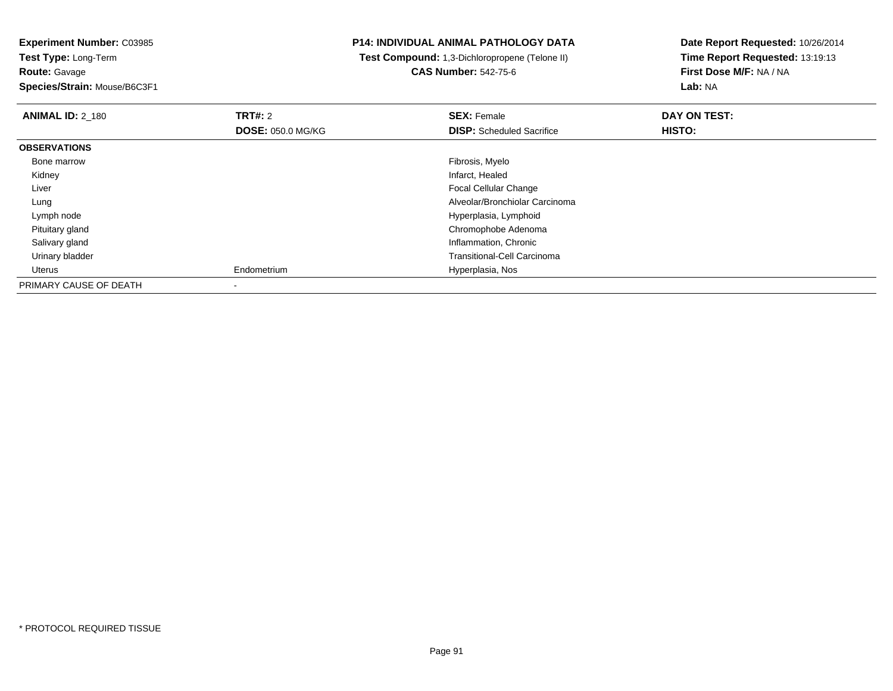**Experiment Number:** C03985
**Test Type:** Long-Term
**Route:** Gavage
**Species/Strain:** Mouse/B6C3F1

**P14: INDIVIDUAL ANIMAL PATHOLOGY DATA**
**Test Compound:** 1,3-Dichloropropene (Telone II)
**CAS Number:** 542-75-6

**Date Report Requested:** 10/26/2014
**Time Report Requested:** 13:19:13
**First Dose M/F:** NA / NA
**Lab:** NA

| **ANIMAL ID:** 2_180 | **TRT#:** 2 | **SEX:** Female | **DAY ON TEST:** |
|---|---|---|---|
| | **DOSE:** 050.0 MG/KG | **DISP:** Scheduled Sacrifice | **HISTO:** |
| **OBSERVATIONS** | | | |
| Bone marrow | | Fibrosis, Myelo | |
| Kidney | | Infarct, Healed | |
| Liver | | Focal Cellular Change | |
| Lung | | Alveolar/Bronchiolar Carcinoma | |
| Lymph node | | Hyperplasia, Lymphoid | |
| Pituitary gland | | Chromophobe Adenoma | |
| Salivary gland | | Inflammation, Chronic | |
| Urinary bladder | | Transitional-Cell Carcinoma | |
| Uterus | Endometrium | Hyperplasia, Nos | |
| PRIMARY CAUSE OF DEATH | - | | |

* PROTOCOL REQUIRED TISSUE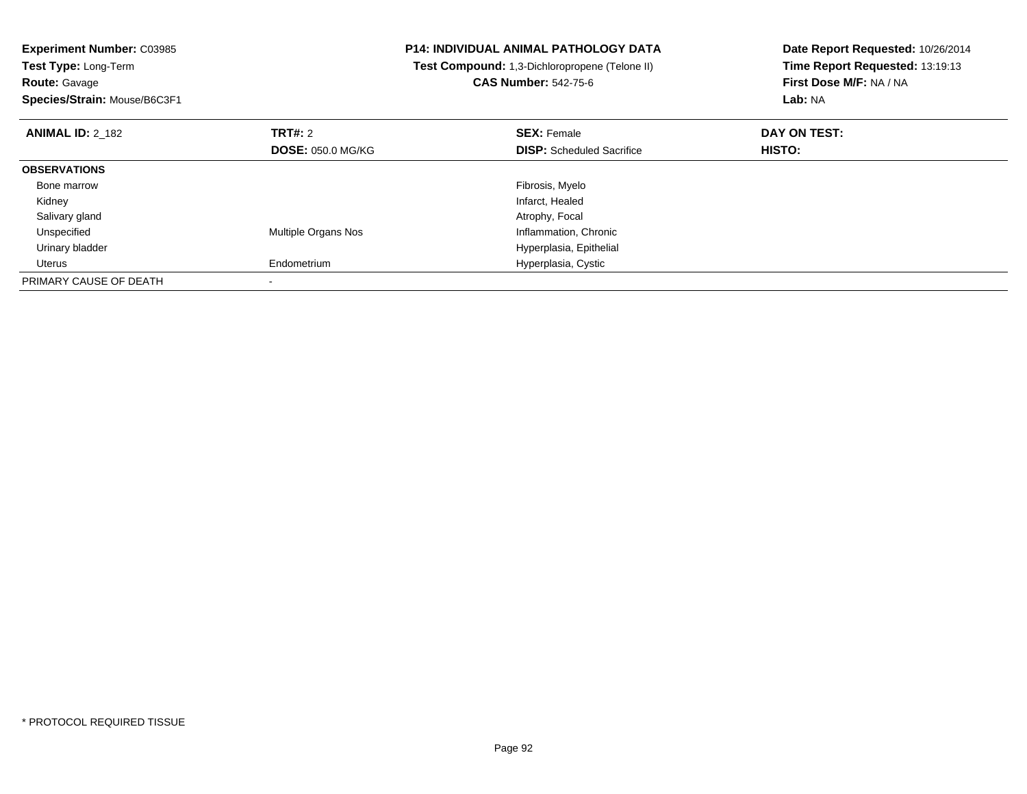**Experiment Number:** C03985
**Test Type:** Long-Term
**Route:** Gavage
**Species/Strain:** Mouse/B6C3F1

**P14: INDIVIDUAL ANIMAL PATHOLOGY DATA**
**Test Compound:** 1,3-Dichloropropene (Telone II)
**CAS Number:** 542-75-6

**Date Report Requested:** 10/26/2014
**Time Report Requested:** 13:19:13
**First Dose M/F:** NA / NA
**Lab:** NA

| **ANIMAL ID:** 2_182 | **TRT#:** 2 | **SEX:** Female | **DAY ON TEST:** |
|---|---|---|---|
| | **DOSE:** 050.0 MG/KG | **DISP:** Scheduled Sacrifice | **HISTO:** |
| **OBSERVATIONS** | | | |
| Bone marrow | | Fibrosis, Myelo | |
| Kidney | | Infarct, Healed | |
| Salivary gland | | Atrophy, Focal | |
| Unspecified | Multiple Organs Nos | Inflammation, Chronic | |
| Urinary bladder | | Hyperplasia, Epithelial | |
| Uterus | Endometrium | Hyperplasia, Cystic | |
| PRIMARY CAUSE OF DEATH | - | | |

* PROTOCOL REQUIRED TISSUE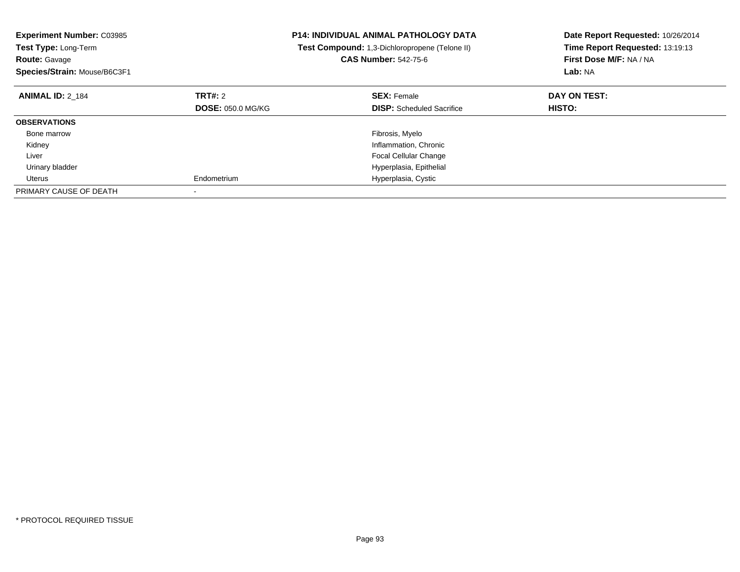**Experiment Number:** C03985
**Test Type:** Long-Term
**Route:** Gavage
**Species/Strain:** Mouse/B6C3F1

**P14: INDIVIDUAL ANIMAL PATHOLOGY DATA**
**Test Compound:** 1,3-Dichloropropene (Telone II)
**CAS Number:** 542-75-6

**Date Report Requested:** 10/26/2014
**Time Report Requested:** 13:19:13
**First Dose M/F:** NA / NA
**Lab:** NA

| **ANIMAL ID:** 2_184 | **TRT#:** 2 | **SEX:** Female | **DAY ON TEST:** |
|---|---|---|---|
| | **DOSE:** 050.0 MG/KG | **DISP:** Scheduled Sacrifice | **HISTO:** |
| **OBSERVATIONS** | | | |
| Bone marrow | | Fibrosis, Myelo | |
| Kidney | | Inflammation, Chronic | |
| Liver | | Focal Cellular Change | |
| Urinary bladder | | Hyperplasia, Epithelial | |
| Uterus | Endometrium | Hyperplasia, Cystic | |
| PRIMARY CAUSE OF DEATH | - | | |

* PROTOCOL REQUIRED TISSUE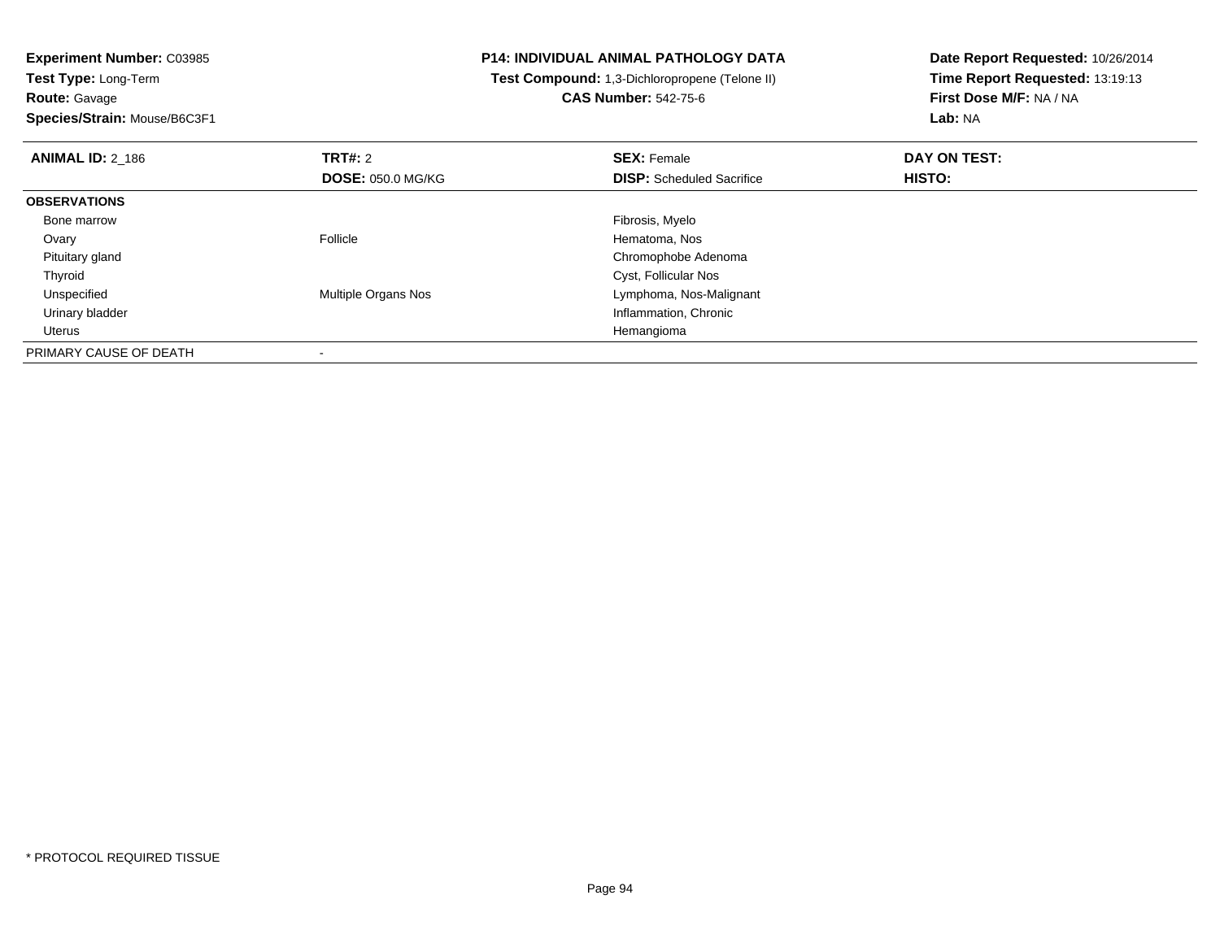**Experiment Number:** C03985
**Test Type:** Long-Term
**Route:** Gavage
**Species/Strain:** Mouse/B6C3F1

**P14: INDIVIDUAL ANIMAL PATHOLOGY DATA**
**Test Compound:** 1,3-Dichloropropene (Telone II)
**CAS Number:** 542-75-6

**Date Report Requested:** 10/26/2014
**Time Report Requested:** 13:19:13
**First Dose M/F:** NA / NA
**Lab:** NA

| **ANIMAL ID:** 2_186 | **TRT#:** 2<br>**DOSE:** 050.0 MG/KG | **SEX:** Female<br>**DISP:** Scheduled Sacrifice | **DAY ON TEST:**<br>**HISTO:** |
|---|---|---|---|
| **OBSERVATIONS** | | | |
| Bone marrow | | Fibrosis, Myelo | |
| Ovary | Follicle | Hematoma, Nos | |
| Pituitary gland | | Chromophobe Adenoma | |
| Thyroid | | Cyst, Follicular Nos | |
| Unspecified | Multiple Organs Nos | Lymphoma, Nos-Malignant | |
| Urinary bladder | | Inflammation, Chronic | |
| Uterus | | Hemangioma | |
| PRIMARY CAUSE OF DEATH | - | | |

* PROTOCOL REQUIRED TISSUE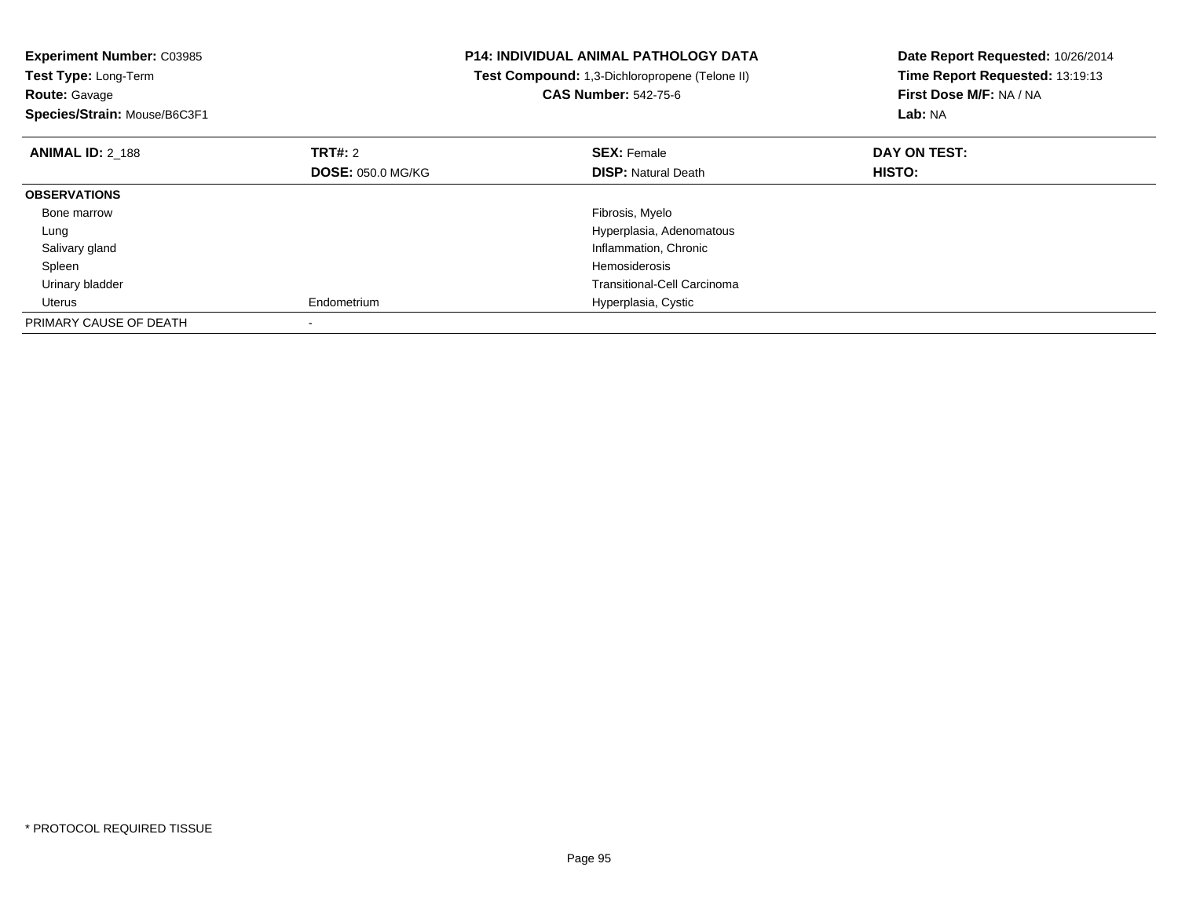**Experiment Number:** C03985
**Test Type:** Long-Term
**Route:** Gavage
**Species/Strain:** Mouse/B6C3F1

**P14: INDIVIDUAL ANIMAL PATHOLOGY DATA**
**Test Compound:** 1,3-Dichloropropene (Telone II)
**CAS Number:** 542-75-6

**Date Report Requested:** 10/26/2014
**Time Report Requested:** 13:19:13
**First Dose M/F:** NA / NA
**Lab:** NA

| **ANIMAL ID:** 2_188 | **TRT#:** 2 | **SEX:** Female | **DAY ON TEST:** |
|---|---|---|---|
| | **DOSE:** 050.0 MG/KG | **DISP:** Natural Death | **HISTO:** |
| **OBSERVATIONS** | | | |
| Bone marrow | | Fibrosis, Myelo | |
| Lung | | Hyperplasia, Adenomatous | |
| Salivary gland | | Inflammation, Chronic | |
| Spleen | | Hemosiderosis | |
| Urinary bladder | | Transitional-Cell Carcinoma | |
| Uterus | Endometrium | Hyperplasia, Cystic | |
| PRIMARY CAUSE OF DEATH | - | | |

* PROTOCOL REQUIRED TISSUE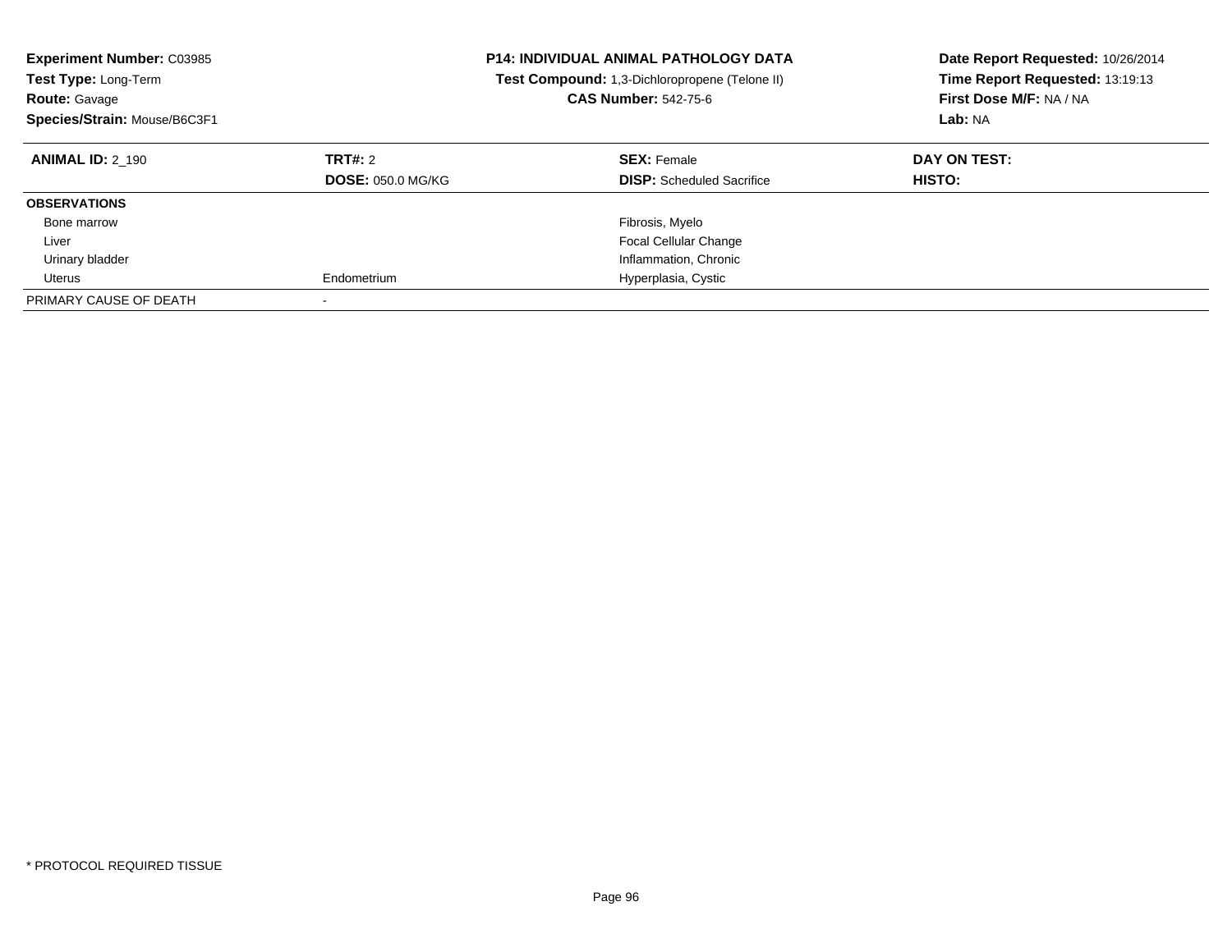**Experiment Number:** C03985
**Test Type:** Long-Term
**Route:** Gavage
**Species/Strain:** Mouse/B6C3F1

**P14: INDIVIDUAL ANIMAL PATHOLOGY DATA**
**Test Compound:** 1,3-Dichloropropene (Telone II)
**CAS Number:** 542-75-6

**Date Report Requested:** 10/26/2014
**Time Report Requested:** 13:19:13
**First Dose M/F:** NA / NA
**Lab:** NA

| **ANIMAL ID:** 2_190 | **TRT#:** 2 | **SEX:** Female | **DAY ON TEST:** |
|---|---|---|---|
| | **DOSE:** 050.0 MG/KG | **DISP:** Scheduled Sacrifice | **HISTO:** |
| **OBSERVATIONS** | | | |
| Bone marrow | | Fibrosis, Myelo | |
| Liver | | Focal Cellular Change | |
| Urinary bladder | | Inflammation, Chronic | |
| Uterus | Endometrium | Hyperplasia, Cystic | |
| PRIMARY CAUSE OF DEATH | - | | |

* PROTOCOL REQUIRED TISSUE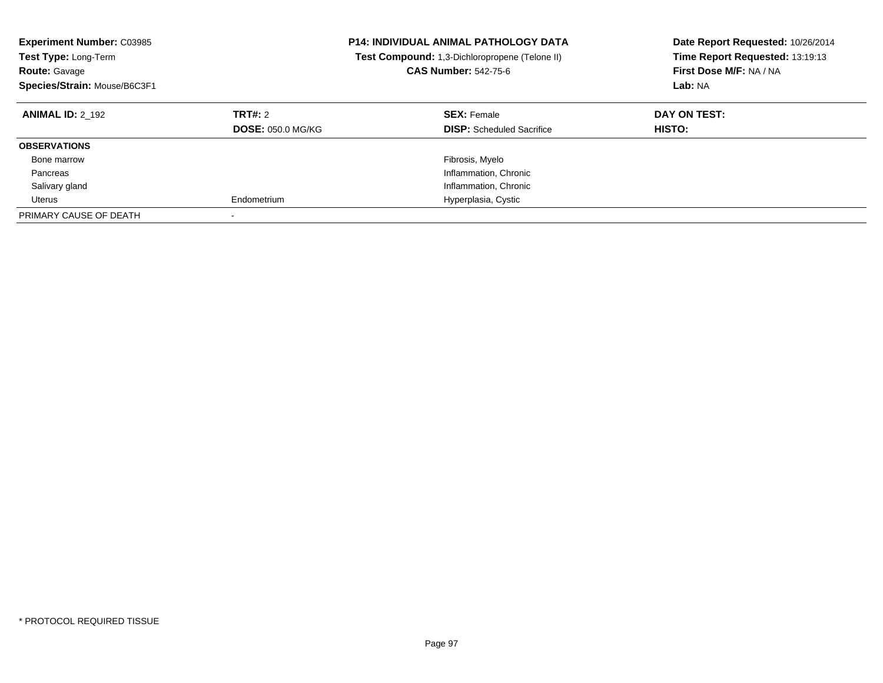**Experiment Number:** C03985
**Test Type:** Long-Term
**Route:** Gavage
**Species/Strain:** Mouse/B6C3F1

**P14: INDIVIDUAL ANIMAL PATHOLOGY DATA**
**Test Compound:** 1,3-Dichloropropene (Telone II)
**CAS Number:** 542-75-6

**Date Report Requested:** 10/26/2014
**Time Report Requested:** 13:19:13
**First Dose M/F:** NA / NA
**Lab:** NA

| **ANIMAL ID:** 2_192 | **TRT#:** 2 | **SEX:** Female | **DAY ON TEST:** |
|---|---|---|---|
| | **DOSE:** 050.0 MG/KG | **DISP:** Scheduled Sacrifice | **HISTO:** |
| **OBSERVATIONS** | | | |
| Bone marrow | | Fibrosis, Myelo | |
| Pancreas | | Inflammation, Chronic | |
| Salivary gland | | Inflammation, Chronic | |
| Uterus | Endometrium | Hyperplasia, Cystic | |
| PRIMARY CAUSE OF DEATH | - | | |

* PROTOCOL REQUIRED TISSUE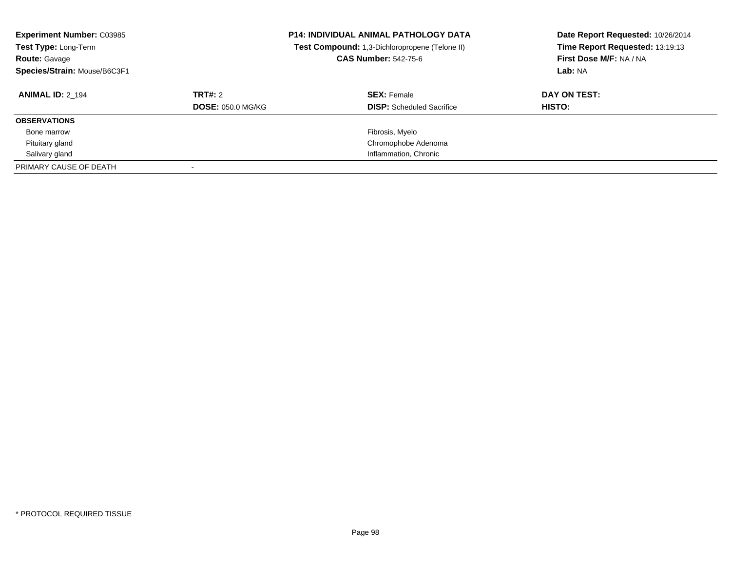**Experiment Number:** C03985
**Test Type:** Long-Term
**Route:** Gavage
**Species/Strain:** Mouse/B6C3F1

**P14: INDIVIDUAL ANIMAL PATHOLOGY DATA**
**Test Compound:** 1,3-Dichloropropene (Telone II)
**CAS Number:** 542-75-6

**Date Report Requested:** 10/26/2014
**Time Report Requested:** 13:19:13
**First Dose M/F:** NA / NA
**Lab:** NA

| **ANIMAL ID:** 2_194 | **TRT#:** 2 | **SEX:** Female | **DAY ON TEST:** |
|---|---|---|---|
| | **DOSE:** 050.0 MG/KG | **DISP:** Scheduled Sacrifice | **HISTO:** |
| **OBSERVATIONS** | | | |
| Bone marrow | | Fibrosis, Myelo | |
| Pituitary gland | | Chromophobe Adenoma | |
| Salivary gland | | Inflammation, Chronic | |
| PRIMARY CAUSE OF DEATH | - | | |

* PROTOCOL REQUIRED TISSUE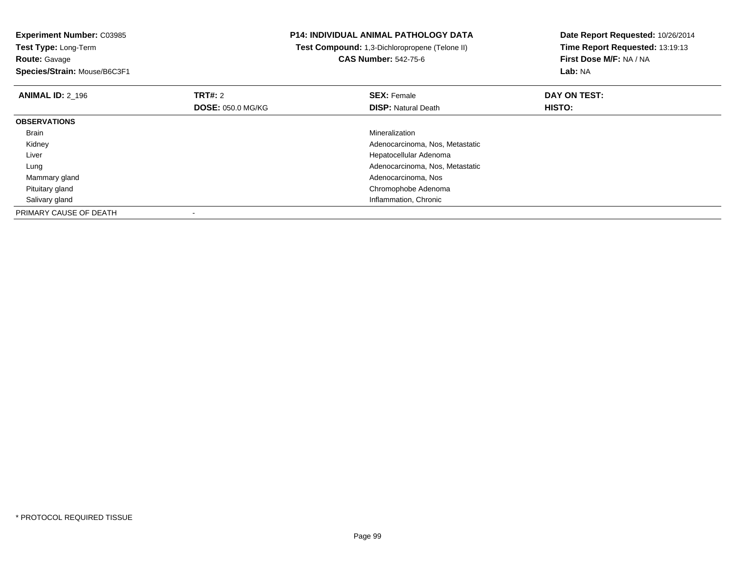**Experiment Number:** C03985
**Test Type:** Long-Term
**Route:** Gavage
**Species/Strain:** Mouse/B6C3F1

**P14: INDIVIDUAL ANIMAL PATHOLOGY DATA**
**Test Compound:** 1,3-Dichloropropene (Telone II)
**CAS Number:** 542-75-6

**Date Report Requested:** 10/26/2014
**Time Report Requested:** 13:19:13
**First Dose M/F:** NA / NA
**Lab:** NA

| **ANIMAL ID:** 2_196 | **TRT#:** 2 | **SEX:** Female | **DAY ON TEST:** |
|---|---|---|---|
| | **DOSE:** 050.0 MG/KG | **DISP:** Natural Death | **HISTO:** |
| **OBSERVATIONS** | | | |
| Brain | | Mineralization | |
| Kidney | | Adenocarcinoma, Nos, Metastatic | |
| Liver | | Hepatocellular Adenoma | |
| Lung | | Adenocarcinoma, Nos, Metastatic | |
| Mammary gland | | Adenocarcinoma, Nos | |
| Pituitary gland | | Chromophobe Adenoma | |
| Salivary gland | | Inflammation, Chronic | |
| PRIMARY CAUSE OF DEATH | - | | |

* PROTOCOL REQUIRED TISSUE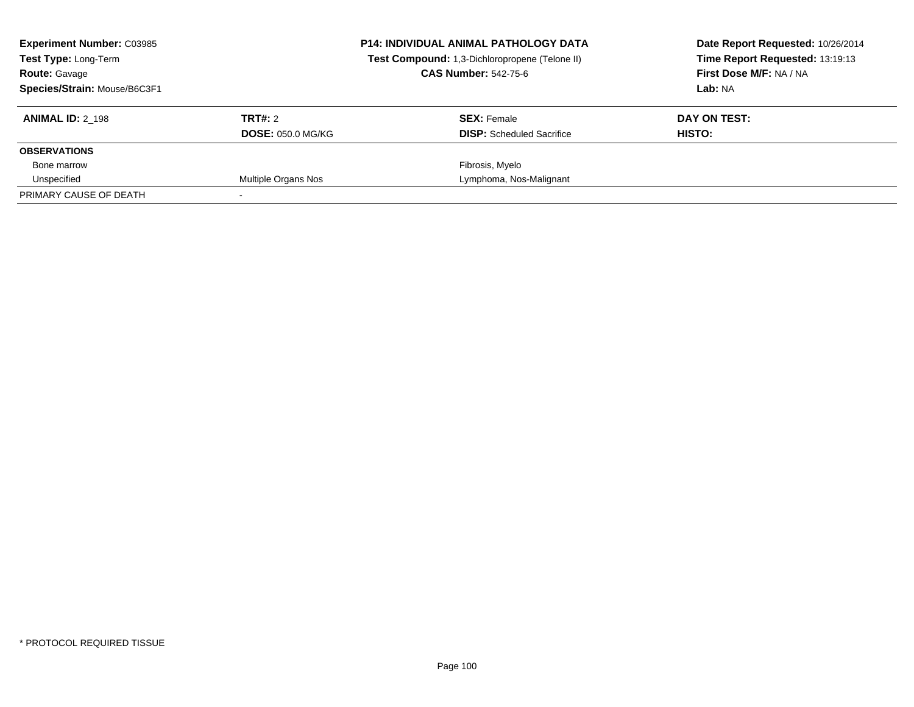**Experiment Number:** C03985
**Test Type:** Long-Term
**Route:** Gavage
**Species/Strain:** Mouse/B6C3F1

**P14: INDIVIDUAL ANIMAL PATHOLOGY DATA**
**Test Compound:** 1,3-Dichloropropene (Telone II)
**CAS Number:** 542-75-6

**Date Report Requested:** 10/26/2014
**Time Report Requested:** 13:19:13
**First Dose M/F:** NA / NA
**Lab:** NA

| **ANIMAL ID:** 2_198 | **TRT#:** 2 | **SEX:** Female | **DAY ON TEST:** |
|---|---|---|---|
| | **DOSE:** 050.0 MG/KG | **DISP:** Scheduled Sacrifice | **HISTO:** |
| **OBSERVATIONS** | | | |
| Bone marrow | | Fibrosis, Myelo | |
| Unspecified | Multiple Organs Nos | Lymphoma, Nos-Malignant | |
| PRIMARY CAUSE OF DEATH | - | | |

* PROTOCOL REQUIRED TISSUE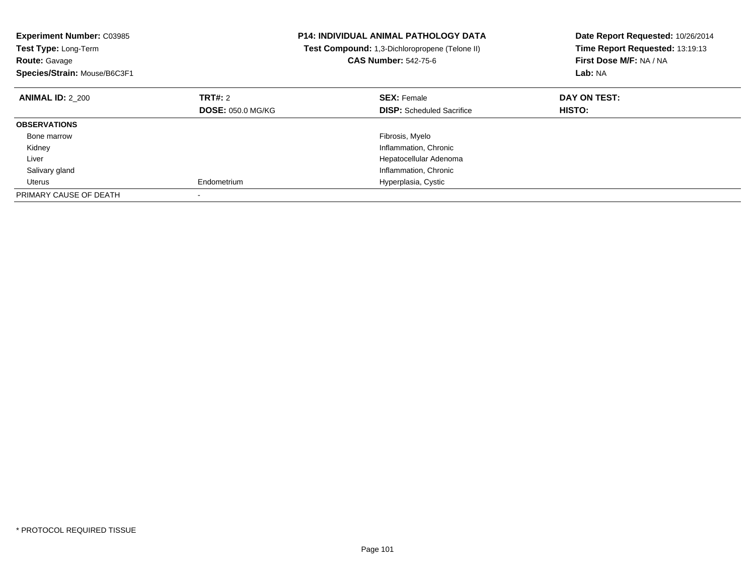**Experiment Number:** C03985
**Test Type:** Long-Term
**Route:** Gavage
**Species/Strain:** Mouse/B6C3F1

**P14: INDIVIDUAL ANIMAL PATHOLOGY DATA**
**Test Compound:** 1,3-Dichloropropene (Telone II)
**CAS Number:** 542-75-6

**Date Report Requested:** 10/26/2014
**Time Report Requested:** 13:19:13
**First Dose M/F:** NA / NA
**Lab:** NA

| **ANIMAL ID:** 2_200 | **TRT#:** 2 | **SEX:** Female | **DAY ON TEST:** |
|---|---|---|---|
| | **DOSE:** 050.0 MG/KG | **DISP:** Scheduled Sacrifice | **HISTO:** |
| **OBSERVATIONS** | | | |
| Bone marrow | | Fibrosis, Myelo | |
| Kidney | | Inflammation, Chronic | |
| Liver | | Hepatocellular Adenoma | |
| Salivary gland | | Inflammation, Chronic | |
| Uterus | Endometrium | Hyperplasia, Cystic | |
| PRIMARY CAUSE OF DEATH | - | | |

\* PROTOCOL REQUIRED TISSUE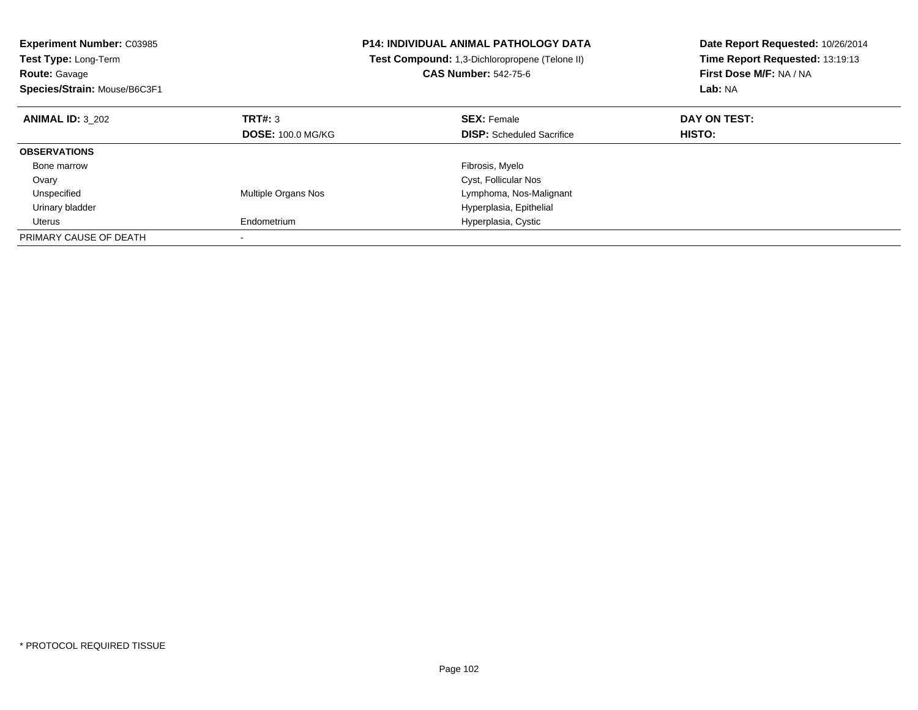**Experiment Number:** C03985
**Test Type:** Long-Term
**Route:** Gavage
**Species/Strain:** Mouse/B6C3F1

**P14: INDIVIDUAL ANIMAL PATHOLOGY DATA**
**Test Compound:** 1,3-Dichloropropene (Telone II)
**CAS Number:** 542-75-6

**Date Report Requested:** 10/26/2014
**Time Report Requested:** 13:19:13
**First Dose M/F:** NA / NA
**Lab:** NA

| **ANIMAL ID:** 3_202 | **TRT#:** 3 | **SEX:** Female | **DAY ON TEST:** |
|---|---|---|---|
| | **DOSE:** 100.0 MG/KG | **DISP:** Scheduled Sacrifice | **HISTO:** |
| **OBSERVATIONS** | | | |
| Bone marrow | | Fibrosis, Myelo | |
| Ovary | | Cyst, Follicular Nos | |
| Unspecified | Multiple Organs Nos | Lymphoma, Nos-Malignant | |
| Urinary bladder | | Hyperplasia, Epithelial | |
| Uterus | Endometrium | Hyperplasia, Cystic | |
| PRIMARY CAUSE OF DEATH | - | | |

* PROTOCOL REQUIRED TISSUE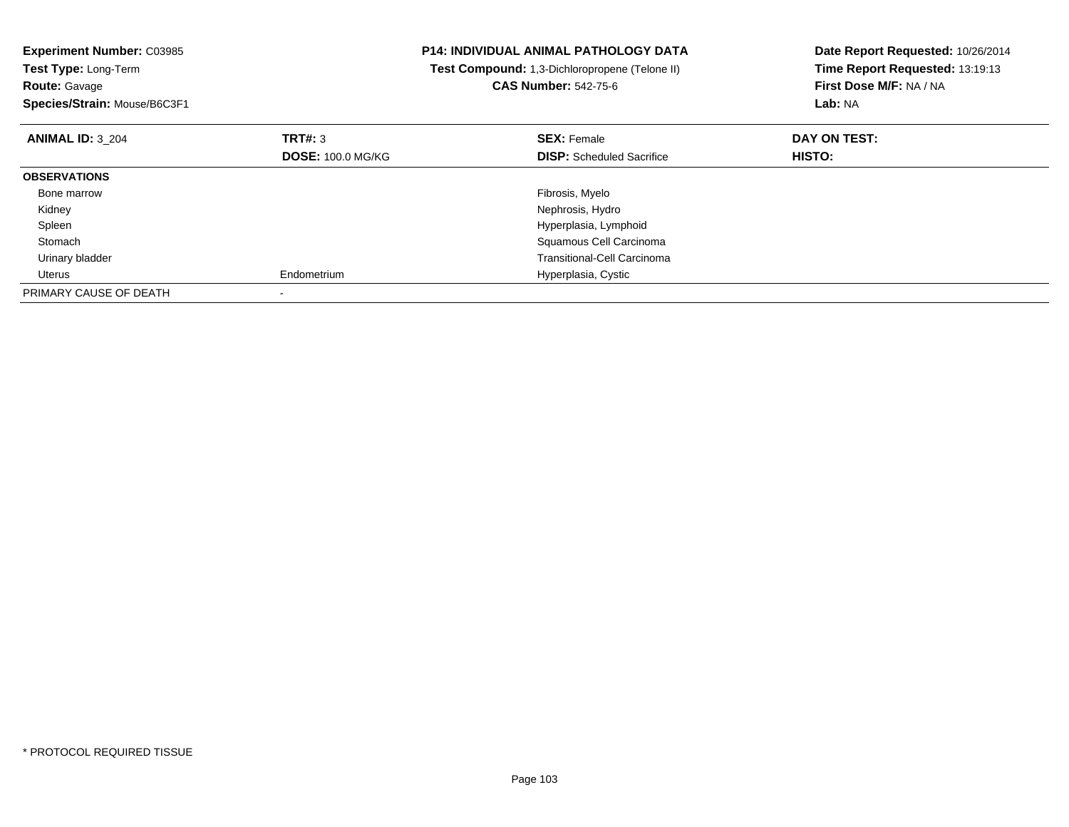**Experiment Number:** C03985
**Test Type:** Long-Term
**Route:** Gavage
**Species/Strain:** Mouse/B6C3F1

**P14: INDIVIDUAL ANIMAL PATHOLOGY DATA**
**Test Compound:** 1,3-Dichloropropene (Telone II)
**CAS Number:** 542-75-6

**Date Report Requested:** 10/26/2014
**Time Report Requested:** 13:19:13
**First Dose M/F:** NA / NA
**Lab:** NA

| **ANIMAL ID:** 3_204 | **TRT#:** 3 | **SEX:** Female | **DAY ON TEST:** |
|---|---|---|---|
| | **DOSE:** 100.0 MG/KG | **DISP:** Scheduled Sacrifice | **HISTO:** |
| **OBSERVATIONS** | | | |
| Bone marrow | | Fibrosis, Myelo | |
| Kidney | | Nephrosis, Hydro | |
| Spleen | | Hyperplasia, Lymphoid | |
| Stomach | | Squamous Cell Carcinoma | |
| Urinary bladder | | Transitional-Cell Carcinoma | |
| Uterus | Endometrium | Hyperplasia, Cystic | |
| PRIMARY CAUSE OF DEATH | - | | |

* PROTOCOL REQUIRED TISSUE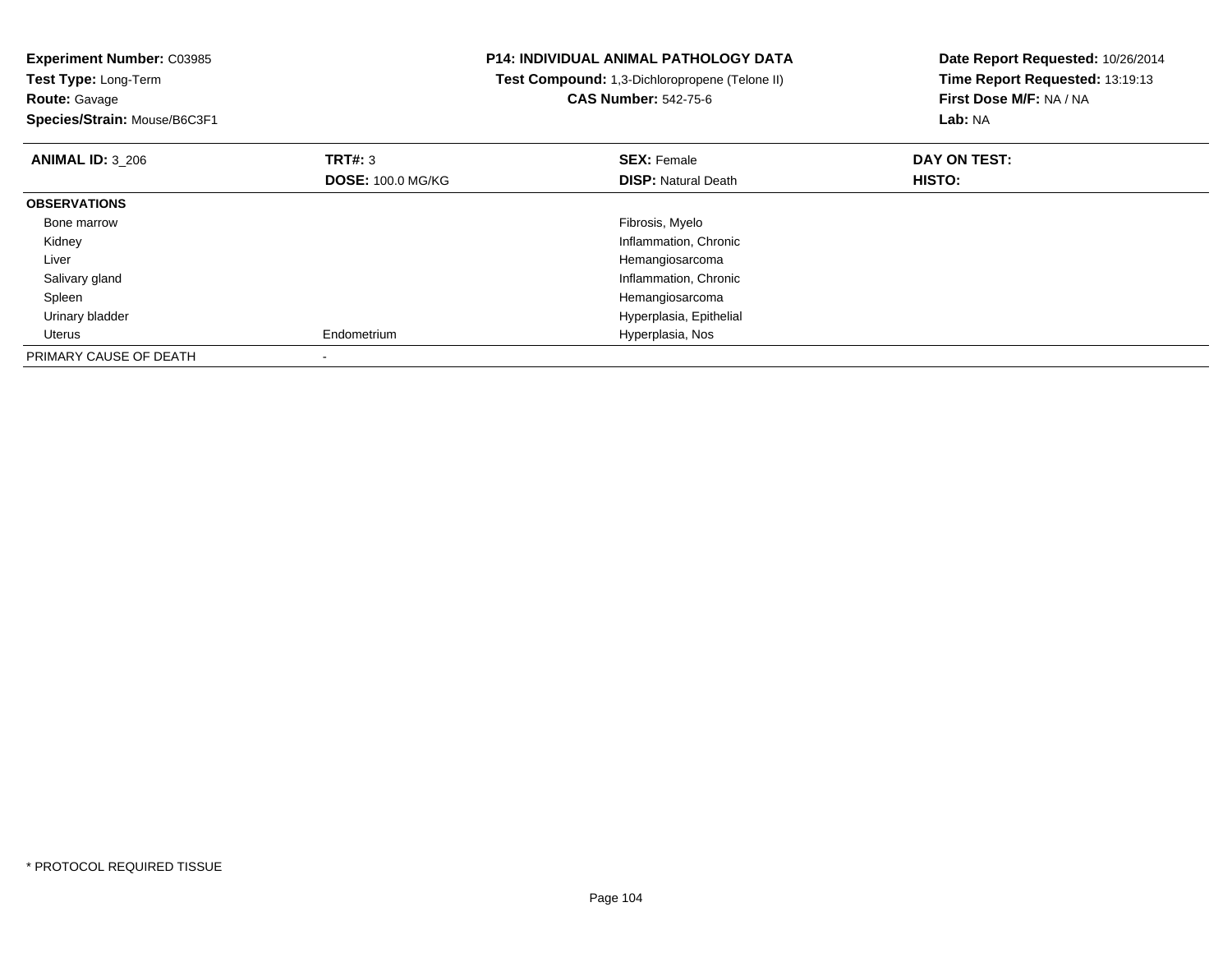**Experiment Number:** C03985
**Test Type:** Long-Term
**Route:** Gavage
**Species/Strain:** Mouse/B6C3F1

**P14: INDIVIDUAL ANIMAL PATHOLOGY DATA**
**Test Compound:** 1,3-Dichloropropene (Telone II)
**CAS Number:** 542-75-6

**Date Report Requested:** 10/26/2014
**Time Report Requested:** 13:19:13
**First Dose M/F:** NA / NA
**Lab:** NA

| **ANIMAL ID:** 3_206 | **TRT#:** 3 | **SEX:** Female | **DAY ON TEST:** |
|---|---|---|---|
| | **DOSE:** 100.0 MG/KG | **DISP:** Natural Death | **HISTO:** |
| **OBSERVATIONS** | | | |
| Bone marrow | | Fibrosis, Myelo | |
| Kidney | | Inflammation, Chronic | |
| Liver | | Hemangiosarcoma | |
| Salivary gland | | Inflammation, Chronic | |
| Spleen | | Hemangiosarcoma | |
| Urinary bladder | | Hyperplasia, Epithelial | |
| Uterus | Endometrium | Hyperplasia, Nos | |
| PRIMARY CAUSE OF DEATH | - | | |

* PROTOCOL REQUIRED TISSUE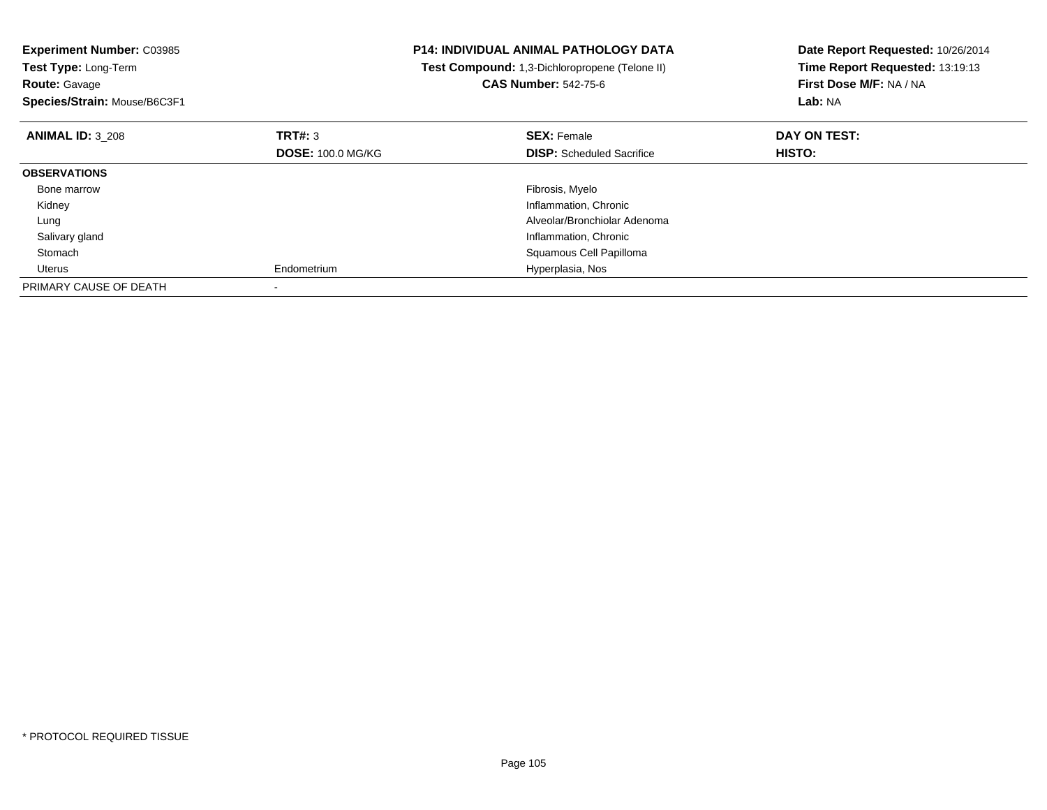**Experiment Number:** C03985
**Test Type:** Long-Term
**Route:** Gavage
**Species/Strain:** Mouse/B6C3F1

**P14: INDIVIDUAL ANIMAL PATHOLOGY DATA**
**Test Compound:** 1,3-Dichloropropene (Telone II)
**CAS Number:** 542-75-6

**Date Report Requested:** 10/26/2014
**Time Report Requested:** 13:19:13
**First Dose M/F:** NA / NA
**Lab:** NA

| **ANIMAL ID:** 3_208 | **TRT#:** 3 | **SEX:** Female | **DAY ON TEST:** |
|---|---|---|---|
| | **DOSE:** 100.0 MG/KG | **DISP:** Scheduled Sacrifice | **HISTO:** |
| **OBSERVATIONS** | | | |
| Bone marrow | | Fibrosis, Myelo | |
| Kidney | | Inflammation, Chronic | |
| Lung | | Alveolar/Bronchiolar Adenoma | |
| Salivary gland | | Inflammation, Chronic | |
| Stomach | | Squamous Cell Papilloma | |
| Uterus | Endometrium | Hyperplasia, Nos | |
| PRIMARY CAUSE OF DEATH | - | | |

* PROTOCOL REQUIRED TISSUE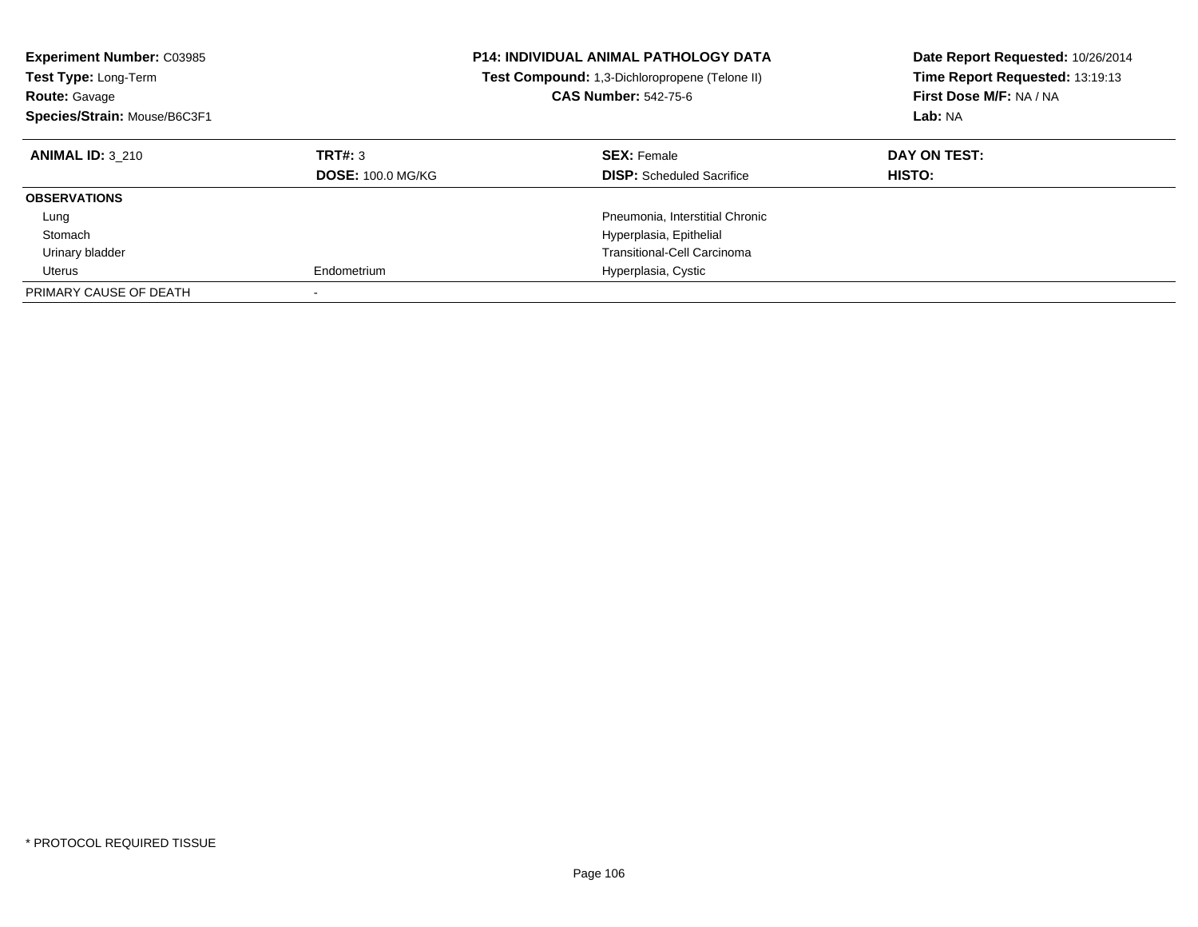**Experiment Number:** C03985
**Test Type:** Long-Term
**Route:** Gavage
**Species/Strain:** Mouse/B6C3F1

**P14: INDIVIDUAL ANIMAL PATHOLOGY DATA**
**Test Compound:** 1,3-Dichloropropene (Telone II)
**CAS Number:** 542-75-6

**Date Report Requested:** 10/26/2014
**Time Report Requested:** 13:19:13
**First Dose M/F:** NA / NA
**Lab:** NA

| **ANIMAL ID:** 3_210 | **TRT#:** 3 | **SEX:** Female | **DAY ON TEST:** |
|---|---|---|---|
| | **DOSE:** 100.0 MG/KG | **DISP:** Scheduled Sacrifice | **HISTO:** |
| **OBSERVATIONS** | | | |
| Lung | | Pneumonia, Interstitial Chronic | |
| Stomach | | Hyperplasia, Epithelial | |
| Urinary bladder | | Transitional-Cell Carcinoma | |
| Uterus | Endometrium | Hyperplasia, Cystic | |
| PRIMARY CAUSE OF DEATH | - | | |

* PROTOCOL REQUIRED TISSUE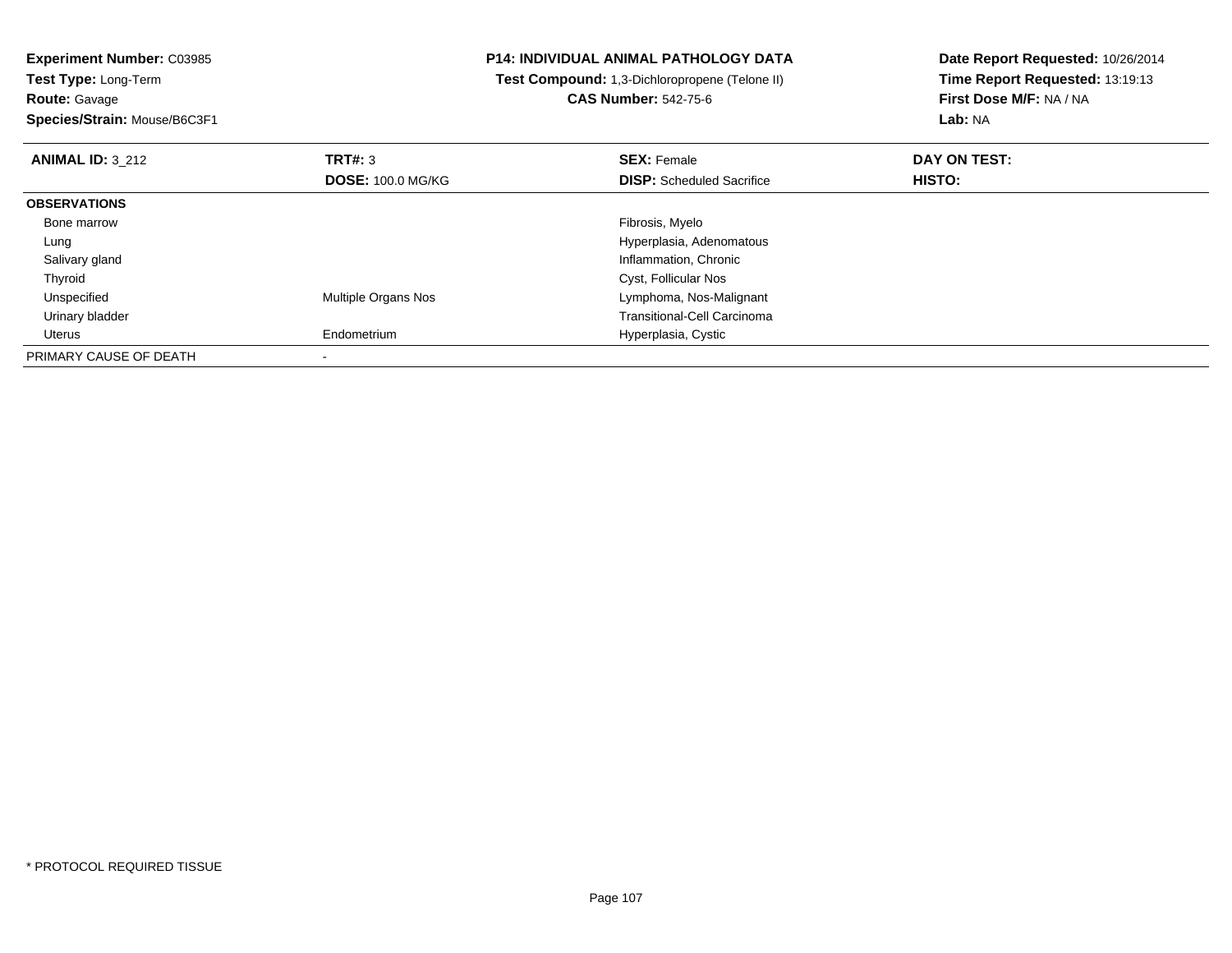**Experiment Number:** C03985
**Test Type:** Long-Term
**Route:** Gavage
**Species/Strain:** Mouse/B6C3F1

**P14: INDIVIDUAL ANIMAL PATHOLOGY DATA**
**Test Compound:** 1,3-Dichloropropene (Telone II)
**CAS Number:** 542-75-6

**Date Report Requested:** 10/26/2014
**Time Report Requested:** 13:19:13
**First Dose M/F:** NA / NA
**Lab:** NA

| **ANIMAL ID:** 3_212 | **TRT#:** 3<br>**DOSE:** 100.0 MG/KG | **SEX:** Female<br>**DISP:** Scheduled Sacrifice | **DAY ON TEST:**<br>**HISTO:** |
|---|---|---|---|
| **OBSERVATIONS** | | | |
| Bone marrow | | Fibrosis, Myelo | |
| Lung | | Hyperplasia, Adenomatous | |
| Salivary gland | | Inflammation, Chronic | |
| Thyroid | | Cyst, Follicular Nos | |
| Unspecified | Multiple Organs Nos | Lymphoma, Nos-Malignant | |
| Urinary bladder | | Transitional-Cell Carcinoma | |
| Uterus | Endometrium | Hyperplasia, Cystic | |
| PRIMARY CAUSE OF DEATH | - | | |

* PROTOCOL REQUIRED TISSUE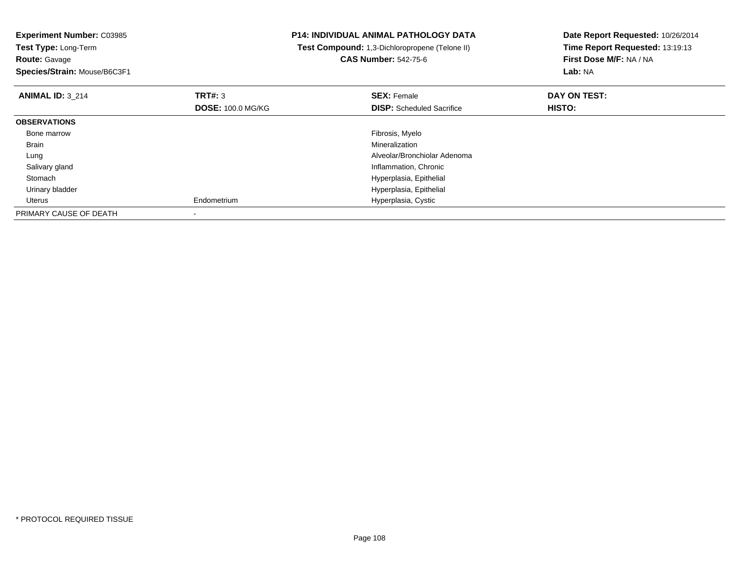**Experiment Number:** C03985
**Test Type:** Long-Term
**Route:** Gavage
**Species/Strain:** Mouse/B6C3F1

**P14: INDIVIDUAL ANIMAL PATHOLOGY DATA**
**Test Compound:** 1,3-Dichloropropene (Telone II)
**CAS Number:** 542-75-6

**Date Report Requested:** 10/26/2014
**Time Report Requested:** 13:19:13
**First Dose M/F:** NA / NA
**Lab:** NA

| **ANIMAL ID:** 3_214 | **TRT#:** 3 | **SEX:** Female | **DAY ON TEST:** |
|---|---|---|---|
| | **DOSE:** 100.0 MG/KG | **DISP:** Scheduled Sacrifice | **HISTO:** |
| **OBSERVATIONS** | | | |
| Bone marrow | | Fibrosis, Myelo | |
| Brain | | Mineralization | |
| Lung | | Alveolar/Bronchiolar Adenoma | |
| Salivary gland | | Inflammation, Chronic | |
| Stomach | | Hyperplasia, Epithelial | |
| Urinary bladder | | Hyperplasia, Epithelial | |
| Uterus | Endometrium | Hyperplasia, Cystic | |
| PRIMARY CAUSE OF DEATH | - | | |

* PROTOCOL REQUIRED TISSUE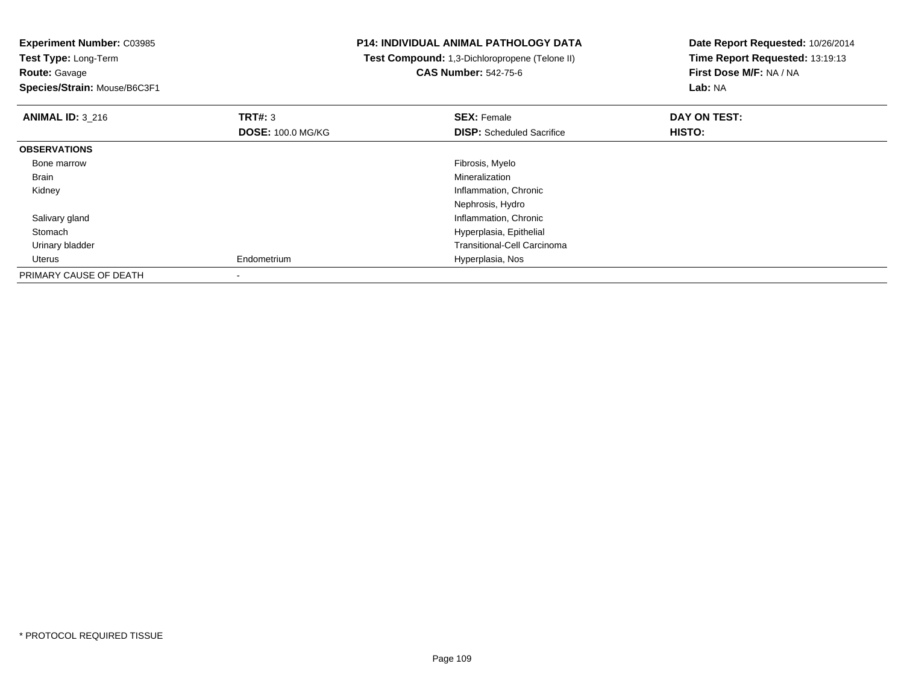**Experiment Number:** C03985
**Test Type:** Long-Term
**Route:** Gavage
**Species/Strain:** Mouse/B6C3F1

**P14: INDIVIDUAL ANIMAL PATHOLOGY DATA**
**Test Compound:** 1,3-Dichloropropene (Telone II)
**CAS Number:** 542-75-6

**Date Report Requested:** 10/26/2014
**Time Report Requested:** 13:19:13
**First Dose M/F:** NA / NA
**Lab:** NA

| **ANIMAL ID:** 3_216 | **TRT#:** 3 | **SEX:** Female | **DAY ON TEST:** |
|---|---|---|---|
| | **DOSE:** 100.0 MG/KG | **DISP:** Scheduled Sacrifice | **HISTO:** |
| **OBSERVATIONS** | | | |
| Bone marrow | | Fibrosis, Myelo | |
| Brain | | Mineralization | |
| Kidney | | Inflammation, Chronic | |
| | | Nephrosis, Hydro | |
| Salivary gland | | Inflammation, Chronic | |
| Stomach | | Hyperplasia, Epithelial | |
| Urinary bladder | | Transitional-Cell Carcinoma | |
| Uterus | Endometrium | Hyperplasia, Nos | |
| PRIMARY CAUSE OF DEATH | - | | |

* PROTOCOL REQUIRED TISSUE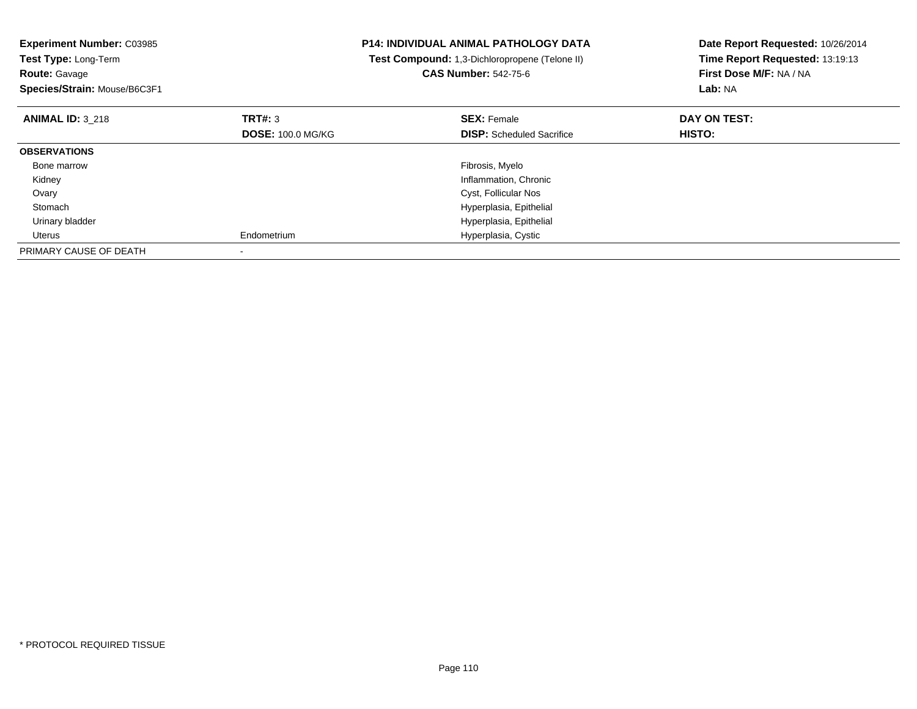**Experiment Number:** C03985
**Test Type:** Long-Term
**Route:** Gavage
**Species/Strain:** Mouse/B6C3F1

**P14: INDIVIDUAL ANIMAL PATHOLOGY DATA**
**Test Compound:** 1,3-Dichloropropene (Telone II)
**CAS Number:** 542-75-6

**Date Report Requested:** 10/26/2014
**Time Report Requested:** 13:19:13
**First Dose M/F:** NA / NA
**Lab:** NA

| **ANIMAL ID:** 3_218 | **TRT#:** 3 | **SEX:** Female | **DAY ON TEST:** |
|---|---|---|---|
| | **DOSE:** 100.0 MG/KG | **DISP:** Scheduled Sacrifice | **HISTO:** |
| **OBSERVATIONS** | | | |
| Bone marrow | | Fibrosis, Myelo | |
| Kidney | | Inflammation, Chronic | |
| Ovary | | Cyst, Follicular Nos | |
| Stomach | | Hyperplasia, Epithelial | |
| Urinary bladder | | Hyperplasia, Epithelial | |
| Uterus | Endometrium | Hyperplasia, Cystic | |
| PRIMARY CAUSE OF DEATH | - | | |

* PROTOCOL REQUIRED TISSUE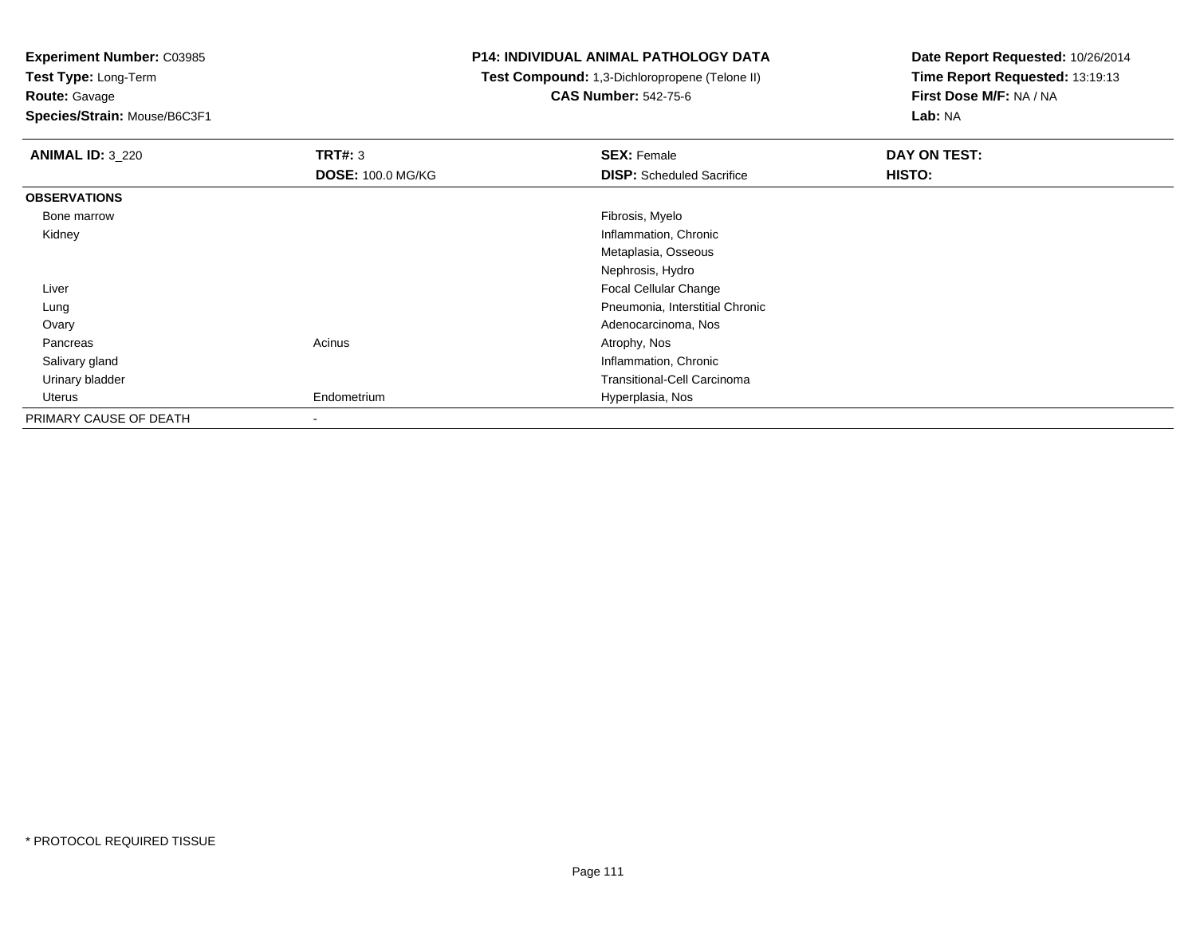**Experiment Number:** C03985
**Test Type:** Long-Term
**Route:** Gavage
**Species/Strain:** Mouse/B6C3F1

**P14: INDIVIDUAL ANIMAL PATHOLOGY DATA**
**Test Compound:** 1,3-Dichloropropene (Telone II)
**CAS Number:** 542-75-6

**Date Report Requested:** 10/26/2014
**Time Report Requested:** 13:19:13
**First Dose M/F:** NA / NA
**Lab:** NA

| **ANIMAL ID:** 3_220 | **TRT#:** 3 | **SEX:** Female | **DAY ON TEST:** |
|---|---|---|---|
| | **DOSE:** 100.0 MG/KG | **DISP:** Scheduled Sacrifice | **HISTO:** |
| **OBSERVATIONS** | | | |
| Bone marrow | | Fibrosis, Myelo | |
| Kidney | | Inflammation, Chronic | |
| | | Metaplasia, Osseous | |
| | | Nephrosis, Hydro | |
| Liver | | Focal Cellular Change | |
| Lung | | Pneumonia, Interstitial Chronic | |
| Ovary | | Adenocarcinoma, Nos | |
| Pancreas | Acinus | Atrophy, Nos | |
| Salivary gland | | Inflammation, Chronic | |
| Urinary bladder | | Transitional-Cell Carcinoma | |
| Uterus | Endometrium | Hyperplasia, Nos | |
| PRIMARY CAUSE OF DEATH | - | | |

\* PROTOCOL REQUIRED TISSUE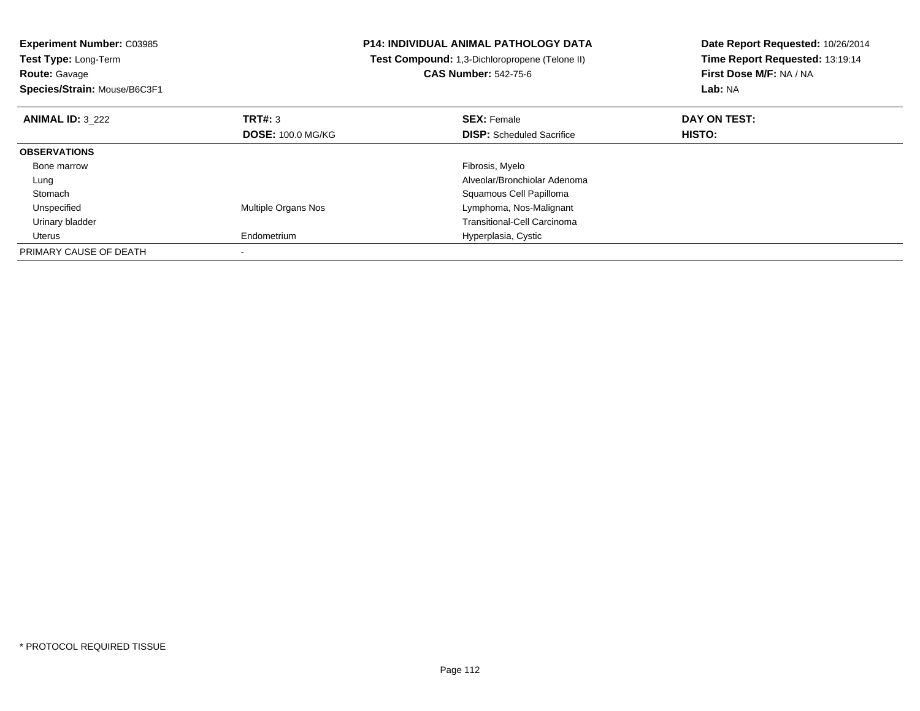**Experiment Number:** C03985
**Test Type:** Long-Term
**Route:** Gavage
**Species/Strain:** Mouse/B6C3F1

**P14: INDIVIDUAL ANIMAL PATHOLOGY DATA**
**Test Compound:** 1,3-Dichloropropene (Telone II)
**CAS Number:** 542-75-6

**Date Report Requested:** 10/26/2014
**Time Report Requested:** 13:19:14
**First Dose M/F:** NA / NA
**Lab:** NA

| **ANIMAL ID:** 3_222 | **TRT#:** 3 | **SEX:** Female | **DAY ON TEST:** |
|---|---|---|---|
| | **DOSE:** 100.0 MG/KG | **DISP:** Scheduled Sacrifice | **HISTO:** |
| **OBSERVATIONS** | | | |
| Bone marrow | | Fibrosis, Myelo | |
| Lung | | Alveolar/Bronchiolar Adenoma | |
| Stomach | | Squamous Cell Papilloma | |
| Unspecified | Multiple Organs Nos | Lymphoma, Nos-Malignant | |
| Urinary bladder | | Transitional-Cell Carcinoma | |
| Uterus | Endometrium | Hyperplasia, Cystic | |
| PRIMARY CAUSE OF DEATH | - | | |

* PROTOCOL REQUIRED TISSUE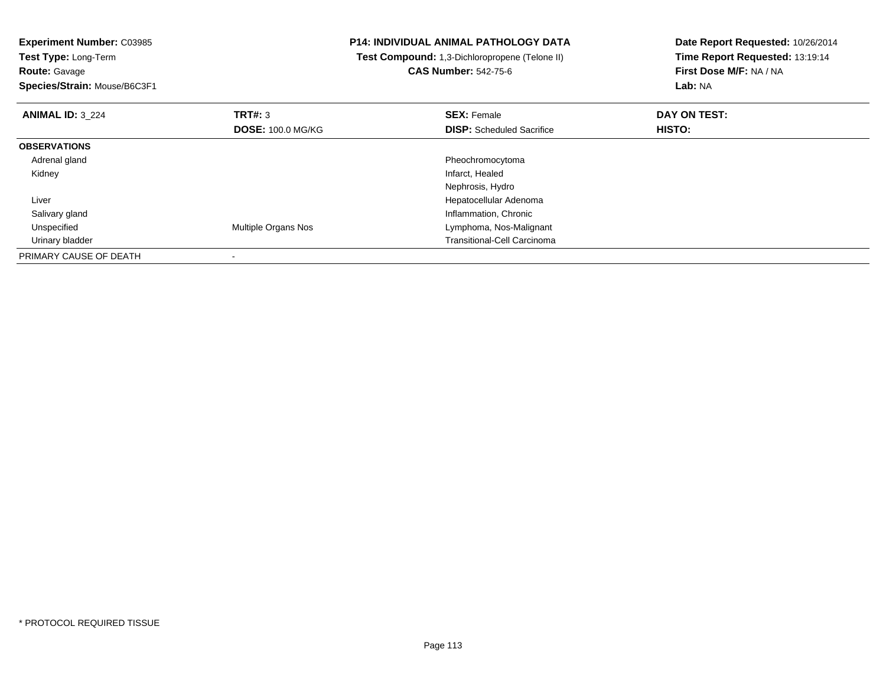**Experiment Number:** C03985
**Test Type:** Long-Term
**Route:** Gavage
**Species/Strain:** Mouse/B6C3F1

**P14: INDIVIDUAL ANIMAL PATHOLOGY DATA**
**Test Compound:** 1,3-Dichloropropene (Telone II)
**CAS Number:** 542-75-6

**Date Report Requested:** 10/26/2014
**Time Report Requested:** 13:19:14
**First Dose M/F:** NA / NA
**Lab:** NA

| **ANIMAL ID:** 3_224 | **TRT#:** 3 | **SEX:** Female | **DAY ON TEST:** |
|---|---|---|---|
| | **DOSE:** 100.0 MG/KG | **DISP:** Scheduled Sacrifice | **HISTO:** |
| **OBSERVATIONS** | | | |
| Adrenal gland | | Pheochromocytoma | |
| Kidney | | Infarct, Healed | |
| | | Nephrosis, Hydro | |
| Liver | | Hepatocellular Adenoma | |
| Salivary gland | | Inflammation, Chronic | |
| Unspecified | Multiple Organs Nos | Lymphoma, Nos-Malignant | |
| Urinary bladder | | Transitional-Cell Carcinoma | |
| PRIMARY CAUSE OF DEATH | - | | |

* PROTOCOL REQUIRED TISSUE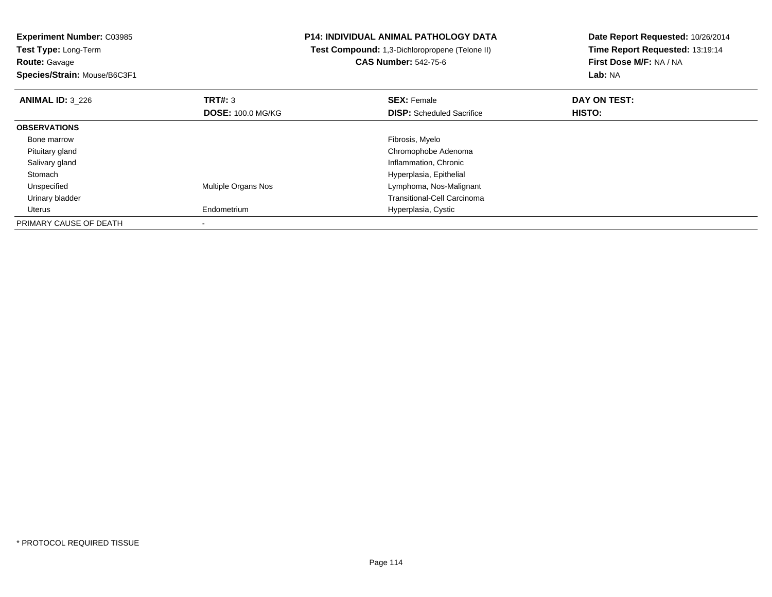**Experiment Number:** C03985
**Test Type:** Long-Term
**Route:** Gavage
**Species/Strain:** Mouse/B6C3F1

**P14: INDIVIDUAL ANIMAL PATHOLOGY DATA**
**Test Compound:** 1,3-Dichloropropene (Telone II)
**CAS Number:** 542-75-6

**Date Report Requested:** 10/26/2014
**Time Report Requested:** 13:19:14
**First Dose M/F:** NA / NA
**Lab:** NA

| **ANIMAL ID:** 3_226 | **TRT#:** 3 | **SEX:** Female | **DAY ON TEST:** |
|---|---|---|---|
| | **DOSE:** 100.0 MG/KG | **DISP:** Scheduled Sacrifice | **HISTO:** |
| **OBSERVATIONS** | | | |
| Bone marrow | | Fibrosis, Myelo | |
| Pituitary gland | | Chromophobe Adenoma | |
| Salivary gland | | Inflammation, Chronic | |
| Stomach | | Hyperplasia, Epithelial | |
| Unspecified | Multiple Organs Nos | Lymphoma, Nos-Malignant | |
| Urinary bladder | | Transitional-Cell Carcinoma | |
| Uterus | Endometrium | Hyperplasia, Cystic | |
| PRIMARY CAUSE OF DEATH | - | | |

* PROTOCOL REQUIRED TISSUE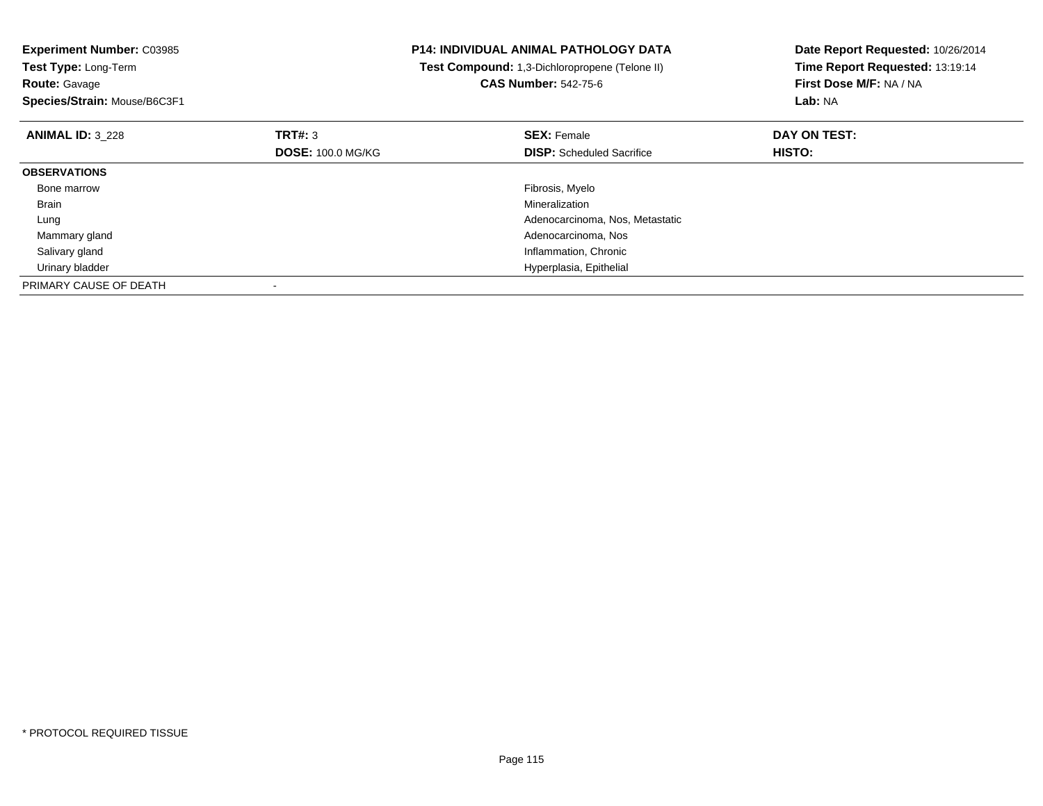**Experiment Number:** C03985
**Test Type:** Long-Term
**Route:** Gavage
**Species/Strain:** Mouse/B6C3F1

**P14: INDIVIDUAL ANIMAL PATHOLOGY DATA**
**Test Compound:** 1,3-Dichloropropene (Telone II)
**CAS Number:** 542-75-6

**Date Report Requested:** 10/26/2014
**Time Report Requested:** 13:19:14
**First Dose M/F:** NA / NA
**Lab:** NA

| **ANIMAL ID:** 3_228 | **TRT#:** 3 | **SEX:** Female | **DAY ON TEST:** |
|---|---|---|---|
| | **DOSE:** 100.0 MG/KG | **DISP:** Scheduled Sacrifice | **HISTO:** |
| **OBSERVATIONS** | | | |
| Bone marrow | | Fibrosis, Myelo | |
| Brain | | Mineralization | |
| Lung | | Adenocarcinoma, Nos, Metastatic | |
| Mammary gland | | Adenocarcinoma, Nos | |
| Salivary gland | | Inflammation, Chronic | |
| Urinary bladder | | Hyperplasia, Epithelial | |
| PRIMARY CAUSE OF DEATH | - | | |

* PROTOCOL REQUIRED TISSUE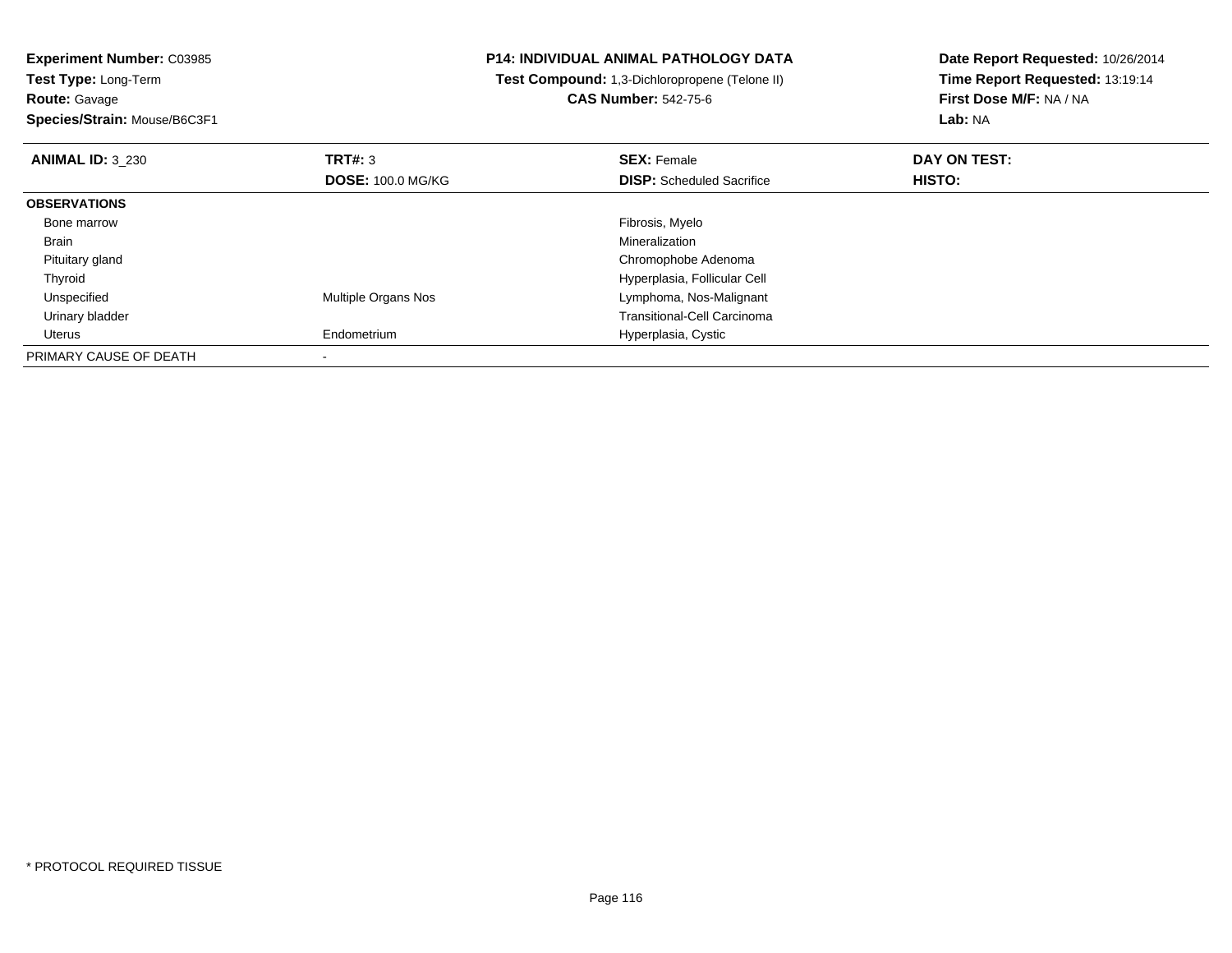**Experiment Number:** C03985
**Test Type:** Long-Term
**Route:** Gavage
**Species/Strain:** Mouse/B6C3F1

**P14: INDIVIDUAL ANIMAL PATHOLOGY DATA**
**Test Compound:** 1,3-Dichloropropene (Telone II)
**CAS Number:** 542-75-6

**Date Report Requested:** 10/26/2014
**Time Report Requested:** 13:19:14
**First Dose M/F:** NA / NA
**Lab:** NA

| **ANIMAL ID:** 3_230 | **TRT#:** 3 | **SEX:** Female | **DAY ON TEST:** |
|---|---|---|---|
| | **DOSE:** 100.0 MG/KG | **DISP:** Scheduled Sacrifice | **HISTO:** |
| **OBSERVATIONS** | | | |
| Bone marrow | | Fibrosis, Myelo | |
| Brain | | Mineralization | |
| Pituitary gland | | Chromophobe Adenoma | |
| Thyroid | | Hyperplasia, Follicular Cell | |
| Unspecified | Multiple Organs Nos | Lymphoma, Nos-Malignant | |
| Urinary bladder | | Transitional-Cell Carcinoma | |
| Uterus | Endometrium | Hyperplasia, Cystic | |
| PRIMARY CAUSE OF DEATH | - | | |

* PROTOCOL REQUIRED TISSUE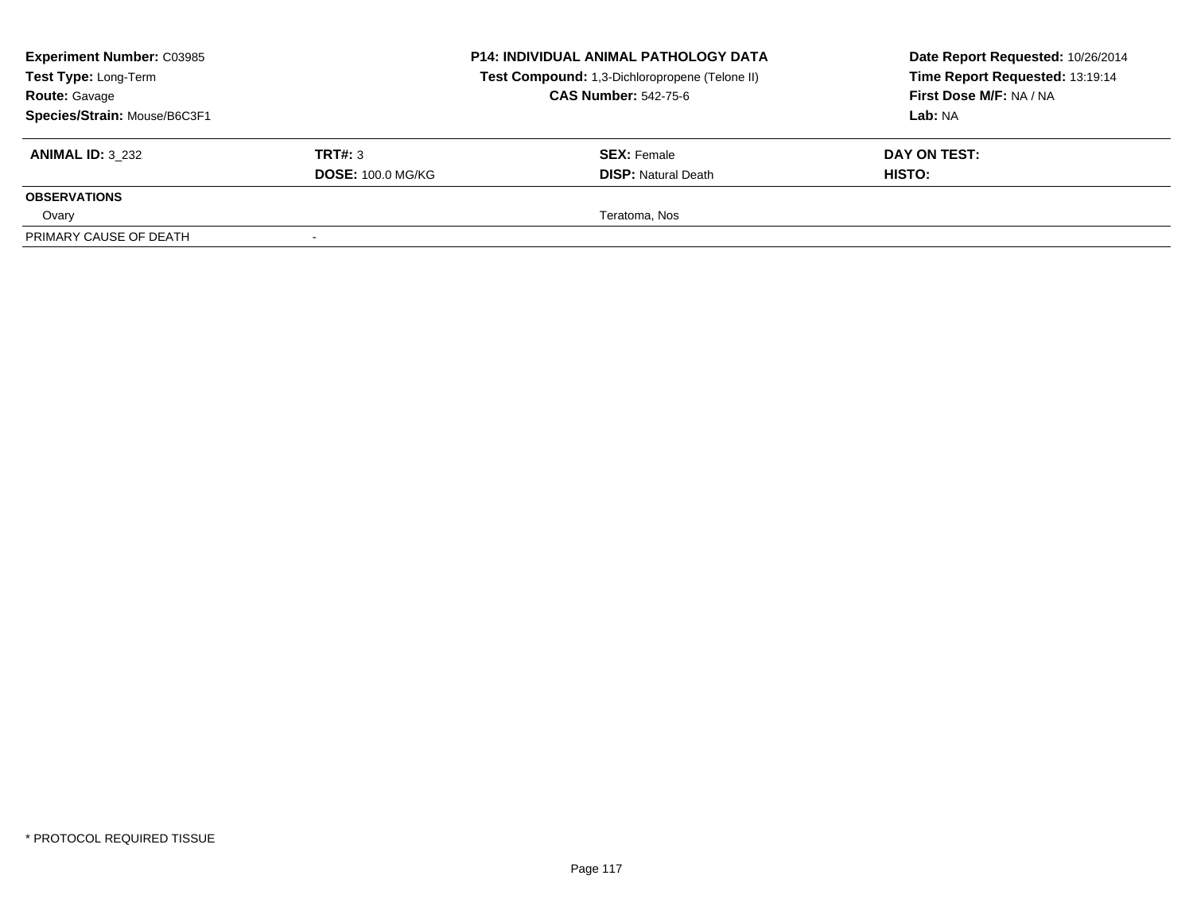**Experiment Number:** C03985
**Test Type:** Long-Term
**Route:** Gavage
**Species/Strain:** Mouse/B6C3F1

**P14: INDIVIDUAL ANIMAL PATHOLOGY DATA**
**Test Compound:** 1,3-Dichloropropene (Telone II)
**CAS Number:** 542-75-6

**Date Report Requested:** 10/26/2014
**Time Report Requested:** 13:19:14
**First Dose M/F:** NA / NA
**Lab:** NA

| **ANIMAL ID:** 3_232 | **TRT#:** 3 | **SEX:** Female | **DAY ON TEST:** |
|---|---|---|---|
| | **DOSE:** 100.0 MG/KG | **DISP:** Natural Death | **HISTO:** |
| **OBSERVATIONS** | | | |
| Ovary | | Teratoma, Nos | |
| PRIMARY CAUSE OF DEATH | - | | |

* PROTOCOL REQUIRED TISSUE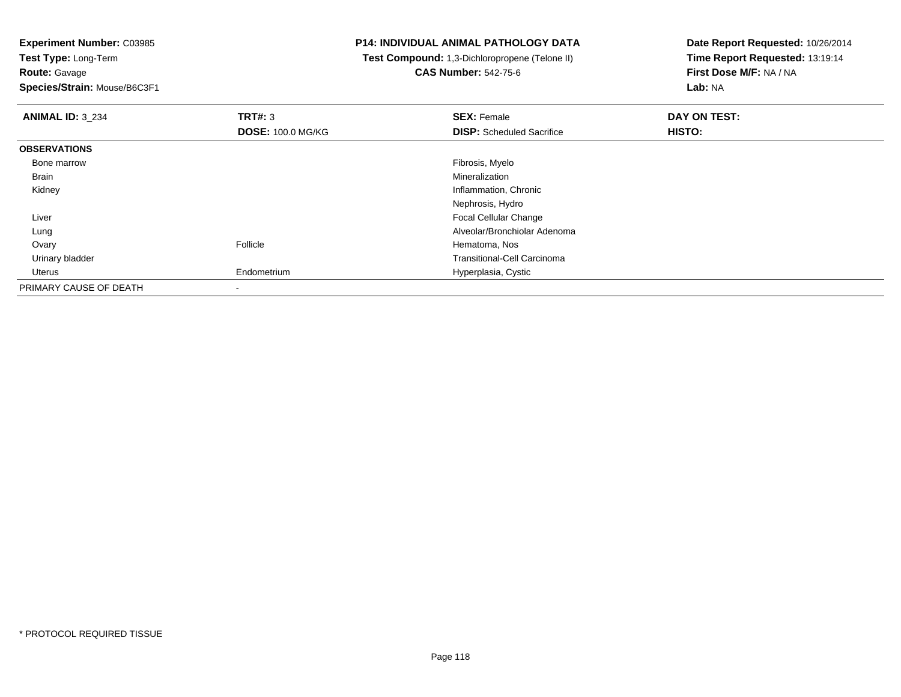**Experiment Number:** C03985
**Test Type:** Long-Term
**Route:** Gavage
**Species/Strain:** Mouse/B6C3F1

**P14: INDIVIDUAL ANIMAL PATHOLOGY DATA**
**Test Compound:** 1,3-Dichloropropene (Telone II)
**CAS Number:** 542-75-6

**Date Report Requested:** 10/26/2014
**Time Report Requested:** 13:19:14
**First Dose M/F:** NA / NA
**Lab:** NA

| **ANIMAL ID:** 3_234 | **TRT#:** 3<br>**DOSE:** 100.0 MG/KG | **SEX:** Female<br>**DISP:** Scheduled Sacrifice | **DAY ON TEST:**<br>**HISTO:** |
|---|---|---|---|
| **OBSERVATIONS** | | | |
| Bone marrow | | Fibrosis, Myelo | |
| Brain | | Mineralization | |
| Kidney | | Inflammation, Chronic | |
| | | Nephrosis, Hydro | |
| Liver | | Focal Cellular Change | |
| Lung | | Alveolar/Bronchiolar Adenoma | |
| Ovary | Follicle | Hematoma, Nos | |
| Urinary bladder | | Transitional-Cell Carcinoma | |
| Uterus | Endometrium | Hyperplasia, Cystic | |
| PRIMARY CAUSE OF DEATH | - | | |

* PROTOCOL REQUIRED TISSUE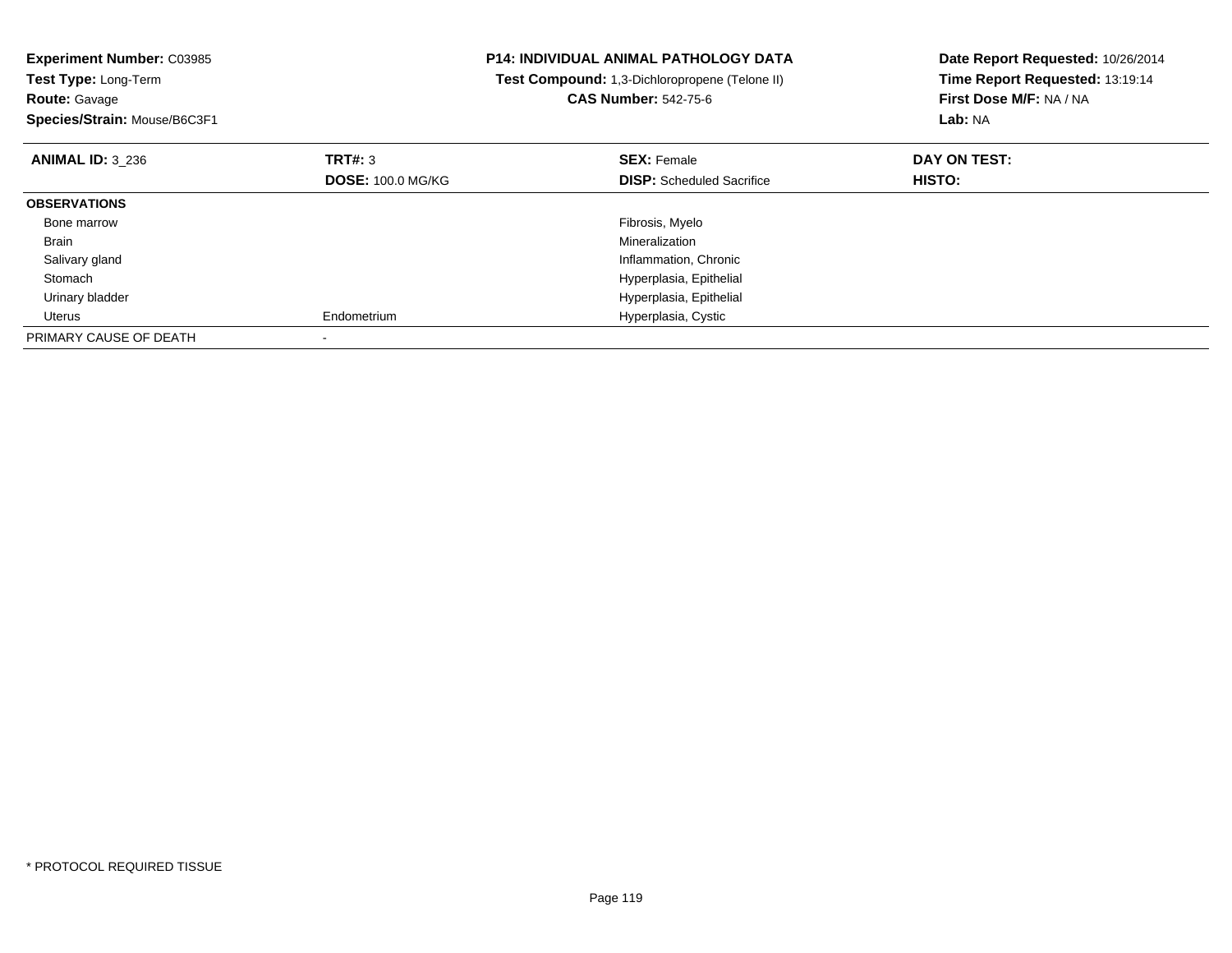**Experiment Number:** C03985
**Test Type:** Long-Term
**Route:** Gavage
**Species/Strain:** Mouse/B6C3F1

**P14: INDIVIDUAL ANIMAL PATHOLOGY DATA**
**Test Compound:** 1,3-Dichloropropene (Telone II)
**CAS Number:** 542-75-6

**Date Report Requested:** 10/26/2014
**Time Report Requested:** 13:19:14
**First Dose M/F:** NA / NA
**Lab:** NA

| **ANIMAL ID:** 3_236 | **TRT#:** 3 | **SEX:** Female | **DAY ON TEST:** |
|---|---|---|---|
| | **DOSE:** 100.0 MG/KG | **DISP:** Scheduled Sacrifice | **HISTO:** |
| **OBSERVATIONS** | | | |
| Bone marrow | | Fibrosis, Myelo | |
| Brain | | Mineralization | |
| Salivary gland | | Inflammation, Chronic | |
| Stomach | | Hyperplasia, Epithelial | |
| Urinary bladder | | Hyperplasia, Epithelial | |
| Uterus | Endometrium | Hyperplasia, Cystic | |
| PRIMARY CAUSE OF DEATH | - | | |

* PROTOCOL REQUIRED TISSUE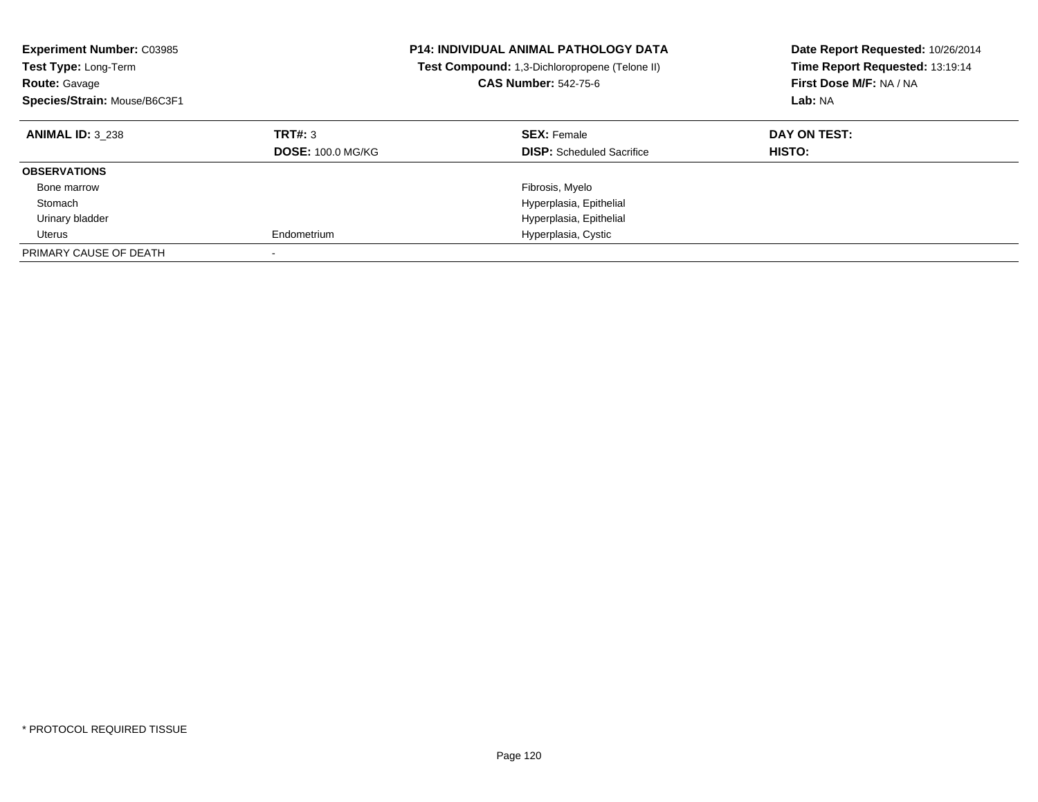**Experiment Number:** C03985
**Test Type:** Long-Term
**Route:** Gavage
**Species/Strain:** Mouse/B6C3F1

**P14: INDIVIDUAL ANIMAL PATHOLOGY DATA**
**Test Compound:** 1,3-Dichloropropene (Telone II)
**CAS Number:** 542-75-6

**Date Report Requested:** 10/26/2014
**Time Report Requested:** 13:19:14
**First Dose M/F:** NA / NA
**Lab:** NA

| **ANIMAL ID:** 3_238 | **TRT#:** 3 | **SEX:** Female | **DAY ON TEST:** |
|---|---|---|---|
| | **DOSE:** 100.0 MG/KG | **DISP:** Scheduled Sacrifice | **HISTO:** |
| **OBSERVATIONS** | | | |
| Bone marrow | | Fibrosis, Myelo | |
| Stomach | | Hyperplasia, Epithelial | |
| Urinary bladder | | Hyperplasia, Epithelial | |
| Uterus | Endometrium | Hyperplasia, Cystic | |
| PRIMARY CAUSE OF DEATH | - | | |

* PROTOCOL REQUIRED TISSUE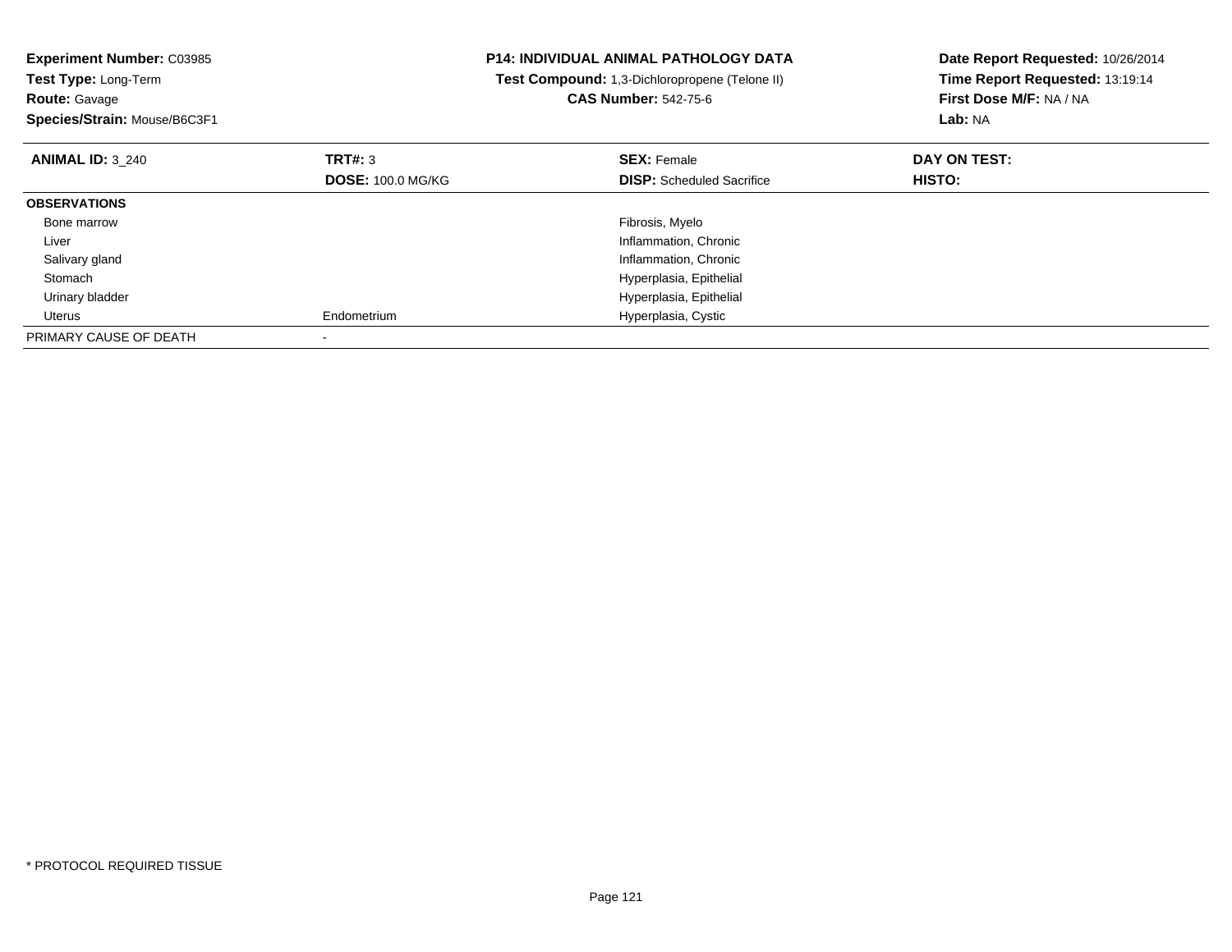**Experiment Number:** C03985
**Test Type:** Long-Term
**Route:** Gavage
**Species/Strain:** Mouse/B6C3F1

**P14: INDIVIDUAL ANIMAL PATHOLOGY DATA**
**Test Compound:** 1,3-Dichloropropene (Telone II)
**CAS Number:** 542-75-6

**Date Report Requested:** 10/26/2014
**Time Report Requested:** 13:19:14
**First Dose M/F:** NA / NA
**Lab:** NA

| **ANIMAL ID:** 3_240 | **TRT#:** 3 | **SEX:** Female | **DAY ON TEST:** |
|---|---|---|---|
| | **DOSE:** 100.0 MG/KG | **DISP:** Scheduled Sacrifice | **HISTO:** |
| **OBSERVATIONS** | | | |
| Bone marrow | | Fibrosis, Myelo | |
| Liver | | Inflammation, Chronic | |
| Salivary gland | | Inflammation, Chronic | |
| Stomach | | Hyperplasia, Epithelial | |
| Urinary bladder | | Hyperplasia, Epithelial | |
| Uterus | Endometrium | Hyperplasia, Cystic | |
| PRIMARY CAUSE OF DEATH | - | | |

* PROTOCOL REQUIRED TISSUE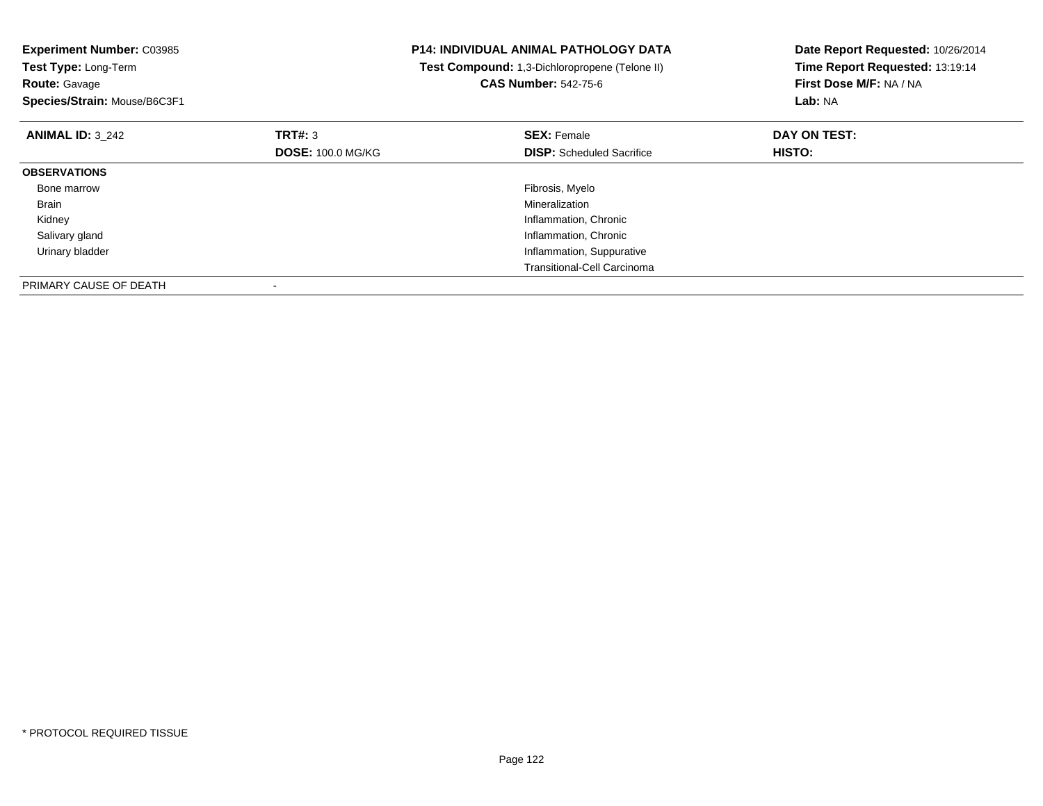**Experiment Number:** C03985
**Test Type:** Long-Term
**Route:** Gavage
**Species/Strain:** Mouse/B6C3F1

**P14: INDIVIDUAL ANIMAL PATHOLOGY DATA**
**Test Compound:** 1,3-Dichloropropene (Telone II)
**CAS Number:** 542-75-6

**Date Report Requested:** 10/26/2014
**Time Report Requested:** 13:19:14
**First Dose M/F:** NA / NA
**Lab:** NA

| **ANIMAL ID:** 3_242 | **TRT#:** 3 | **SEX:** Female | **DAY ON TEST:** |
|---|---|---|---|
| | **DOSE:** 100.0 MG/KG | **DISP:** Scheduled Sacrifice | **HISTO:** |
| **OBSERVATIONS** | | | |
| Bone marrow | | Fibrosis, Myelo | |
| Brain | | Mineralization | |
| Kidney | | Inflammation, Chronic | |
| Salivary gland | | Inflammation, Chronic | |
| Urinary bladder | | Inflammation, Suppurative | |
| | | Transitional-Cell Carcinoma | |
| PRIMARY CAUSE OF DEATH | - | | |

* PROTOCOL REQUIRED TISSUE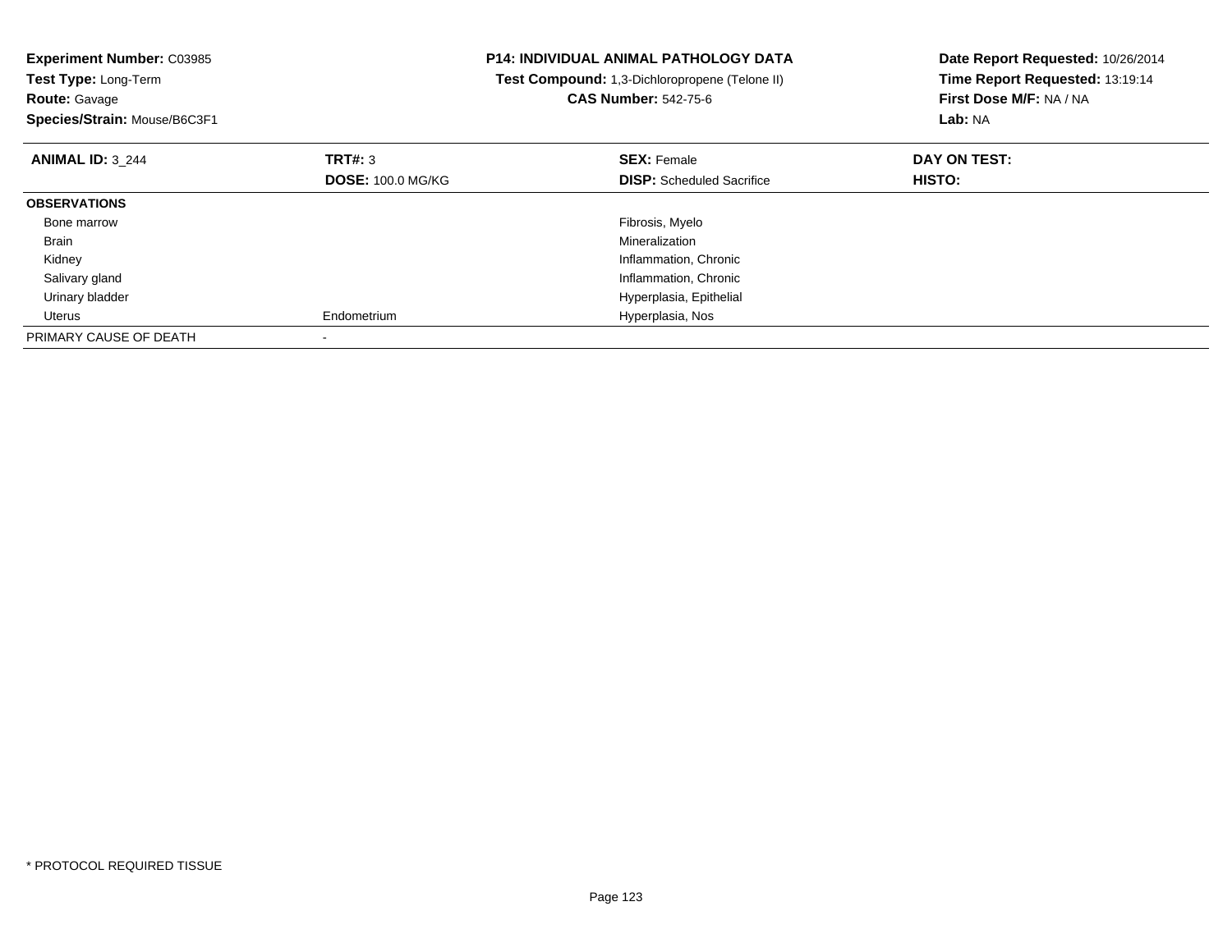**Experiment Number:** C03985
**Test Type:** Long-Term
**Route:** Gavage
**Species/Strain:** Mouse/B6C3F1

**P14: INDIVIDUAL ANIMAL PATHOLOGY DATA**
**Test Compound:** 1,3-Dichloropropene (Telone II)
**CAS Number:** 542-75-6

**Date Report Requested:** 10/26/2014
**Time Report Requested:** 13:19:14
**First Dose M/F:** NA / NA
**Lab:** NA

| **ANIMAL ID:** 3_244 | **TRT#:** 3 | **SEX:** Female | **DAY ON TEST:** |
|---|---|---|---|
| | **DOSE:** 100.0 MG/KG | **DISP:** Scheduled Sacrifice | **HISTO:** |
| **OBSERVATIONS** | | | |
| Bone marrow | | Fibrosis, Myelo | |
| Brain | | Mineralization | |
| Kidney | | Inflammation, Chronic | |
| Salivary gland | | Inflammation, Chronic | |
| Urinary bladder | | Hyperplasia, Epithelial | |
| Uterus | Endometrium | Hyperplasia, Nos | |
| PRIMARY CAUSE OF DEATH | - | | |

* PROTOCOL REQUIRED TISSUE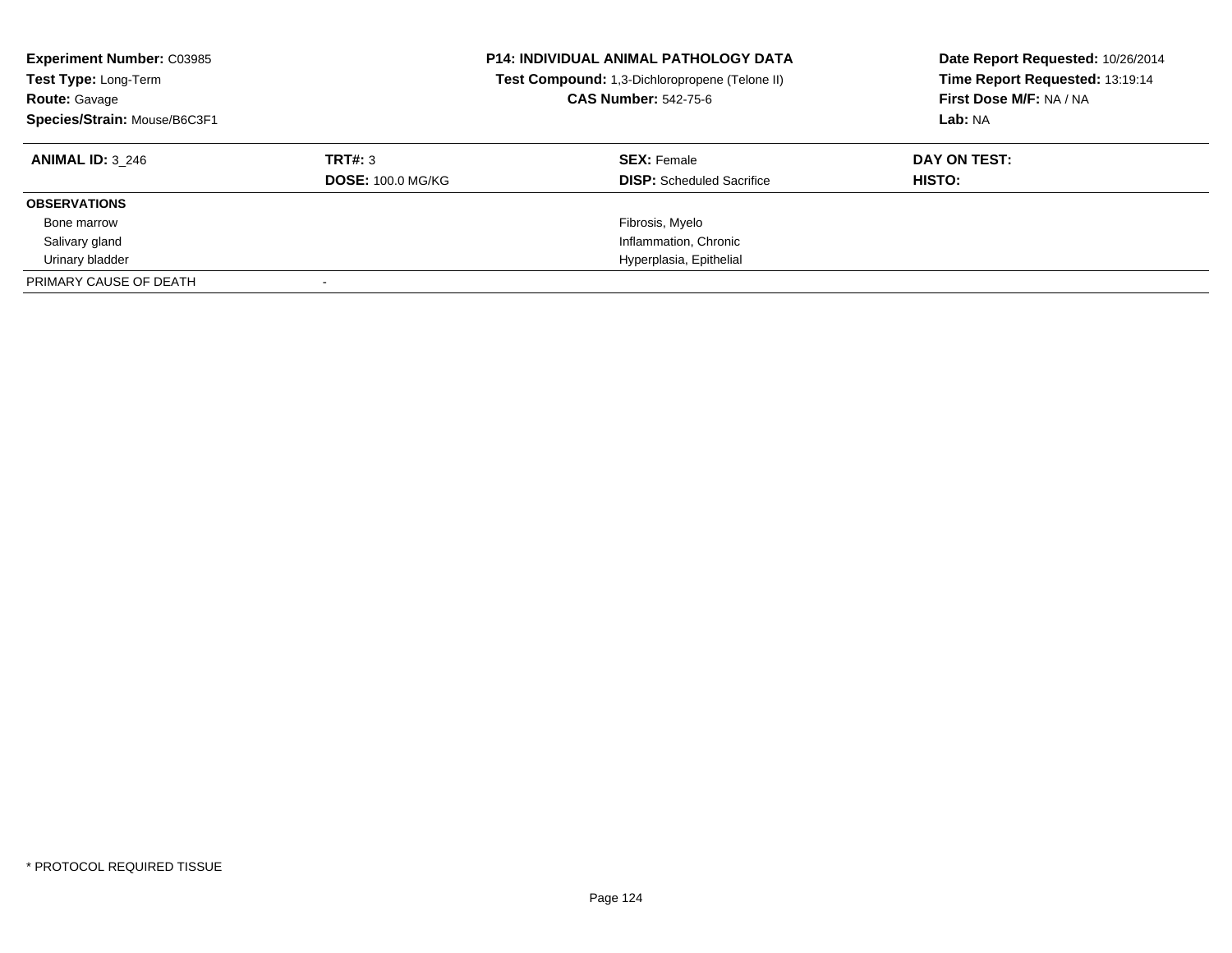**Experiment Number:** C03985
**Test Type:** Long-Term
**Route:** Gavage
**Species/Strain:** Mouse/B6C3F1

**P14: INDIVIDUAL ANIMAL PATHOLOGY DATA**
**Test Compound:** 1,3-Dichloropropene (Telone II)
**CAS Number:** 542-75-6

**Date Report Requested:** 10/26/2014
**Time Report Requested:** 13:19:14
**First Dose M/F:** NA / NA
**Lab:** NA

| **ANIMAL ID:** 3_246 | **TRT#:** 3 | **SEX:** Female | **DAY ON TEST:** |
|---|---|---|---|
| | **DOSE:** 100.0 MG/KG | **DISP:** Scheduled Sacrifice | **HISTO:** |
| **OBSERVATIONS** | | | |
| Bone marrow | | Fibrosis, Myelo | |
| Salivary gland | | Inflammation, Chronic | |
| Urinary bladder | | Hyperplasia, Epithelial | |
| PRIMARY CAUSE OF DEATH | - | | |

* PROTOCOL REQUIRED TISSUE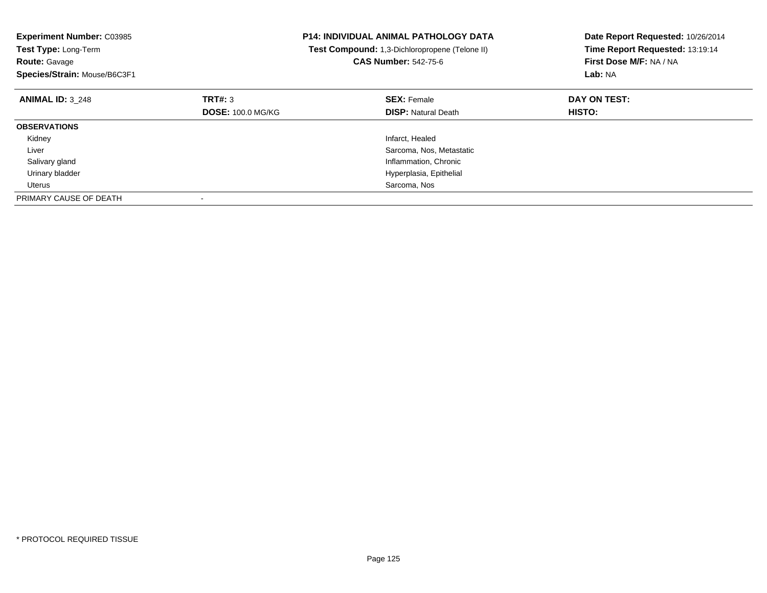**Experiment Number:** C03985
**Test Type:** Long-Term
**Route:** Gavage
**Species/Strain:** Mouse/B6C3F1

**P14: INDIVIDUAL ANIMAL PATHOLOGY DATA**
**Test Compound:** 1,3-Dichloropropene (Telone II)
**CAS Number:** 542-75-6

**Date Report Requested:** 10/26/2014
**Time Report Requested:** 13:19:14
**First Dose M/F:** NA / NA
**Lab:** NA

| **ANIMAL ID:** 3_248 | **TRT#:** 3 | **SEX:** Female | **DAY ON TEST:** |
|---|---|---|---|
| | **DOSE:** 100.0 MG/KG | **DISP:** Natural Death | **HISTO:** |
| **OBSERVATIONS** | | | |
| Kidney | | Infarct, Healed | |
| Liver | | Sarcoma, Nos, Metastatic | |
| Salivary gland | | Inflammation, Chronic | |
| Urinary bladder | | Hyperplasia, Epithelial | |
| Uterus | | Sarcoma, Nos | |
| PRIMARY CAUSE OF DEATH | - | | |

* PROTOCOL REQUIRED TISSUE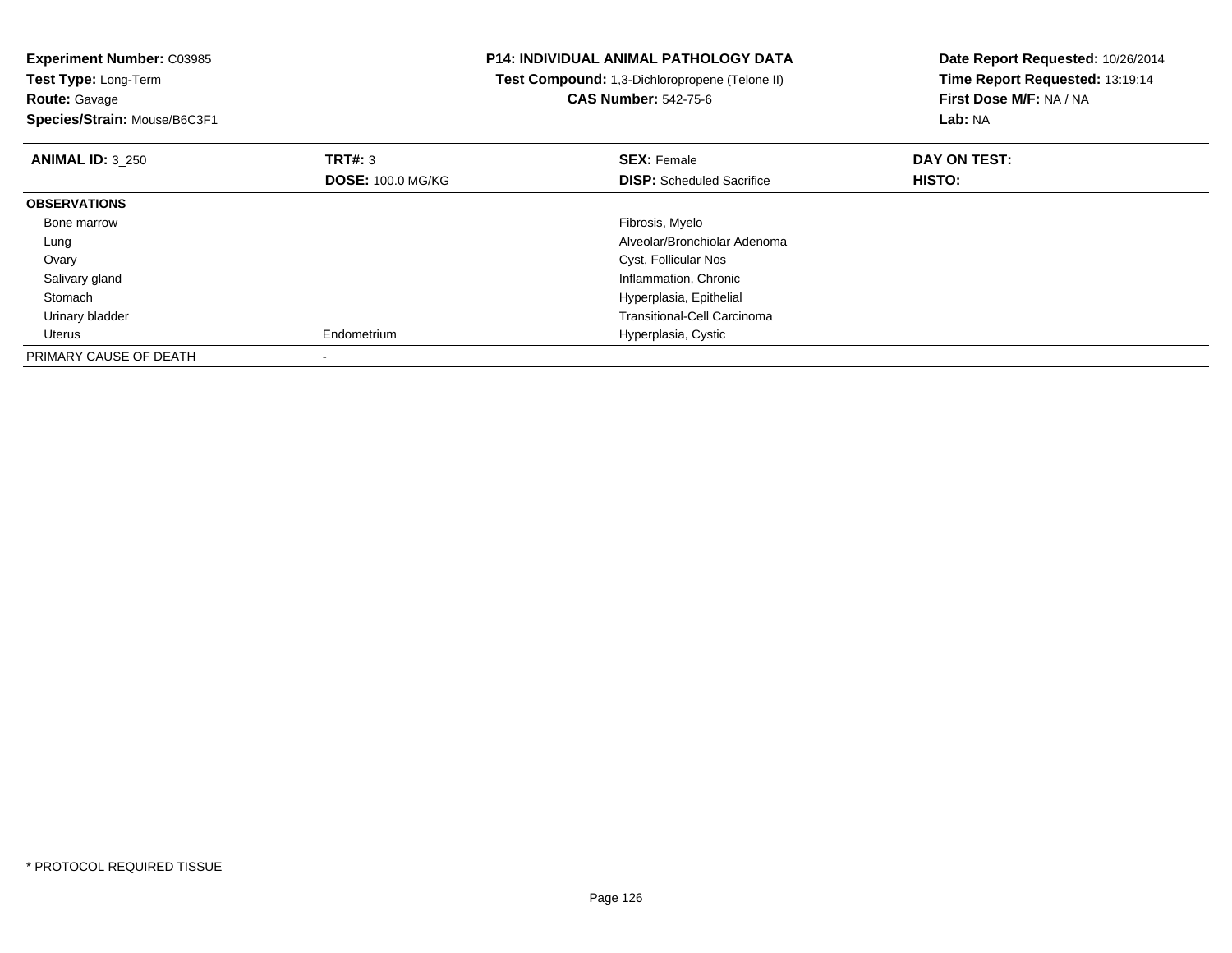**Experiment Number:** C03985
**Test Type:** Long-Term
**Route:** Gavage
**Species/Strain:** Mouse/B6C3F1

**P14: INDIVIDUAL ANIMAL PATHOLOGY DATA**
**Test Compound:** 1,3-Dichloropropene (Telone II)
**CAS Number:** 542-75-6

**Date Report Requested:** 10/26/2014
**Time Report Requested:** 13:19:14
**First Dose M/F:** NA / NA
**Lab:** NA

| **ANIMAL ID:** 3_250 | **TRT#:** 3 | **SEX:** Female | **DAY ON TEST:** |
|---|---|---|---|
| | **DOSE:** 100.0 MG/KG | **DISP:** Scheduled Sacrifice | **HISTO:** |
| **OBSERVATIONS** | | | |
| Bone marrow | | Fibrosis, Myelo | |
| Lung | | Alveolar/Bronchiolar Adenoma | |
| Ovary | | Cyst, Follicular Nos | |
| Salivary gland | | Inflammation, Chronic | |
| Stomach | | Hyperplasia, Epithelial | |
| Urinary bladder | | Transitional-Cell Carcinoma | |
| Uterus | Endometrium | Hyperplasia, Cystic | |
| PRIMARY CAUSE OF DEATH | - | | |

* PROTOCOL REQUIRED TISSUE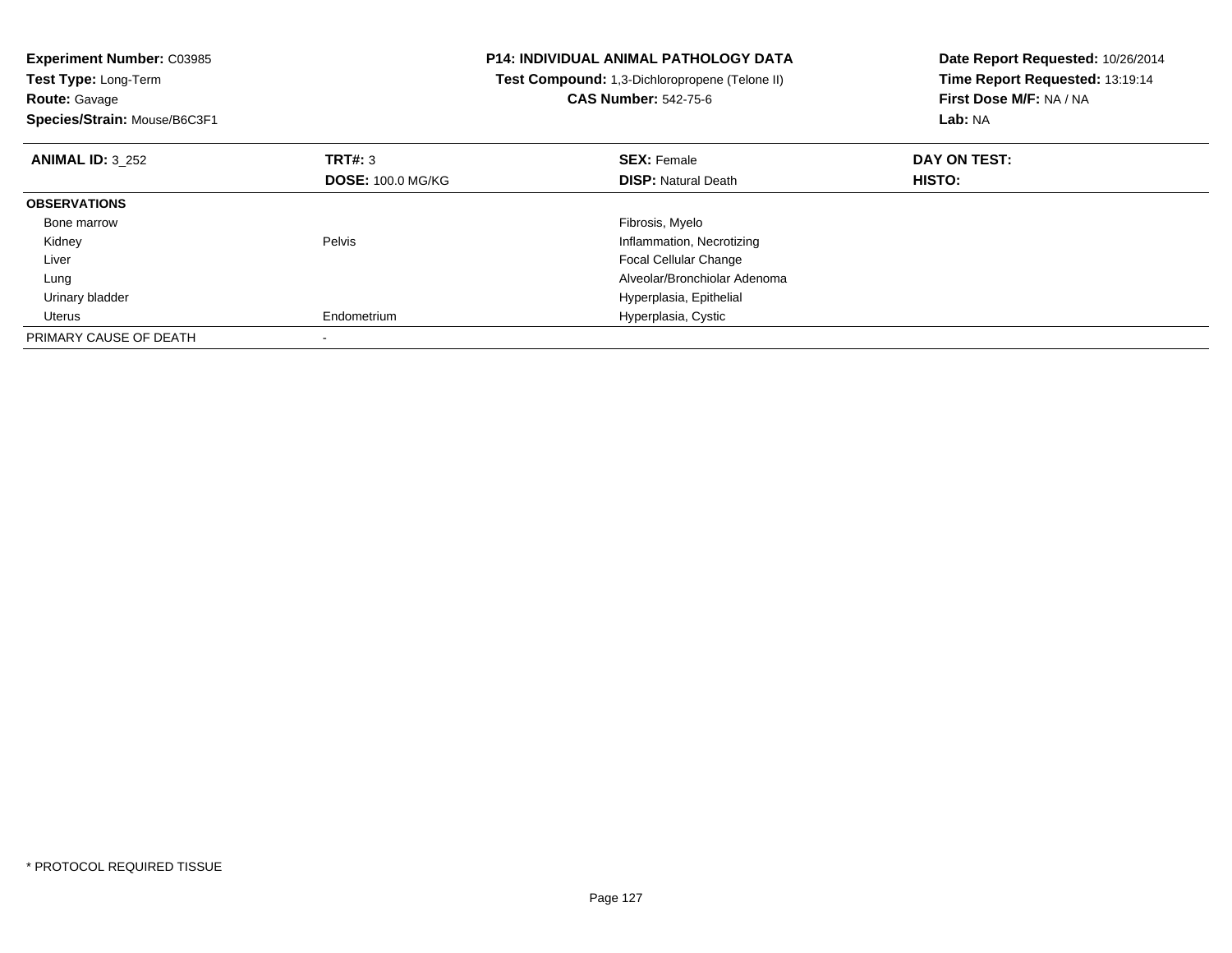**Experiment Number:** C03985
**Test Type:** Long-Term
**Route:** Gavage
**Species/Strain:** Mouse/B6C3F1

**P14: INDIVIDUAL ANIMAL PATHOLOGY DATA**
**Test Compound:** 1,3-Dichloropropene (Telone II)
**CAS Number:** 542-75-6

**Date Report Requested:** 10/26/2014
**Time Report Requested:** 13:19:14
**First Dose M/F:** NA / NA
**Lab:** NA

| **ANIMAL ID:** 3_252 | **TRT#:** 3 | **SEX:** Female | **DAY ON TEST:** |
|---|---|---|---|
| | **DOSE:** 100.0 MG/KG | **DISP:** Natural Death | **HISTO:** |
| **OBSERVATIONS** | | | |
| Bone marrow | | Fibrosis, Myelo | |
| Kidney | Pelvis | Inflammation, Necrotizing | |
| Liver | | Focal Cellular Change | |
| Lung | | Alveolar/Bronchiolar Adenoma | |
| Urinary bladder | | Hyperplasia, Epithelial | |
| Uterus | Endometrium | Hyperplasia, Cystic | |
| PRIMARY CAUSE OF DEATH | - | | |

* PROTOCOL REQUIRED TISSUE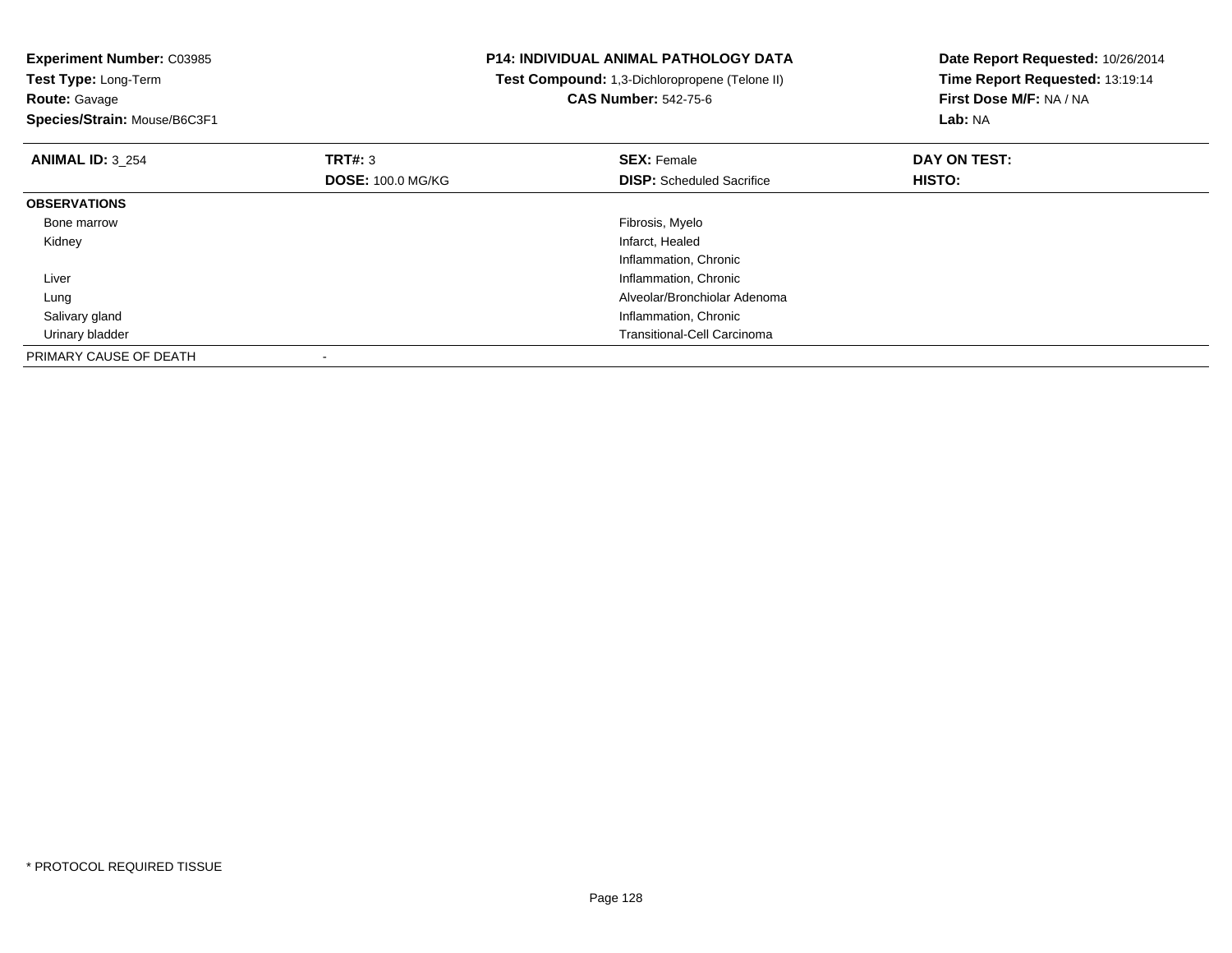**Experiment Number:** C03985
**Test Type:** Long-Term
**Route:** Gavage
**Species/Strain:** Mouse/B6C3F1

**P14: INDIVIDUAL ANIMAL PATHOLOGY DATA**
**Test Compound:** 1,3-Dichloropropene (Telone II)
**CAS Number:** 542-75-6

**Date Report Requested:** 10/26/2014
**Time Report Requested:** 13:19:14
**First Dose M/F:** NA / NA
**Lab:** NA

| **ANIMAL ID:** 3_254 | **TRT#:** 3 | **SEX:** Female | **DAY ON TEST:** |
|---|---|---|---|
| | **DOSE:** 100.0 MG/KG | **DISP:** Scheduled Sacrifice | **HISTO:** |
| **OBSERVATIONS** | | | |
| Bone marrow | | Fibrosis, Myelo | |
| Kidney | | Infarct, Healed | |
| | | Inflammation, Chronic | |
| Liver | | Inflammation, Chronic | |
| Lung | | Alveolar/Bronchiolar Adenoma | |
| Salivary gland | | Inflammation, Chronic | |
| Urinary bladder | | Transitional-Cell Carcinoma | |
| PRIMARY CAUSE OF DEATH | - | | |

* PROTOCOL REQUIRED TISSUE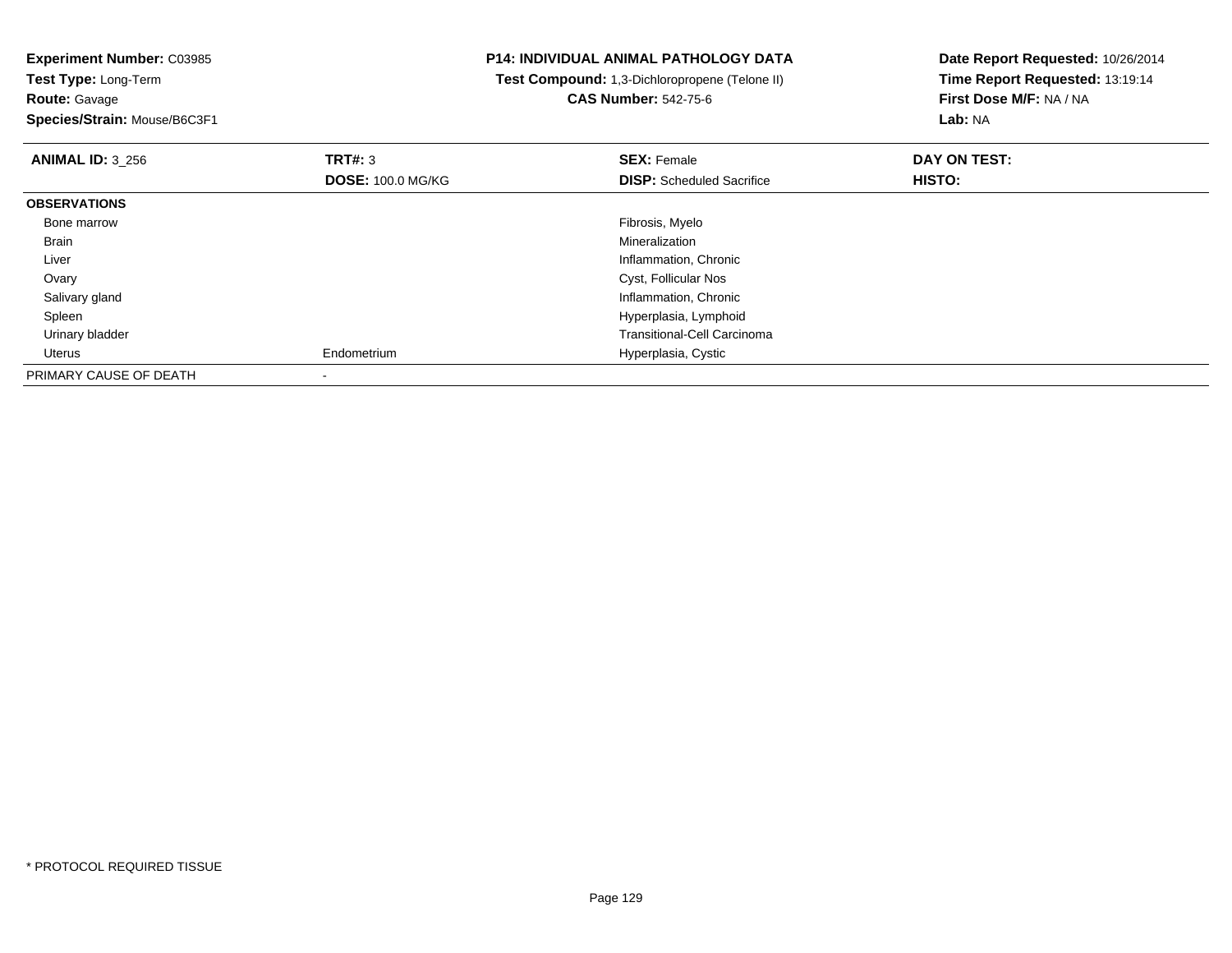**Experiment Number:** C03985
**Test Type:** Long-Term
**Route:** Gavage
**Species/Strain:** Mouse/B6C3F1

**P14: INDIVIDUAL ANIMAL PATHOLOGY DATA**
**Test Compound:** 1,3-Dichloropropene (Telone II)
**CAS Number:** 542-75-6

**Date Report Requested:** 10/26/2014
**Time Report Requested:** 13:19:14
**First Dose M/F:** NA / NA
**Lab:** NA

| **ANIMAL ID:** 3_256 | **TRT#:** 3 | **SEX:** Female | **DAY ON TEST:** |
|---|---|---|---|
| | **DOSE:** 100.0 MG/KG | **DISP:** Scheduled Sacrifice | **HISTO:** |
| **OBSERVATIONS** | | | |
| Bone marrow | | Fibrosis, Myelo | |
| Brain | | Mineralization | |
| Liver | | Inflammation, Chronic | |
| Ovary | | Cyst, Follicular Nos | |
| Salivary gland | | Inflammation, Chronic | |
| Spleen | | Hyperplasia, Lymphoid | |
| Urinary bladder | | Transitional-Cell Carcinoma | |
| Uterus | Endometrium | Hyperplasia, Cystic | |
| PRIMARY CAUSE OF DEATH | - | | |

\* PROTOCOL REQUIRED TISSUE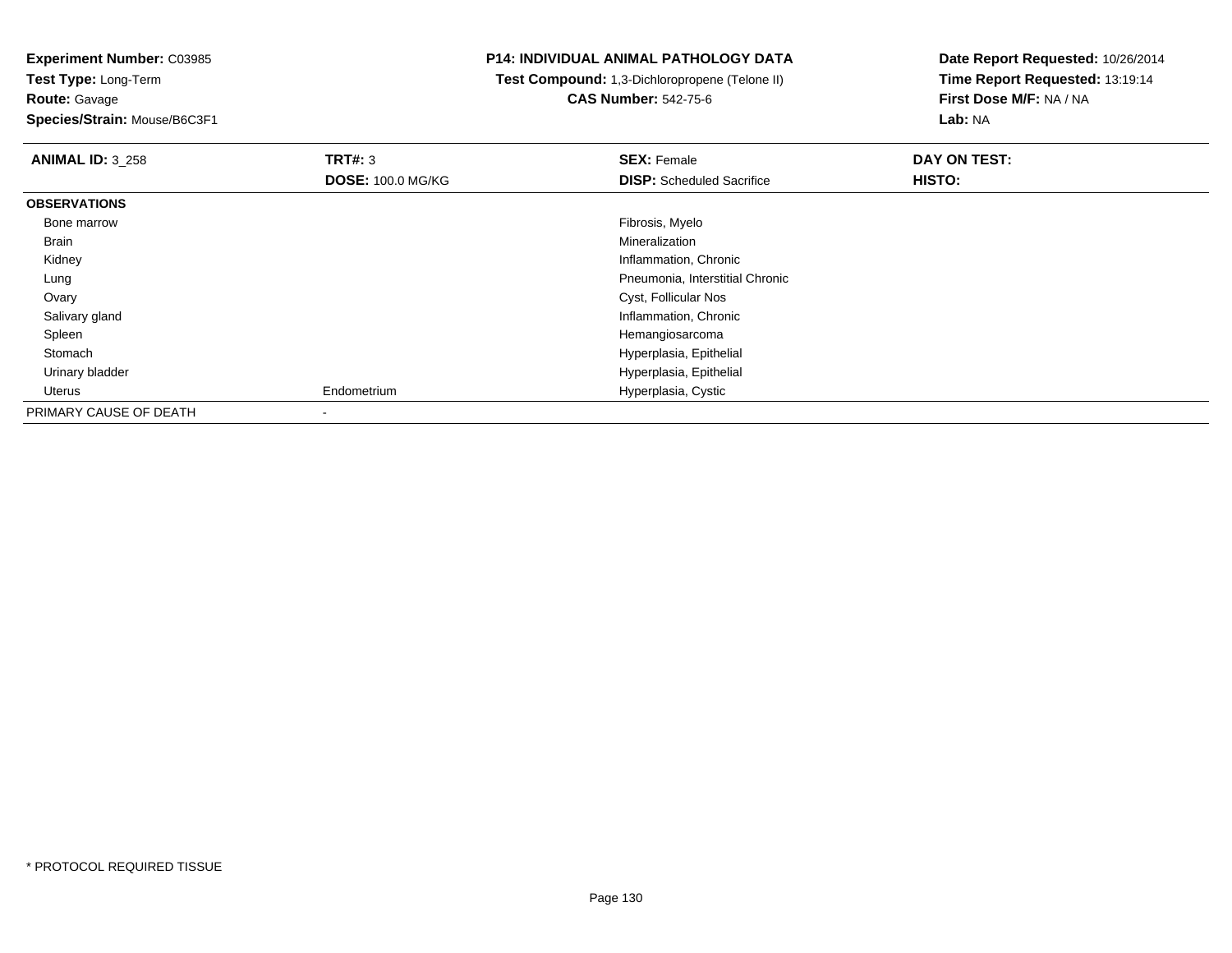**Experiment Number:** C03985
**Test Type:** Long-Term
**Route:** Gavage
**Species/Strain:** Mouse/B6C3F1

**P14: INDIVIDUAL ANIMAL PATHOLOGY DATA**
**Test Compound:** 1,3-Dichloropropene (Telone II)
**CAS Number:** 542-75-6

**Date Report Requested:** 10/26/2014
**Time Report Requested:** 13:19:14
**First Dose M/F:** NA / NA
**Lab:** NA

| **ANIMAL ID:** 3_258 | **TRT#:** 3 | **SEX:** Female | **DAY ON TEST:** |
|---|---|---|---|
| | **DOSE:** 100.0 MG/KG | **DISP:** Scheduled Sacrifice | **HISTO:** |
| **OBSERVATIONS** | | | |
| Bone marrow | | Fibrosis, Myelo | |
| Brain | | Mineralization | |
| Kidney | | Inflammation, Chronic | |
| Lung | | Pneumonia, Interstitial Chronic | |
| Ovary | | Cyst, Follicular Nos | |
| Salivary gland | | Inflammation, Chronic | |
| Spleen | | Hemangiosarcoma | |
| Stomach | | Hyperplasia, Epithelial | |
| Urinary bladder | | Hyperplasia, Epithelial | |
| Uterus | Endometrium | Hyperplasia, Cystic | |
| PRIMARY CAUSE OF DEATH | - | | |

* PROTOCOL REQUIRED TISSUE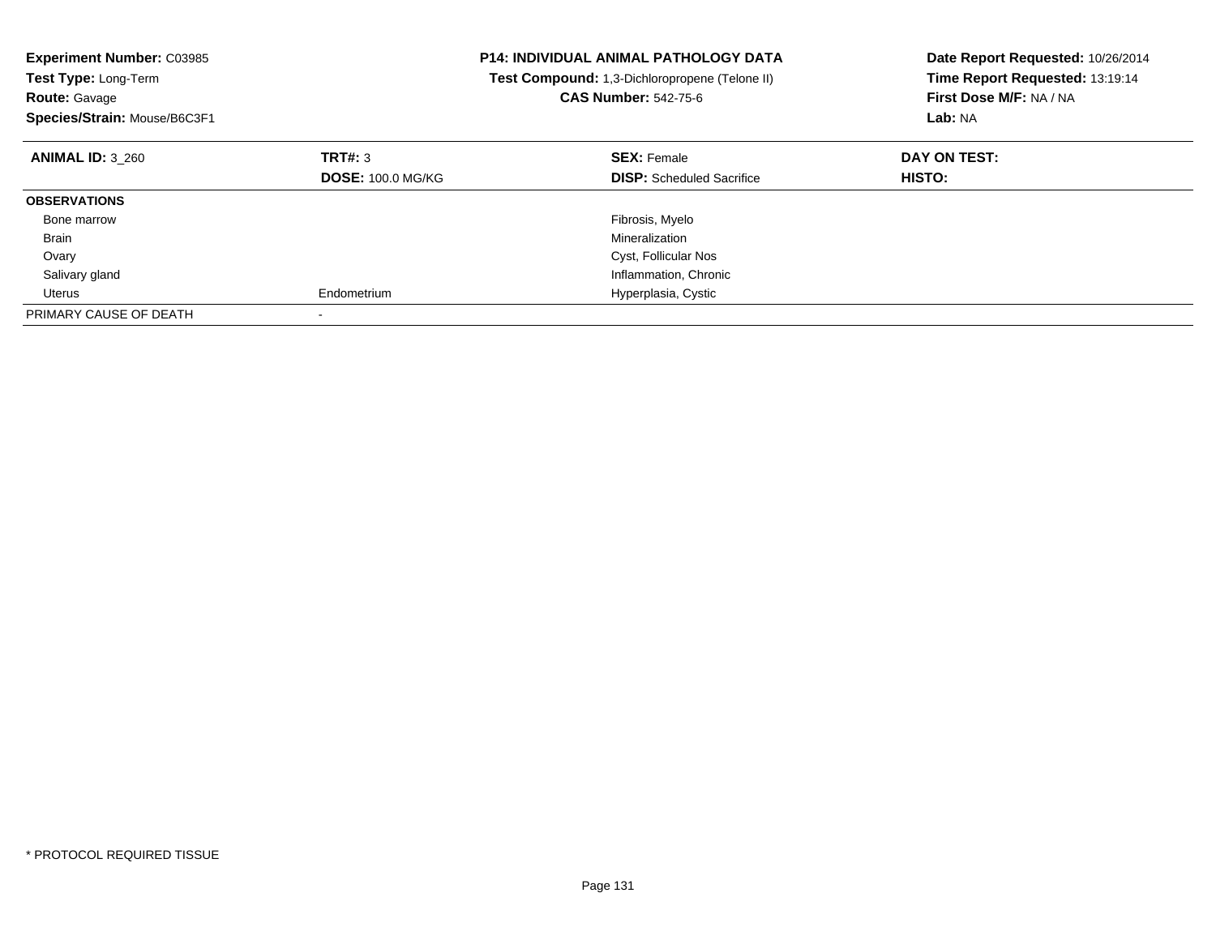**Experiment Number:** C03985
**Test Type:** Long-Term
**Route:** Gavage
**Species/Strain:** Mouse/B6C3F1

**P14: INDIVIDUAL ANIMAL PATHOLOGY DATA**
**Test Compound:** 1,3-Dichloropropene (Telone II)
**CAS Number:** 542-75-6

**Date Report Requested:** 10/26/2014
**Time Report Requested:** 13:19:14
**First Dose M/F:** NA / NA
**Lab:** NA

| **ANIMAL ID:** 3_260 | **TRT#:** 3 | **SEX:** Female | **DAY ON TEST:** |
|---|---|---|---|
| | **DOSE:** 100.0 MG/KG | **DISP:** Scheduled Sacrifice | **HISTO:** |
| **OBSERVATIONS** | | | |
| Bone marrow | | Fibrosis, Myelo | |
| Brain | | Mineralization | |
| Ovary | | Cyst, Follicular Nos | |
| Salivary gland | | Inflammation, Chronic | |
| Uterus | Endometrium | Hyperplasia, Cystic | |
| PRIMARY CAUSE OF DEATH | - | | |

* PROTOCOL REQUIRED TISSUE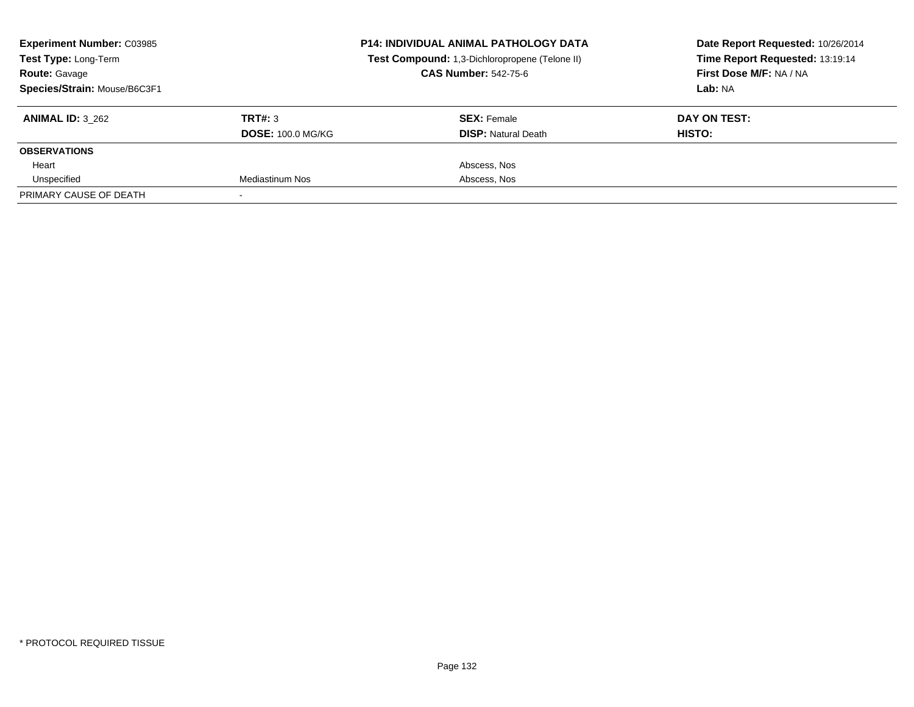| **Experiment Number:** C03985 | **P14: INDIVIDUAL ANIMAL PATHOLOGY DATA** | **Date Report Requested:** 10/26/2014 |
|---|---|---|
| **Test Type:** Long-Term | **Test Compound:** 1,3-Dichloropropene (Telone II) | **Time Report Requested:** 13:19:14 |
| **Route:** Gavage | **CAS Number:** 542-75-6 | **First Dose M/F:** NA / NA |
| **Species/Strain:** Mouse/B6C3F1 | | **Lab:** NA |

| **ANIMAL ID:** 3_262 | **TRT#:** 3 | **SEX:** Female | **DAY ON TEST:** |
|---|---|---|---|
| | **DOSE:** 100.0 MG/KG | **DISP:** Natural Death | **HISTO:** |
| **OBSERVATIONS** | | | |
| Heart | | Abscess, Nos | |
| Unspecified | Mediastinum Nos | Abscess, Nos | |
| PRIMARY CAUSE OF DEATH | - | | |

* PROTOCOL REQUIRED TISSUE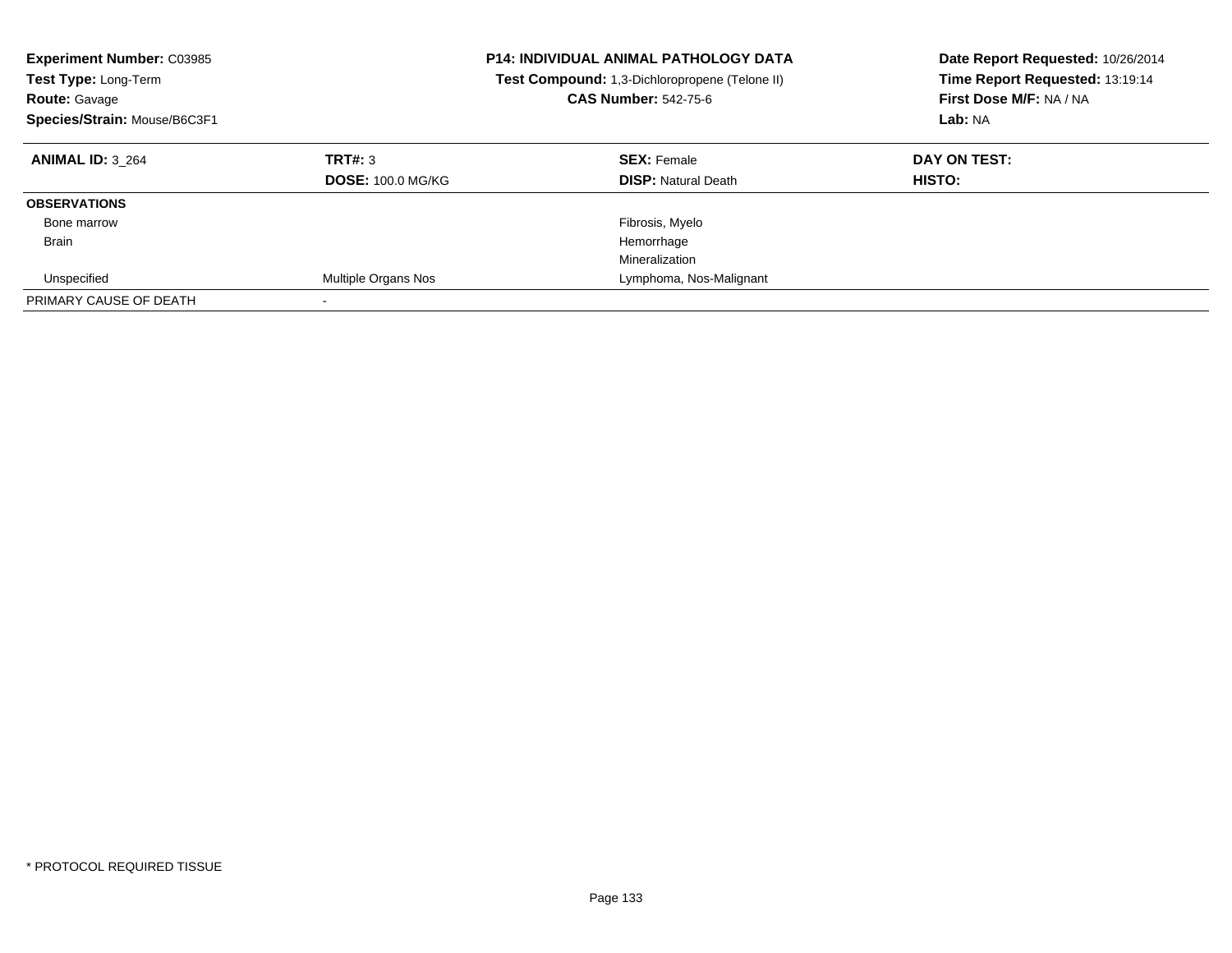**Experiment Number:** C03985
**Test Type:** Long-Term
**Route:** Gavage
**Species/Strain:** Mouse/B6C3F1

**P14: INDIVIDUAL ANIMAL PATHOLOGY DATA**
**Test Compound:** 1,3-Dichloropropene (Telone II)
**CAS Number:** 542-75-6

**Date Report Requested:** 10/26/2014
**Time Report Requested:** 13:19:14
**First Dose M/F:** NA / NA
**Lab:** NA

| **ANIMAL ID:** 3_264 | **TRT#:** 3 | **SEX:** Female | **DAY ON TEST:** |
|---|---|---|---|
| | **DOSE:** 100.0 MG/KG | **DISP:** Natural Death | **HISTO:** |
| **OBSERVATIONS** | | | |
| Bone marrow | | Fibrosis, Myelo | |
| Brain | | Hemorrhage | |
| | | Mineralization | |
| Unspecified | Multiple Organs Nos | Lymphoma, Nos-Malignant | |
| PRIMARY CAUSE OF DEATH | - | | |

* PROTOCOL REQUIRED TISSUE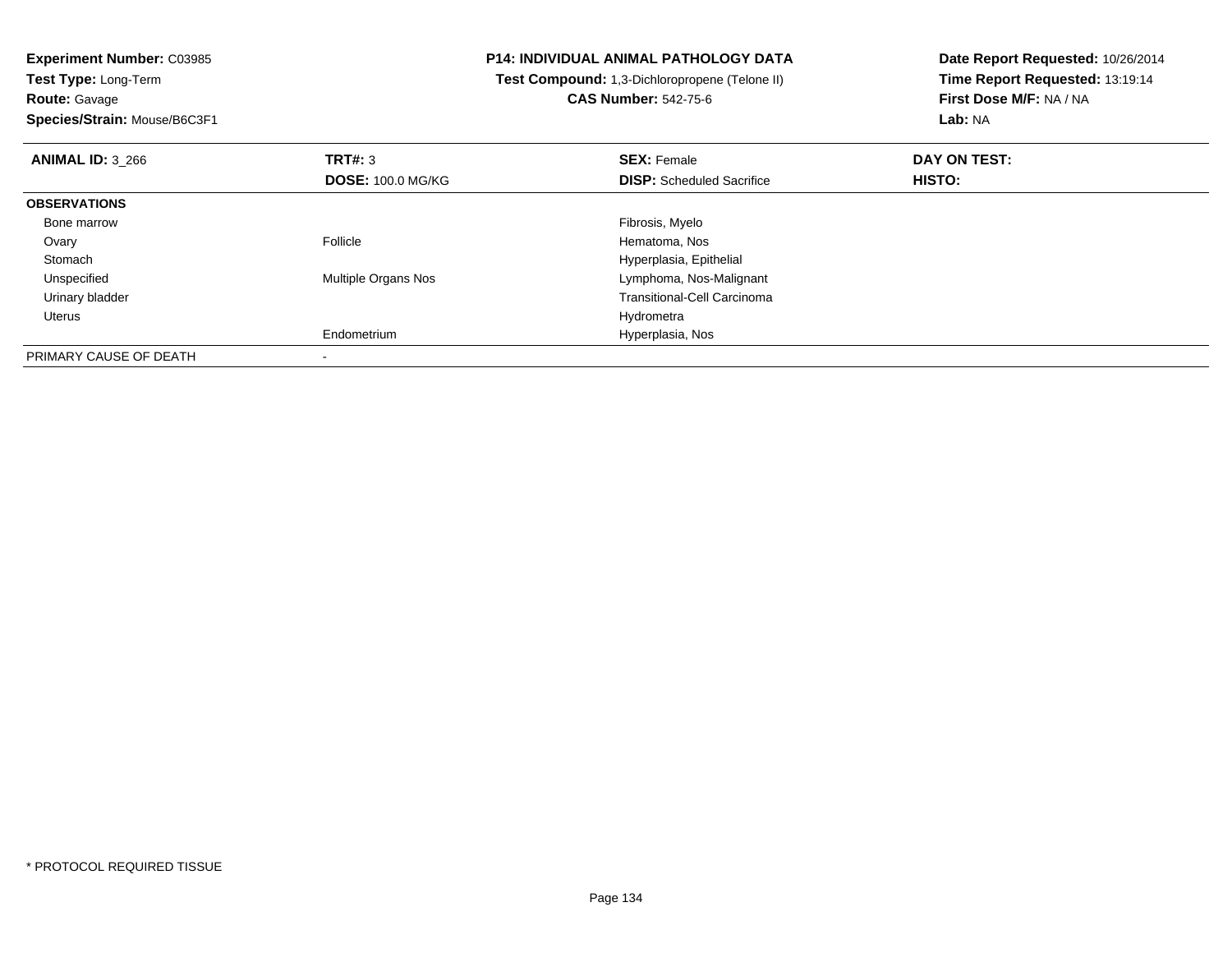**Experiment Number:** C03985
**Test Type:** Long-Term
**Route:** Gavage
**Species/Strain:** Mouse/B6C3F1

**P14: INDIVIDUAL ANIMAL PATHOLOGY DATA**
**Test Compound:** 1,3-Dichloropropene (Telone II)
**CAS Number:** 542-75-6

**Date Report Requested:** 10/26/2014
**Time Report Requested:** 13:19:14
**First Dose M/F:** NA / NA
**Lab:** NA

| **ANIMAL ID:** 3_266 | **TRT#:** 3 | **SEX:** Female | **DAY ON TEST:** |
|---|---|---|---|
| | **DOSE:** 100.0 MG/KG | **DISP:** Scheduled Sacrifice | **HISTO:** |
| **OBSERVATIONS** | | | |
| Bone marrow | | Fibrosis, Myelo | |
| Ovary | Follicle | Hematoma, Nos | |
| Stomach | | Hyperplasia, Epithelial | |
| Unspecified | Multiple Organs Nos | Lymphoma, Nos-Malignant | |
| Urinary bladder | | Transitional-Cell Carcinoma | |
| Uterus | | Hydrometra | |
| | Endometrium | Hyperplasia, Nos | |
| PRIMARY CAUSE OF DEATH | - | | |

* PROTOCOL REQUIRED TISSUE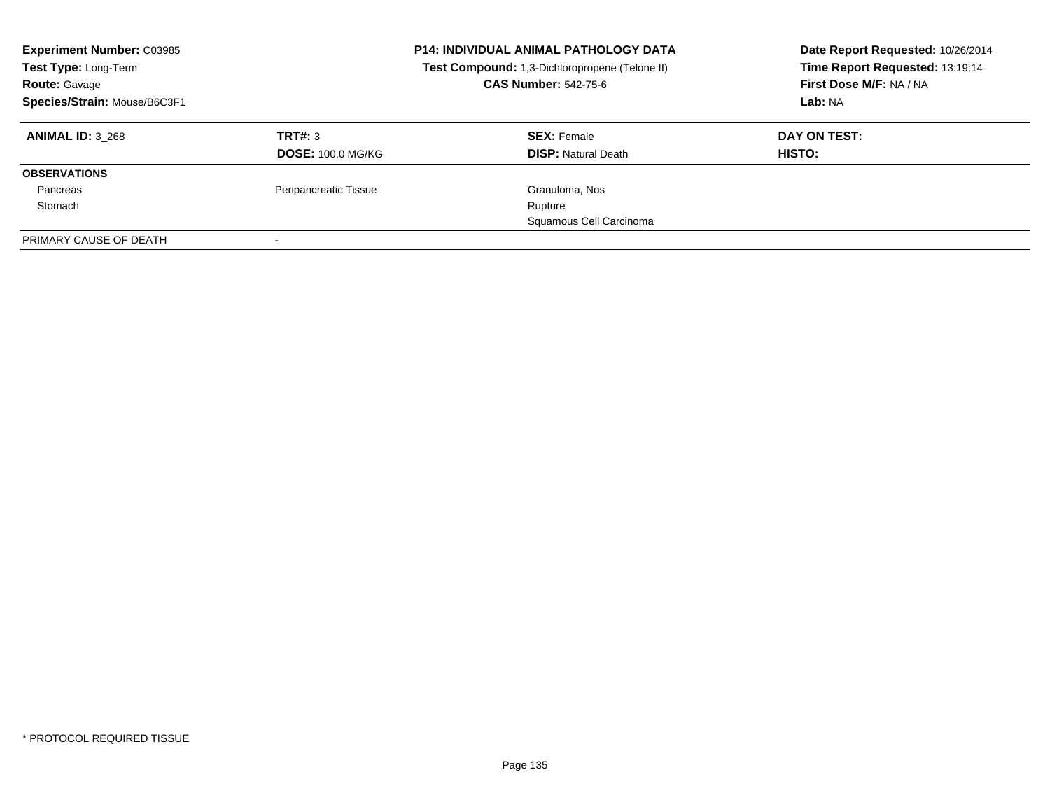**Experiment Number:** C03985
**Test Type:** Long-Term
**Route:** Gavage
**Species/Strain:** Mouse/B6C3F1

**P14: INDIVIDUAL ANIMAL PATHOLOGY DATA**
**Test Compound:** 1,3-Dichloropropene (Telone II)
**CAS Number:** 542-75-6

**Date Report Requested:** 10/26/2014
**Time Report Requested:** 13:19:14
**First Dose M/F:** NA / NA
**Lab:** NA

| **ANIMAL ID:** 3_268 | **TRT#:** 3 | **SEX:** Female | **DAY ON TEST:** |
|---|---|---|---|
| | **DOSE:** 100.0 MG/KG | **DISP:** Natural Death | **HISTO:** |
| **OBSERVATIONS** | | | |
| Pancreas | Peripancreatic Tissue | Granuloma, Nos | |
| Stomach | | Rupture | |
| | | Squamous Cell Carcinoma | |
| PRIMARY CAUSE OF DEATH | - | | |

* PROTOCOL REQUIRED TISSUE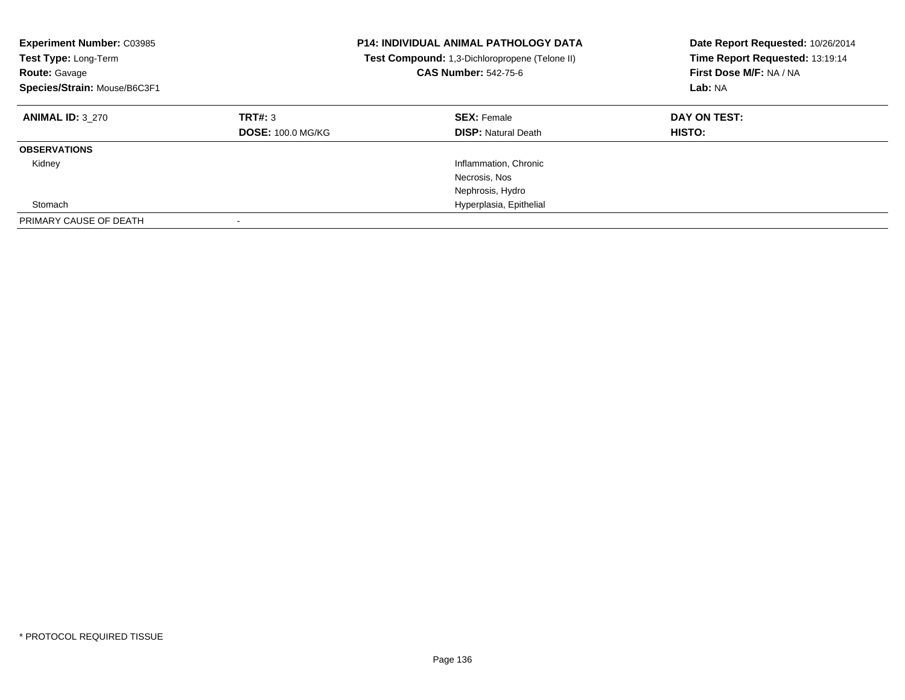**Experiment Number:** C03985
**Test Type:** Long-Term
**Route:** Gavage
**Species/Strain:** Mouse/B6C3F1

**P14: INDIVIDUAL ANIMAL PATHOLOGY DATA**
**Test Compound:** 1,3-Dichloropropene (Telone II)
**CAS Number:** 542-75-6

**Date Report Requested:** 10/26/2014
**Time Report Requested:** 13:19:14
**First Dose M/F:** NA / NA
**Lab:** NA

| **ANIMAL ID:** 3_270 | **TRT#:** 3 | **SEX:** Female | **DAY ON TEST:** |
|---|---|---|---|
| | **DOSE:** 100.0 MG/KG | **DISP:** Natural Death | **HISTO:** |
| **OBSERVATIONS** | | | |
| Kidney | | Inflammation, Chronic | |
| | | Necrosis, Nos | |
| | | Nephrosis, Hydro | |
| Stomach | | Hyperplasia, Epithelial | |
| PRIMARY CAUSE OF DEATH | - | | |

\* PROTOCOL REQUIRED TISSUE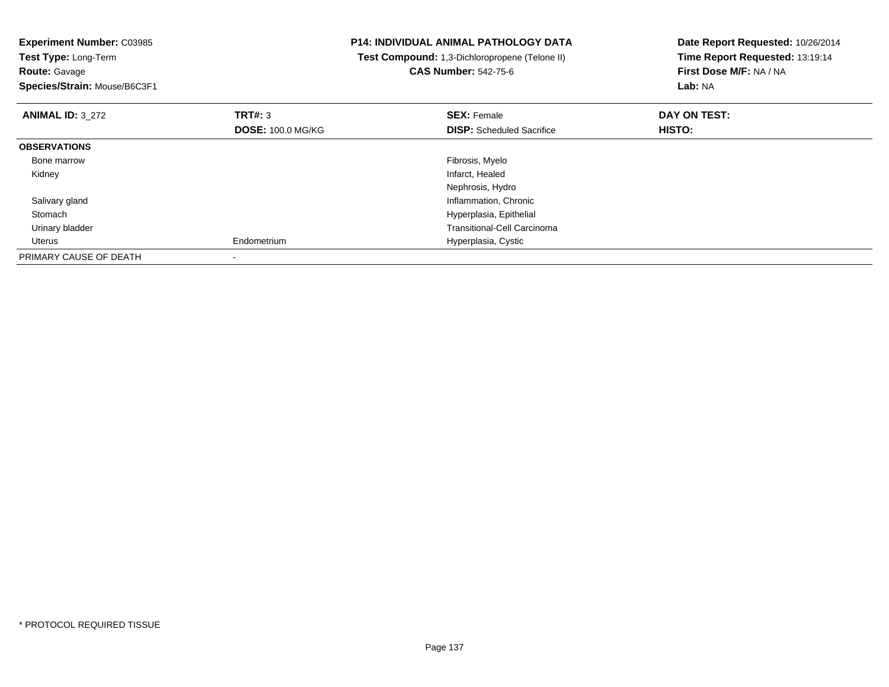**Experiment Number:** C03985
**Test Type:** Long-Term
**Route:** Gavage
**Species/Strain:** Mouse/B6C3F1

**P14: INDIVIDUAL ANIMAL PATHOLOGY DATA**
**Test Compound:** 1,3-Dichloropropene (Telone II)
**CAS Number:** 542-75-6

**Date Report Requested:** 10/26/2014
**Time Report Requested:** 13:19:14
**First Dose M/F:** NA / NA
**Lab:** NA

| **ANIMAL ID:** 3_272 | **TRT#:** 3 | **SEX:** Female | **DAY ON TEST:** |
|---|---|---|---|
| | **DOSE:** 100.0 MG/KG | **DISP:** Scheduled Sacrifice | **HISTO:** |
| **OBSERVATIONS** | | | |
| Bone marrow | | Fibrosis, Myelo | |
| Kidney | | Infarct, Healed | |
| | | Nephrosis, Hydro | |
| Salivary gland | | Inflammation, Chronic | |
| Stomach | | Hyperplasia, Epithelial | |
| Urinary bladder | | Transitional-Cell Carcinoma | |
| Uterus | Endometrium | Hyperplasia, Cystic | |
| PRIMARY CAUSE OF DEATH | - | | |

* PROTOCOL REQUIRED TISSUE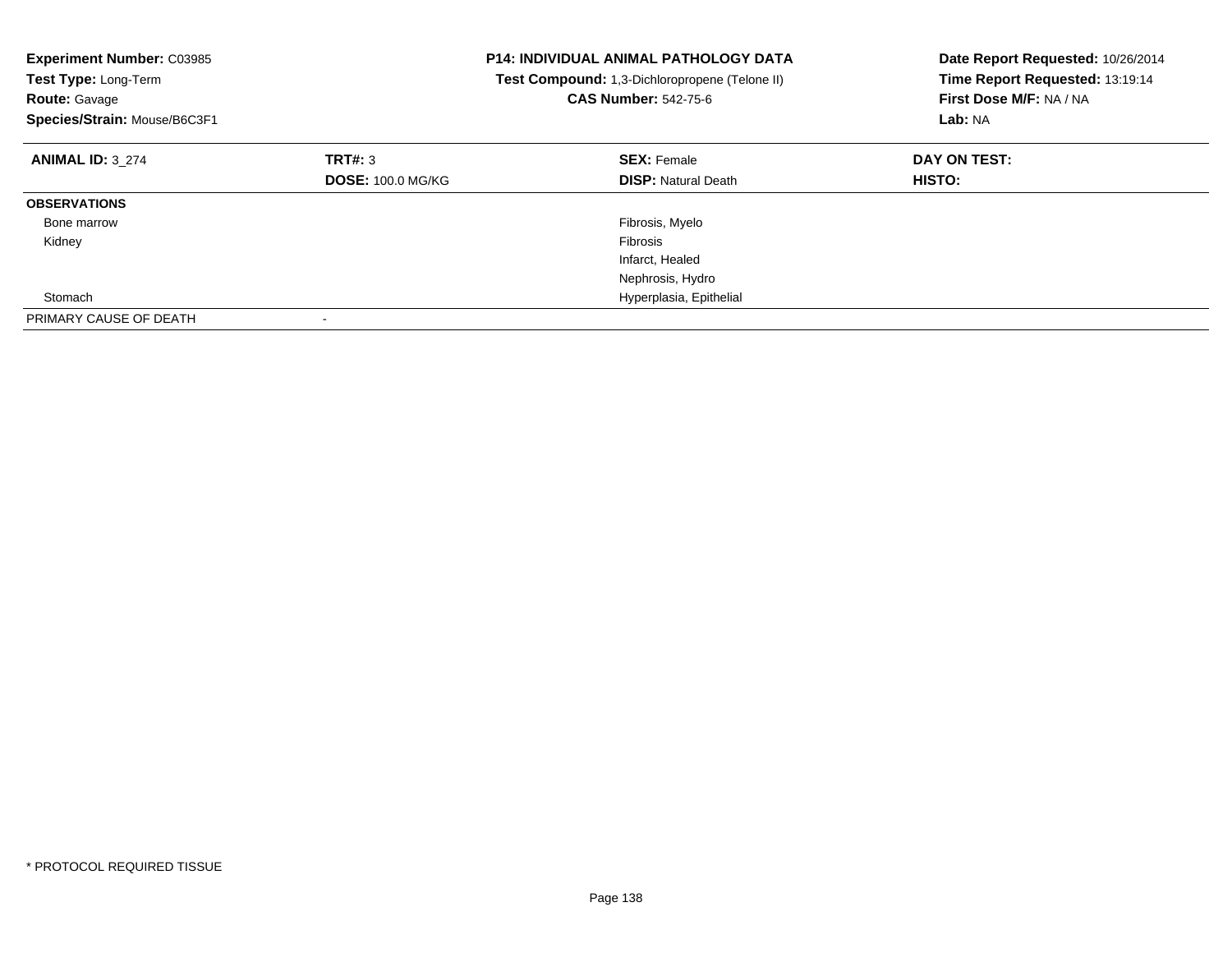**Experiment Number:** C03985
**Test Type:** Long-Term
**Route:** Gavage
**Species/Strain:** Mouse/B6C3F1

**P14: INDIVIDUAL ANIMAL PATHOLOGY DATA**
**Test Compound:** 1,3-Dichloropropene (Telone II)
**CAS Number:** 542-75-6

**Date Report Requested:** 10/26/2014
**Time Report Requested:** 13:19:14
**First Dose M/F:** NA / NA
**Lab:** NA

| **ANIMAL ID:** 3_274 | **TRT#:** 3 | **SEX:** Female | **DAY ON TEST:** |
|---|---|---|---|
| | **DOSE:** 100.0 MG/KG | **DISP:** Natural Death | **HISTO:** |
| **OBSERVATIONS** | | | |
| Bone marrow | | Fibrosis, Myelo | |
| Kidney | | Fibrosis | |
| | | Infarct, Healed | |
| | | Nephrosis, Hydro | |
| Stomach | | Hyperplasia, Epithelial | |
| PRIMARY CAUSE OF DEATH | - | | |

* PROTOCOL REQUIRED TISSUE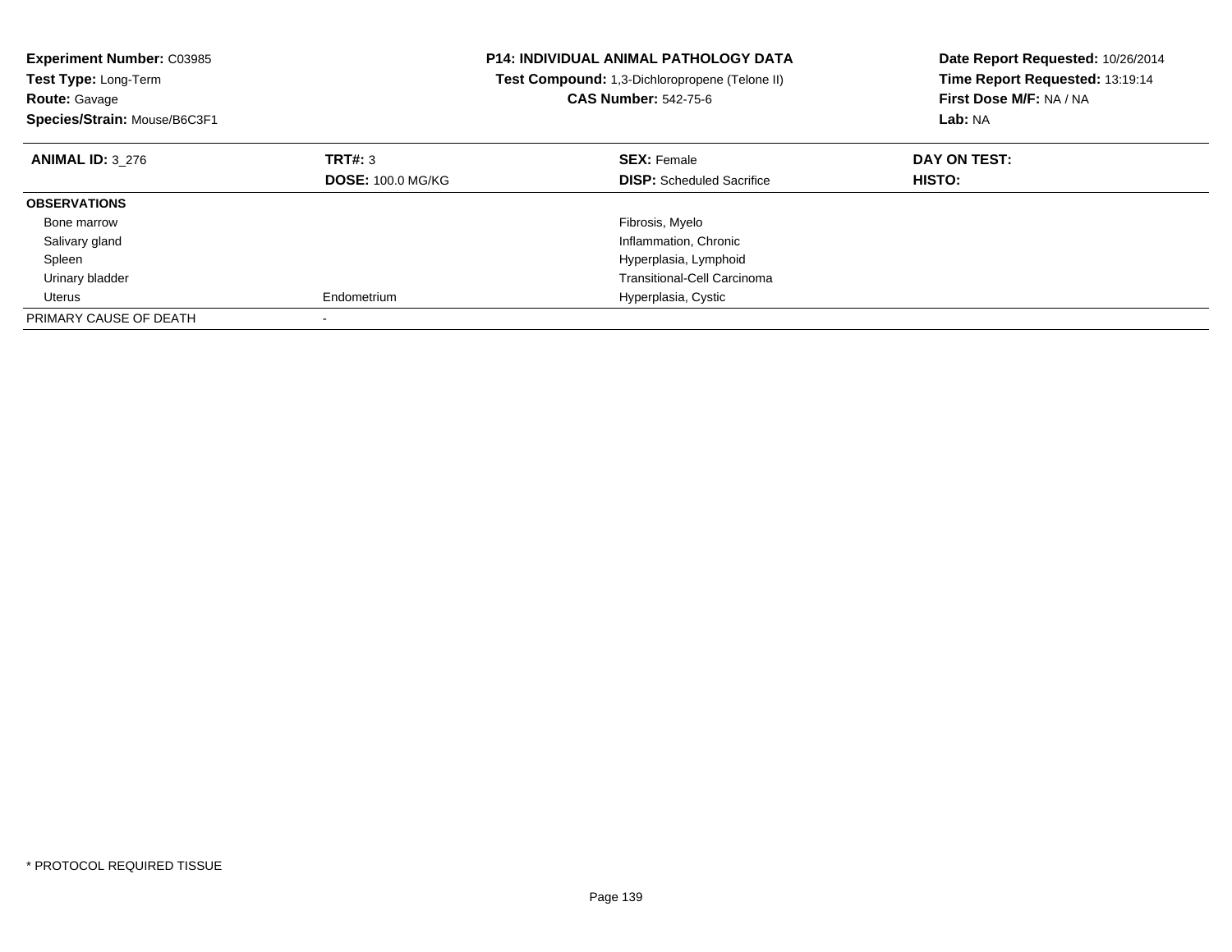**Experiment Number:** C03985
**Test Type:** Long-Term
**Route:** Gavage
**Species/Strain:** Mouse/B6C3F1

**P14: INDIVIDUAL ANIMAL PATHOLOGY DATA**
**Test Compound:** 1,3-Dichloropropene (Telone II)
**CAS Number:** 542-75-6

**Date Report Requested:** 10/26/2014
**Time Report Requested:** 13:19:14
**First Dose M/F:** NA / NA
**Lab:** NA

| **ANIMAL ID:** 3_276 | **TRT#:** 3 | **SEX:** Female | **DAY ON TEST:** |
|---|---|---|---|
| | **DOSE:** 100.0 MG/KG | **DISP:** Scheduled Sacrifice | **HISTO:** |
| **OBSERVATIONS** | | | |
| Bone marrow | | Fibrosis, Myelo | |
| Salivary gland | | Inflammation, Chronic | |
| Spleen | | Hyperplasia, Lymphoid | |
| Urinary bladder | | Transitional-Cell Carcinoma | |
| Uterus | Endometrium | Hyperplasia, Cystic | |
| PRIMARY CAUSE OF DEATH | - | | |

* PROTOCOL REQUIRED TISSUE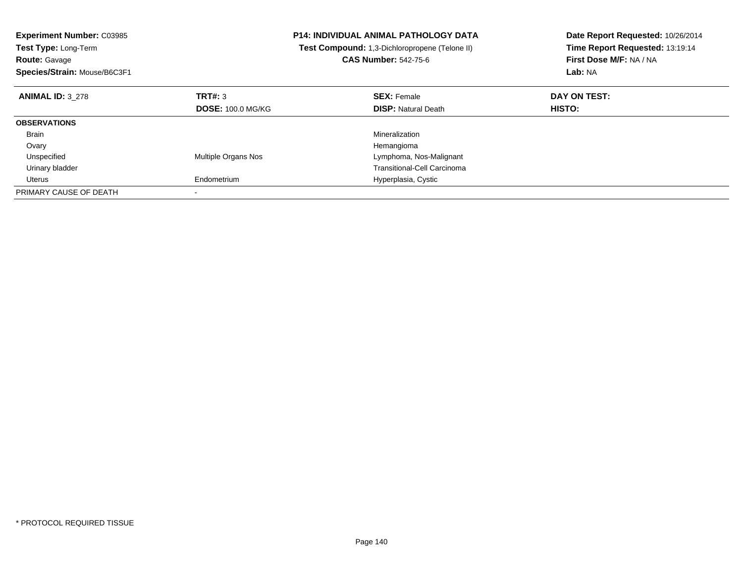**Experiment Number:** C03985
**Test Type:** Long-Term
**Route:** Gavage
**Species/Strain:** Mouse/B6C3F1

**P14: INDIVIDUAL ANIMAL PATHOLOGY DATA**
**Test Compound:** 1,3-Dichloropropene (Telone II)
**CAS Number:** 542-75-6

**Date Report Requested:** 10/26/2014
**Time Report Requested:** 13:19:14
**First Dose M/F:** NA / NA
**Lab:** NA

| **ANIMAL ID:** 3_278 | **TRT#:** 3 | **SEX:** Female | **DAY ON TEST:** |
|---|---|---|---|
| | **DOSE:** 100.0 MG/KG | **DISP:** Natural Death | **HISTO:** |
| **OBSERVATIONS** | | | |
| Brain | | Mineralization | |
| Ovary | | Hemangioma | |
| Unspecified | Multiple Organs Nos | Lymphoma, Nos-Malignant | |
| Urinary bladder | | Transitional-Cell Carcinoma | |
| Uterus | Endometrium | Hyperplasia, Cystic | |
| PRIMARY CAUSE OF DEATH | - | | |

* PROTOCOL REQUIRED TISSUE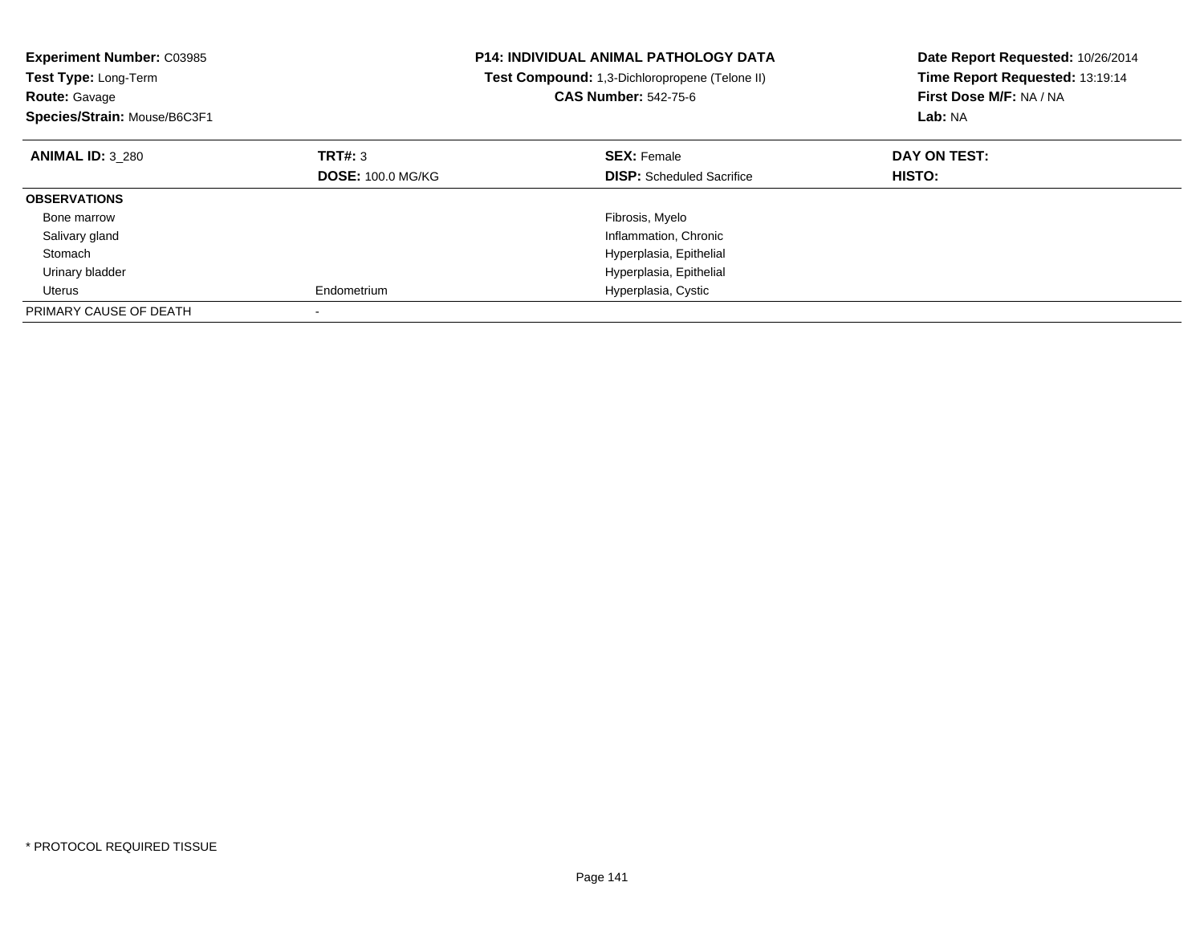**Experiment Number:** C03985
**Test Type:** Long-Term
**Route:** Gavage
**Species/Strain:** Mouse/B6C3F1

**P14: INDIVIDUAL ANIMAL PATHOLOGY DATA**
**Test Compound:** 1,3-Dichloropropene (Telone II)
**CAS Number:** 542-75-6

**Date Report Requested:** 10/26/2014
**Time Report Requested:** 13:19:14
**First Dose M/F:** NA / NA
**Lab:** NA

| **ANIMAL ID:** 3_280 | **TRT#:** 3 | **SEX:** Female | **DAY ON TEST:** |
|---|---|---|---|
| | **DOSE:** 100.0 MG/KG | **DISP:** Scheduled Sacrifice | **HISTO:** |
| **OBSERVATIONS** | | | |
| Bone marrow | | Fibrosis, Myelo | |
| Salivary gland | | Inflammation, Chronic | |
| Stomach | | Hyperplasia, Epithelial | |
| Urinary bladder | | Hyperplasia, Epithelial | |
| Uterus | Endometrium | Hyperplasia, Cystic | |
| PRIMARY CAUSE OF DEATH | - | | |

* PROTOCOL REQUIRED TISSUE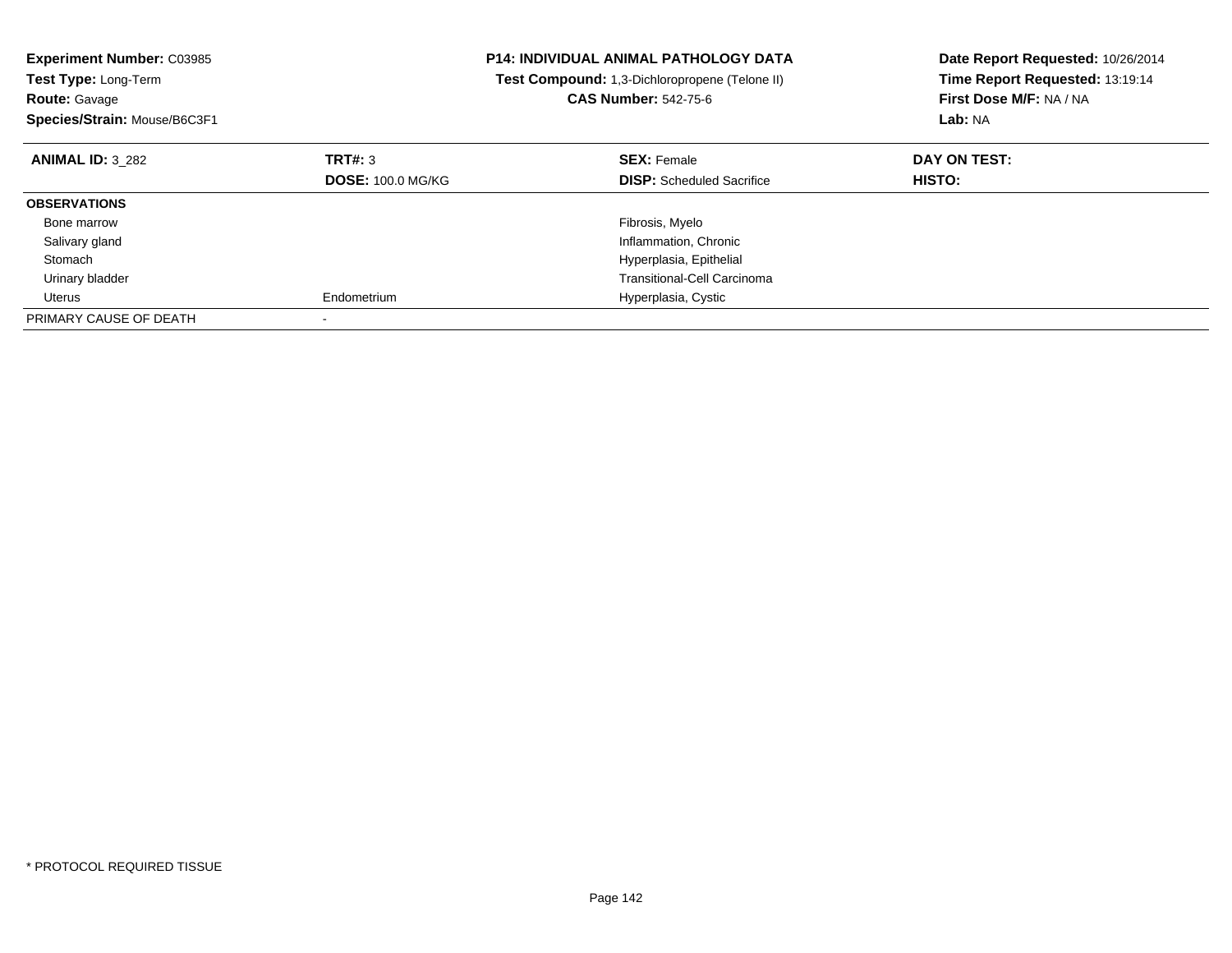**Experiment Number:** C03985
**Test Type:** Long-Term
**Route:** Gavage
**Species/Strain:** Mouse/B6C3F1

**P14: INDIVIDUAL ANIMAL PATHOLOGY DATA**
**Test Compound:** 1,3-Dichloropropene (Telone II)
**CAS Number:** 542-75-6

**Date Report Requested:** 10/26/2014
**Time Report Requested:** 13:19:14
**First Dose M/F:** NA / NA
**Lab:** NA

| **ANIMAL ID:** 3_282 | **TRT#:** 3 | **SEX:** Female | **DAY ON TEST:** |
|---|---|---|---|
| | **DOSE:** 100.0 MG/KG | **DISP:** Scheduled Sacrifice | **HISTO:** |
| **OBSERVATIONS** | | | |
| Bone marrow | | Fibrosis, Myelo | |
| Salivary gland | | Inflammation, Chronic | |
| Stomach | | Hyperplasia, Epithelial | |
| Urinary bladder | | Transitional-Cell Carcinoma | |
| Uterus | Endometrium | Hyperplasia, Cystic | |
| PRIMARY CAUSE OF DEATH | - | | |

* PROTOCOL REQUIRED TISSUE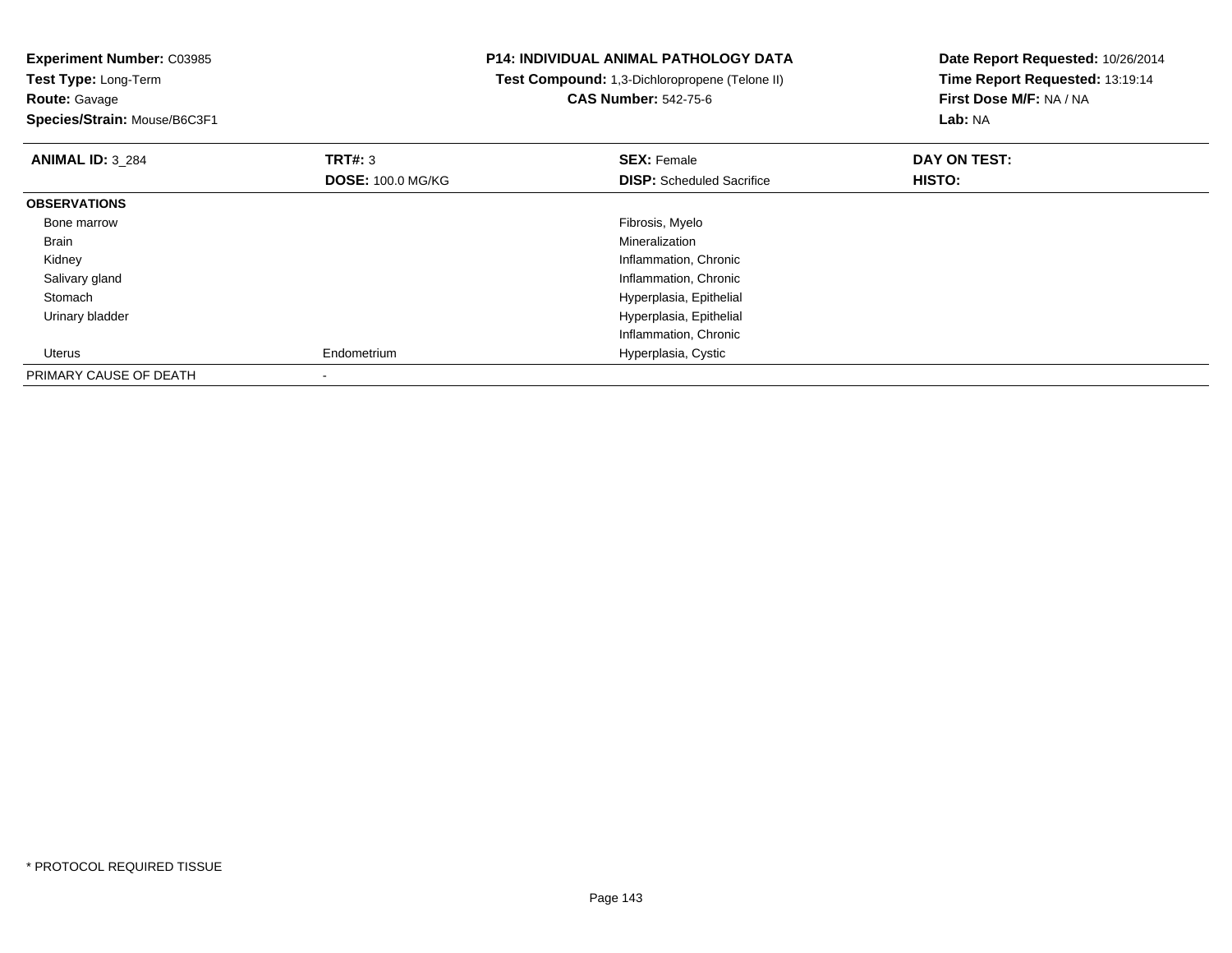**Experiment Number:** C03985
**Test Type:** Long-Term
**Route:** Gavage
**Species/Strain:** Mouse/B6C3F1

**P14: INDIVIDUAL ANIMAL PATHOLOGY DATA**
**Test Compound:** 1,3-Dichloropropene (Telone II)
**CAS Number:** 542-75-6

**Date Report Requested:** 10/26/2014
**Time Report Requested:** 13:19:14
**First Dose M/F:** NA / NA
**Lab:** NA

| **ANIMAL ID:** 3_284 | **TRT#:** 3 | **SEX:** Female | **DAY ON TEST:** |
|---|---|---|---|
| | **DOSE:** 100.0 MG/KG | **DISP:** Scheduled Sacrifice | **HISTO:** |
| **OBSERVATIONS** | | | |
| Bone marrow | | Fibrosis, Myelo | |
| Brain | | Mineralization | |
| Kidney | | Inflammation, Chronic | |
| Salivary gland | | Inflammation, Chronic | |
| Stomach | | Hyperplasia, Epithelial | |
| Urinary bladder | | Hyperplasia, Epithelial | |
| | | Inflammation, Chronic | |
| Uterus | Endometrium | Hyperplasia, Cystic | |
| PRIMARY CAUSE OF DEATH | - | | |

* PROTOCOL REQUIRED TISSUE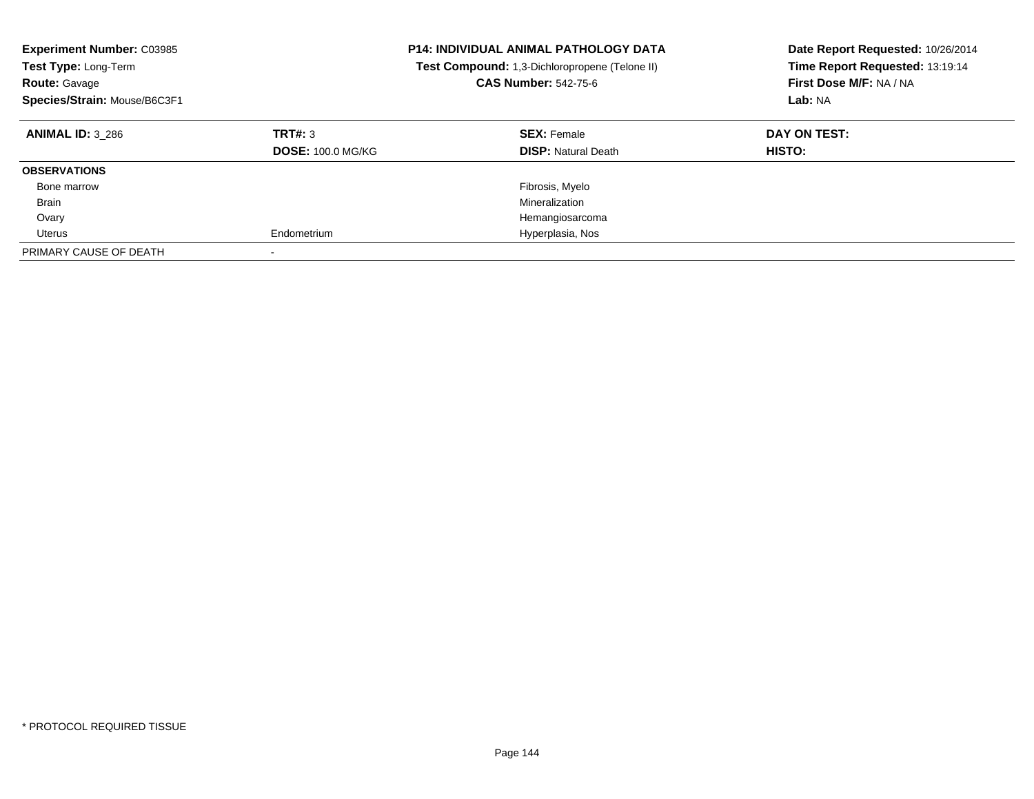**Experiment Number:** C03985
**Test Type:** Long-Term
**Route:** Gavage
**Species/Strain:** Mouse/B6C3F1

**P14: INDIVIDUAL ANIMAL PATHOLOGY DATA**
**Test Compound:** 1,3-Dichloropropene (Telone II)
**CAS Number:** 542-75-6

**Date Report Requested:** 10/26/2014
**Time Report Requested:** 13:19:14
**First Dose M/F:** NA / NA
**Lab:** NA

| **ANIMAL ID:** 3_286 | **TRT#:** 3 | **SEX:** Female | **DAY ON TEST:** |
|---|---|---|---|
| | **DOSE:** 100.0 MG/KG | **DISP:** Natural Death | **HISTO:** |
| **OBSERVATIONS** | | | |
| Bone marrow | | Fibrosis, Myelo | |
| Brain | | Mineralization | |
| Ovary | | Hemangiosarcoma | |
| Uterus | Endometrium | Hyperplasia, Nos | |
| PRIMARY CAUSE OF DEATH | - | | |

\* PROTOCOL REQUIRED TISSUE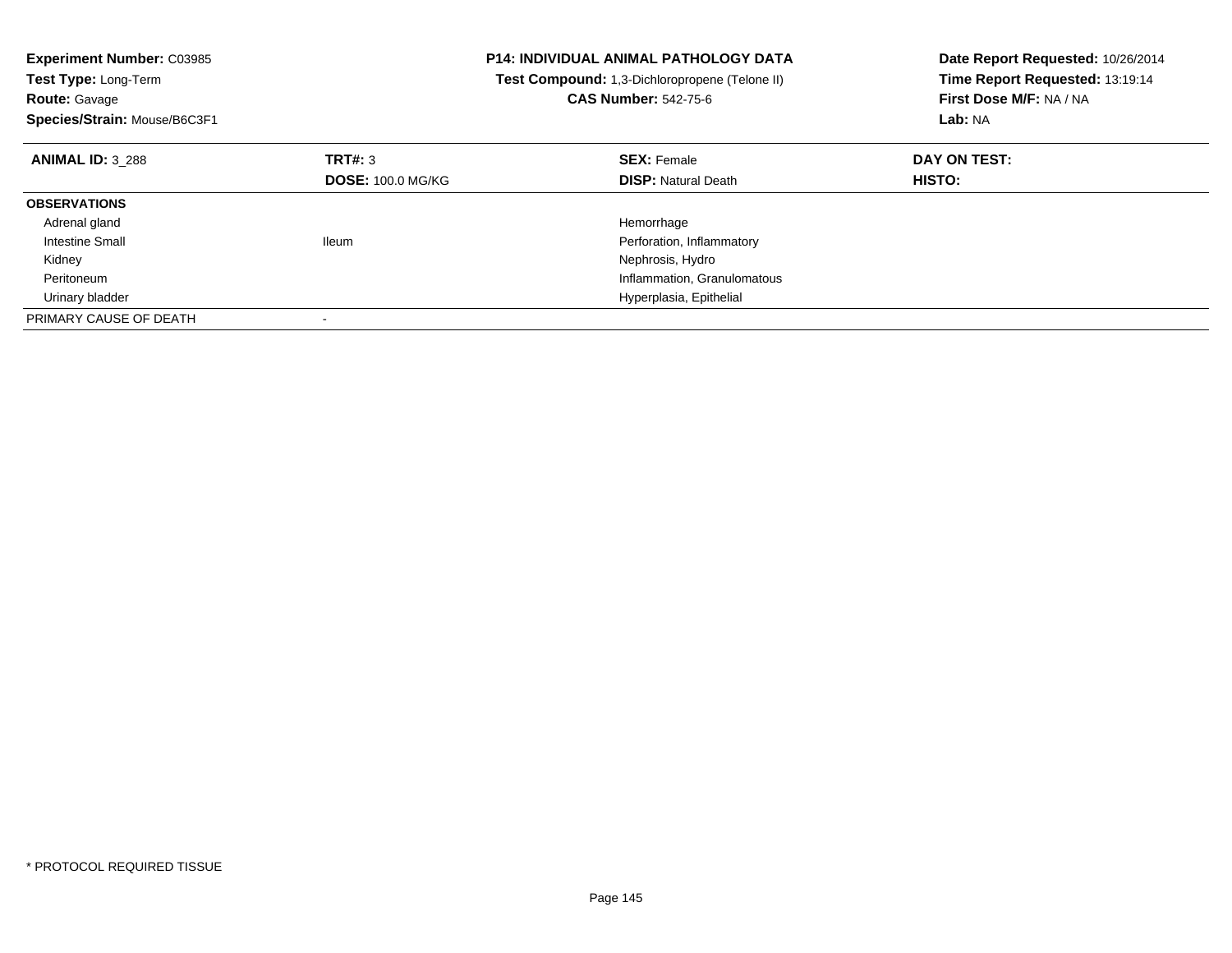**Experiment Number:** C03985
**Test Type:** Long-Term
**Route:** Gavage
**Species/Strain:** Mouse/B6C3F1

**P14: INDIVIDUAL ANIMAL PATHOLOGY DATA**
**Test Compound:** 1,3-Dichloropropene (Telone II)
**CAS Number:** 542-75-6

**Date Report Requested:** 10/26/2014
**Time Report Requested:** 13:19:14
**First Dose M/F:** NA / NA
**Lab:** NA

| **ANIMAL ID:** 3_288 | **TRT#:** 3 | **SEX:** Female | **DAY ON TEST:** |
|---|---|---|---|
| | **DOSE:** 100.0 MG/KG | **DISP:** Natural Death | **HISTO:** |
| **OBSERVATIONS** | | | |
| Adrenal gland | | Hemorrhage | |
| Intestine Small | Ileum | Perforation, Inflammatory | |
| Kidney | | Nephrosis, Hydro | |
| Peritoneum | | Inflammation, Granulomatous | |
| Urinary bladder | | Hyperplasia, Epithelial | |
| PRIMARY CAUSE OF DEATH | - | | |

* PROTOCOL REQUIRED TISSUE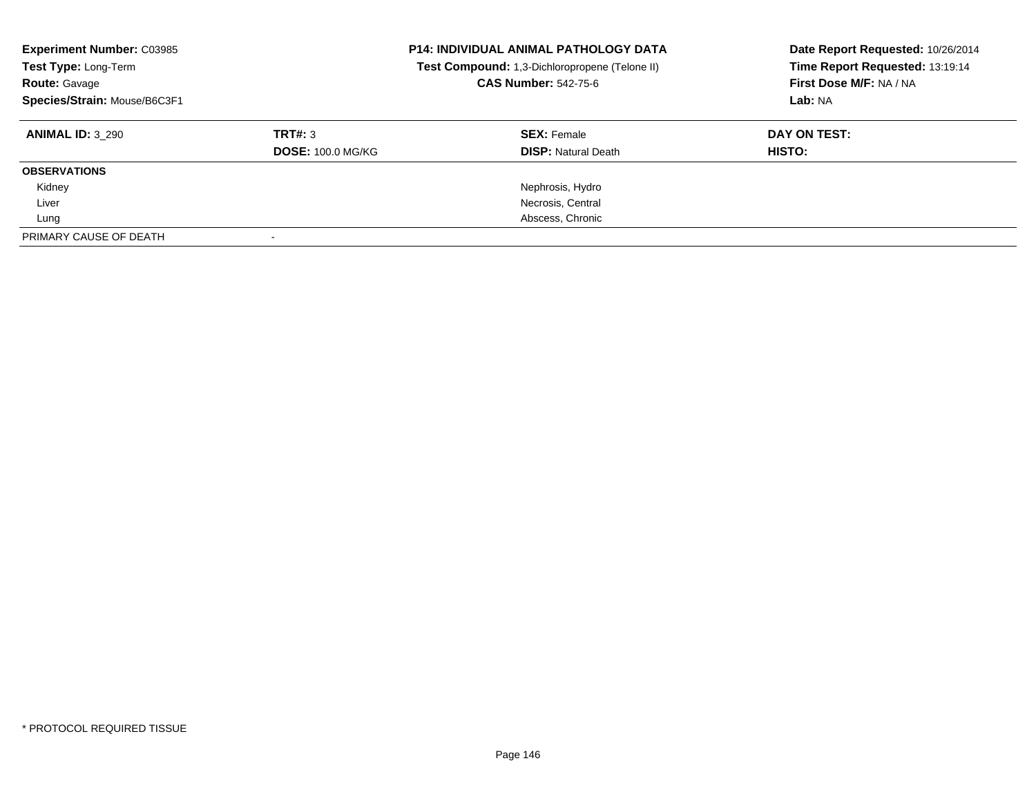**Experiment Number:** C03985
**Test Type:** Long-Term
**Route:** Gavage
**Species/Strain:** Mouse/B6C3F1

**P14: INDIVIDUAL ANIMAL PATHOLOGY DATA**
**Test Compound:** 1,3-Dichloropropene (Telone II)
**CAS Number:** 542-75-6

**Date Report Requested:** 10/26/2014
**Time Report Requested:** 13:19:14
**First Dose M/F:** NA / NA
**Lab:** NA

| **ANIMAL ID:** 3_290 | **TRT#:** 3 | **SEX:** Female | **DAY ON TEST:** |
|---|---|---|---|
| | **DOSE:** 100.0 MG/KG | **DISP:** Natural Death | **HISTO:** |
| **OBSERVATIONS** | | | |
| Kidney | | Nephrosis, Hydro | |
| Liver | | Necrosis, Central | |
| Lung | | Abscess, Chronic | |
| PRIMARY CAUSE OF DEATH | - | | |

* PROTOCOL REQUIRED TISSUE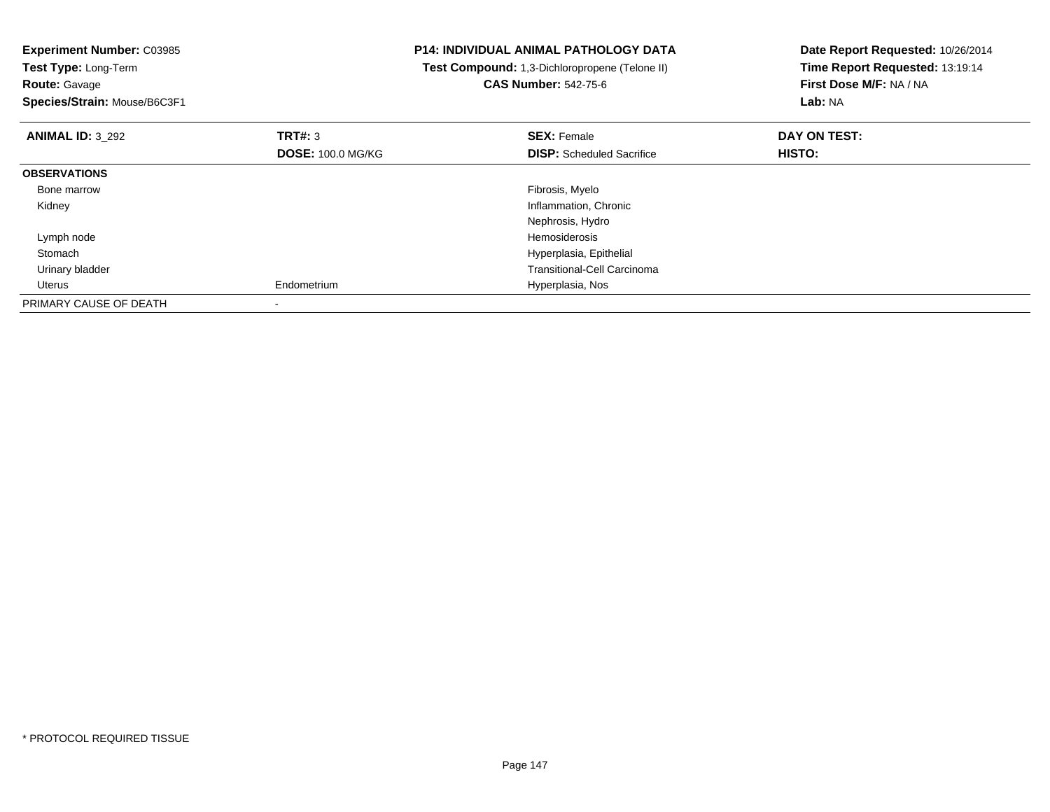**Experiment Number:** C03985
**Test Type:** Long-Term
**Route:** Gavage
**Species/Strain:** Mouse/B6C3F1

**P14: INDIVIDUAL ANIMAL PATHOLOGY DATA**
**Test Compound:** 1,3-Dichloropropene (Telone II)
**CAS Number:** 542-75-6

**Date Report Requested:** 10/26/2014
**Time Report Requested:** 13:19:14
**First Dose M/F:** NA / NA
**Lab:** NA

| **ANIMAL ID:** 3_292 | **TRT#:** 3 | **SEX:** Female | **DAY ON TEST:** |
|---|---|---|---|
| | **DOSE:** 100.0 MG/KG | **DISP:** Scheduled Sacrifice | **HISTO:** |
| **OBSERVATIONS** | | | |
| Bone marrow | | Fibrosis, Myelo | |
| Kidney | | Inflammation, Chronic | |
| | | Nephrosis, Hydro | |
| Lymph node | | Hemosiderosis | |
| Stomach | | Hyperplasia, Epithelial | |
| Urinary bladder | | Transitional-Cell Carcinoma | |
| Uterus | Endometrium | Hyperplasia, Nos | |
| PRIMARY CAUSE OF DEATH | - | | |

* PROTOCOL REQUIRED TISSUE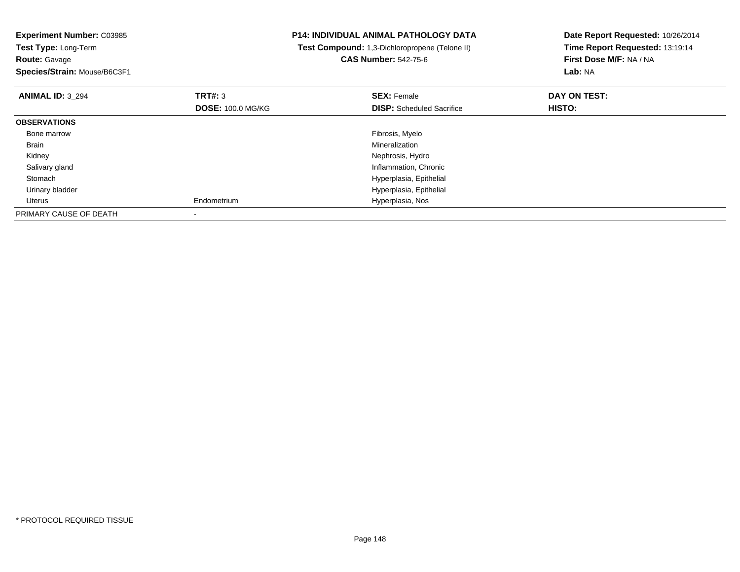**Experiment Number:** C03985
**Test Type:** Long-Term
**Route:** Gavage
**Species/Strain:** Mouse/B6C3F1

**P14: INDIVIDUAL ANIMAL PATHOLOGY DATA**
**Test Compound:** 1,3-Dichloropropene (Telone II)
**CAS Number:** 542-75-6

**Date Report Requested:** 10/26/2014
**Time Report Requested:** 13:19:14
**First Dose M/F:** NA / NA
**Lab:** NA

| **ANIMAL ID:** 3_294 | **TRT#:** 3<br>**DOSE:** 100.0 MG/KG | **SEX:** Female<br>**DISP:** Scheduled Sacrifice | **DAY ON TEST:**<br>**HISTO:** |
|---|---|---|---|
| **OBSERVATIONS** | | | |
| Bone marrow | | Fibrosis, Myelo | |
| Brain | | Mineralization | |
| Kidney | | Nephrosis, Hydro | |
| Salivary gland | | Inflammation, Chronic | |
| Stomach | | Hyperplasia, Epithelial | |
| Urinary bladder | | Hyperplasia, Epithelial | |
| Uterus | Endometrium | Hyperplasia, Nos | |
| PRIMARY CAUSE OF DEATH | - | | |

* PROTOCOL REQUIRED TISSUE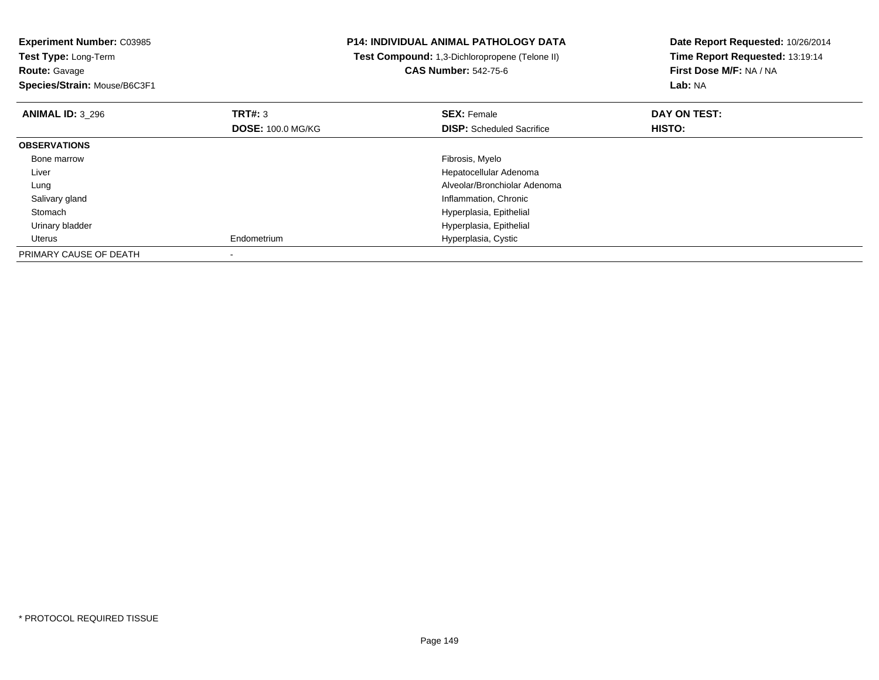**Experiment Number:** C03985
**Test Type:** Long-Term
**Route:** Gavage
**Species/Strain:** Mouse/B6C3F1

**P14: INDIVIDUAL ANIMAL PATHOLOGY DATA**
**Test Compound:** 1,3-Dichloropropene (Telone II)
**CAS Number:** 542-75-6

**Date Report Requested:** 10/26/2014
**Time Report Requested:** 13:19:14
**First Dose M/F:** NA / NA
**Lab:** NA

| **ANIMAL ID:** 3_296 | **TRT#:** 3 | **SEX:** Female | **DAY ON TEST:** |
|---|---|---|---|
| | **DOSE:** 100.0 MG/KG | **DISP:** Scheduled Sacrifice | **HISTO:** |
| **OBSERVATIONS** | | | |
| Bone marrow | | Fibrosis, Myelo | |
| Liver | | Hepatocellular Adenoma | |
| Lung | | Alveolar/Bronchiolar Adenoma | |
| Salivary gland | | Inflammation, Chronic | |
| Stomach | | Hyperplasia, Epithelial | |
| Urinary bladder | | Hyperplasia, Epithelial | |
| Uterus | Endometrium | Hyperplasia, Cystic | |
| PRIMARY CAUSE OF DEATH | - | | |

* PROTOCOL REQUIRED TISSUE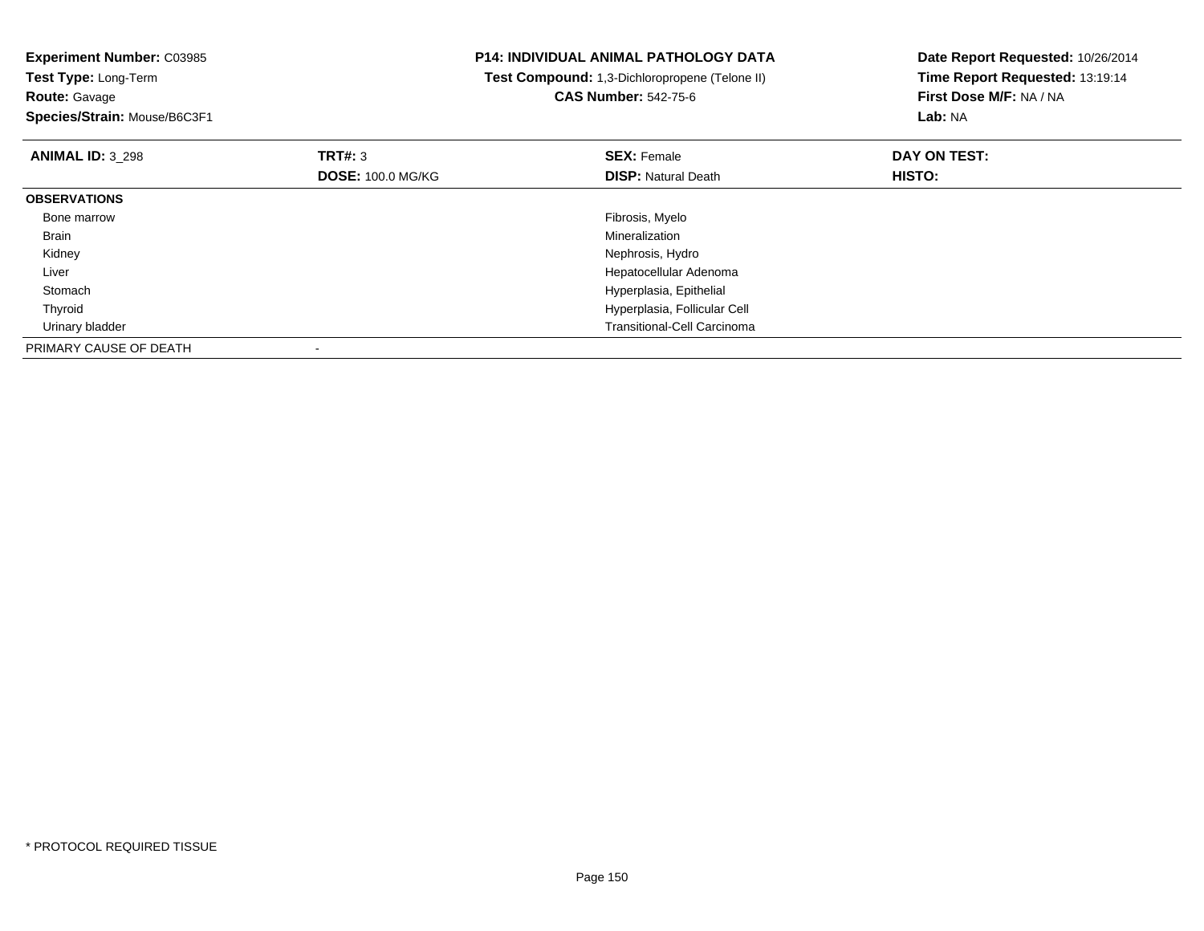**Experiment Number:** C03985
**Test Type:** Long-Term
**Route:** Gavage
**Species/Strain:** Mouse/B6C3F1

**P14: INDIVIDUAL ANIMAL PATHOLOGY DATA**
**Test Compound:** 1,3-Dichloropropene (Telone II)
**CAS Number:** 542-75-6

**Date Report Requested:** 10/26/2014
**Time Report Requested:** 13:19:14
**First Dose M/F:** NA / NA
**Lab:** NA

| **ANIMAL ID:** 3_298 | **TRT#:** 3 | **SEX:** Female | **DAY ON TEST:** |
|---|---|---|---|
| | **DOSE:** 100.0 MG/KG | **DISP:** Natural Death | **HISTO:** |
| **OBSERVATIONS** | | | |
| Bone marrow | | Fibrosis, Myelo | |
| Brain | | Mineralization | |
| Kidney | | Nephrosis, Hydro | |
| Liver | | Hepatocellular Adenoma | |
| Stomach | | Hyperplasia, Epithelial | |
| Thyroid | | Hyperplasia, Follicular Cell | |
| Urinary bladder | | Transitional-Cell Carcinoma | |
| PRIMARY CAUSE OF DEATH | - | | |

* PROTOCOL REQUIRED TISSUE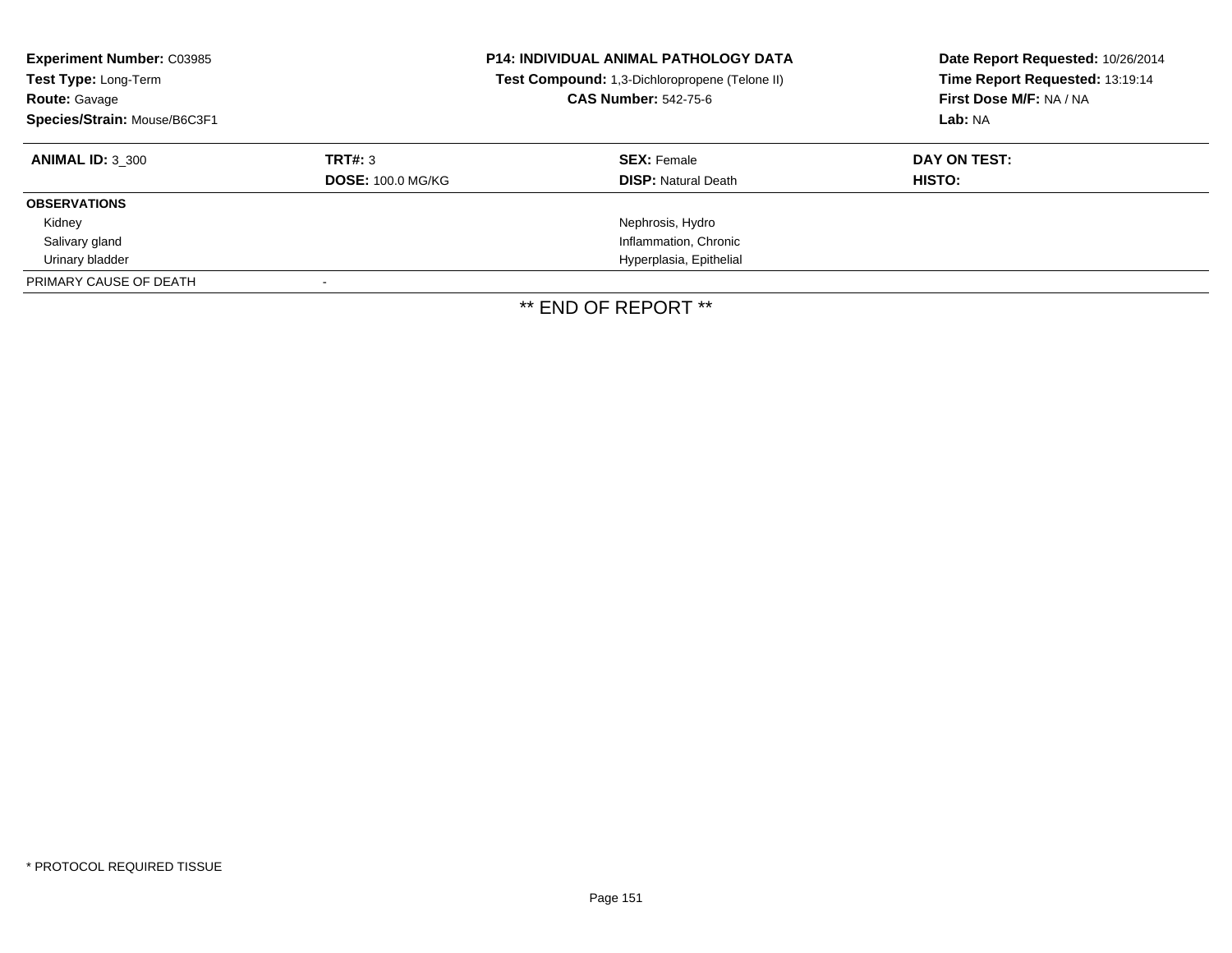**Experiment Number:** C03985
**Test Type:** Long-Term
**Route:** Gavage
**Species/Strain:** Mouse/B6C3F1

**P14: INDIVIDUAL ANIMAL PATHOLOGY DATA**
**Test Compound:** 1,3-Dichloropropene (Telone II)
**CAS Number:** 542-75-6

**Date Report Requested:** 10/26/2014
**Time Report Requested:** 13:19:14
**First Dose M/F:** NA / NA
**Lab:** NA

| | | | |
|---|---|---|---|
| **ANIMAL ID:** 3_300 | **TRT#:** 3 | **SEX:** Female | **DAY ON TEST:** |
| | **DOSE:** 100.0 MG/KG | **DISP:** Natural Death | **HISTO:** |
| **OBSERVATIONS** | | | |
| Kidney | | Nephrosis, Hydro | |
| Salivary gland | | Inflammation, Chronic | |
| Urinary bladder | | Hyperplasia, Epithelial | |
| PRIMARY CAUSE OF DEATH | - | | |

** END OF REPORT **

* PROTOCOL REQUIRED TISSUE